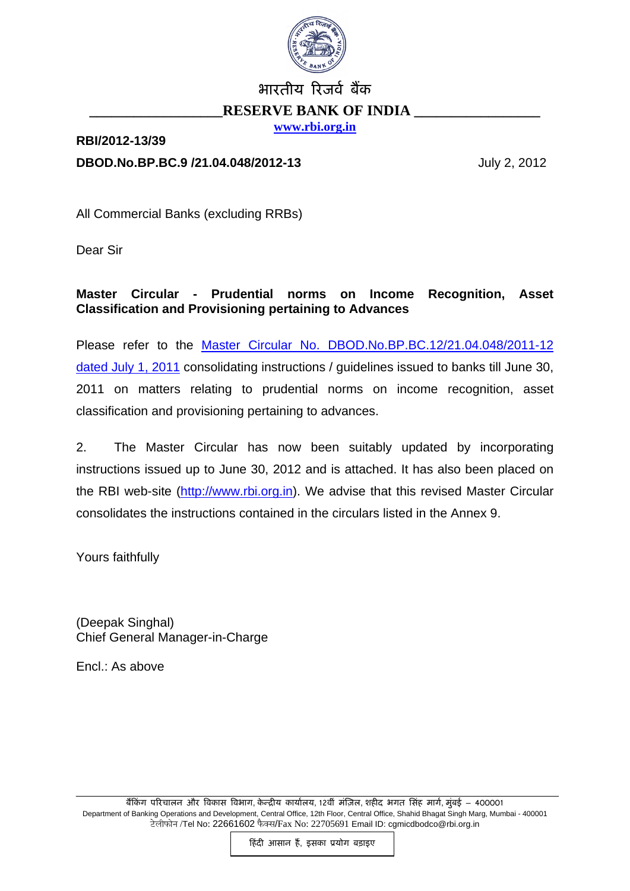भारतीय रिज़र्व बैंक

**RESERVE BANK OF INDIA**

www.rbi.org.in

**RBI/2012-13/39**

**DBOD.No.BP.BC.9 /21.04.048/2012-13** July 2, 2012

All Commercial Banks (excluding RRBs)

Dear Sir

**Master Circular - Prudential norms on Income Recognition, Asset Classification and Provisioning pertaining to Advances**

Please refer to the Master Circular No. DBOD.No.BP.BC.12/21.04.048/2011-12 dated July 1, 2011 consolidating instructions / guidelines issued to banks till June 30, 2011 on matters relating to prudential norms on income recognition, asset classification and provisioning pertaining to advances.

2. The Master Circular has now been suitably updated by incorporating instructions issued up to June 30, 2012 and is attached. It has also been placed on the RBI web-site (http://www.rbi.org.in). We advise that this revised Master Circular consolidates the instructions contained in the circulars listed in the Annex 9.

Yours faithfully

(Deepak Singhal)
Chief General Manager-in-Charge

Encl.: As above

बैंकिंग परिचालन और विकास विभाग, केन्द्रीय कार्यालय, 12वीं मंज़िल, शहीद भगत सिंह मार्ग, मुंबई – 400001
Department of Banking Operations and Development, Central Office, 12th Floor, Central Office, Shahid Bhagat Singh Marg, Mumbai - 400001
टेलीफोन /Tel No: 22661602 फैक्स/Fax No: 22705691 Email ID: cgmicdbodco@rbi.org.in

हिंदी आसान हैं, इसका प्रयोग बड़ाइए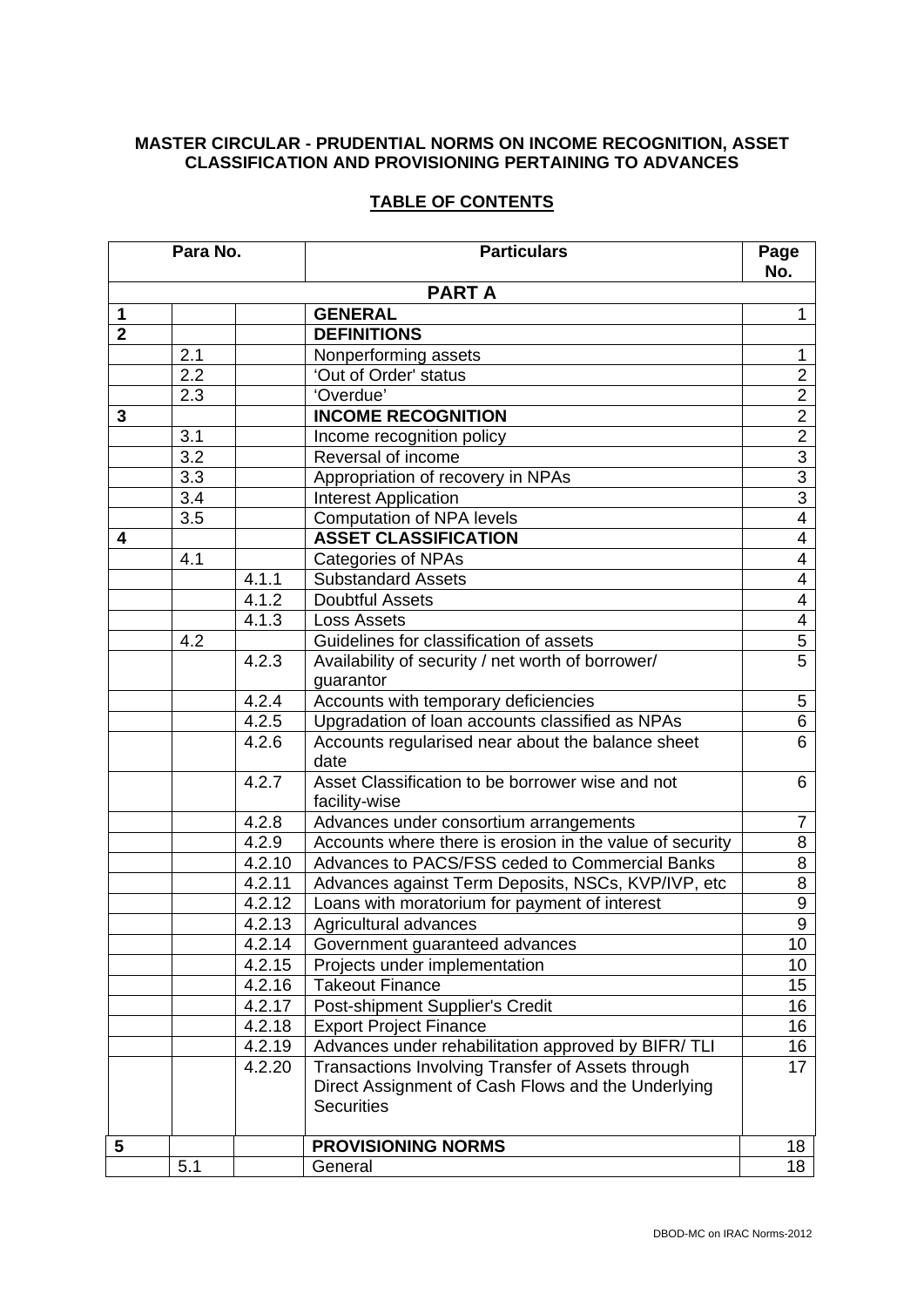**MASTER CIRCULAR - PRUDENTIAL NORMS ON INCOME RECOGNITION, ASSET CLASSIFICATION AND PROVISIONING PERTAINING TO ADVANCES**

**TABLE OF CONTENTS**

| Para No. | | | Particulars | Page No. |
|---|---|---|---|---|
| | | | **PART A** | |
| **1** | | | **GENERAL** | 1 |
| **2** | | | **DEFINITIONS** | |
| | 2.1 | | Nonperforming assets | 1 |
| | 2.2 | | 'Out of Order' status | 2 |
| | 2.3 | | 'Overdue' | 2 |
| **3** | | | **INCOME RECOGNITION** | 2 |
| | 3.1 | | Income recognition policy | 2 |
| | 3.2 | | Reversal of income | 3 |
| | 3.3 | | Appropriation of recovery in NPAs | 3 |
| | 3.4 | | Interest Application | 3 |
| | 3.5 | | Computation of NPA levels | 4 |
| **4** | | | **ASSET CLASSIFICATION** | 4 |
| | 4.1 | | Categories of NPAs | 4 |
| | | 4.1.1 | Substandard Assets | 4 |
| | | 4.1.2 | Doubtful Assets | 4 |
| | | 4.1.3 | Loss Assets | 4 |
| | 4.2 | | Guidelines for classification of assets | 5 |
| | | 4.2.3 | Availability of security / net worth of borrower/ guarantor | 5 |
| | | 4.2.4 | Accounts with temporary deficiencies | 5 |
| | | 4.2.5 | Upgradation of loan accounts classified as NPAs | 6 |
| | | 4.2.6 | Accounts regularised near about the balance sheet date | 6 |
| | | 4.2.7 | Asset Classification to be borrower wise and not facility-wise | 6 |
| | | 4.2.8 | Advances under consortium arrangements | 7 |
| | | 4.2.9 | Accounts where there is erosion in the value of security | 8 |
| | | 4.2.10 | Advances to PACS/FSS ceded to Commercial Banks | 8 |
| | | 4.2.11 | Advances against Term Deposits, NSCs, KVP/IVP, etc | 8 |
| | | 4.2.12 | Loans with moratorium for payment of interest | 9 |
| | | 4.2.13 | Agricultural advances | 9 |
| | | 4.2.14 | Government guaranteed advances | 10 |
| | | 4.2.15 | Projects under implementation | 10 |
| | | 4.2.16 | Takeout Finance | 15 |
| | | 4.2.17 | Post-shipment Supplier's Credit | 16 |
| | | 4.2.18 | Export Project Finance | 16 |
| | | 4.2.19 | Advances under rehabilitation approved by BIFR/ TLI | 16 |
| | | 4.2.20 | Transactions Involving Transfer of Assets through Direct Assignment of Cash Flows and the Underlying Securities | 17 |
| **5** | | | **PROVISIONING NORMS** | 18 |
| | 5.1 | | General | 18 |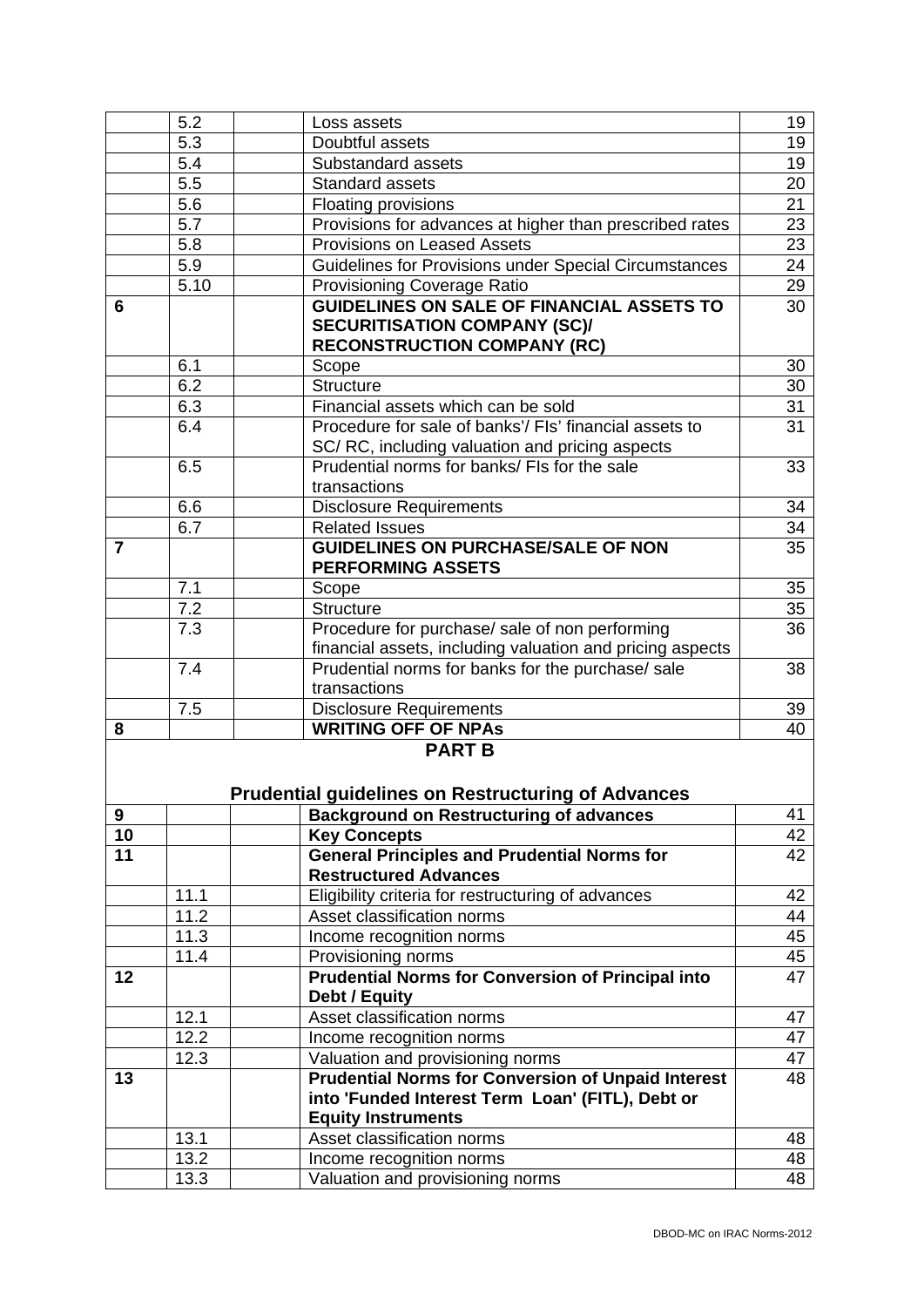| | | | | |
|---|---|---|---|---|
| | 5.2 | | Loss assets | 19 |
| | 5.3 | | Doubtful assets | 19 |
| | 5.4 | | Substandard assets | 19 |
| | 5.5 | | Standard assets | 20 |
| | 5.6 | | Floating provisions | 21 |
| | 5.7 | | Provisions for advances at higher than prescribed rates | 23 |
| | 5.8 | | Provisions on Leased Assets | 23 |
| | 5.9 | | Guidelines for Provisions under Special Circumstances | 24 |
| | 5.10 | | Provisioning Coverage Ratio | 29 |
| **6** | | | **GUIDELINES ON SALE OF FINANCIAL ASSETS TO SECURITISATION COMPANY (SC)/ RECONSTRUCTION COMPANY (RC)** | 30 |
| | 6.1 | | Scope | 30 |
| | 6.2 | | Structure | 30 |
| | 6.3 | | Financial assets which can be sold | 31 |
| | 6.4 | | Procedure for sale of banks'/ FIs' financial assets to SC/ RC, including valuation and pricing aspects | 31 |
| | 6.5 | | Prudential norms for banks/ FIs for the sale transactions | 33 |
| | 6.6 | | Disclosure Requirements | 34 |
| | 6.7 | | Related Issues | 34 |
| **7** | | | **GUIDELINES ON PURCHASE/SALE OF NON PERFORMING ASSETS** | 35 |
| | 7.1 | | Scope | 35 |
| | 7.2 | | Structure | 35 |
| | 7.3 | | Procedure for purchase/ sale of non performing financial assets, including valuation and pricing aspects | 36 |
| | 7.4 | | Prudential norms for banks for the purchase/ sale transactions | 38 |
| | 7.5 | | Disclosure Requirements | 39 |
| **8** | | | **WRITING OFF OF NPAs** | 40 |
| | | | **PART B** | |
| | | | **Prudential guidelines on Restructuring of Advances** | |
| **9** | | | **Background on Restructuring of advances** | 41 |
| **10** | | | **Key Concepts** | 42 |
| **11** | | | **General Principles and Prudential Norms for Restructured Advances** | 42 |
| | 11.1 | | Eligibility criteria for restructuring of advances | 42 |
| | 11.2 | | Asset classification norms | 44 |
| | 11.3 | | Income recognition norms | 45 |
| | 11.4 | | Provisioning norms | 45 |
| **12** | | | **Prudential Norms for Conversion of Principal into Debt / Equity** | 47 |
| | 12.1 | | Asset classification norms | 47 |
| | 12.2 | | Income recognition norms | 47 |
| | 12.3 | | Valuation and provisioning norms | 47 |
| **13** | | | **Prudential Norms for Conversion of Unpaid Interest into 'Funded Interest Term Loan' (FITL), Debt or Equity Instruments** | 48 |
| | 13.1 | | Asset classification norms | 48 |
| | 13.2 | | Income recognition norms | 48 |
| | 13.3 | | Valuation and provisioning norms | 48 |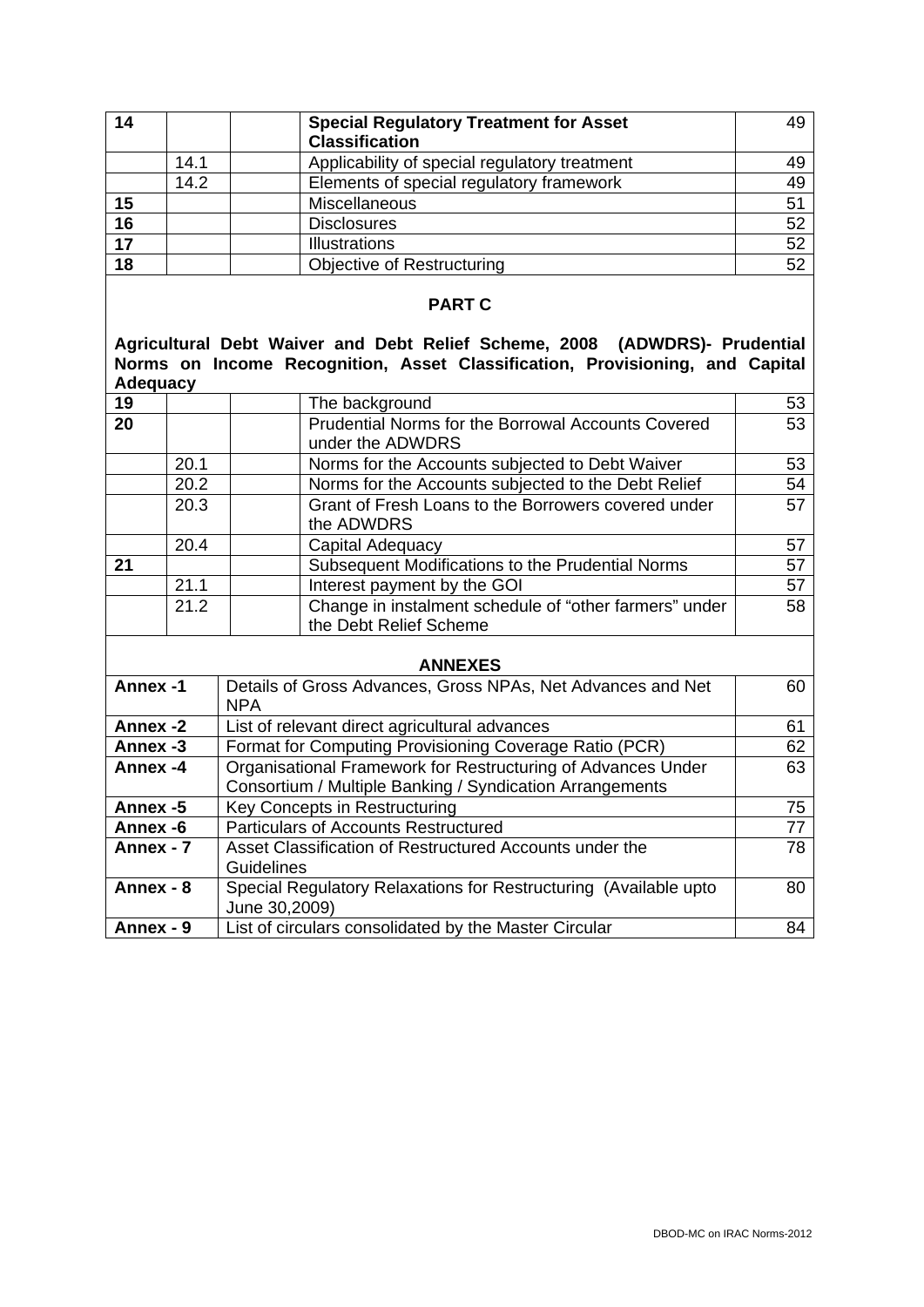| | | | | |
|---|---|---|---|---|
| **14** | | | **Special Regulatory Treatment for Asset Classification** | 49 |
| | 14.1 | | Applicability of special regulatory treatment | 49 |
| | 14.2 | | Elements of special regulatory framework | 49 |
| **15** | | | Miscellaneous | 51 |
| **16** | | | Disclosures | 52 |
| **17** | | | Illustrations | 52 |
| **18** | | | Objective of Restructuring | 52 |

**PART C**

**Agricultural Debt Waiver and Debt Relief Scheme, 2008 (ADWDRS)- Prudential Norms on Income Recognition, Asset Classification, Provisioning, and Capital Adequacy**

| | | | | |
|---|---|---|---|---|
| **19** | | | The background | 53 |
| **20** | | | Prudential Norms for the Borrowal Accounts Covered under the ADWDRS | 53 |
| | 20.1 | | Norms for the Accounts subjected to Debt Waiver | 53 |
| | 20.2 | | Norms for the Accounts subjected to the Debt Relief | 54 |
| | 20.3 | | Grant of Fresh Loans to the Borrowers covered under the ADWDRS | 57 |
| | 20.4 | | Capital Adequacy | 57 |
| **21** | | | Subsequent Modifications to the Prudential Norms | 57 |
| | 21.1 | | Interest payment by the GOI | 57 |
| | 21.2 | | Change in instalment schedule of "other farmers" under the Debt Relief Scheme | 58 |

**ANNEXES**

| | | |
|---|---|---|
| **Annex -1** | Details of Gross Advances, Gross NPAs, Net Advances and Net NPA | 60 |
| **Annex -2** | List of relevant direct agricultural advances | 61 |
| **Annex -3** | Format for Computing Provisioning Coverage Ratio (PCR) | 62 |
| **Annex -4** | Organisational Framework for Restructuring of Advances Under Consortium / Multiple Banking / Syndication Arrangements | 63 |
| **Annex -5** | Key Concepts in Restructuring | 75 |
| **Annex -6** | Particulars of Accounts Restructured | 77 |
| **Annex - 7** | Asset Classification of Restructured Accounts under the Guidelines | 78 |
| **Annex - 8** | Special Regulatory Relaxations for Restructuring (Available upto June 30,2009) | 80 |
| **Annex - 9** | List of circulars consolidated by the Master Circular | 84 |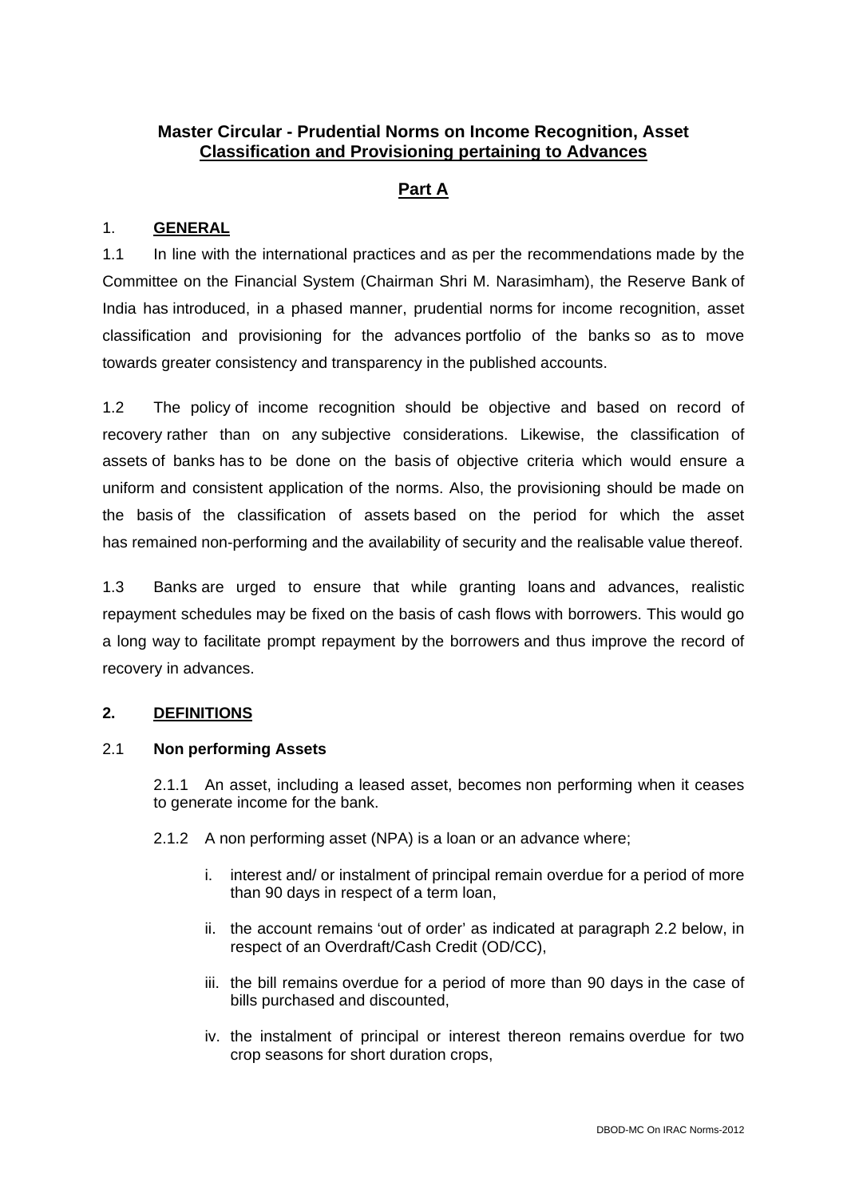# Master Circular - Prudential Norms on Income Recognition, Asset Classification and Provisioning pertaining to Advances

## Part A

### 1. GENERAL

1.1 In line with the international practices and as per the recommendations made by the Committee on the Financial System (Chairman Shri M. Narasimham), the Reserve Bank of India has introduced, in a phased manner, prudential norms for income recognition, asset classification and provisioning for the advances portfolio of the banks so as to move towards greater consistency and transparency in the published accounts.

1.2 The policy of income recognition should be objective and based on record of recovery rather than on any subjective considerations. Likewise, the classification of assets of banks has to be done on the basis of objective criteria which would ensure a uniform and consistent application of the norms. Also, the provisioning should be made on the basis of the classification of assets based on the period for which the asset has remained non-performing and the availability of security and the realisable value thereof.

1.3 Banks are urged to ensure that while granting loans and advances, realistic repayment schedules may be fixed on the basis of cash flows with borrowers. This would go a long way to facilitate prompt repayment by the borrowers and thus improve the record of recovery in advances.

### 2. DEFINITIONS

#### 2.1 Non performing Assets

2.1.1 An asset, including a leased asset, becomes non performing when it ceases to generate income for the bank.

2.1.2 A non performing asset (NPA) is a loan or an advance where;

i. interest and/ or instalment of principal remain overdue for a period of more than 90 days in respect of a term loan,

ii. the account remains 'out of order' as indicated at paragraph 2.2 below, in respect of an Overdraft/Cash Credit (OD/CC),

iii. the bill remains overdue for a period of more than 90 days in the case of bills purchased and discounted,

iv. the instalment of principal or interest thereon remains overdue for two crop seasons for short duration crops,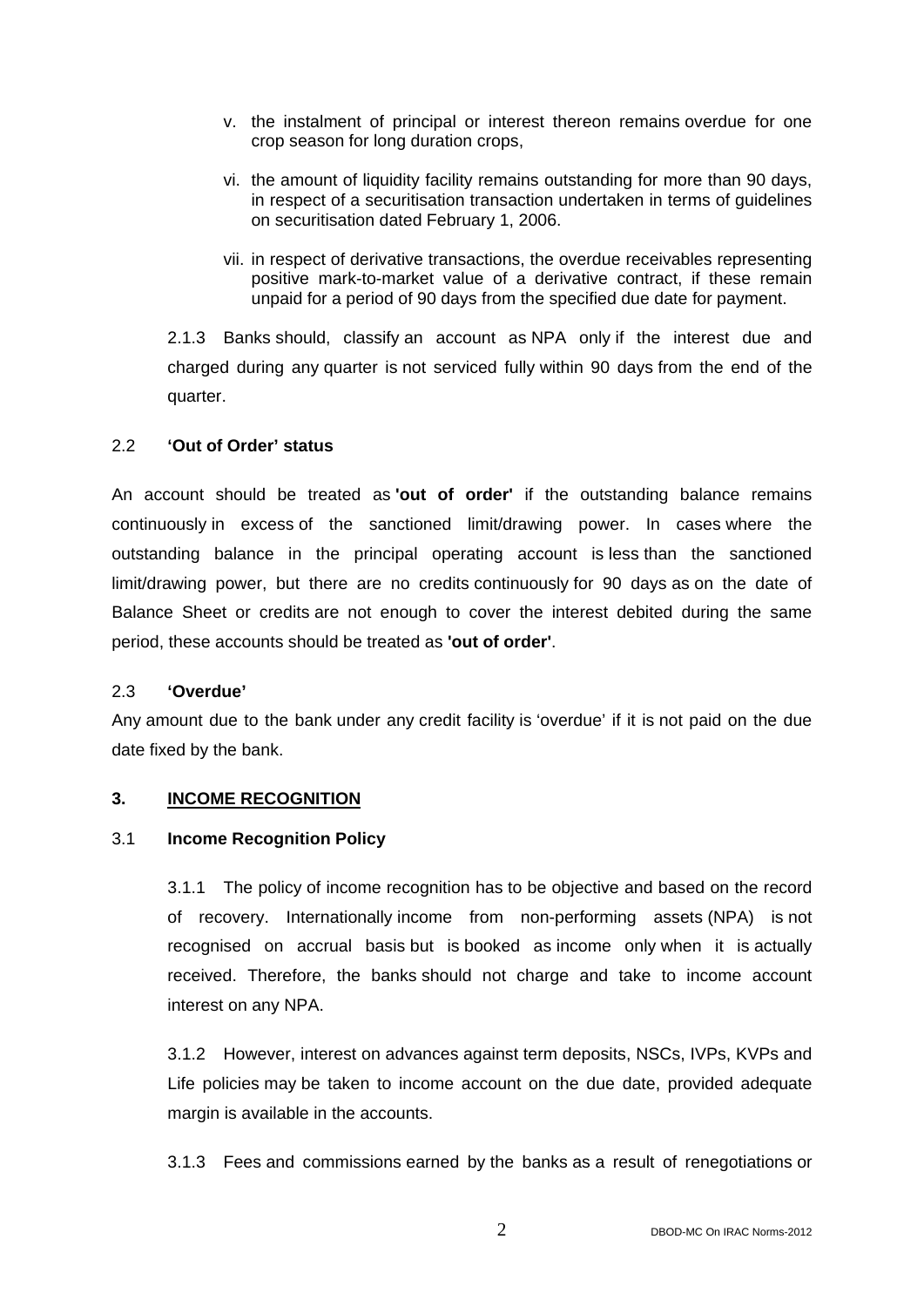v. the instalment of principal or interest thereon remains overdue for one crop season for long duration crops,

vi. the amount of liquidity facility remains outstanding for more than 90 days, in respect of a securitisation transaction undertaken in terms of guidelines on securitisation dated February 1, 2006.

vii. in respect of derivative transactions, the overdue receivables representing positive mark-to-market value of a derivative contract, if these remain unpaid for a period of 90 days from the specified due date for payment.

2.1.3 Banks should, classify an account as NPA only if the interest due and charged during any quarter is not serviced fully within 90 days from the end of the quarter.

2.2 **'Out of Order' status**

An account should be treated as **'out of order'** if the outstanding balance remains continuously in excess of the sanctioned limit/drawing power. In cases where the outstanding balance in the principal operating account is less than the sanctioned limit/drawing power, but there are no credits continuously for 90 days as on the date of Balance Sheet or credits are not enough to cover the interest debited during the same period, these accounts should be treated as **'out of order'**.

2.3 **'Overdue'**

Any amount due to the bank under any credit facility is 'overdue' if it is not paid on the due date fixed by the bank.

## 3. INCOME RECOGNITION

### 3.1 Income Recognition Policy

3.1.1 The policy of income recognition has to be objective and based on the record of recovery. Internationally income from non-performing assets (NPA) is not recognised on accrual basis but is booked as income only when it is actually received. Therefore, the banks should not charge and take to income account interest on any NPA.

3.1.2 However, interest on advances against term deposits, NSCs, IVPs, KVPs and Life policies may be taken to income account on the due date, provided adequate margin is available in the accounts.

3.1.3 Fees and commissions earned by the banks as a result of renegotiations or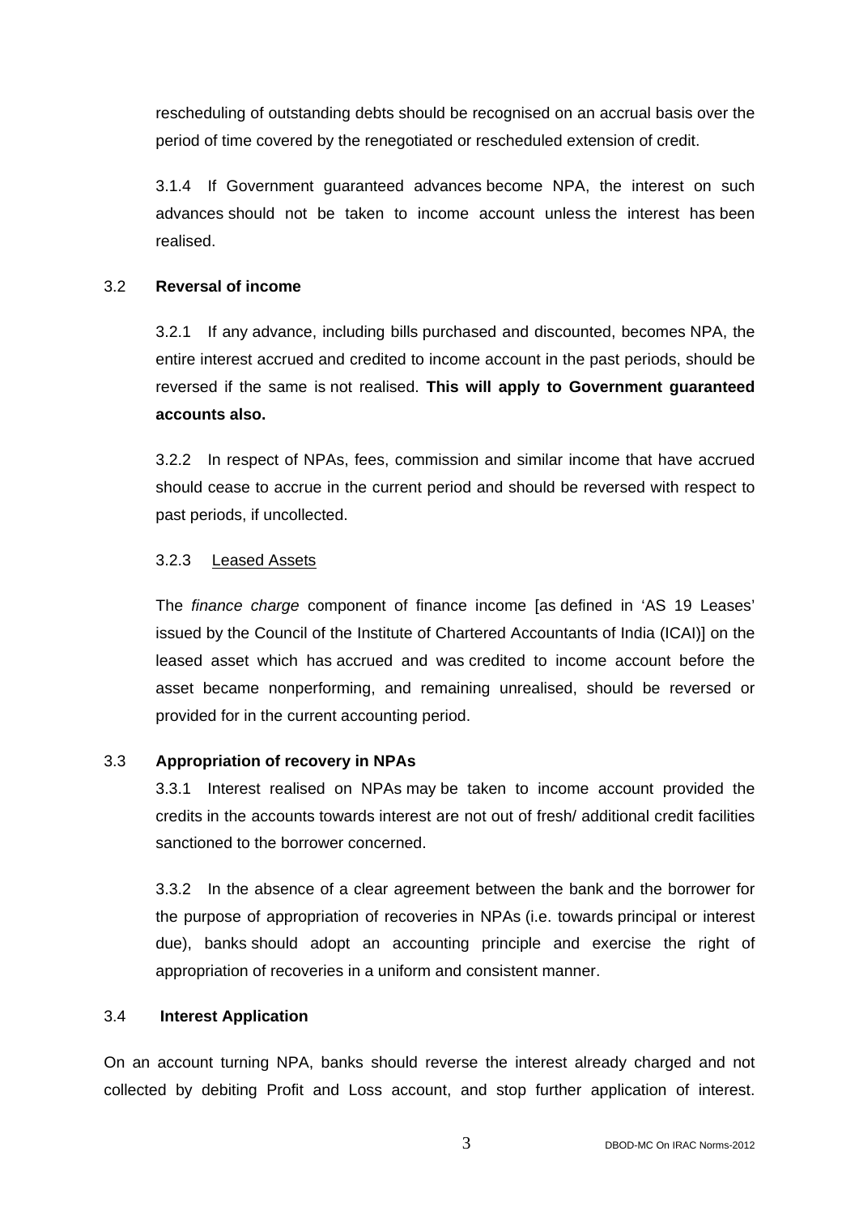rescheduling of outstanding debts should be recognised on an accrual basis over the period of time covered by the renegotiated or rescheduled extension of credit.

3.1.4 If Government guaranteed advances become NPA, the interest on such advances should not be taken to income account unless the interest has been realised.

### 3.2 Reversal of income

3.2.1 If any advance, including bills purchased and discounted, becomes NPA, the entire interest accrued and credited to income account in the past periods, should be reversed if the same is not realised. **This will apply to Government guaranteed accounts also.**

3.2.2 In respect of NPAs, fees, commission and similar income that have accrued should cease to accrue in the current period and should be reversed with respect to past periods, if uncollected.

3.2.3 Leased Assets

The *finance charge* component of finance income [as defined in 'AS 19 Leases' issued by the Council of the Institute of Chartered Accountants of India (ICAI)] on the leased asset which has accrued and was credited to income account before the asset became nonperforming, and remaining unrealised, should be reversed or provided for in the current accounting period.

### 3.3 Appropriation of recovery in NPAs

3.3.1 Interest realised on NPAs may be taken to income account provided the credits in the accounts towards interest are not out of fresh/ additional credit facilities sanctioned to the borrower concerned.

3.3.2 In the absence of a clear agreement between the bank and the borrower for the purpose of appropriation of recoveries in NPAs (i.e. towards principal or interest due), banks should adopt an accounting principle and exercise the right of appropriation of recoveries in a uniform and consistent manner.

### 3.4 Interest Application

On an account turning NPA, banks should reverse the interest already charged and not collected by debiting Profit and Loss account, and stop further application of interest.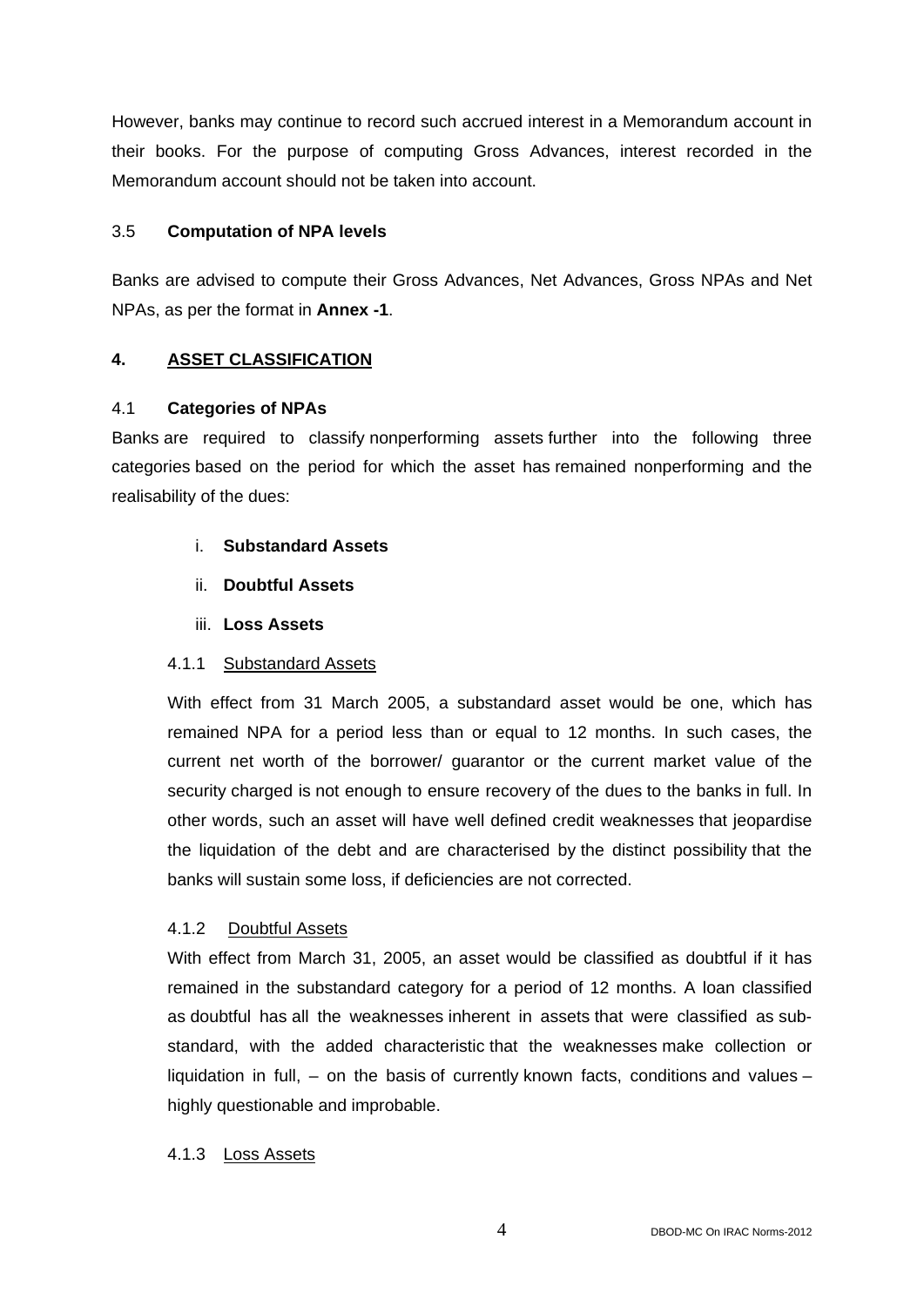However, banks may continue to record such accrued interest in a Memorandum account in their books. For the purpose of computing Gross Advances, interest recorded in the Memorandum account should not be taken into account.

### 3.5 Computation of NPA levels

Banks are advised to compute their Gross Advances, Net Advances, Gross NPAs and Net NPAs, as per the format in **Annex -1**.

## 4. ASSET CLASSIFICATION

### 4.1 Categories of NPAs

Banks are required to classify nonperforming assets further into the following three categories based on the period for which the asset has remained nonperforming and the realisability of the dues:

i. **Substandard Assets**

ii. **Doubtful Assets**

iii. **Loss Assets**

#### 4.1.1 Substandard Assets

With effect from 31 March 2005, a substandard asset would be one, which has remained NPA for a period less than or equal to 12 months. In such cases, the current net worth of the borrower/ guarantor or the current market value of the security charged is not enough to ensure recovery of the dues to the banks in full. In other words, such an asset will have well defined credit weaknesses that jeopardise the liquidation of the debt and are characterised by the distinct possibility that the banks will sustain some loss, if deficiencies are not corrected.

#### 4.1.2 Doubtful Assets

With effect from March 31, 2005, an asset would be classified as doubtful if it has remained in the substandard category for a period of 12 months. A loan classified as doubtful has all the weaknesses inherent in assets that were classified as sub-standard, with the added characteristic that the weaknesses make collection or liquidation in full, – on the basis of currently known facts, conditions and values – highly questionable and improbable.

#### 4.1.3 Loss Assets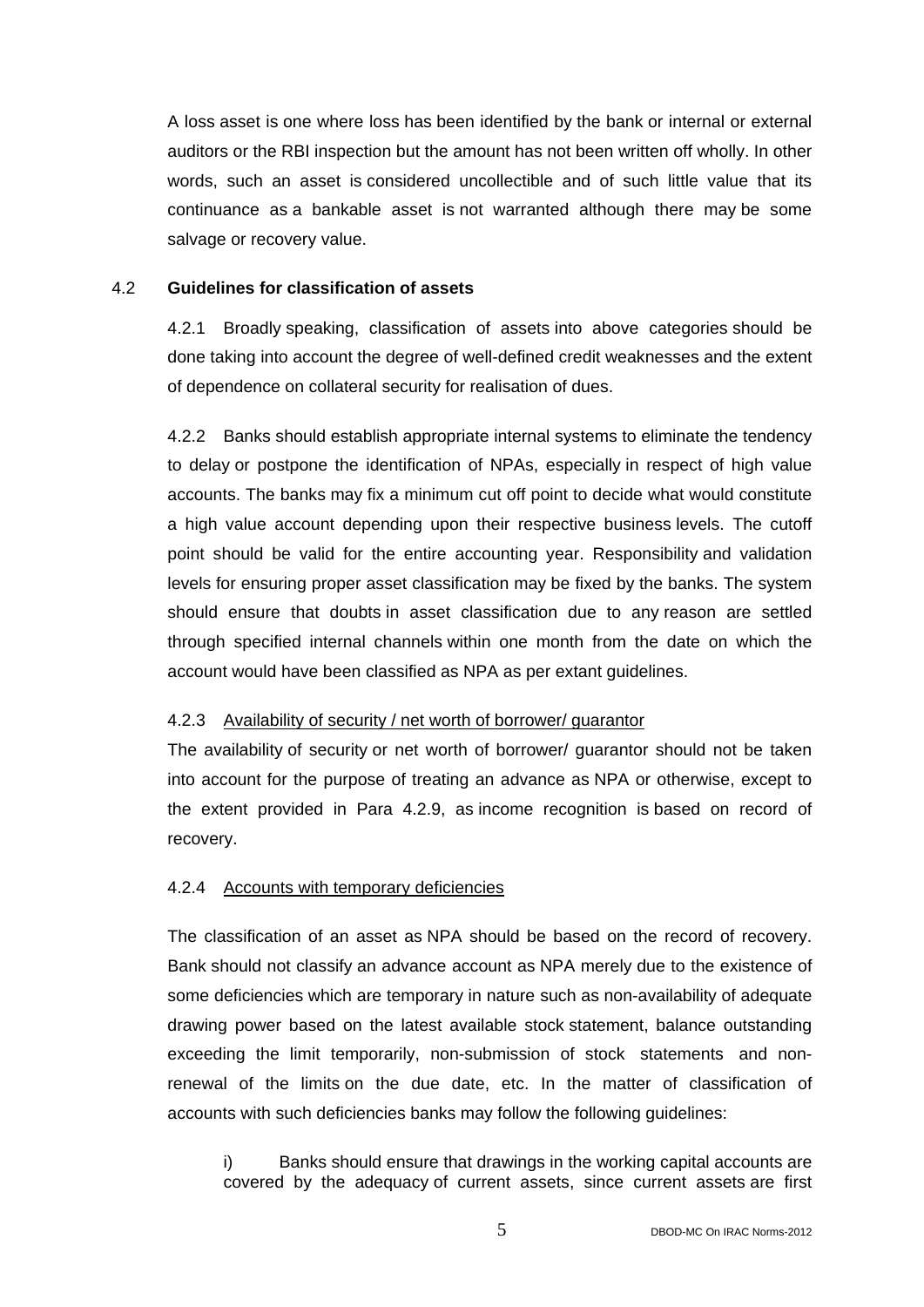A loss asset is one where loss has been identified by the bank or internal or external auditors or the RBI inspection but the amount has not been written off wholly. In other words, such an asset is considered uncollectible and of such little value that its continuance as a bankable asset is not warranted although there may be some salvage or recovery value.

## 4.2 Guidelines for classification of assets

4.2.1 Broadly speaking, classification of assets into above categories should be done taking into account the degree of well-defined credit weaknesses and the extent of dependence on collateral security for realisation of dues.

4.2.2 Banks should establish appropriate internal systems to eliminate the tendency to delay or postpone the identification of NPAs, especially in respect of high value accounts. The banks may fix a minimum cut off point to decide what would constitute a high value account depending upon their respective business levels. The cutoff point should be valid for the entire accounting year. Responsibility and validation levels for ensuring proper asset classification may be fixed by the banks. The system should ensure that doubts in asset classification due to any reason are settled through specified internal channels within one month from the date on which the account would have been classified as NPA as per extant guidelines.

4.2.3 Availability of security / net worth of borrower/ guarantor

The availability of security or net worth of borrower/ guarantor should not be taken into account for the purpose of treating an advance as NPA or otherwise, except to the extent provided in Para 4.2.9, as income recognition is based on record of recovery.

4.2.4 Accounts with temporary deficiencies

The classification of an asset as NPA should be based on the record of recovery. Bank should not classify an advance account as NPA merely due to the existence of some deficiencies which are temporary in nature such as non-availability of adequate drawing power based on the latest available stock statement, balance outstanding exceeding the limit temporarily, non-submission of stock statements and non-renewal of the limits on the due date, etc. In the matter of classification of accounts with such deficiencies banks may follow the following guidelines:

i) Banks should ensure that drawings in the working capital accounts are covered by the adequacy of current assets, since current assets are first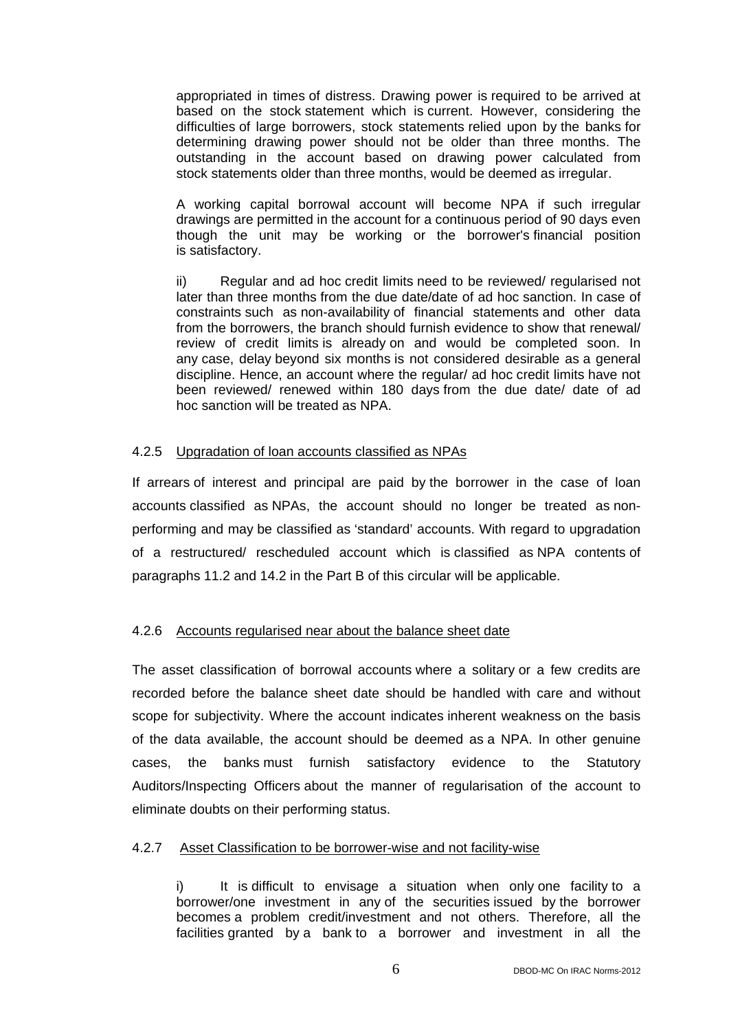appropriated in times of distress. Drawing power is required to be arrived at based on the stock statement which is current. However, considering the difficulties of large borrowers, stock statements relied upon by the banks for determining drawing power should not be older than three months. The outstanding in the account based on drawing power calculated from stock statements older than three months, would be deemed as irregular.

A working capital borrowal account will become NPA if such irregular drawings are permitted in the account for a continuous period of 90 days even though the unit may be working or the borrower's financial position is satisfactory.

ii) Regular and ad hoc credit limits need to be reviewed/ regularised not later than three months from the due date/date of ad hoc sanction. In case of constraints such as non-availability of financial statements and other data from the borrowers, the branch should furnish evidence to show that renewal/ review of credit limits is already on and would be completed soon. In any case, delay beyond six months is not considered desirable as a general discipline. Hence, an account where the regular/ ad hoc credit limits have not been reviewed/ renewed within 180 days from the due date/ date of ad hoc sanction will be treated as NPA.

### 4.2.5 Upgradation of loan accounts classified as NPAs

If arrears of interest and principal are paid by the borrower in the case of loan accounts classified as NPAs, the account should no longer be treated as non-performing and may be classified as 'standard' accounts. With regard to upgradation of a restructured/ rescheduled account which is classified as NPA contents of paragraphs 11.2 and 14.2 in the Part B of this circular will be applicable.

### 4.2.6 Accounts regularised near about the balance sheet date

The asset classification of borrowal accounts where a solitary or a few credits are recorded before the balance sheet date should be handled with care and without scope for subjectivity. Where the account indicates inherent weakness on the basis of the data available, the account should be deemed as a NPA. In other genuine cases, the banks must furnish satisfactory evidence to the Statutory Auditors/Inspecting Officers about the manner of regularisation of the account to eliminate doubts on their performing status.

### 4.2.7 Asset Classification to be borrower-wise and not facility-wise

i) It is difficult to envisage a situation when only one facility to a borrower/one investment in any of the securities issued by the borrower becomes a problem credit/investment and not others. Therefore, all the facilities granted by a bank to a borrower and investment in all the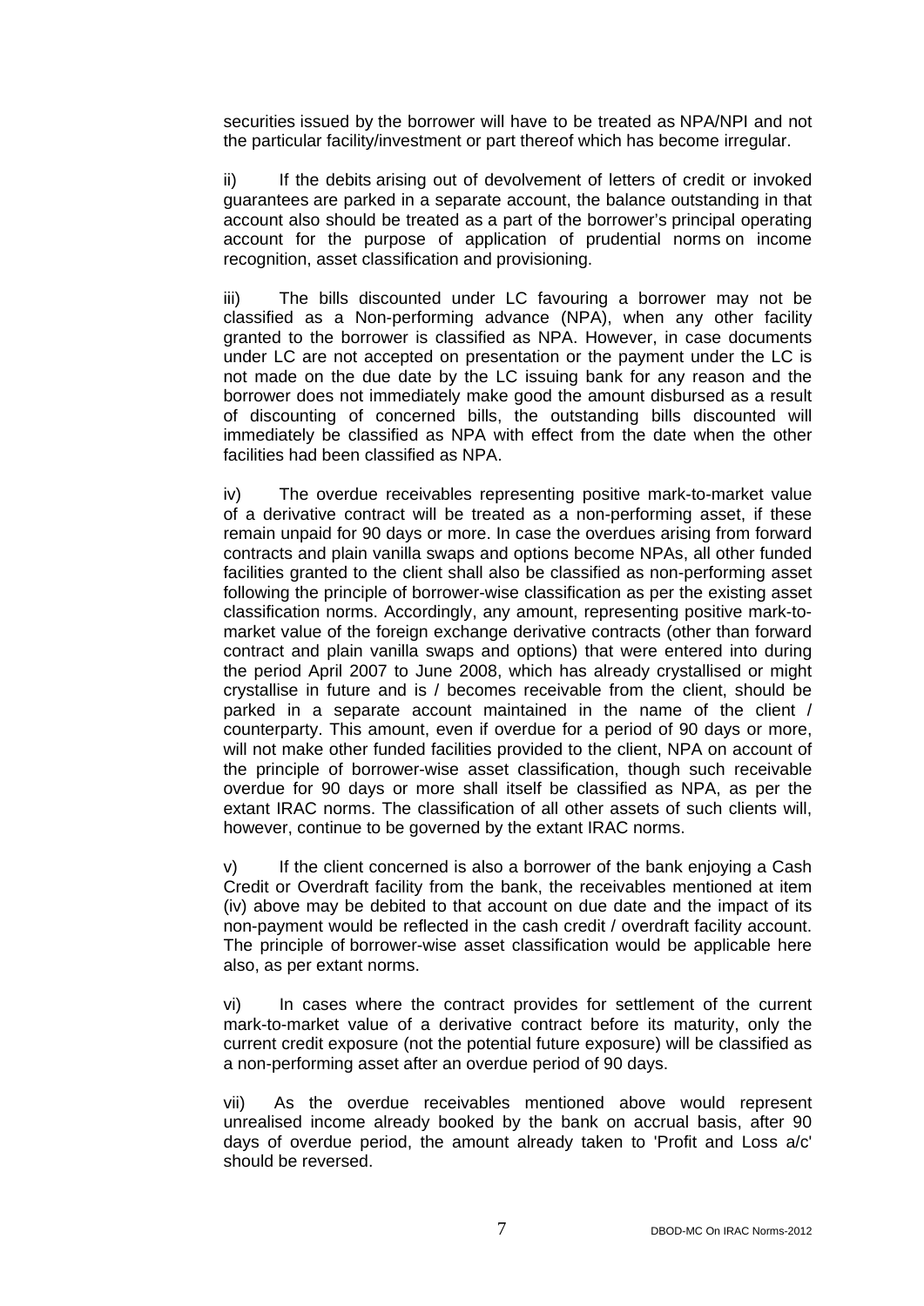securities issued by the borrower will have to be treated as NPA/NPI and not the particular facility/investment or part thereof which has become irregular.

ii) If the debits arising out of devolvement of letters of credit or invoked guarantees are parked in a separate account, the balance outstanding in that account also should be treated as a part of the borrower's principal operating account for the purpose of application of prudential norms on income recognition, asset classification and provisioning.

iii) The bills discounted under LC favouring a borrower may not be classified as a Non-performing advance (NPA), when any other facility granted to the borrower is classified as NPA. However, in case documents under LC are not accepted on presentation or the payment under the LC is not made on the due date by the LC issuing bank for any reason and the borrower does not immediately make good the amount disbursed as a result of discounting of concerned bills, the outstanding bills discounted will immediately be classified as NPA with effect from the date when the other facilities had been classified as NPA.

iv) The overdue receivables representing positive mark-to-market value of a derivative contract will be treated as a non-performing asset, if these remain unpaid for 90 days or more. In case the overdues arising from forward contracts and plain vanilla swaps and options become NPAs, all other funded facilities granted to the client shall also be classified as non-performing asset following the principle of borrower-wise classification as per the existing asset classification norms. Accordingly, any amount, representing positive mark-to-market value of the foreign exchange derivative contracts (other than forward contract and plain vanilla swaps and options) that were entered into during the period April 2007 to June 2008, which has already crystallised or might crystallise in future and is / becomes receivable from the client, should be parked in a separate account maintained in the name of the client / counterparty. This amount, even if overdue for a period of 90 days or more, will not make other funded facilities provided to the client, NPA on account of the principle of borrower-wise asset classification, though such receivable overdue for 90 days or more shall itself be classified as NPA, as per the extant IRAC norms. The classification of all other assets of such clients will, however, continue to be governed by the extant IRAC norms.

v) If the client concerned is also a borrower of the bank enjoying a Cash Credit or Overdraft facility from the bank, the receivables mentioned at item (iv) above may be debited to that account on due date and the impact of its non-payment would be reflected in the cash credit / overdraft facility account. The principle of borrower-wise asset classification would be applicable here also, as per extant norms.

vi) In cases where the contract provides for settlement of the current mark-to-market value of a derivative contract before its maturity, only the current credit exposure (not the potential future exposure) will be classified as a non-performing asset after an overdue period of 90 days.

vii) As the overdue receivables mentioned above would represent unrealised income already booked by the bank on accrual basis, after 90 days of overdue period, the amount already taken to 'Profit and Loss a/c' should be reversed.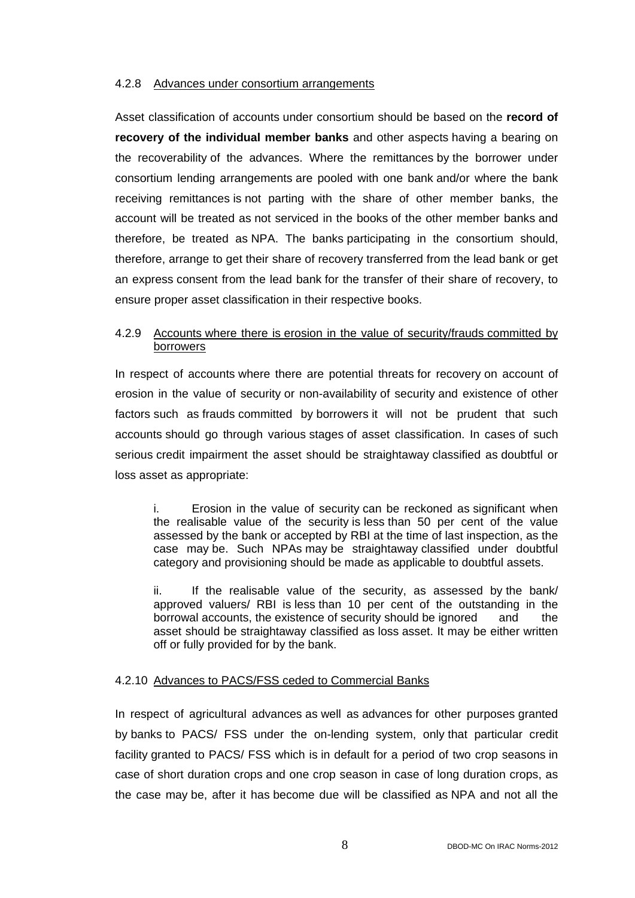4.2.8 Advances under consortium arrangements

Asset classification of accounts under consortium should be based on the **record of recovery of the individual member banks** and other aspects having a bearing on the recoverability of the advances. Where the remittances by the borrower under consortium lending arrangements are pooled with one bank and/or where the bank receiving remittances is not parting with the share of other member banks, the account will be treated as not serviced in the books of the other member banks and therefore, be treated as NPA. The banks participating in the consortium should, therefore, arrange to get their share of recovery transferred from the lead bank or get an express consent from the lead bank for the transfer of their share of recovery, to ensure proper asset classification in their respective books.

4.2.9 Accounts where there is erosion in the value of security/frauds committed by borrowers

In respect of accounts where there are potential threats for recovery on account of erosion in the value of security or non-availability of security and existence of other factors such as frauds committed by borrowers it will not be prudent that such accounts should go through various stages of asset classification. In cases of such serious credit impairment the asset should be straightaway classified as doubtful or loss asset as appropriate:

i. Erosion in the value of security can be reckoned as significant when the realisable value of the security is less than 50 per cent of the value assessed by the bank or accepted by RBI at the time of last inspection, as the case may be. Such NPAs may be straightaway classified under doubtful category and provisioning should be made as applicable to doubtful assets.

ii. If the realisable value of the security, as assessed by the bank/ approved valuers/ RBI is less than 10 per cent of the outstanding in the borrowal accounts, the existence of security should be ignored and the asset should be straightaway classified as loss asset. It may be either written off or fully provided for by the bank.

4.2.10 Advances to PACS/FSS ceded to Commercial Banks

In respect of agricultural advances as well as advances for other purposes granted by banks to PACS/ FSS under the on-lending system, only that particular credit facility granted to PACS/ FSS which is in default for a period of two crop seasons in case of short duration crops and one crop season in case of long duration crops, as the case may be, after it has become due will be classified as NPA and not all the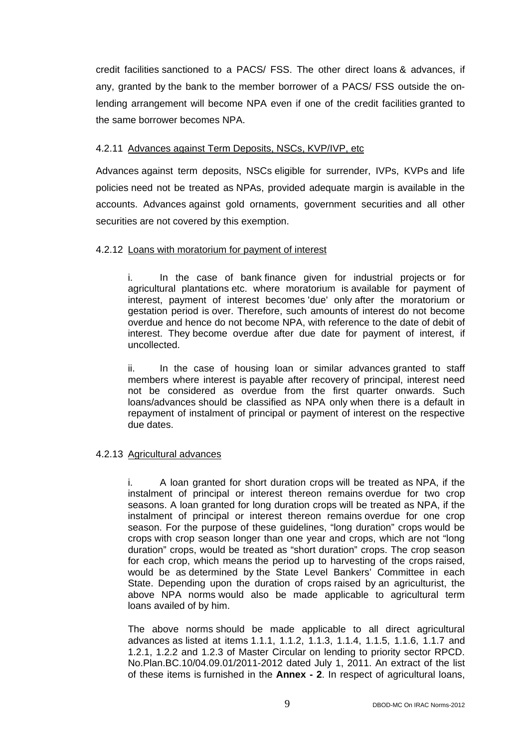credit facilities sanctioned to a PACS/ FSS. The other direct loans & advances, if any, granted by the bank to the member borrower of a PACS/ FSS outside the on-lending arrangement will become NPA even if one of the credit facilities granted to the same borrower becomes NPA.

#### 4.2.11 Advances against Term Deposits, NSCs, KVP/IVP, etc

Advances against term deposits, NSCs eligible for surrender, IVPs, KVPs and life policies need not be treated as NPAs, provided adequate margin is available in the accounts. Advances against gold ornaments, government securities and all other securities are not covered by this exemption.

#### 4.2.12 Loans with moratorium for payment of interest

i. In the case of bank finance given for industrial projects or for agricultural plantations etc. where moratorium is available for payment of interest, payment of interest becomes 'due' only after the moratorium or gestation period is over. Therefore, such amounts of interest do not become overdue and hence do not become NPA, with reference to the date of debit of interest. They become overdue after due date for payment of interest, if uncollected.

ii. In the case of housing loan or similar advances granted to staff members where interest is payable after recovery of principal, interest need not be considered as overdue from the first quarter onwards. Such loans/advances should be classified as NPA only when there is a default in repayment of instalment of principal or payment of interest on the respective due dates.

#### 4.2.13 Agricultural advances

i. A loan granted for short duration crops will be treated as NPA, if the instalment of principal or interest thereon remains overdue for two crop seasons. A loan granted for long duration crops will be treated as NPA, if the instalment of principal or interest thereon remains overdue for one crop season. For the purpose of these guidelines, “long duration” crops would be crops with crop season longer than one year and crops, which are not “long duration” crops, would be treated as “short duration” crops. The crop season for each crop, which means the period up to harvesting of the crops raised, would be as determined by the State Level Bankers’ Committee in each State. Depending upon the duration of crops raised by an agriculturist, the above NPA norms would also be made applicable to agricultural term loans availed of by him.

The above norms should be made applicable to all direct agricultural advances as listed at items 1.1.1, 1.1.2, 1.1.3, 1.1.4, 1.1.5, 1.1.6, 1.1.7 and 1.2.1, 1.2.2 and 1.2.3 of Master Circular on lending to priority sector RPCD. No.Plan.BC.10/04.09.01/2011-2012 dated July 1, 2011. An extract of the list of these items is furnished in the **Annex - 2**. In respect of agricultural loans,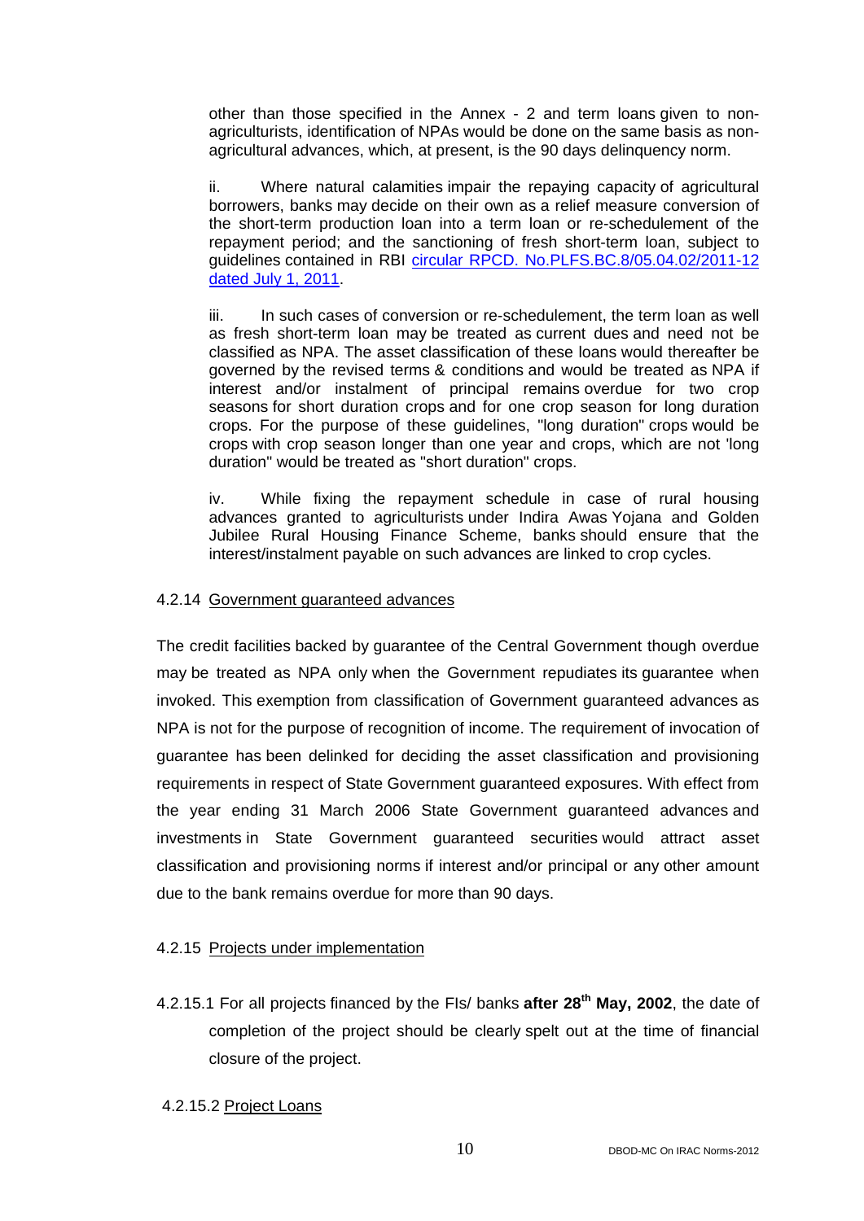other than those specified in the Annex - 2 and term loans given to non-agriculturists, identification of NPAs would be done on the same basis as non-agricultural advances, which, at present, is the 90 days delinquency norm.

ii. Where natural calamities impair the repaying capacity of agricultural borrowers, banks may decide on their own as a relief measure conversion of the short-term production loan into a term loan or re-schedulement of the repayment period; and the sanctioning of fresh short-term loan, subject to guidelines contained in RBI circular RPCD. No.PLFS.BC.8/05.04.02/2011-12 dated July 1, 2011.

iii. In such cases of conversion or re-schedulement, the term loan as well as fresh short-term loan may be treated as current dues and need not be classified as NPA. The asset classification of these loans would thereafter be governed by the revised terms & conditions and would be treated as NPA if interest and/or instalment of principal remains overdue for two crop seasons for short duration crops and for one crop season for long duration crops. For the purpose of these guidelines, "long duration" crops would be crops with crop season longer than one year and crops, which are not 'long duration" would be treated as "short duration" crops.

iv. While fixing the repayment schedule in case of rural housing advances granted to agriculturists under Indira Awas Yojana and Golden Jubilee Rural Housing Finance Scheme, banks should ensure that the interest/instalment payable on such advances are linked to crop cycles.

#### 4.2.14 Government guaranteed advances

The credit facilities backed by guarantee of the Central Government though overdue may be treated as NPA only when the Government repudiates its guarantee when invoked. This exemption from classification of Government guaranteed advances as NPA is not for the purpose of recognition of income. The requirement of invocation of guarantee has been delinked for deciding the asset classification and provisioning requirements in respect of State Government guaranteed exposures. With effect from the year ending 31 March 2006 State Government guaranteed advances and investments in State Government guaranteed securities would attract asset classification and provisioning norms if interest and/or principal or any other amount due to the bank remains overdue for more than 90 days.

#### 4.2.15 Projects under implementation

4.2.15.1 For all projects financed by the FIs/ banks **after 28th May, 2002**, the date of completion of the project should be clearly spelt out at the time of financial closure of the project.

4.2.15.2 Project Loans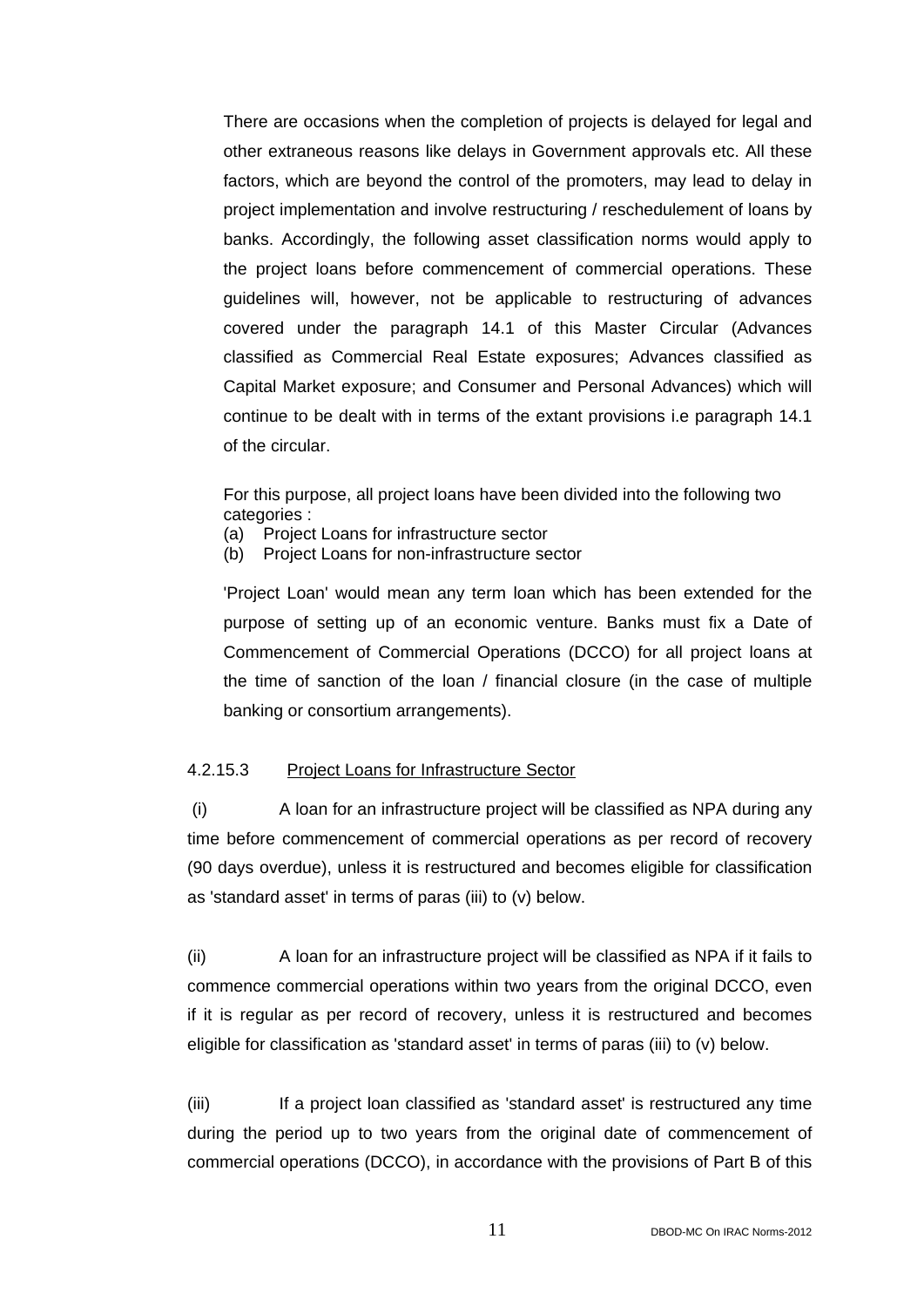There are occasions when the completion of projects is delayed for legal and other extraneous reasons like delays in Government approvals etc. All these factors, which are beyond the control of the promoters, may lead to delay in project implementation and involve restructuring / reschedulement of loans by banks. Accordingly, the following asset classification norms would apply to the project loans before commencement of commercial operations. These guidelines will, however, not be applicable to restructuring of advances covered under the paragraph 14.1 of this Master Circular (Advances classified as Commercial Real Estate exposures; Advances classified as Capital Market exposure; and Consumer and Personal Advances) which will continue to be dealt with in terms of the extant provisions i.e paragraph 14.1 of the circular.

For this purpose, all project loans have been divided into the following two categories :

(a) Project Loans for infrastructure sector
(b) Project Loans for non-infrastructure sector

'Project Loan' would mean any term loan which has been extended for the purpose of setting up of an economic venture. Banks must fix a Date of Commencement of Commercial Operations (DCCO) for all project loans at the time of sanction of the loan / financial closure (in the case of multiple banking or consortium arrangements).

4.2.15.3 Project Loans for Infrastructure Sector

(i) A loan for an infrastructure project will be classified as NPA during any time before commencement of commercial operations as per record of recovery (90 days overdue), unless it is restructured and becomes eligible for classification as 'standard asset' in terms of paras (iii) to (v) below.

(ii) A loan for an infrastructure project will be classified as NPA if it fails to commence commercial operations within two years from the original DCCO, even if it is regular as per record of recovery, unless it is restructured and becomes eligible for classification as 'standard asset' in terms of paras (iii) to (v) below.

(iii) If a project loan classified as 'standard asset' is restructured any time during the period up to two years from the original date of commencement of commercial operations (DCCO), in accordance with the provisions of Part B of this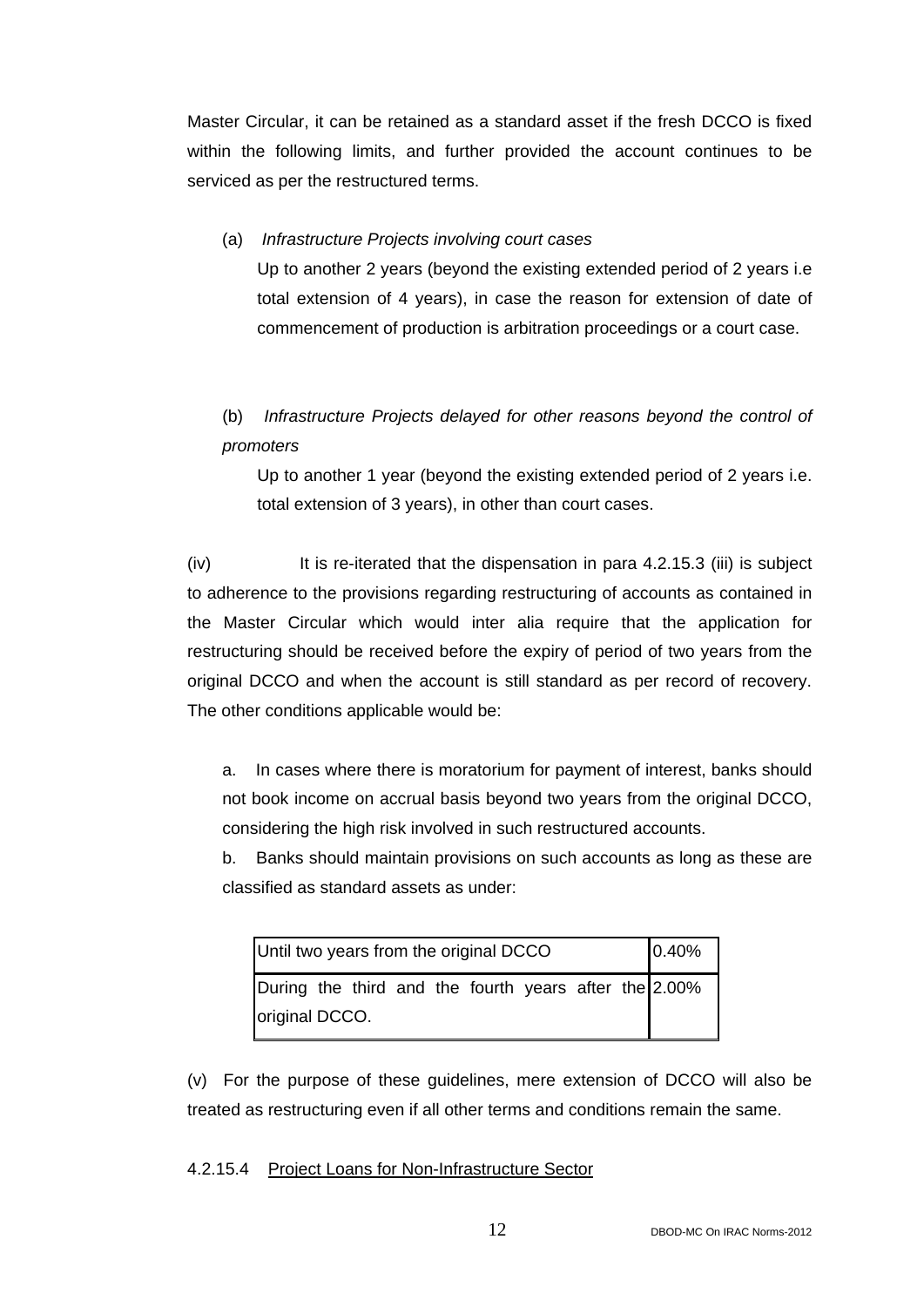Master Circular, it can be retained as a standard asset if the fresh DCCO is fixed within the following limits, and further provided the account continues to be serviced as per the restructured terms.

(a) *Infrastructure Projects involving court cases*

Up to another 2 years (beyond the existing extended period of 2 years i.e total extension of 4 years), in case the reason for extension of date of commencement of production is arbitration proceedings or a court case.

(b) *Infrastructure Projects delayed for other reasons beyond the control of promoters*

Up to another 1 year (beyond the existing extended period of 2 years i.e. total extension of 3 years), in other than court cases.

(iv) It is re-iterated that the dispensation in para 4.2.15.3 (iii) is subject to adherence to the provisions regarding restructuring of accounts as contained in the Master Circular which would inter alia require that the application for restructuring should be received before the expiry of period of two years from the original DCCO and when the account is still standard as per record of recovery. The other conditions applicable would be:

a. In cases where there is moratorium for payment of interest, banks should not book income on accrual basis beyond two years from the original DCCO, considering the high risk involved in such restructured accounts.

b. Banks should maintain provisions on such accounts as long as these are classified as standard assets as under:

| Until two years from the original DCCO | 0.40% |
|---|---|
| During the third and the fourth years after the original DCCO. | 2.00% |

(v) For the purpose of these guidelines, mere extension of DCCO will also be treated as restructuring even if all other terms and conditions remain the same.

4.2.15.4 Project Loans for Non-Infrastructure Sector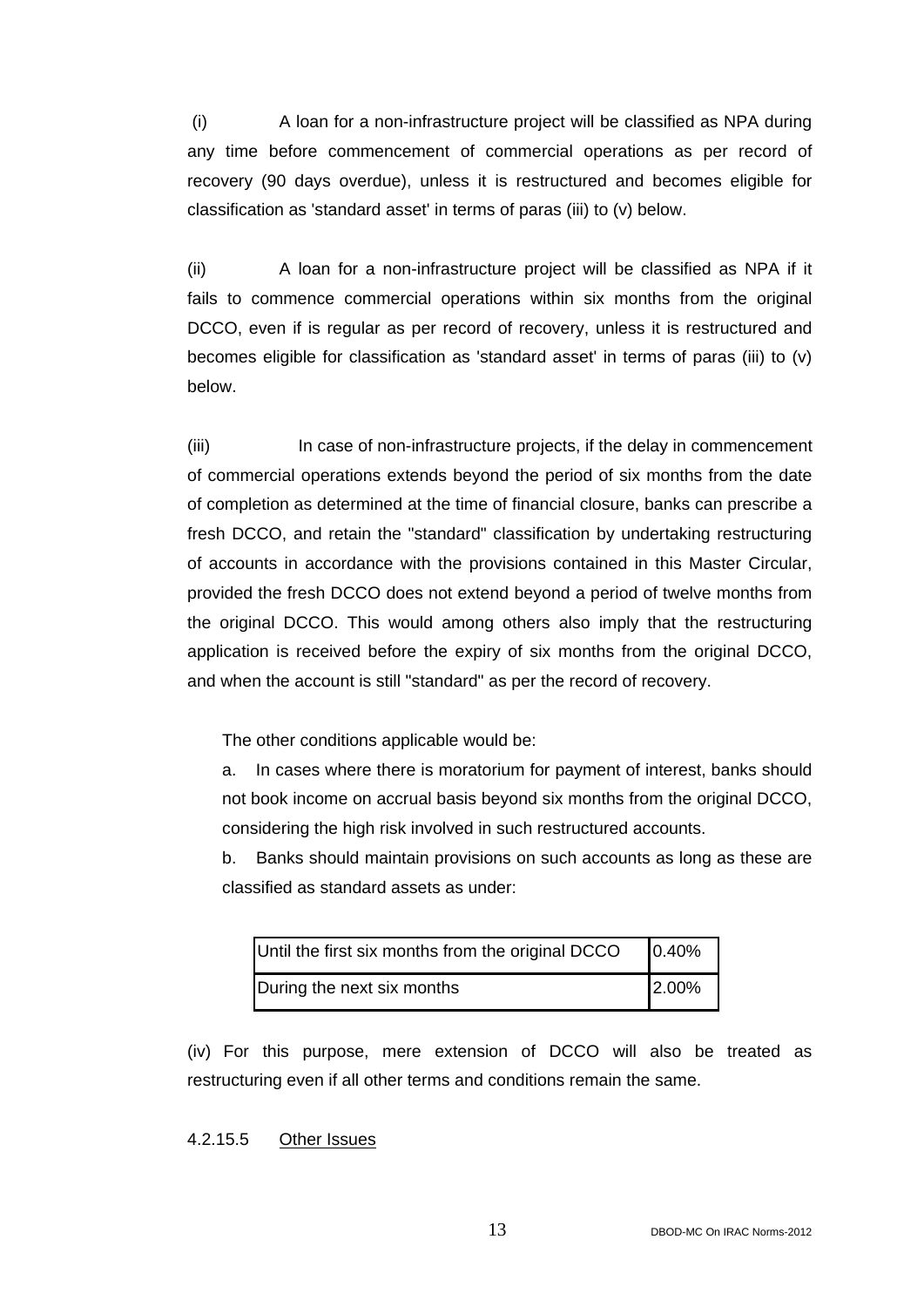(i) A loan for a non-infrastructure project will be classified as NPA during any time before commencement of commercial operations as per record of recovery (90 days overdue), unless it is restructured and becomes eligible for classification as 'standard asset' in terms of paras (iii) to (v) below.

(ii) A loan for a non-infrastructure project will be classified as NPA if it fails to commence commercial operations within six months from the original DCCO, even if is regular as per record of recovery, unless it is restructured and becomes eligible for classification as 'standard asset' in terms of paras (iii) to (v) below.

(iii) In case of non-infrastructure projects, if the delay in commencement of commercial operations extends beyond the period of six months from the date of completion as determined at the time of financial closure, banks can prescribe a fresh DCCO, and retain the "standard" classification by undertaking restructuring of accounts in accordance with the provisions contained in this Master Circular, provided the fresh DCCO does not extend beyond a period of twelve months from the original DCCO. This would among others also imply that the restructuring application is received before the expiry of six months from the original DCCO, and when the account is still "standard" as per the record of recovery.

The other conditions applicable would be:

a. In cases where there is moratorium for payment of interest, banks should not book income on accrual basis beyond six months from the original DCCO, considering the high risk involved in such restructured accounts.

b. Banks should maintain provisions on such accounts as long as these are classified as standard assets as under:

| | |
|---|---|
| Until the first six months from the original DCCO | 0.40% |
| During the next six months | 2.00% |

(iv) For this purpose, mere extension of DCCO will also be treated as restructuring even if all other terms and conditions remain the same.

4.2.15.5 Other Issues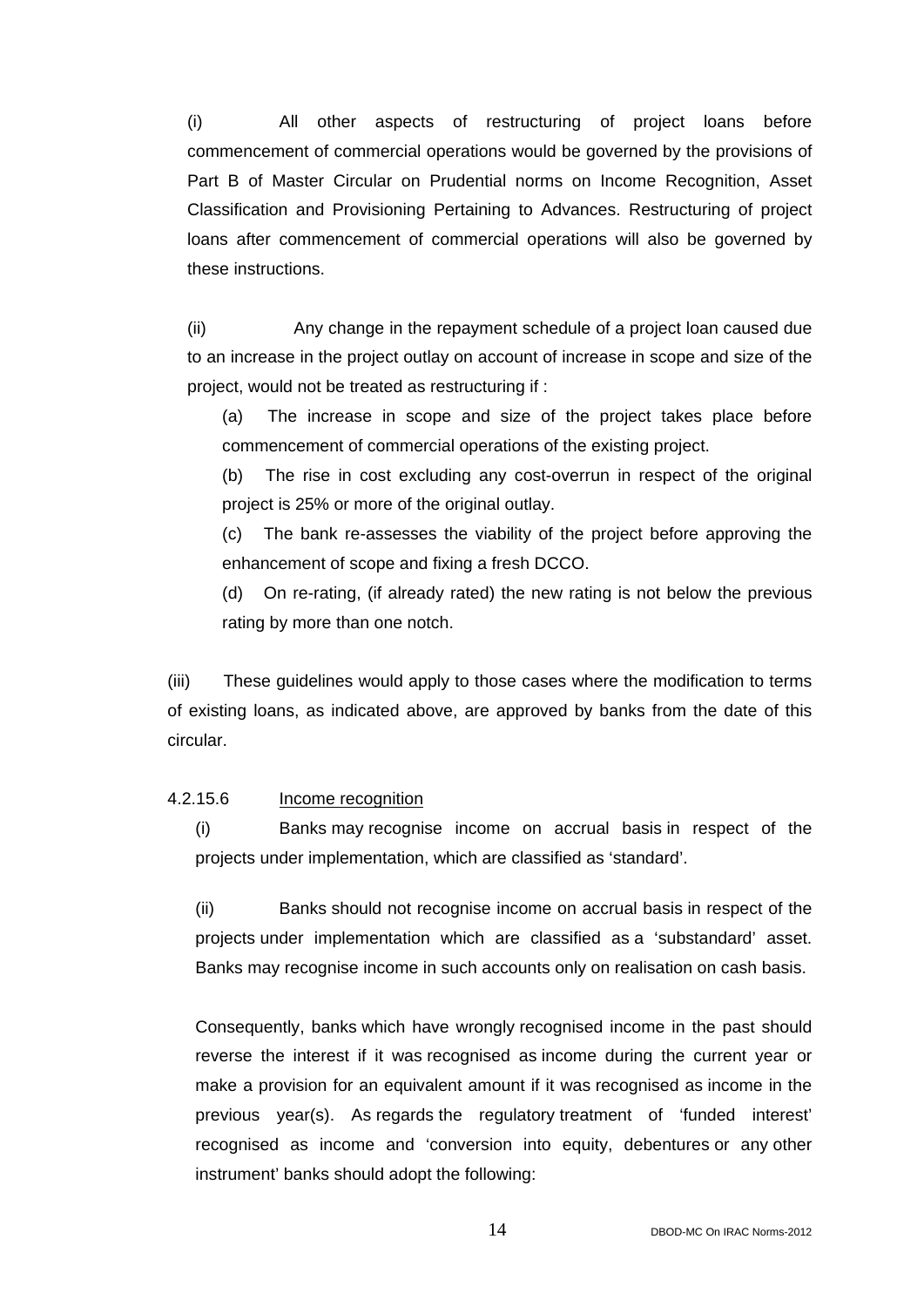(i) All other aspects of restructuring of project loans before commencement of commercial operations would be governed by the provisions of Part B of Master Circular on Prudential norms on Income Recognition, Asset Classification and Provisioning Pertaining to Advances. Restructuring of project loans after commencement of commercial operations will also be governed by these instructions.

(ii) Any change in the repayment schedule of a project loan caused due to an increase in the project outlay on account of increase in scope and size of the project, would not be treated as restructuring if :

(a) The increase in scope and size of the project takes place before commencement of commercial operations of the existing project.

(b) The rise in cost excluding any cost-overrun in respect of the original project is 25% or more of the original outlay.

(c) The bank re-assesses the viability of the project before approving the enhancement of scope and fixing a fresh DCCO.

(d) On re-rating, (if already rated) the new rating is not below the previous rating by more than one notch.

(iii) These guidelines would apply to those cases where the modification to terms of existing loans, as indicated above, are approved by banks from the date of this circular.

4.2.15.6 Income recognition

(i) Banks may recognise income on accrual basis in respect of the projects under implementation, which are classified as 'standard'.

(ii) Banks should not recognise income on accrual basis in respect of the projects under implementation which are classified as a 'substandard' asset. Banks may recognise income in such accounts only on realisation on cash basis.

Consequently, banks which have wrongly recognised income in the past should reverse the interest if it was recognised as income during the current year or make a provision for an equivalent amount if it was recognised as income in the previous year(s). As regards the regulatory treatment of 'funded interest' recognised as income and 'conversion into equity, debentures or any other instrument' banks should adopt the following: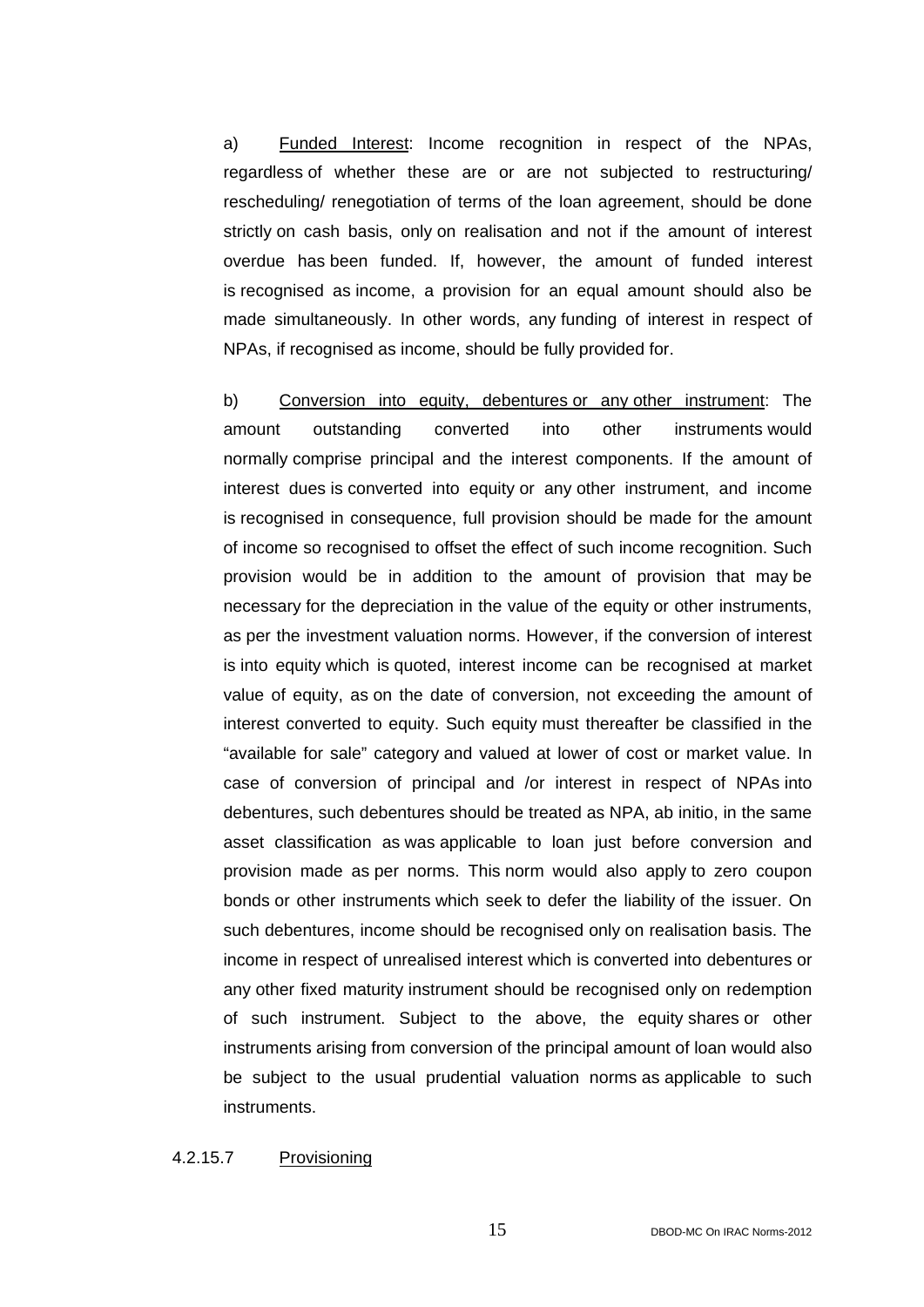a) <u>Funded Interest</u>: Income recognition in respect of the NPAs, regardless of whether these are or are not subjected to restructuring/ rescheduling/ renegotiation of terms of the loan agreement, should be done strictly on cash basis, only on realisation and not if the amount of interest overdue has been funded. If, however, the amount of funded interest is recognised as income, a provision for an equal amount should also be made simultaneously. In other words, any funding of interest in respect of NPAs, if recognised as income, should be fully provided for.

b) <u>Conversion into equity, debentures or any other instrument</u>: The amount outstanding converted into other instruments would normally comprise principal and the interest components. If the amount of interest dues is converted into equity or any other instrument, and income is recognised in consequence, full provision should be made for the amount of income so recognised to offset the effect of such income recognition. Such provision would be in addition to the amount of provision that may be necessary for the depreciation in the value of the equity or other instruments, as per the investment valuation norms. However, if the conversion of interest is into equity which is quoted, interest income can be recognised at market value of equity, as on the date of conversion, not exceeding the amount of interest converted to equity. Such equity must thereafter be classified in the "available for sale" category and valued at lower of cost or market value. In case of conversion of principal and /or interest in respect of NPAs into debentures, such debentures should be treated as NPA, ab initio, in the same asset classification as was applicable to loan just before conversion and provision made as per norms. This norm would also apply to zero coupon bonds or other instruments which seek to defer the liability of the issuer. On such debentures, income should be recognised only on realisation basis. The income in respect of unrealised interest which is converted into debentures or any other fixed maturity instrument should be recognised only on redemption of such instrument. Subject to the above, the equity shares or other instruments arising from conversion of the principal amount of loan would also be subject to the usual prudential valuation norms as applicable to such instruments.

4.2.15.7 <u>Provisioning</u>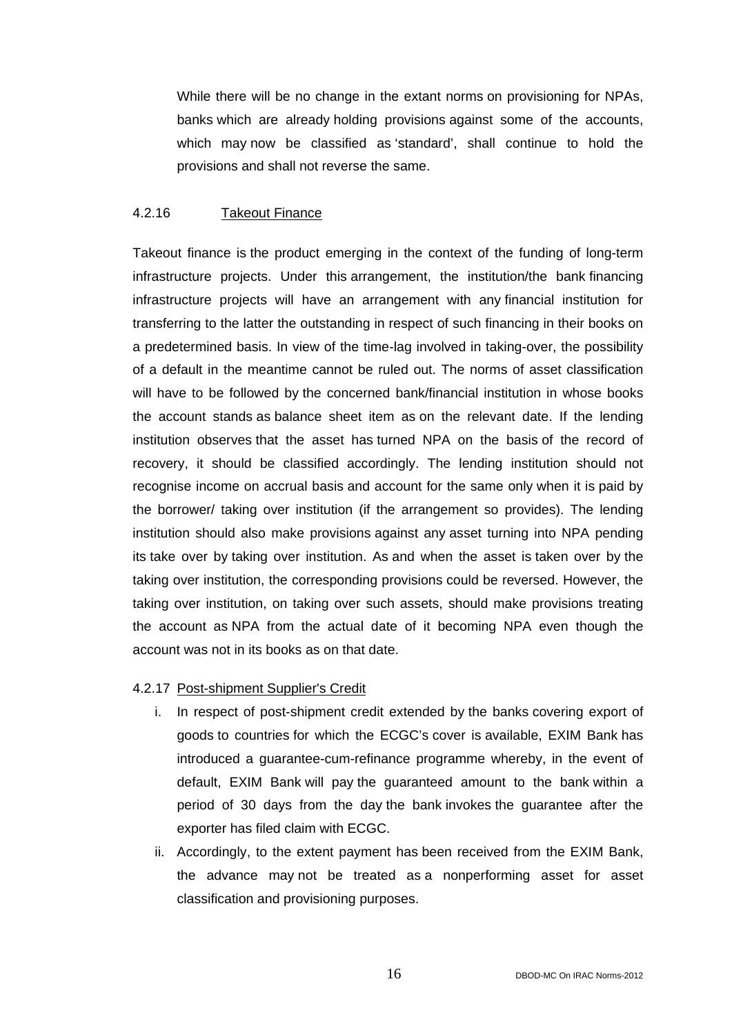While there will be no change in the extant norms on provisioning for NPAs, banks which are already holding provisions against some of the accounts, which may now be classified as 'standard', shall continue to hold the provisions and shall not reverse the same.

#### 4.2.16 Takeout Finance

Takeout finance is the product emerging in the context of the funding of long-term infrastructure projects. Under this arrangement, the institution/the bank financing infrastructure projects will have an arrangement with any financial institution for transferring to the latter the outstanding in respect of such financing in their books on a predetermined basis. In view of the time-lag involved in taking-over, the possibility of a default in the meantime cannot be ruled out. The norms of asset classification will have to be followed by the concerned bank/financial institution in whose books the account stands as balance sheet item as on the relevant date. If the lending institution observes that the asset has turned NPA on the basis of the record of recovery, it should be classified accordingly. The lending institution should not recognise income on accrual basis and account for the same only when it is paid by the borrower/ taking over institution (if the arrangement so provides). The lending institution should also make provisions against any asset turning into NPA pending its take over by taking over institution. As and when the asset is taken over by the taking over institution, the corresponding provisions could be reversed. However, the taking over institution, on taking over such assets, should make provisions treating the account as NPA from the actual date of it becoming NPA even though the account was not in its books as on that date.

#### 4.2.17 Post-shipment Supplier's Credit

i. In respect of post-shipment credit extended by the banks covering export of goods to countries for which the ECGC's cover is available, EXIM Bank has introduced a guarantee-cum-refinance programme whereby, in the event of default, EXIM Bank will pay the guaranteed amount to the bank within a period of 30 days from the day the bank invokes the guarantee after the exporter has filed claim with ECGC.

ii. Accordingly, to the extent payment has been received from the EXIM Bank, the advance may not be treated as a nonperforming asset for asset classification and provisioning purposes.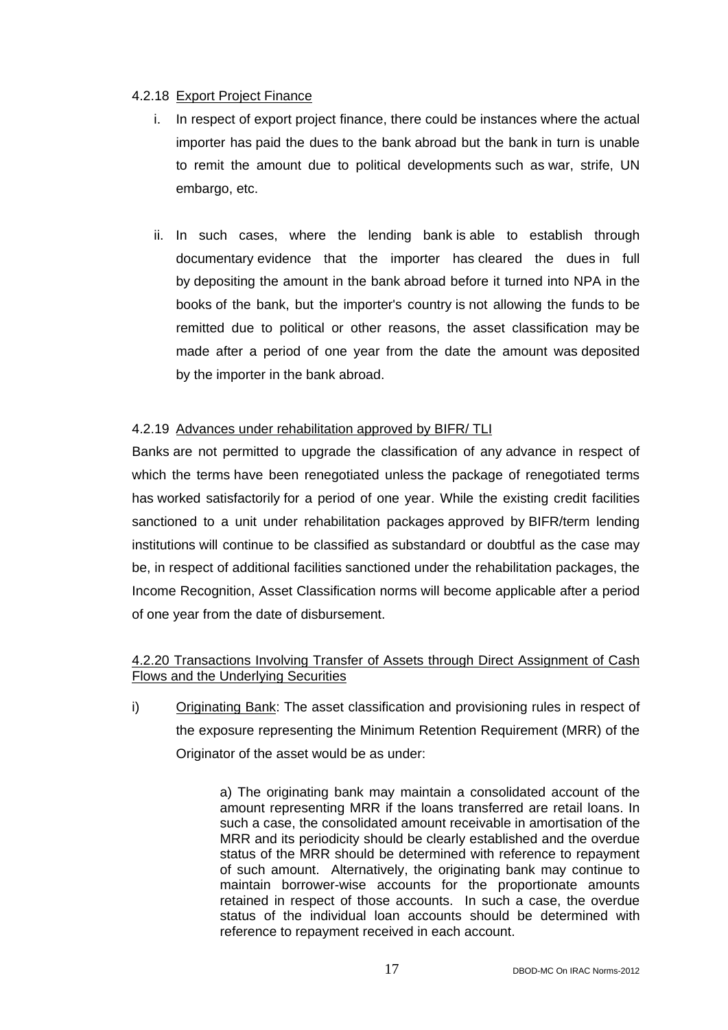4.2.18 Export Project Finance

i. In respect of export project finance, there could be instances where the actual importer has paid the dues to the bank abroad but the bank in turn is unable to remit the amount due to political developments such as war, strife, UN embargo, etc.

ii. In such cases, where the lending bank is able to establish through documentary evidence that the importer has cleared the dues in full by depositing the amount in the bank abroad before it turned into NPA in the books of the bank, but the importer's country is not allowing the funds to be remitted due to political or other reasons, the asset classification may be made after a period of one year from the date the amount was deposited by the importer in the bank abroad.

4.2.19 Advances under rehabilitation approved by BIFR/ TLI

Banks are not permitted to upgrade the classification of any advance in respect of which the terms have been renegotiated unless the package of renegotiated terms has worked satisfactorily for a period of one year. While the existing credit facilities sanctioned to a unit under rehabilitation packages approved by BIFR/term lending institutions will continue to be classified as substandard or doubtful as the case may be, in respect of additional facilities sanctioned under the rehabilitation packages, the Income Recognition, Asset Classification norms will become applicable after a period of one year from the date of disbursement.

4.2.20 Transactions Involving Transfer of Assets through Direct Assignment of Cash Flows and the Underlying Securities

i) Originating Bank: The asset classification and provisioning rules in respect of the exposure representing the Minimum Retention Requirement (MRR) of the Originator of the asset would be as under:

> a) The originating bank may maintain a consolidated account of the amount representing MRR if the loans transferred are retail loans. In such a case, the consolidated amount receivable in amortisation of the MRR and its periodicity should be clearly established and the overdue status of the MRR should be determined with reference to repayment of such amount. Alternatively, the originating bank may continue to maintain borrower-wise accounts for the proportionate amounts retained in respect of those accounts. In such a case, the overdue status of the individual loan accounts should be determined with reference to repayment received in each account.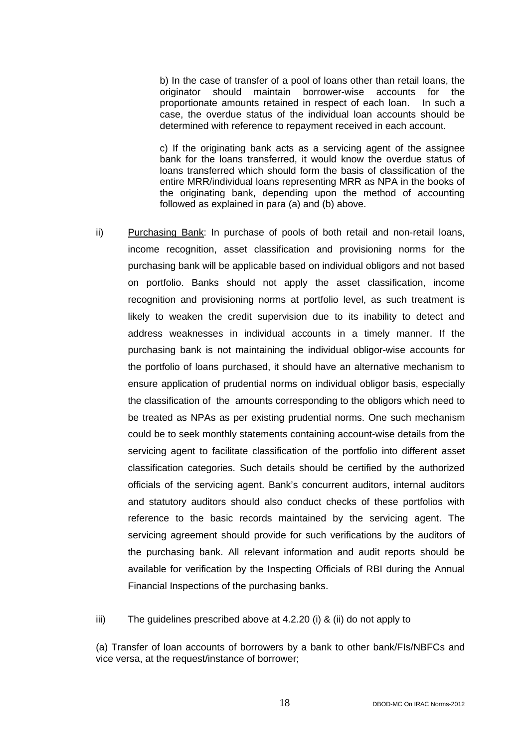b) In the case of transfer of a pool of loans other than retail loans, the originator should maintain borrower-wise accounts for the proportionate amounts retained in respect of each loan. In such a case, the overdue status of the individual loan accounts should be determined with reference to repayment received in each account.

c) If the originating bank acts as a servicing agent of the assignee bank for the loans transferred, it would know the overdue status of loans transferred which should form the basis of classification of the entire MRR/individual loans representing MRR as NPA in the books of the originating bank, depending upon the method of accounting followed as explained in para (a) and (b) above.

ii) Purchasing Bank: In purchase of pools of both retail and non-retail loans, income recognition, asset classification and provisioning norms for the purchasing bank will be applicable based on individual obligors and not based on portfolio. Banks should not apply the asset classification, income recognition and provisioning norms at portfolio level, as such treatment is likely to weaken the credit supervision due to its inability to detect and address weaknesses in individual accounts in a timely manner. If the purchasing bank is not maintaining the individual obligor-wise accounts for the portfolio of loans purchased, it should have an alternative mechanism to ensure application of prudential norms on individual obligor basis, especially the classification of the amounts corresponding to the obligors which need to be treated as NPAs as per existing prudential norms. One such mechanism could be to seek monthly statements containing account-wise details from the servicing agent to facilitate classification of the portfolio into different asset classification categories. Such details should be certified by the authorized officials of the servicing agent. Bank's concurrent auditors, internal auditors and statutory auditors should also conduct checks of these portfolios with reference to the basic records maintained by the servicing agent. The servicing agreement should provide for such verifications by the auditors of the purchasing bank. All relevant information and audit reports should be available for verification by the Inspecting Officials of RBI during the Annual Financial Inspections of the purchasing banks.

iii) The guidelines prescribed above at 4.2.20 (i) & (ii) do not apply to

(a) Transfer of loan accounts of borrowers by a bank to other bank/FIs/NBFCs and vice versa, at the request/instance of borrower;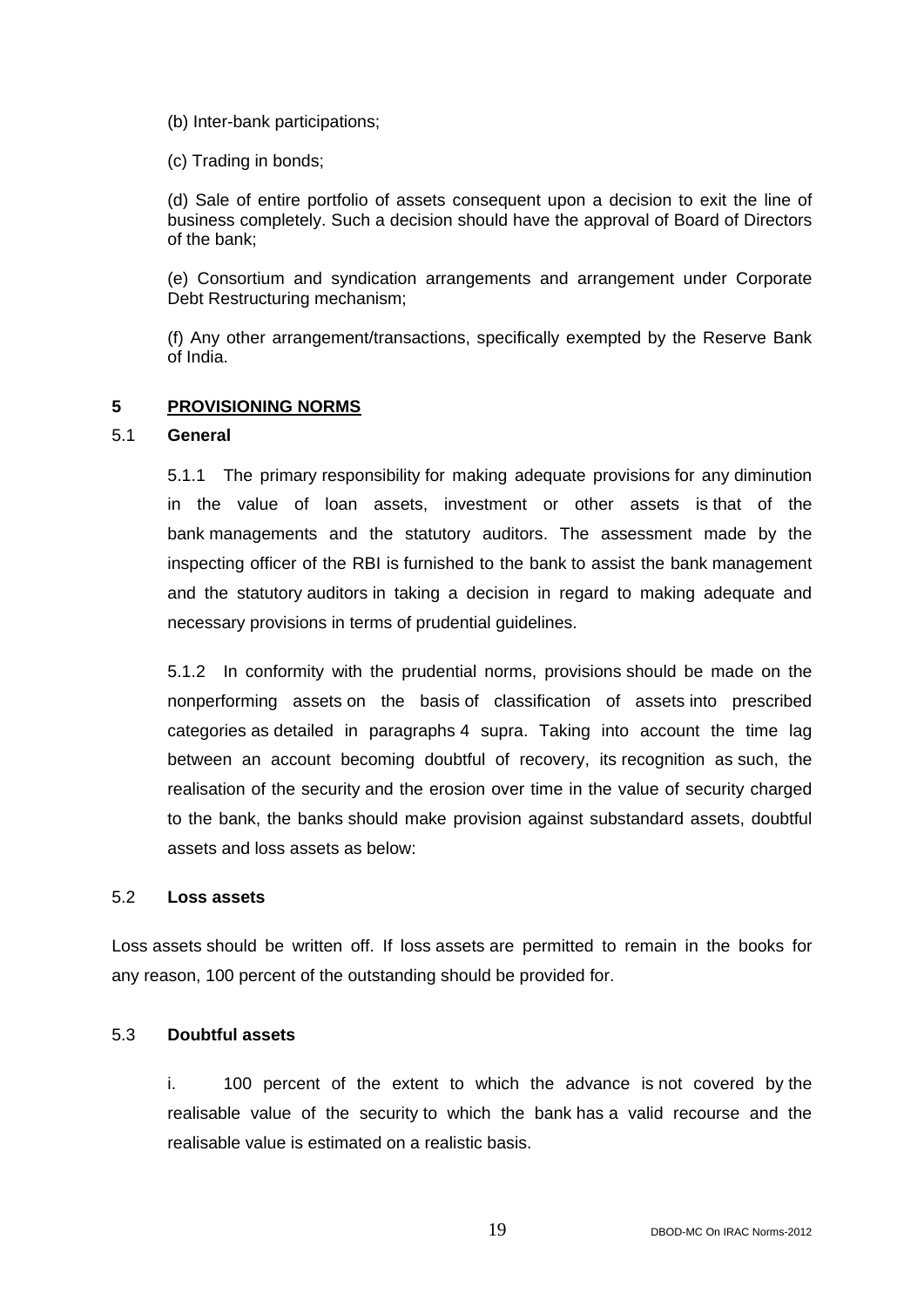(b) Inter-bank participations;

(c) Trading in bonds;

(d) Sale of entire portfolio of assets consequent upon a decision to exit the line of business completely. Such a decision should have the approval of Board of Directors of the bank;

(e) Consortium and syndication arrangements and arrangement under Corporate Debt Restructuring mechanism;

(f) Any other arrangement/transactions, specifically exempted by the Reserve Bank of India.

## 5 PROVISIONING NORMS

### 5.1 General

5.1.1 The primary responsibility for making adequate provisions for any diminution in the value of loan assets, investment or other assets is that of the bank managements and the statutory auditors. The assessment made by the inspecting officer of the RBI is furnished to the bank to assist the bank management and the statutory auditors in taking a decision in regard to making adequate and necessary provisions in terms of prudential guidelines.

5.1.2 In conformity with the prudential norms, provisions should be made on the nonperforming assets on the basis of classification of assets into prescribed categories as detailed in paragraphs 4 supra. Taking into account the time lag between an account becoming doubtful of recovery, its recognition as such, the realisation of the security and the erosion over time in the value of security charged to the bank, the banks should make provision against substandard assets, doubtful assets and loss assets as below:

### 5.2 Loss assets

Loss assets should be written off. If loss assets are permitted to remain in the books for any reason, 100 percent of the outstanding should be provided for.

### 5.3 Doubtful assets

i. 100 percent of the extent to which the advance is not covered by the realisable value of the security to which the bank has a valid recourse and the realisable value is estimated on a realistic basis.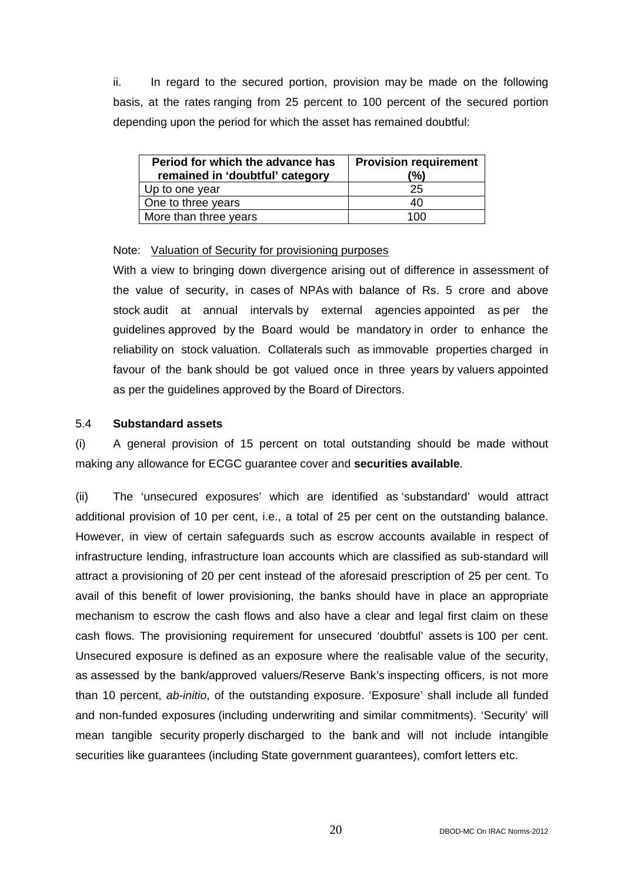ii. In regard to the secured portion, provision may be made on the following basis, at the rates ranging from 25 percent to 100 percent of the secured portion depending upon the period for which the asset has remained doubtful:

| Period for which the advance has remained in 'doubtful' category | Provision requirement (%) |
|---|---|
| Up to one year | 25 |
| One to three years | 40 |
| More than three years | 100 |

Note: Valuation of Security for provisioning purposes

With a view to bringing down divergence arising out of difference in assessment of the value of security, in cases of NPAs with balance of Rs. 5 crore and above stock audit at annual intervals by external agencies appointed as per the guidelines approved by the Board would be mandatory in order to enhance the reliability on stock valuation. Collaterals such as immovable properties charged in favour of the bank should be got valued once in three years by valuers appointed as per the guidelines approved by the Board of Directors.

### 5.4 Substandard assets

(i) A general provision of 15 percent on total outstanding should be made without making any allowance for ECGC guarantee cover and **securities available**.

(ii) The 'unsecured exposures' which are identified as 'substandard' would attract additional provision of 10 per cent, i.e., a total of 25 per cent on the outstanding balance. However, in view of certain safeguards such as escrow accounts available in respect of infrastructure lending, infrastructure loan accounts which are classified as sub-standard will attract a provisioning of 20 per cent instead of the aforesaid prescription of 25 per cent. To avail of this benefit of lower provisioning, the banks should have in place an appropriate mechanism to escrow the cash flows and also have a clear and legal first claim on these cash flows. The provisioning requirement for unsecured 'doubtful' assets is 100 per cent. Unsecured exposure is defined as an exposure where the realisable value of the security, as assessed by the bank/approved valuers/Reserve Bank's inspecting officers, is not more than 10 percent, *ab-initio*, of the outstanding exposure. 'Exposure' shall include all funded and non-funded exposures (including underwriting and similar commitments). 'Security' will mean tangible security properly discharged to the bank and will not include intangible securities like guarantees (including State government guarantees), comfort letters etc.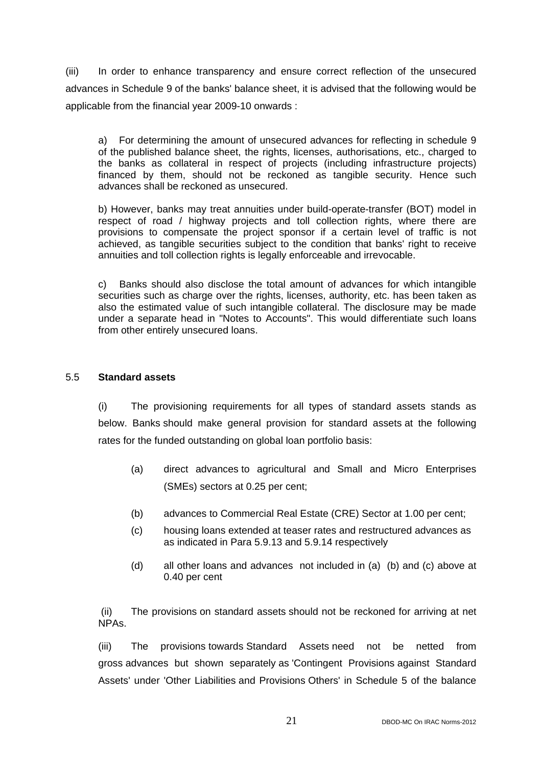(iii) In order to enhance transparency and ensure correct reflection of the unsecured advances in Schedule 9 of the banks' balance sheet, it is advised that the following would be applicable from the financial year 2009-10 onwards :

> a) For determining the amount of unsecured advances for reflecting in schedule 9 of the published balance sheet, the rights, licenses, authorisations, etc., charged to the banks as collateral in respect of projects (including infrastructure projects) financed by them, should not be reckoned as tangible security. Hence such advances shall be reckoned as unsecured.
>
> b) However, banks may treat annuities under build-operate-transfer (BOT) model in respect of road / highway projects and toll collection rights, where there are provisions to compensate the project sponsor if a certain level of traffic is not achieved, as tangible securities subject to the condition that banks' right to receive annuities and toll collection rights is legally enforceable and irrevocable.
>
> c) Banks should also disclose the total amount of advances for which intangible securities such as charge over the rights, licenses, authority, etc. has been taken as also the estimated value of such intangible collateral. The disclosure may be made under a separate head in "Notes to Accounts". This would differentiate such loans from other entirely unsecured loans.

## 5.5 **Standard assets**

(i) The provisioning requirements for all types of standard assets stands as below. Banks should make general provision for standard assets at the following rates for the funded outstanding on global loan portfolio basis:

- (a) direct advances to agricultural and Small and Micro Enterprises (SMEs) sectors at 0.25 per cent;
- (b) advances to Commercial Real Estate (CRE) Sector at 1.00 per cent;
- (c) housing loans extended at teaser rates and restructured advances as as indicated in Para 5.9.13 and 5.9.14 respectively
- (d) all other loans and advances not included in (a) (b) and (c) above at 0.40 per cent

(ii) The provisions on standard assets should not be reckoned for arriving at net NPAs.

(iii) The provisions towards Standard Assets need not be netted from gross advances but shown separately as 'Contingent Provisions against Standard Assets' under 'Other Liabilities and Provisions Others' in Schedule 5 of the balance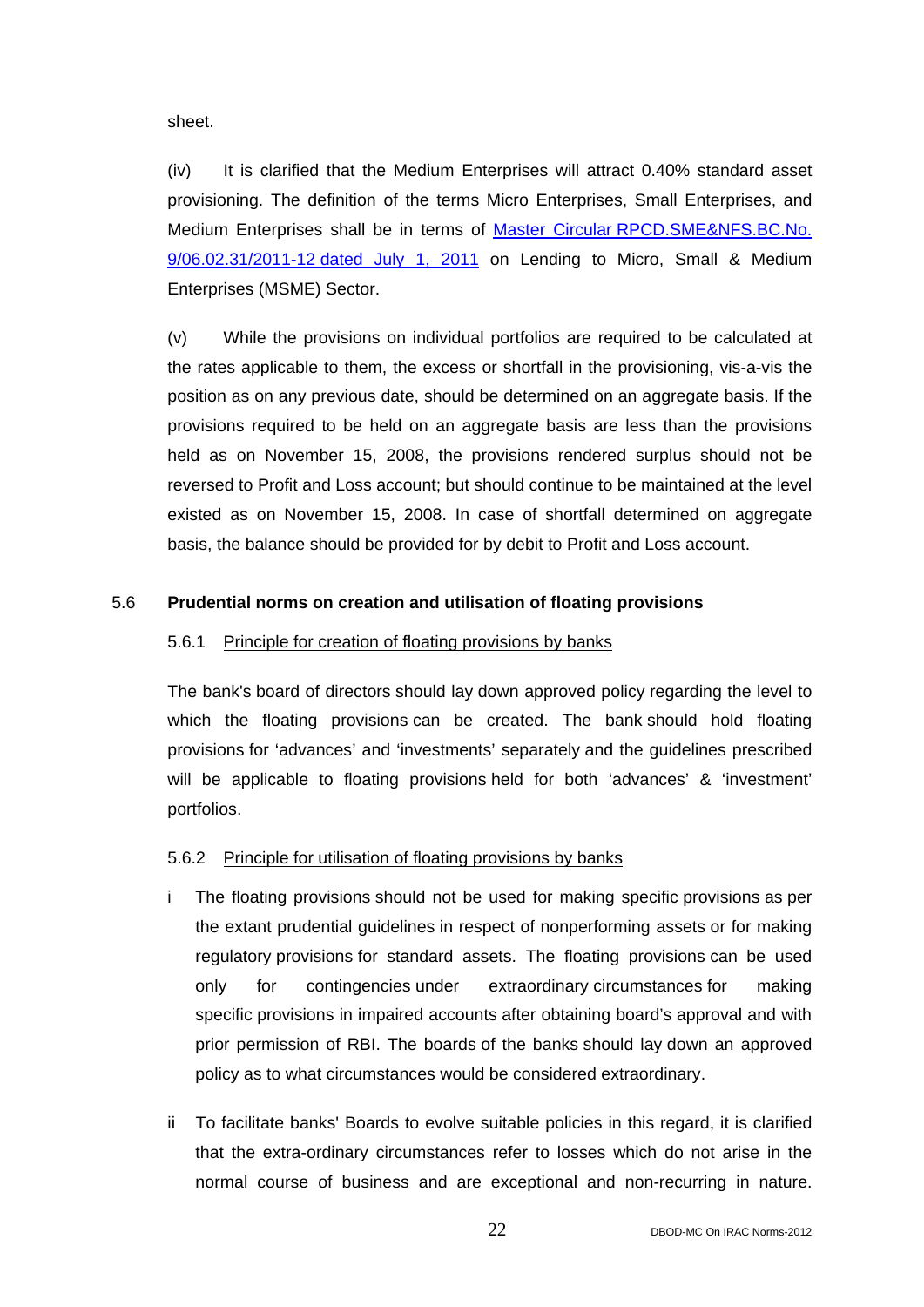sheet.

(iv) It is clarified that the Medium Enterprises will attract 0.40% standard asset provisioning. The definition of the terms Micro Enterprises, Small Enterprises, and Medium Enterprises shall be in terms of Master Circular RPCD.SME&NFS.BC.No. 9/06.02.31/2011-12 dated July 1, 2011 on Lending to Micro, Small & Medium Enterprises (MSME) Sector.

(v) While the provisions on individual portfolios are required to be calculated at the rates applicable to them, the excess or shortfall in the provisioning, vis-a-vis the position as on any previous date, should be determined on an aggregate basis. If the provisions required to be held on an aggregate basis are less than the provisions held as on November 15, 2008, the provisions rendered surplus should not be reversed to Profit and Loss account; but should continue to be maintained at the level existed as on November 15, 2008. In case of shortfall determined on aggregate basis, the balance should be provided for by debit to Profit and Loss account.

## 5.6 Prudential norms on creation and utilisation of floating provisions

### 5.6.1 Principle for creation of floating provisions by banks

The bank's board of directors should lay down approved policy regarding the level to which the floating provisions can be created. The bank should hold floating provisions for 'advances' and 'investments' separately and the guidelines prescribed will be applicable to floating provisions held for both 'advances' & 'investment' portfolios.

### 5.6.2 Principle for utilisation of floating provisions by banks

i The floating provisions should not be used for making specific provisions as per the extant prudential guidelines in respect of nonperforming assets or for making regulatory provisions for standard assets. The floating provisions can be used only for contingencies under extraordinary circumstances for making specific provisions in impaired accounts after obtaining board's approval and with prior permission of RBI. The boards of the banks should lay down an approved policy as to what circumstances would be considered extraordinary.

ii To facilitate banks' Boards to evolve suitable policies in this regard, it is clarified that the extra-ordinary circumstances refer to losses which do not arise in the normal course of business and are exceptional and non-recurring in nature.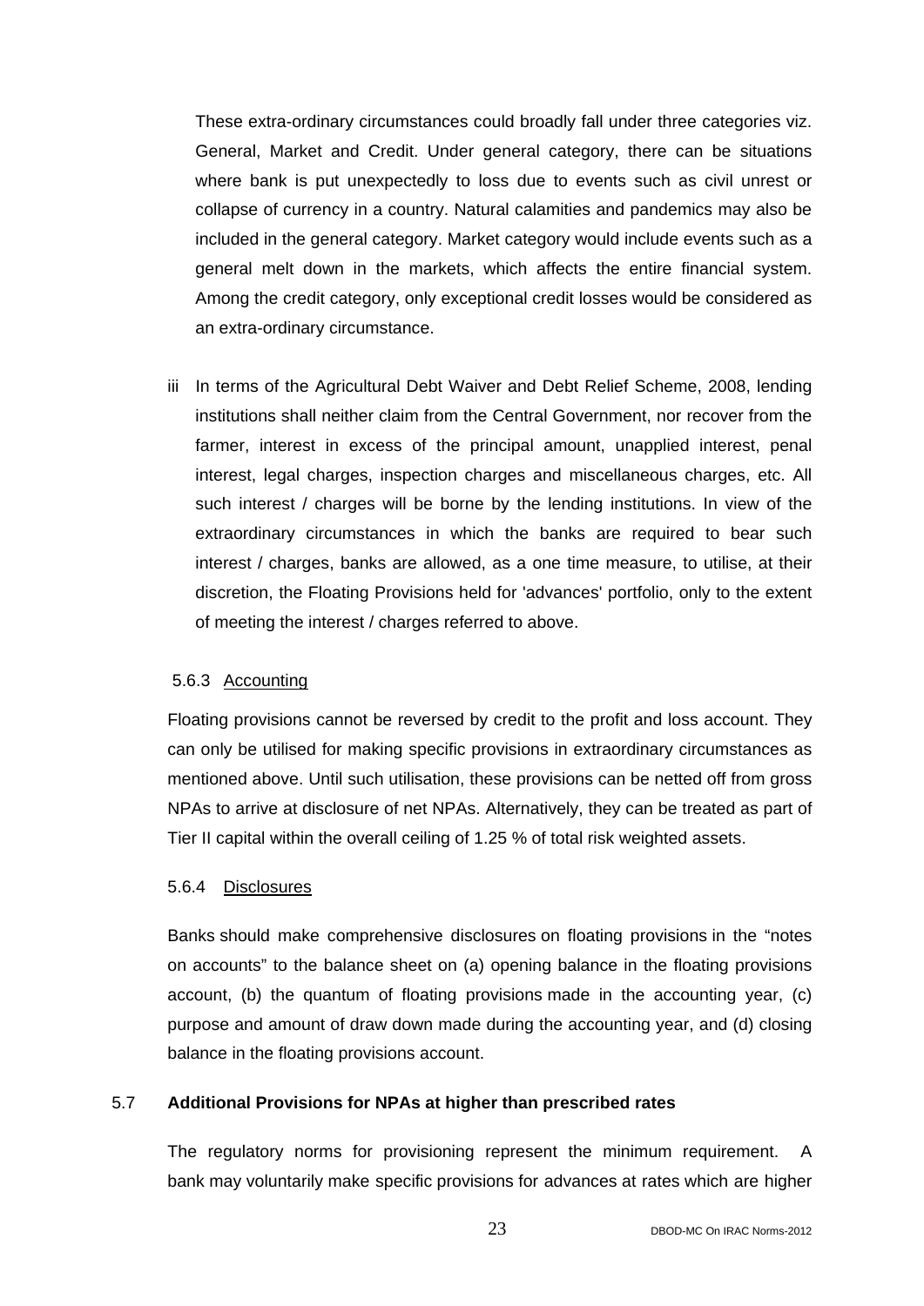These extra-ordinary circumstances could broadly fall under three categories viz. General, Market and Credit. Under general category, there can be situations where bank is put unexpectedly to loss due to events such as civil unrest or collapse of currency in a country. Natural calamities and pandemics may also be included in the general category. Market category would include events such as a general melt down in the markets, which affects the entire financial system. Among the credit category, only exceptional credit losses would be considered as an extra-ordinary circumstance.

iii In terms of the Agricultural Debt Waiver and Debt Relief Scheme, 2008, lending institutions shall neither claim from the Central Government, nor recover from the farmer, interest in excess of the principal amount, unapplied interest, penal interest, legal charges, inspection charges and miscellaneous charges, etc. All such interest / charges will be borne by the lending institutions. In view of the extraordinary circumstances in which the banks are required to bear such interest / charges, banks are allowed, as a one time measure, to utilise, at their discretion, the Floating Provisions held for 'advances' portfolio, only to the extent of meeting the interest / charges referred to above.

#### 5.6.3 Accounting

Floating provisions cannot be reversed by credit to the profit and loss account. They can only be utilised for making specific provisions in extraordinary circumstances as mentioned above. Until such utilisation, these provisions can be netted off from gross NPAs to arrive at disclosure of net NPAs. Alternatively, they can be treated as part of Tier II capital within the overall ceiling of 1.25 % of total risk weighted assets.

#### 5.6.4 Disclosures

Banks should make comprehensive disclosures on floating provisions in the "notes on accounts" to the balance sheet on (a) opening balance in the floating provisions account, (b) the quantum of floating provisions made in the accounting year, (c) purpose and amount of draw down made during the accounting year, and (d) closing balance in the floating provisions account.

### 5.7 Additional Provisions for NPAs at higher than prescribed rates

The regulatory norms for provisioning represent the minimum requirement. A bank may voluntarily make specific provisions for advances at rates which are higher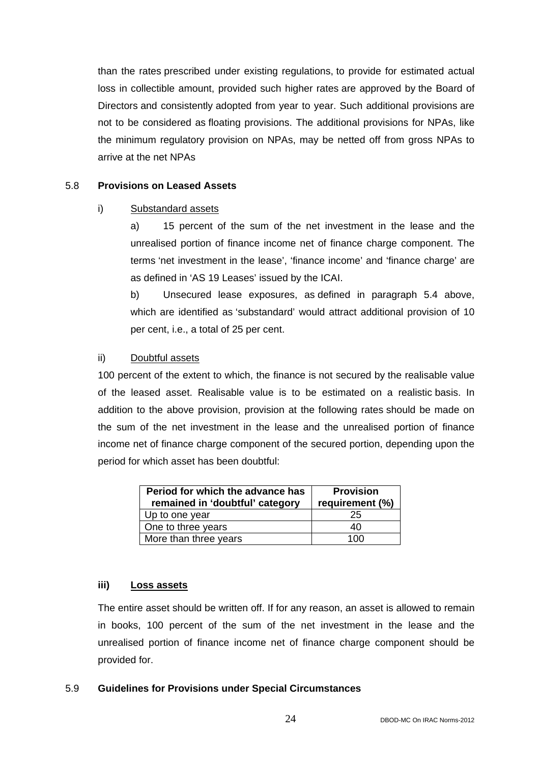than the rates prescribed under existing regulations, to provide for estimated actual loss in collectible amount, provided such higher rates are approved by the Board of Directors and consistently adopted from year to year. Such additional provisions are not to be considered as floating provisions. The additional provisions for NPAs, like the minimum regulatory provision on NPAs, may be netted off from gross NPAs to arrive at the net NPAs

## 5.8 Provisions on Leased Assets

i) Substandard assets

a) 15 percent of the sum of the net investment in the lease and the unrealised portion of finance income net of finance charge component. The terms 'net investment in the lease', 'finance income' and 'finance charge' are as defined in 'AS 19 Leases' issued by the ICAI.

b) Unsecured lease exposures, as defined in paragraph 5.4 above, which are identified as 'substandard' would attract additional provision of 10 per cent, i.e., a total of 25 per cent.

ii) Doubtful assets

100 percent of the extent to which, the finance is not secured by the realisable value of the leased asset. Realisable value is to be estimated on a realistic basis. In addition to the above provision, provision at the following rates should be made on the sum of the net investment in the lease and the unrealised portion of finance income net of finance charge component of the secured portion, depending upon the period for which asset has been doubtful:

| Period for which the advance has remained in 'doubtful' category | Provision requirement (%) |
|---|---|
| Up to one year | 25 |
| One to three years | 40 |
| More than three years | 100 |

**iii) Loss assets**

The entire asset should be written off. If for any reason, an asset is allowed to remain in books, 100 percent of the sum of the net investment in the lease and the unrealised portion of finance income net of finance charge component should be provided for.

## 5.9 Guidelines for Provisions under Special Circumstances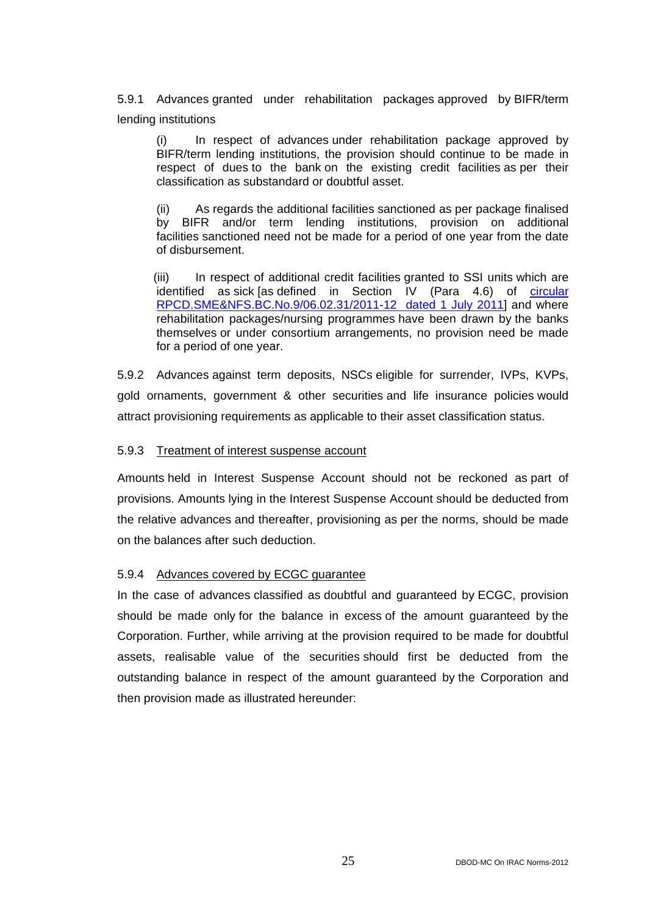5.9.1 Advances granted under rehabilitation packages approved by BIFR/term lending institutions

(i) In respect of advances under rehabilitation package approved by BIFR/term lending institutions, the provision should continue to be made in respect of dues to the bank on the existing credit facilities as per their classification as substandard or doubtful asset.

(ii) As regards the additional facilities sanctioned as per package finalised by BIFR and/or term lending institutions, provision on additional facilities sanctioned need not be made for a period of one year from the date of disbursement.

(iii) In respect of additional credit facilities granted to SSI units which are identified as sick [as defined in Section IV (Para 4.6) of circular RPCD.SME&NFS.BC.No.9/06.02.31/2011-12 dated 1 July 2011] and where rehabilitation packages/nursing programmes have been drawn by the banks themselves or under consortium arrangements, no provision need be made for a period of one year.

5.9.2 Advances against term deposits, NSCs eligible for surrender, IVPs, KVPs, gold ornaments, government & other securities and life insurance policies would attract provisioning requirements as applicable to their asset classification status.

5.9.3 Treatment of interest suspense account

Amounts held in Interest Suspense Account should not be reckoned as part of provisions. Amounts lying in the Interest Suspense Account should be deducted from the relative advances and thereafter, provisioning as per the norms, should be made on the balances after such deduction.

5.9.4 Advances covered by ECGC guarantee

In the case of advances classified as doubtful and guaranteed by ECGC, provision should be made only for the balance in excess of the amount guaranteed by the Corporation. Further, while arriving at the provision required to be made for doubtful assets, realisable value of the securities should first be deducted from the outstanding balance in respect of the amount guaranteed by the Corporation and then provision made as illustrated hereunder: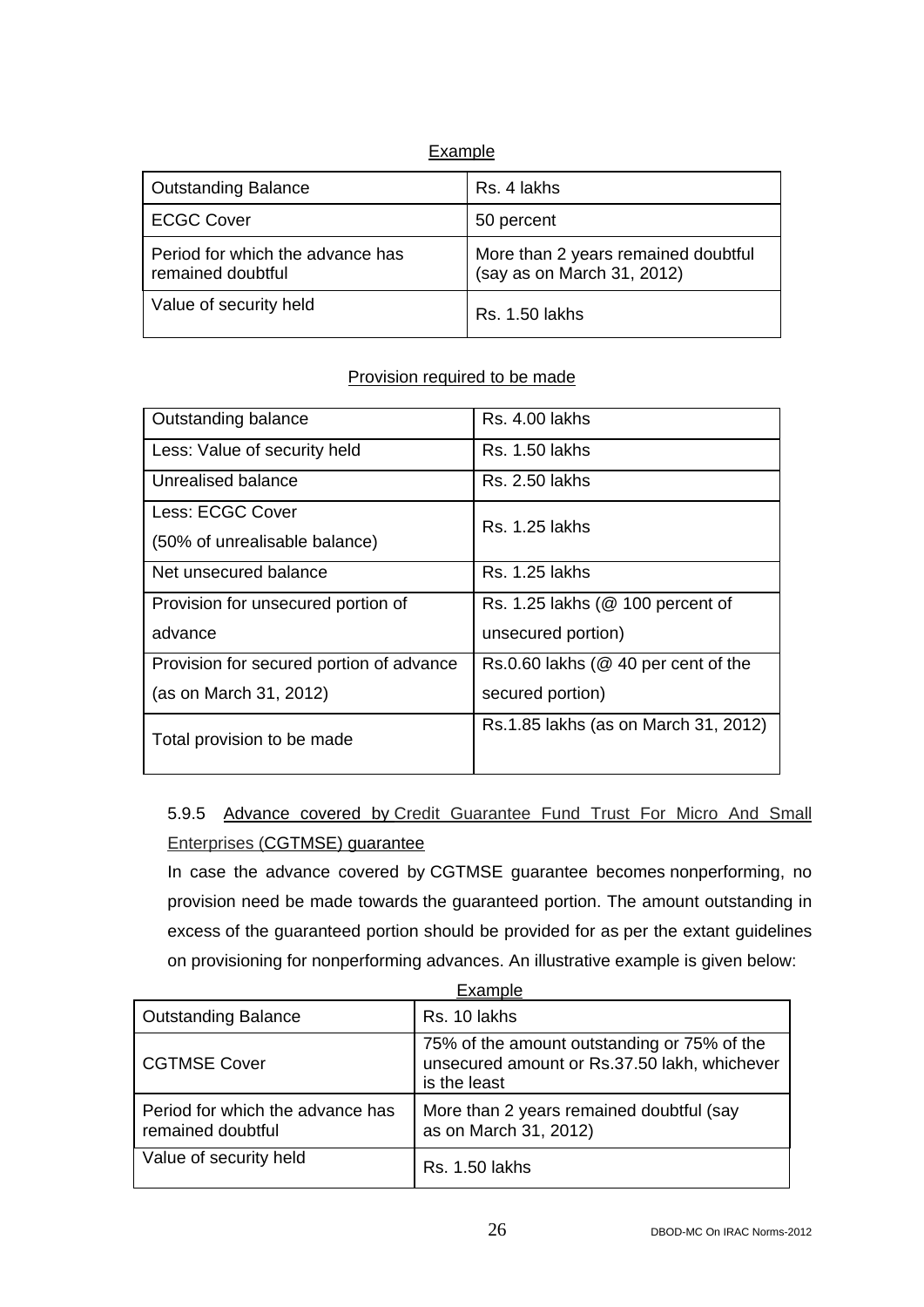Example

| Outstanding Balance | Rs. 4 lakhs |
|---|---|
| ECGC Cover | 50 percent |
| Period for which the advance has remained doubtful | More than 2 years remained doubtful (say as on March 31, 2012) |
| Value of security held | Rs. 1.50 lakhs |

Provision required to be made

| Outstanding balance | Rs. 4.00 lakhs |
|---|---|
| Less: Value of security held | Rs. 1.50 lakhs |
| Unrealised balance | Rs. 2.50 lakhs |
| Less: ECGC Cover (50% of unrealisable balance) | Rs. 1.25 lakhs |
| Net unsecured balance | Rs. 1.25 lakhs |
| Provision for unsecured portion of advance | Rs. 1.25 lakhs (@ 100 percent of unsecured portion) |
| Provision for secured portion of advance (as on March 31, 2012) | Rs.0.60 lakhs (@ 40 per cent of the secured portion) |
| Total provision to be made | Rs.1.85 lakhs (as on March 31, 2012) |

5.9.5 Advance covered by Credit Guarantee Fund Trust For Micro And Small Enterprises (CGTMSE) guarantee

In case the advance covered by CGTMSE guarantee becomes nonperforming, no provision need be made towards the guaranteed portion. The amount outstanding in excess of the guaranteed portion should be provided for as per the extant guidelines on provisioning for nonperforming advances. An illustrative example is given below:

Example

| Outstanding Balance | Rs. 10 lakhs |
|---|---|
| CGTMSE Cover | 75% of the amount outstanding or 75% of the unsecured amount or Rs.37.50 lakh, whichever is the least |
| Period for which the advance has remained doubtful | More than 2 years remained doubtful (say as on March 31, 2012) |
| Value of security held | Rs. 1.50 lakhs |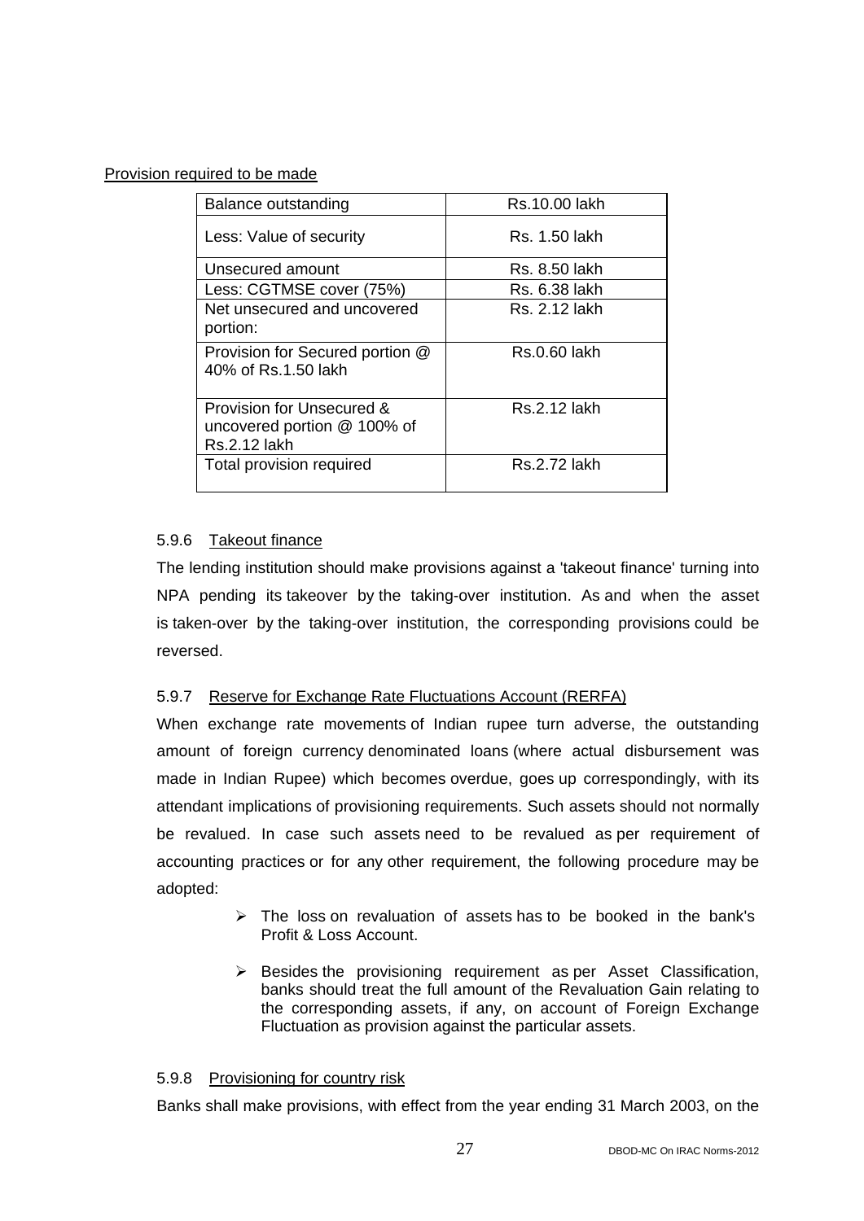Provision required to be made

| Balance outstanding | Rs.10.00 lakh |
|---|---|
| Less: Value of security | Rs. 1.50 lakh |
| Unsecured amount | Rs. 8.50 lakh |
| Less: CGTMSE cover (75%) | Rs. 6.38 lakh |
| Net unsecured and uncovered portion: | Rs. 2.12 lakh |
| Provision for Secured portion @ 40% of Rs.1.50 lakh | Rs.0.60 lakh |
| Provision for Unsecured & uncovered portion @ 100% of Rs.2.12 lakh | Rs.2.12 lakh |
| Total provision required | Rs.2.72 lakh |

5.9.6 Takeout finance

The lending institution should make provisions against a 'takeout finance' turning into NPA pending its takeover by the taking-over institution. As and when the asset is taken-over by the taking-over institution, the corresponding provisions could be reversed.

5.9.7 Reserve for Exchange Rate Fluctuations Account (RERFA)

When exchange rate movements of Indian rupee turn adverse, the outstanding amount of foreign currency denominated loans (where actual disbursement was made in Indian Rupee) which becomes overdue, goes up correspondingly, with its attendant implications of provisioning requirements. Such assets should not normally be revalued. In case such assets need to be revalued as per requirement of accounting practices or for any other requirement, the following procedure may be adopted:

- The loss on revaluation of assets has to be booked in the bank's Profit & Loss Account.
- Besides the provisioning requirement as per Asset Classification, banks should treat the full amount of the Revaluation Gain relating to the corresponding assets, if any, on account of Foreign Exchange Fluctuation as provision against the particular assets.

5.9.8 Provisioning for country risk

Banks shall make provisions, with effect from the year ending 31 March 2003, on the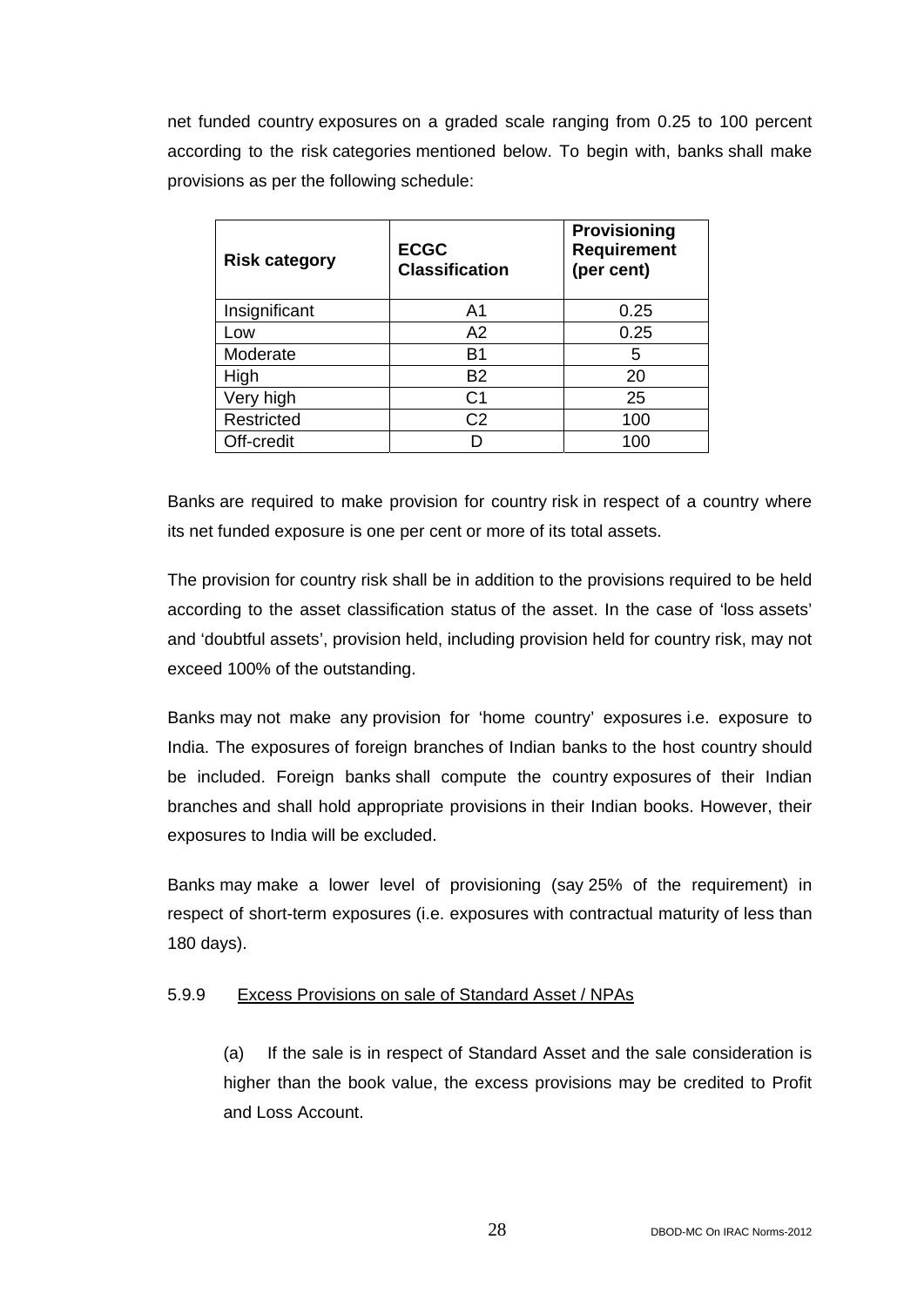net funded country exposures on a graded scale ranging from 0.25 to 100 percent according to the risk categories mentioned below. To begin with, banks shall make provisions as per the following schedule:

| Risk category | ECGC Classification | Provisioning Requirement (per cent) |
|---|---|---|
| Insignificant | A1 | 0.25 |
| Low | A2 | 0.25 |
| Moderate | B1 | 5 |
| High | B2 | 20 |
| Very high | C1 | 25 |
| Restricted | C2 | 100 |
| Off-credit | D | 100 |

Banks are required to make provision for country risk in respect of a country where its net funded exposure is one per cent or more of its total assets.

The provision for country risk shall be in addition to the provisions required to be held according to the asset classification status of the asset. In the case of 'loss assets' and 'doubtful assets', provision held, including provision held for country risk, may not exceed 100% of the outstanding.

Banks may not make any provision for 'home country' exposures i.e. exposure to India. The exposures of foreign branches of Indian banks to the host country should be included. Foreign banks shall compute the country exposures of their Indian branches and shall hold appropriate provisions in their Indian books. However, their exposures to India will be excluded.

Banks may make a lower level of provisioning (say 25% of the requirement) in respect of short-term exposures (i.e. exposures with contractual maturity of less than 180 days).

5.9.9 Excess Provisions on sale of Standard Asset / NPAs

(a) If the sale is in respect of Standard Asset and the sale consideration is higher than the book value, the excess provisions may be credited to Profit and Loss Account.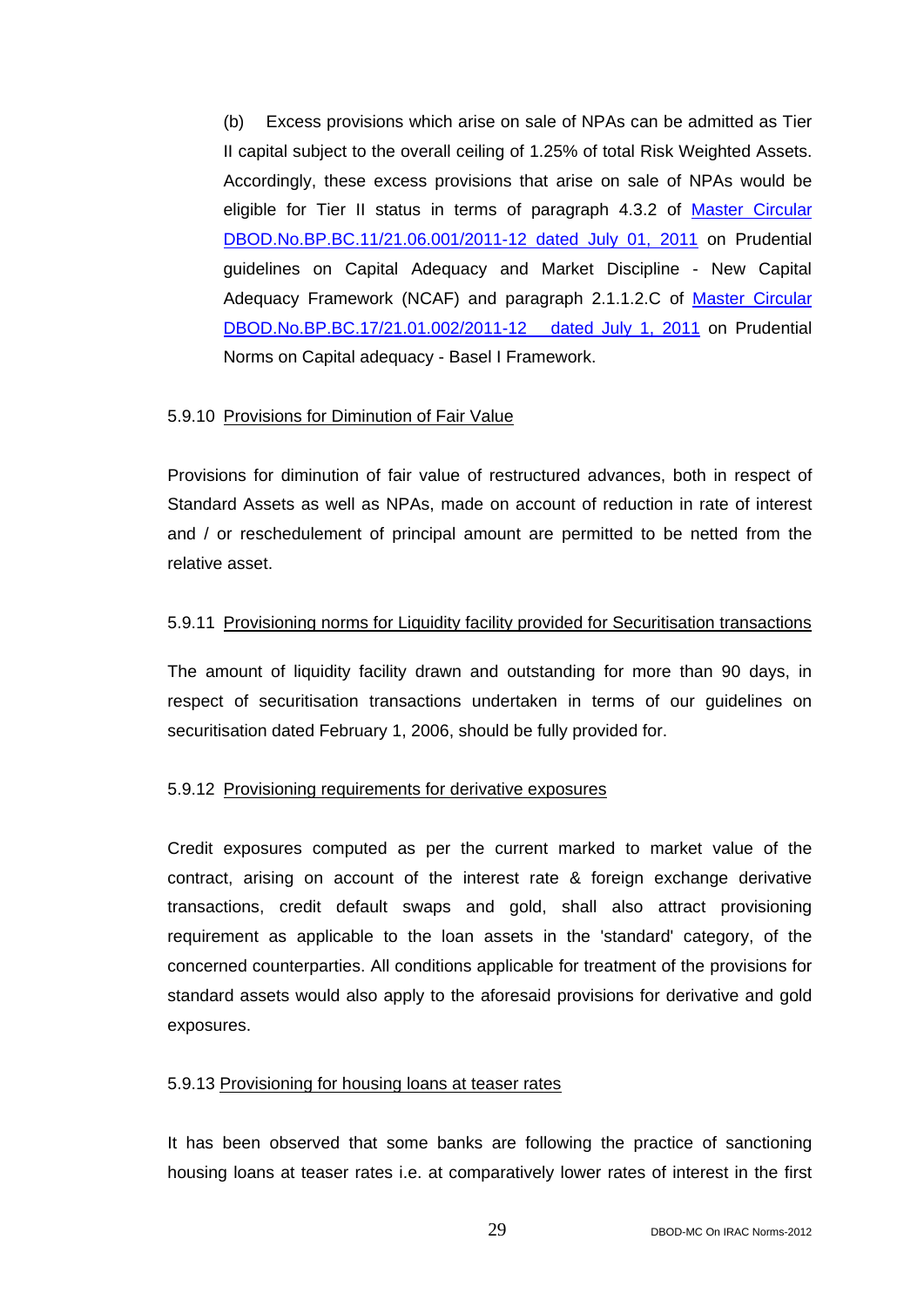(b) Excess provisions which arise on sale of NPAs can be admitted as Tier II capital subject to the overall ceiling of 1.25% of total Risk Weighted Assets. Accordingly, these excess provisions that arise on sale of NPAs would be eligible for Tier II status in terms of paragraph 4.3.2 of Master Circular DBOD.No.BP.BC.11/21.06.001/2011-12 dated July 01, 2011 on Prudential guidelines on Capital Adequacy and Market Discipline - New Capital Adequacy Framework (NCAF) and paragraph 2.1.1.2.C of Master Circular DBOD.No.BP.BC.17/21.01.002/2011-12 dated July 1, 2011 on Prudential Norms on Capital adequacy - Basel I Framework.

5.9.10 Provisions for Diminution of Fair Value

Provisions for diminution of fair value of restructured advances, both in respect of Standard Assets as well as NPAs, made on account of reduction in rate of interest and / or reschedulement of principal amount are permitted to be netted from the relative asset.

5.9.11 Provisioning norms for Liquidity facility provided for Securitisation transactions

The amount of liquidity facility drawn and outstanding for more than 90 days, in respect of securitisation transactions undertaken in terms of our guidelines on securitisation dated February 1, 2006, should be fully provided for.

5.9.12 Provisioning requirements for derivative exposures

Credit exposures computed as per the current marked to market value of the contract, arising on account of the interest rate & foreign exchange derivative transactions, credit default swaps and gold, shall also attract provisioning requirement as applicable to the loan assets in the 'standard' category, of the concerned counterparties. All conditions applicable for treatment of the provisions for standard assets would also apply to the aforesaid provisions for derivative and gold exposures.

5.9.13 Provisioning for housing loans at teaser rates

It has been observed that some banks are following the practice of sanctioning housing loans at teaser rates i.e. at comparatively lower rates of interest in the first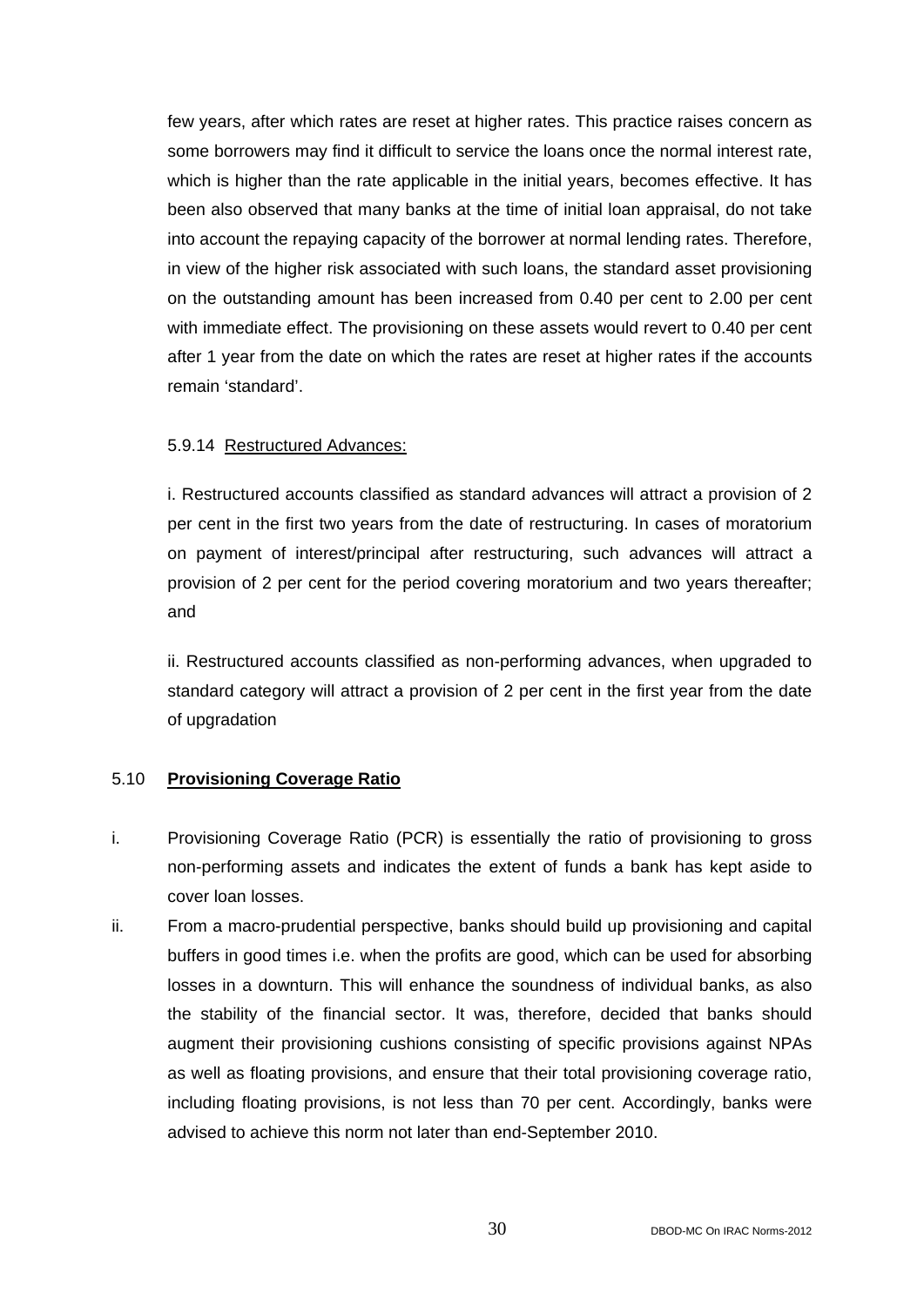few years, after which rates are reset at higher rates. This practice raises concern as some borrowers may find it difficult to service the loans once the normal interest rate, which is higher than the rate applicable in the initial years, becomes effective. It has been also observed that many banks at the time of initial loan appraisal, do not take into account the repaying capacity of the borrower at normal lending rates. Therefore, in view of the higher risk associated with such loans, the standard asset provisioning on the outstanding amount has been increased from 0.40 per cent to 2.00 per cent with immediate effect. The provisioning on these assets would revert to 0.40 per cent after 1 year from the date on which the rates are reset at higher rates if the accounts remain 'standard'.

5.9.14 Restructured Advances:

i. Restructured accounts classified as standard advances will attract a provision of 2 per cent in the first two years from the date of restructuring. In cases of moratorium on payment of interest/principal after restructuring, such advances will attract a provision of 2 per cent for the period covering moratorium and two years thereafter; and

ii. Restructured accounts classified as non-performing advances, when upgraded to standard category will attract a provision of 2 per cent in the first year from the date of upgradation

### 5.10 **Provisioning Coverage Ratio**

i. Provisioning Coverage Ratio (PCR) is essentially the ratio of provisioning to gross non-performing assets and indicates the extent of funds a bank has kept aside to cover loan losses.

ii. From a macro-prudential perspective, banks should build up provisioning and capital buffers in good times i.e. when the profits are good, which can be used for absorbing losses in a downturn. This will enhance the soundness of individual banks, as also the stability of the financial sector. It was, therefore, decided that banks should augment their provisioning cushions consisting of specific provisions against NPAs as well as floating provisions, and ensure that their total provisioning coverage ratio, including floating provisions, is not less than 70 per cent. Accordingly, banks were advised to achieve this norm not later than end-September 2010.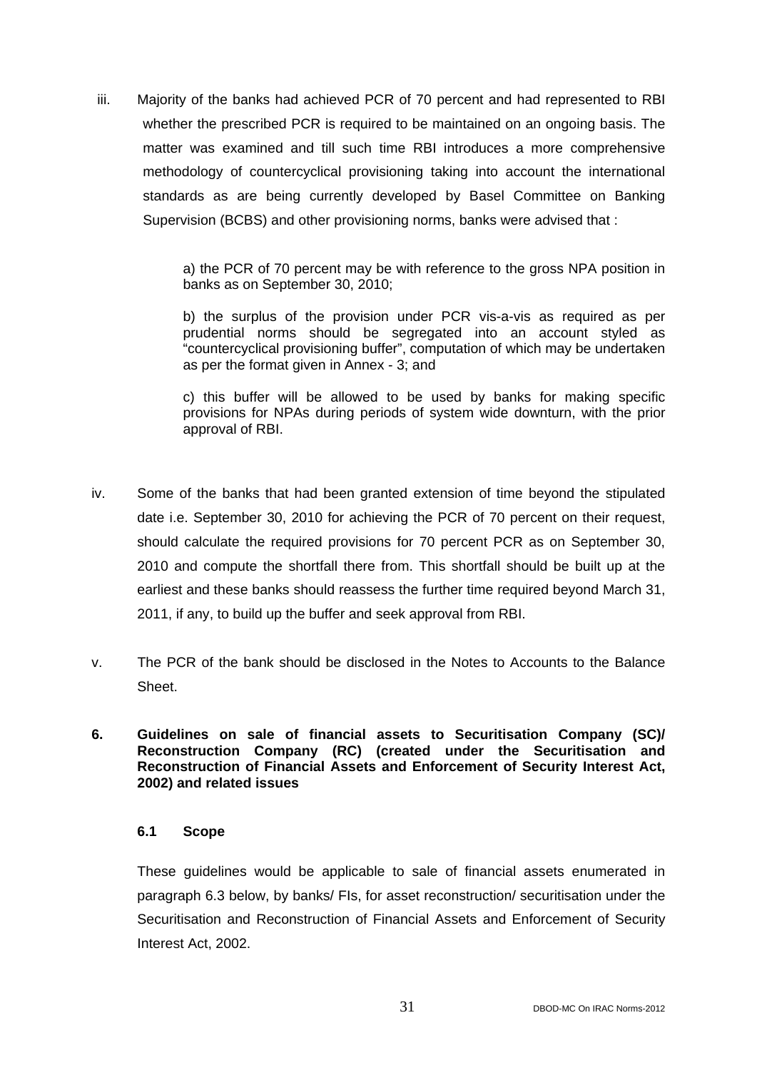iii. Majority of the banks had achieved PCR of 70 percent and had represented to RBI whether the prescribed PCR is required to be maintained on an ongoing basis. The matter was examined and till such time RBI introduces a more comprehensive methodology of countercyclical provisioning taking into account the international standards as are being currently developed by Basel Committee on Banking Supervision (BCBS) and other provisioning norms, banks were advised that :

a) the PCR of 70 percent may be with reference to the gross NPA position in banks as on September 30, 2010;

b) the surplus of the provision under PCR vis-a-vis as required as per prudential norms should be segregated into an account styled as "countercyclical provisioning buffer", computation of which may be undertaken as per the format given in Annex - 3; and

c) this buffer will be allowed to be used by banks for making specific provisions for NPAs during periods of system wide downturn, with the prior approval of RBI.

iv. Some of the banks that had been granted extension of time beyond the stipulated date i.e. September 30, 2010 for achieving the PCR of 70 percent on their request, should calculate the required provisions for 70 percent PCR as on September 30, 2010 and compute the shortfall there from. This shortfall should be built up at the earliest and these banks should reassess the further time required beyond March 31, 2011, if any, to build up the buffer and seek approval from RBI.

v. The PCR of the bank should be disclosed in the Notes to Accounts to the Balance Sheet.

## 6. Guidelines on sale of financial assets to Securitisation Company (SC)/ Reconstruction Company (RC) (created under the Securitisation and Reconstruction of Financial Assets and Enforcement of Security Interest Act, 2002) and related issues

### 6.1 Scope

These guidelines would be applicable to sale of financial assets enumerated in paragraph 6.3 below, by banks/ FIs, for asset reconstruction/ securitisation under the Securitisation and Reconstruction of Financial Assets and Enforcement of Security Interest Act, 2002.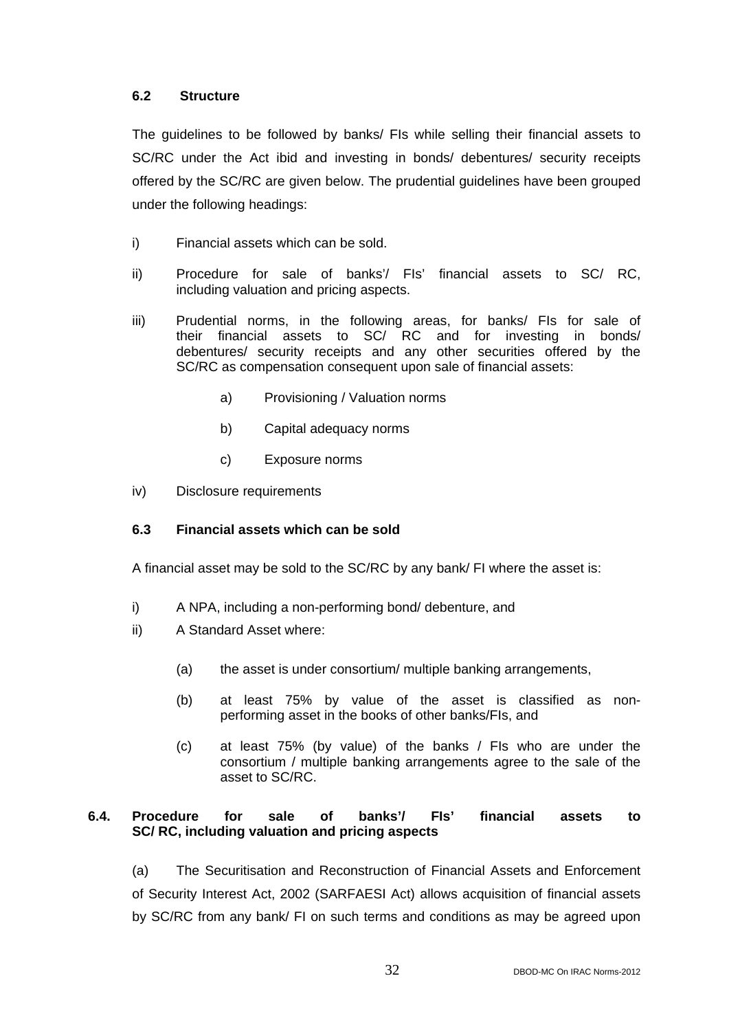### 6.2 Structure

The guidelines to be followed by banks/ FIs while selling their financial assets to SC/RC under the Act ibid and investing in bonds/ debentures/ security receipts offered by the SC/RC are given below. The prudential guidelines have been grouped under the following headings:

i) Financial assets which can be sold.

ii) Procedure for sale of banks'/ FIs' financial assets to SC/ RC, including valuation and pricing aspects.

iii) Prudential norms, in the following areas, for banks/ FIs for sale of their financial assets to SC/ RC and for investing in bonds/ debentures/ security receipts and any other securities offered by the SC/RC as compensation consequent upon sale of financial assets:

   a) Provisioning / Valuation norms

   b) Capital adequacy norms

   c) Exposure norms

iv) Disclosure requirements

### 6.3 Financial assets which can be sold

A financial asset may be sold to the SC/RC by any bank/ FI where the asset is:

i) A NPA, including a non-performing bond/ debenture, and

ii) A Standard Asset where:

   (a) the asset is under consortium/ multiple banking arrangements,

   (b) at least 75% by value of the asset is classified as non-performing asset in the books of other banks/FIs, and

   (c) at least 75% (by value) of the banks / FIs who are under the consortium / multiple banking arrangements agree to the sale of the asset to SC/RC.

### 6.4. Procedure for sale of banks'/ FIs' financial assets to SC/ RC, including valuation and pricing aspects

(a) The Securitisation and Reconstruction of Financial Assets and Enforcement of Security Interest Act, 2002 (SARFAESI Act) allows acquisition of financial assets by SC/RC from any bank/ FI on such terms and conditions as may be agreed upon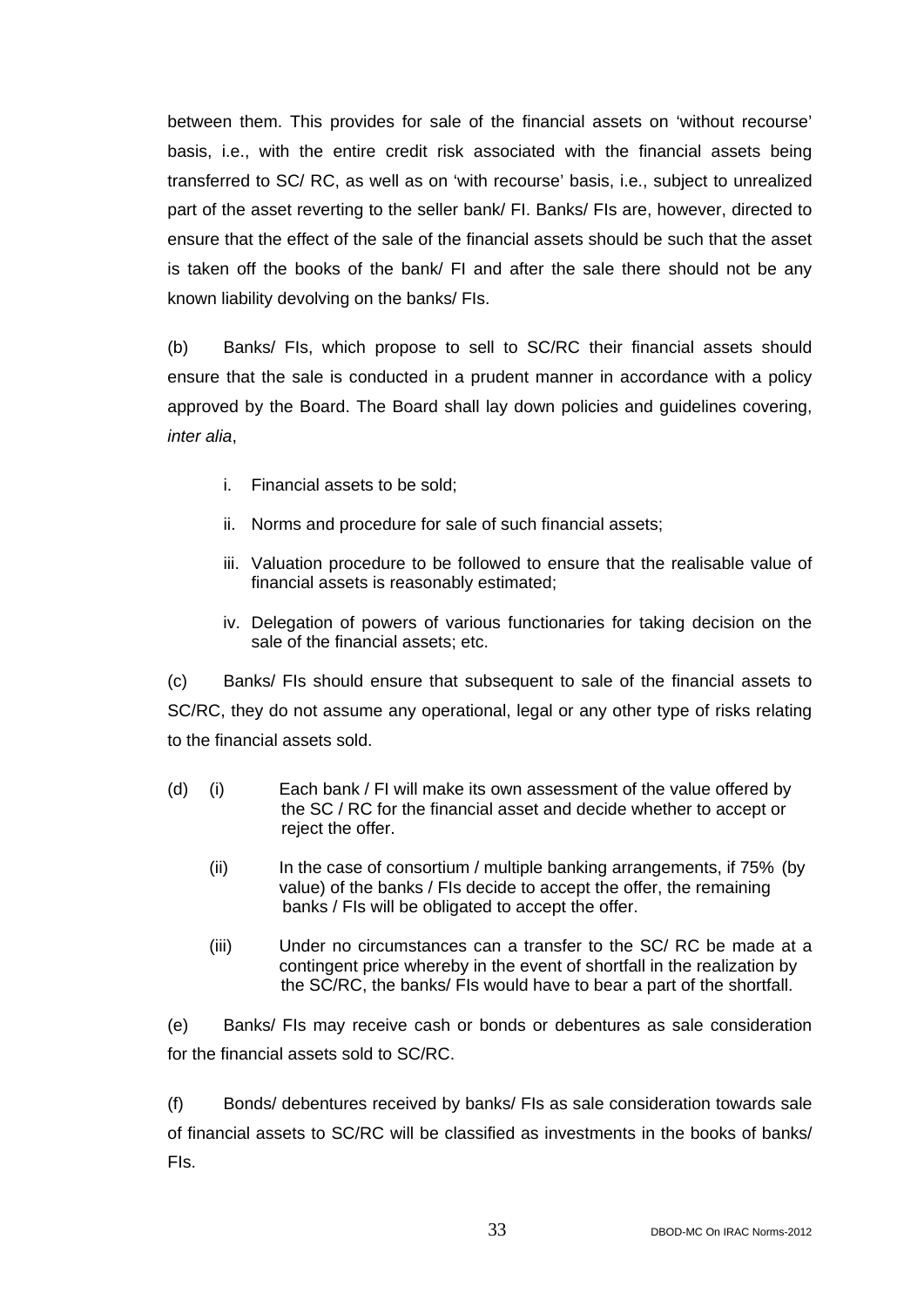between them. This provides for sale of the financial assets on 'without recourse' basis, i.e., with the entire credit risk associated with the financial assets being transferred to SC/ RC, as well as on 'with recourse' basis, i.e., subject to unrealized part of the asset reverting to the seller bank/ FI. Banks/ FIs are, however, directed to ensure that the effect of the sale of the financial assets should be such that the asset is taken off the books of the bank/ FI and after the sale there should not be any known liability devolving on the banks/ FIs.

(b) Banks/ FIs, which propose to sell to SC/RC their financial assets should ensure that the sale is conducted in a prudent manner in accordance with a policy approved by the Board. The Board shall lay down policies and guidelines covering, *inter alia*,

i. Financial assets to be sold;

ii. Norms and procedure for sale of such financial assets;

iii. Valuation procedure to be followed to ensure that the realisable value of financial assets is reasonably estimated;

iv. Delegation of powers of various functionaries for taking decision on the sale of the financial assets; etc.

(c) Banks/ FIs should ensure that subsequent to sale of the financial assets to SC/RC, they do not assume any operational, legal or any other type of risks relating to the financial assets sold.

(d) (i) Each bank / FI will make its own assessment of the value offered by the SC / RC for the financial asset and decide whether to accept or reject the offer.

(ii) In the case of consortium / multiple banking arrangements, if 75% (by value) of the banks / FIs decide to accept the offer, the remaining banks / FIs will be obligated to accept the offer.

(iii) Under no circumstances can a transfer to the SC/ RC be made at a contingent price whereby in the event of shortfall in the realization by the SC/RC, the banks/ FIs would have to bear a part of the shortfall.

(e) Banks/ FIs may receive cash or bonds or debentures as sale consideration for the financial assets sold to SC/RC.

(f) Bonds/ debentures received by banks/ FIs as sale consideration towards sale of financial assets to SC/RC will be classified as investments in the books of banks/ FIs.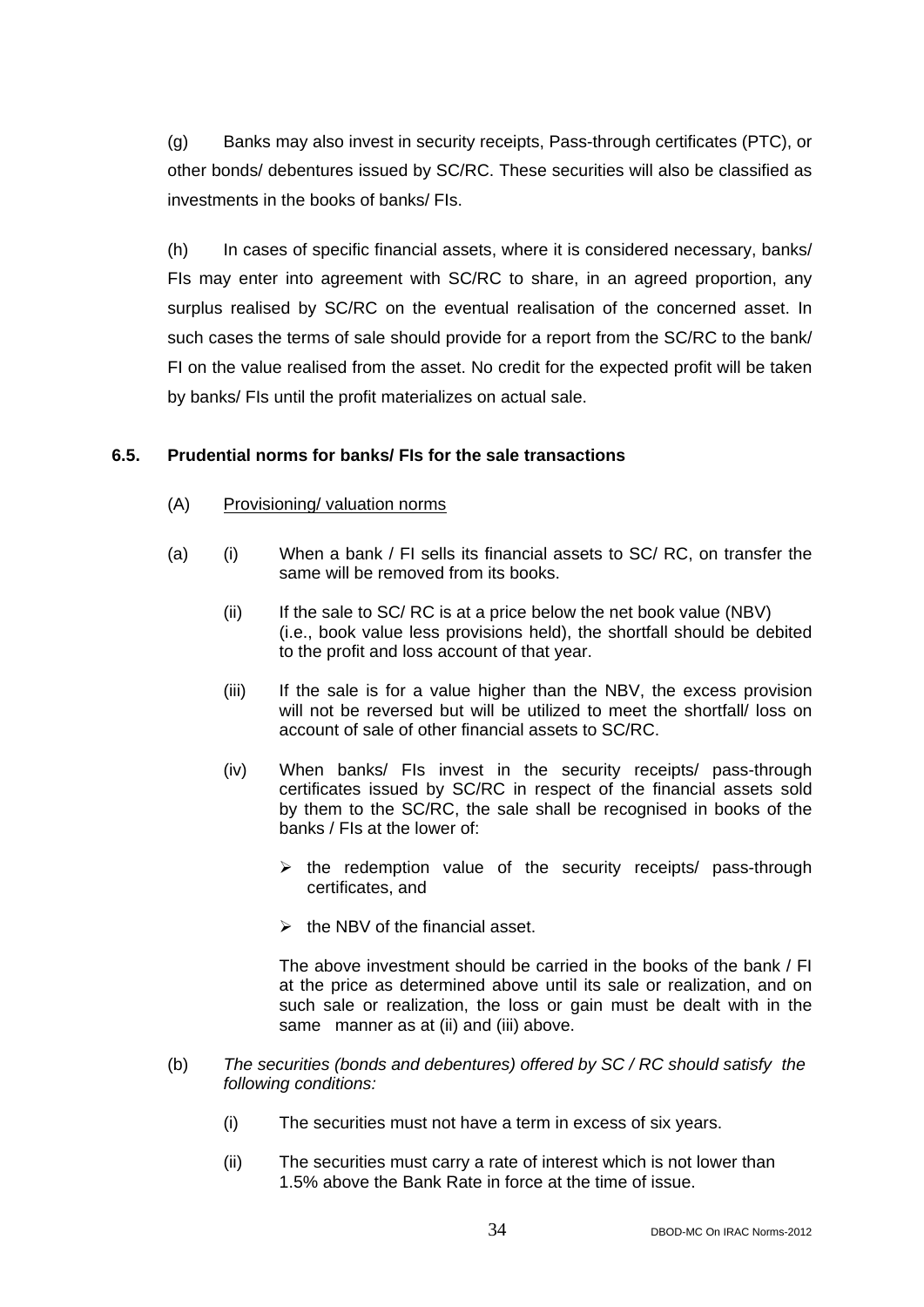(g) Banks may also invest in security receipts, Pass-through certificates (PTC), or other bonds/ debentures issued by SC/RC. These securities will also be classified as investments in the books of banks/ FIs.

(h) In cases of specific financial assets, where it is considered necessary, banks/ FIs may enter into agreement with SC/RC to share, in an agreed proportion, any surplus realised by SC/RC on the eventual realisation of the concerned asset. In such cases the terms of sale should provide for a report from the SC/RC to the bank/ FI on the value realised from the asset. No credit for the expected profit will be taken by banks/ FIs until the profit materializes on actual sale.

### 6.5. Prudential norms for banks/ FIs for the sale transactions

(A) Provisioning/ valuation norms

(a) (i) When a bank / FI sells its financial assets to SC/ RC, on transfer the same will be removed from its books.

(ii) If the sale to SC/ RC is at a price below the net book value (NBV) (i.e., book value less provisions held), the shortfall should be debited to the profit and loss account of that year.

(iii) If the sale is for a value higher than the NBV, the excess provision will not be reversed but will be utilized to meet the shortfall/ loss on account of sale of other financial assets to SC/RC.

(iv) When banks/ FIs invest in the security receipts/ pass-through certificates issued by SC/RC in respect of the financial assets sold by them to the SC/RC, the sale shall be recognised in books of the banks / FIs at the lower of:

- the redemption value of the security receipts/ pass-through certificates, and
- the NBV of the financial asset.

The above investment should be carried in the books of the bank / FI at the price as determined above until its sale or realization, and on such sale or realization, the loss or gain must be dealt with in the same manner as at (ii) and (iii) above.

(b) *The securities (bonds and debentures) offered by SC / RC should satisfy the following conditions:*

(i) The securities must not have a term in excess of six years.

(ii) The securities must carry a rate of interest which is not lower than 1.5% above the Bank Rate in force at the time of issue.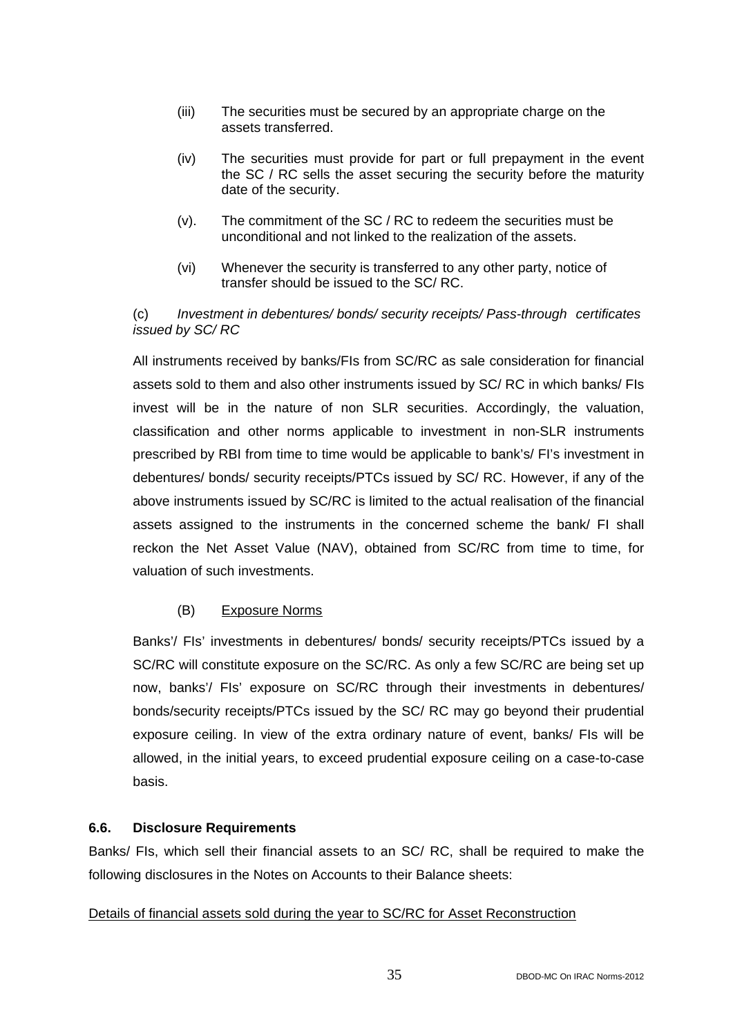(iii) The securities must be secured by an appropriate charge on the assets transferred.

(iv) The securities must provide for part or full prepayment in the event the SC / RC sells the asset securing the security before the maturity date of the security.

(v). The commitment of the SC / RC to redeem the securities must be unconditional and not linked to the realization of the assets.

(vi) Whenever the security is transferred to any other party, notice of transfer should be issued to the SC/ RC.

(c) *Investment in debentures/ bonds/ security receipts/ Pass-through certificates issued by SC/ RC*

All instruments received by banks/FIs from SC/RC as sale consideration for financial assets sold to them and also other instruments issued by SC/ RC in which banks/ FIs invest will be in the nature of non SLR securities. Accordingly, the valuation, classification and other norms applicable to investment in non-SLR instruments prescribed by RBI from time to time would be applicable to bank's/ FI's investment in debentures/ bonds/ security receipts/PTCs issued by SC/ RC. However, if any of the above instruments issued by SC/RC is limited to the actual realisation of the financial assets assigned to the instruments in the concerned scheme the bank/ FI shall reckon the Net Asset Value (NAV), obtained from SC/RC from time to time, for valuation of such investments.

(B) Exposure Norms

Banks'/ FIs' investments in debentures/ bonds/ security receipts/PTCs issued by a SC/RC will constitute exposure on the SC/RC. As only a few SC/RC are being set up now, banks'/ FIs' exposure on SC/RC through their investments in debentures/ bonds/security receipts/PTCs issued by the SC/ RC may go beyond their prudential exposure ceiling. In view of the extra ordinary nature of event, banks/ FIs will be allowed, in the initial years, to exceed prudential exposure ceiling on a case-to-case basis.

### 6.6. Disclosure Requirements

Banks/ FIs, which sell their financial assets to an SC/ RC, shall be required to make the following disclosures in the Notes on Accounts to their Balance sheets:

Details of financial assets sold during the year to SC/RC for Asset Reconstruction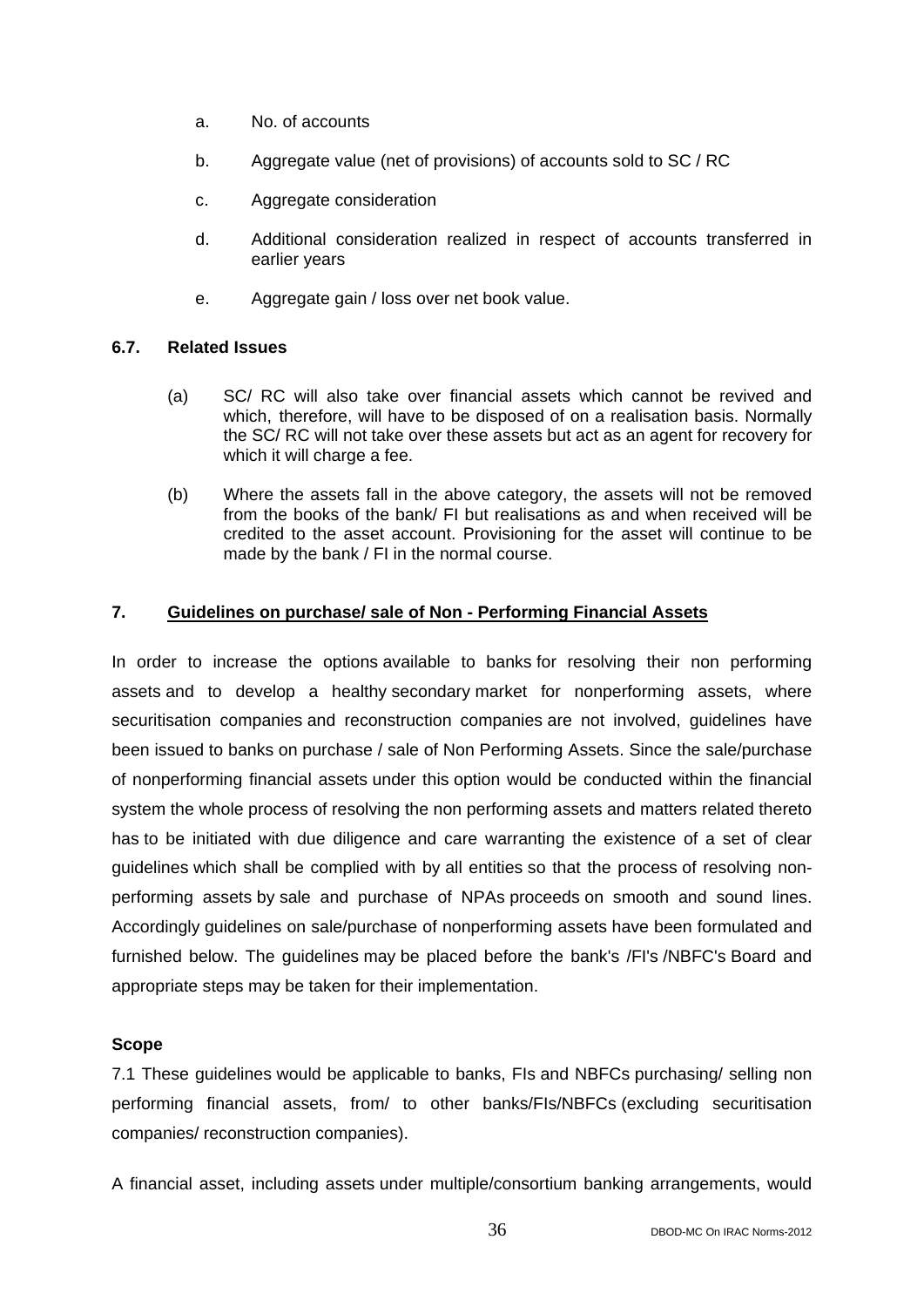a. No. of accounts

b. Aggregate value (net of provisions) of accounts sold to SC / RC

c. Aggregate consideration

d. Additional consideration realized in respect of accounts transferred in earlier years

e. Aggregate gain / loss over net book value.

**6.7. Related Issues**

(a) SC/ RC will also take over financial assets which cannot be revived and which, therefore, will have to be disposed of on a realisation basis. Normally the SC/ RC will not take over these assets but act as an agent for recovery for which it will charge a fee.

(b) Where the assets fall in the above category, the assets will not be removed from the books of the bank/ FI but realisations as and when received will be credited to the asset account. Provisioning for the asset will continue to be made by the bank / FI in the normal course.

## 7. <u>Guidelines on purchase/ sale of Non - Performing Financial Assets</u>

In order to increase the options available to banks for resolving their non performing assets and to develop a healthy secondary market for nonperforming assets, where securitisation companies and reconstruction companies are not involved, guidelines have been issued to banks on purchase / sale of Non Performing Assets. Since the sale/purchase of nonperforming financial assets under this option would be conducted within the financial system the whole process of resolving the non performing assets and matters related thereto has to be initiated with due diligence and care warranting the existence of a set of clear guidelines which shall be complied with by all entities so that the process of resolving non-performing assets by sale and purchase of NPAs proceeds on smooth and sound lines. Accordingly guidelines on sale/purchase of nonperforming assets have been formulated and furnished below. The guidelines may be placed before the bank's /FI's /NBFC's Board and appropriate steps may be taken for their implementation.

**Scope**

7.1 These guidelines would be applicable to banks, FIs and NBFCs purchasing/ selling non performing financial assets, from/ to other banks/FIs/NBFCs (excluding securitisation companies/ reconstruction companies).

A financial asset, including assets under multiple/consortium banking arrangements, would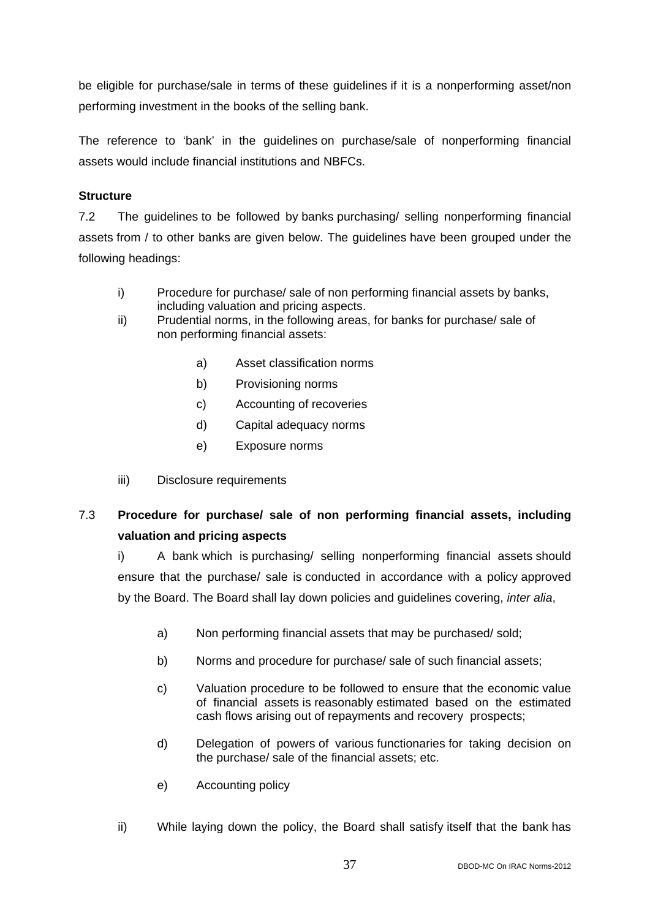be eligible for purchase/sale in terms of these guidelines if it is a nonperforming asset/non performing investment in the books of the selling bank.

The reference to 'bank' in the guidelines on purchase/sale of nonperforming financial assets would include financial institutions and NBFCs.

**Structure**

7.2 The guidelines to be followed by banks purchasing/ selling nonperforming financial assets from / to other banks are given below. The guidelines have been grouped under the following headings:

i) Procedure for purchase/ sale of non performing financial assets by banks, including valuation and pricing aspects.

ii) Prudential norms, in the following areas, for banks for purchase/ sale of non performing financial assets:

   a) Asset classification norms

   b) Provisioning norms

   c) Accounting of recoveries

   d) Capital adequacy norms

   e) Exposure norms

iii) Disclosure requirements

7.3 **Procedure for purchase/ sale of non performing financial assets, including valuation and pricing aspects**

i) A bank which is purchasing/ selling nonperforming financial assets should ensure that the purchase/ sale is conducted in accordance with a policy approved by the Board. The Board shall lay down policies and guidelines covering, *inter alia*,

   a) Non performing financial assets that may be purchased/ sold;

   b) Norms and procedure for purchase/ sale of such financial assets;

   c) Valuation procedure to be followed to ensure that the economic value of financial assets is reasonably estimated based on the estimated cash flows arising out of repayments and recovery prospects;

   d) Delegation of powers of various functionaries for taking decision on the purchase/ sale of the financial assets; etc.

   e) Accounting policy

ii) While laying down the policy, the Board shall satisfy itself that the bank has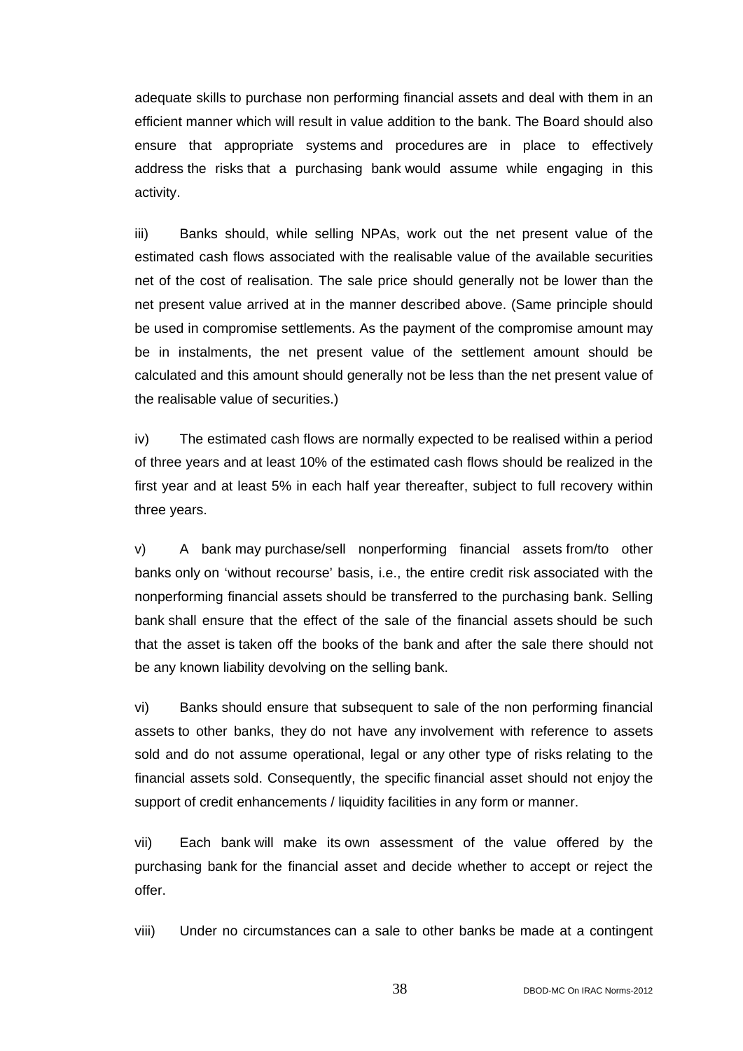adequate skills to purchase non performing financial assets and deal with them in an efficient manner which will result in value addition to the bank. The Board should also ensure that appropriate systems and procedures are in place to effectively address the risks that a purchasing bank would assume while engaging in this activity.

iii) Banks should, while selling NPAs, work out the net present value of the estimated cash flows associated with the realisable value of the available securities net of the cost of realisation. The sale price should generally not be lower than the net present value arrived at in the manner described above. (Same principle should be used in compromise settlements. As the payment of the compromise amount may be in instalments, the net present value of the settlement amount should be calculated and this amount should generally not be less than the net present value of the realisable value of securities.)

iv) The estimated cash flows are normally expected to be realised within a period of three years and at least 10% of the estimated cash flows should be realized in the first year and at least 5% in each half year thereafter, subject to full recovery within three years.

v) A bank may purchase/sell nonperforming financial assets from/to other banks only on 'without recourse' basis, i.e., the entire credit risk associated with the nonperforming financial assets should be transferred to the purchasing bank. Selling bank shall ensure that the effect of the sale of the financial assets should be such that the asset is taken off the books of the bank and after the sale there should not be any known liability devolving on the selling bank.

vi) Banks should ensure that subsequent to sale of the non performing financial assets to other banks, they do not have any involvement with reference to assets sold and do not assume operational, legal or any other type of risks relating to the financial assets sold. Consequently, the specific financial asset should not enjoy the support of credit enhancements / liquidity facilities in any form or manner.

vii) Each bank will make its own assessment of the value offered by the purchasing bank for the financial asset and decide whether to accept or reject the offer.

viii) Under no circumstances can a sale to other banks be made at a contingent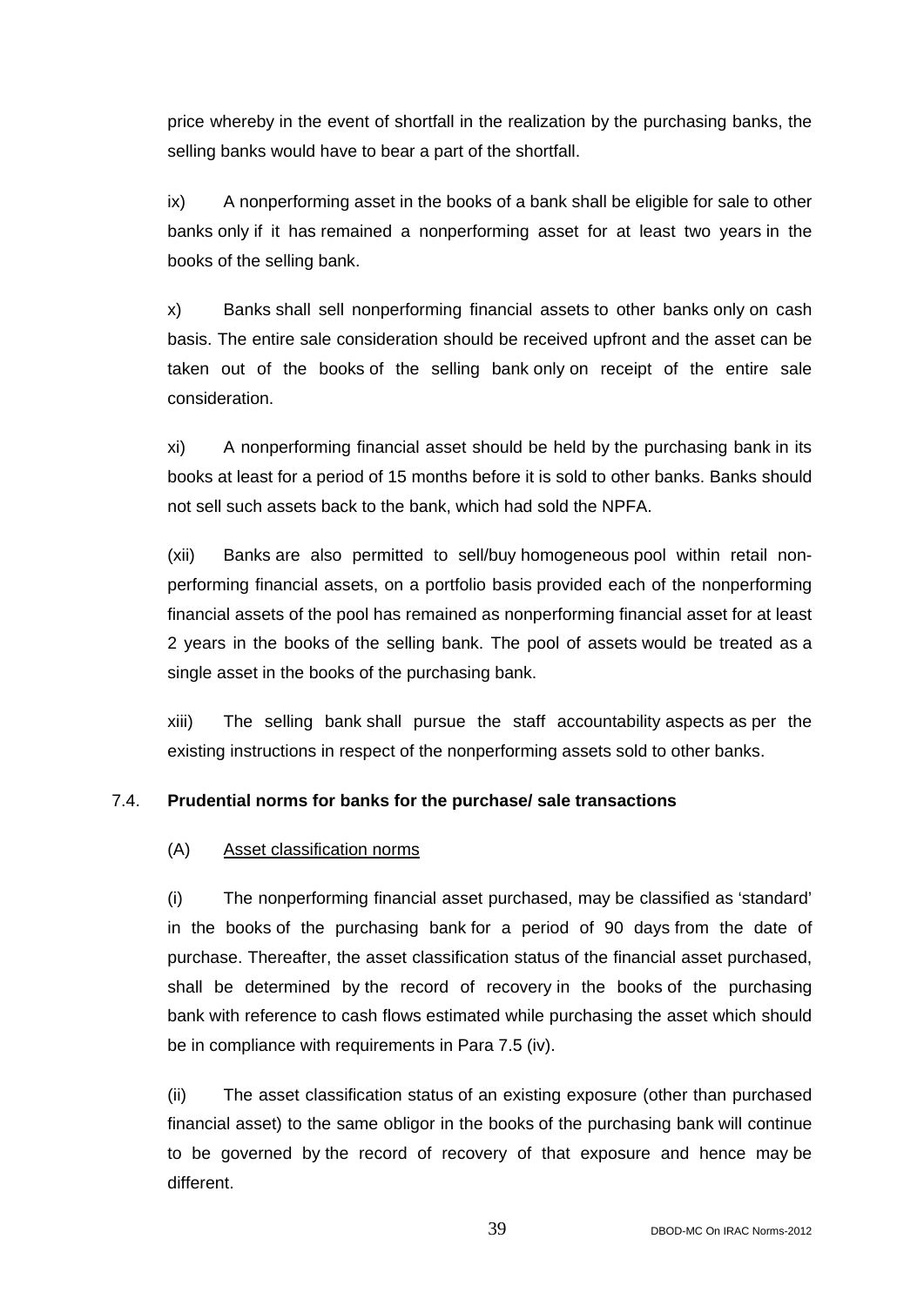price whereby in the event of shortfall in the realization by the purchasing banks, the selling banks would have to bear a part of the shortfall.

ix) A nonperforming asset in the books of a bank shall be eligible for sale to other banks only if it has remained a nonperforming asset for at least two years in the books of the selling bank.

x) Banks shall sell nonperforming financial assets to other banks only on cash basis. The entire sale consideration should be received upfront and the asset can be taken out of the books of the selling bank only on receipt of the entire sale consideration.

xi) A nonperforming financial asset should be held by the purchasing bank in its books at least for a period of 15 months before it is sold to other banks. Banks should not sell such assets back to the bank, which had sold the NPFA.

(xii) Banks are also permitted to sell/buy homogeneous pool within retail non-performing financial assets, on a portfolio basis provided each of the nonperforming financial assets of the pool has remained as nonperforming financial asset for at least 2 years in the books of the selling bank. The pool of assets would be treated as a single asset in the books of the purchasing bank.

xiii) The selling bank shall pursue the staff accountability aspects as per the existing instructions in respect of the nonperforming assets sold to other banks.

### 7.4. Prudential norms for banks for the purchase/ sale transactions

(A) Asset classification norms

(i) The nonperforming financial asset purchased, may be classified as 'standard' in the books of the purchasing bank for a period of 90 days from the date of purchase. Thereafter, the asset classification status of the financial asset purchased, shall be determined by the record of recovery in the books of the purchasing bank with reference to cash flows estimated while purchasing the asset which should be in compliance with requirements in Para 7.5 (iv).

(ii) The asset classification status of an existing exposure (other than purchased financial asset) to the same obligor in the books of the purchasing bank will continue to be governed by the record of recovery of that exposure and hence may be different.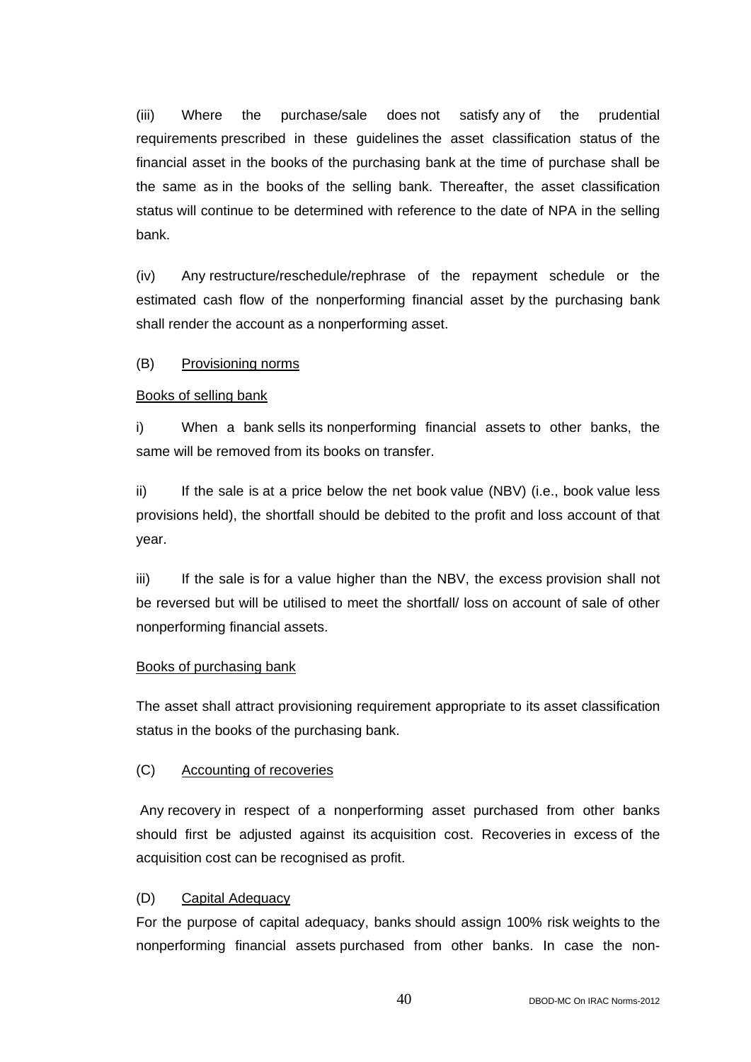(iii) Where the purchase/sale does not satisfy any of the prudential requirements prescribed in these guidelines the asset classification status of the financial asset in the books of the purchasing bank at the time of purchase shall be the same as in the books of the selling bank. Thereafter, the asset classification status will continue to be determined with reference to the date of NPA in the selling bank.

(iv) Any restructure/reschedule/rephrase of the repayment schedule or the estimated cash flow of the nonperforming financial asset by the purchasing bank shall render the account as a nonperforming asset.

(B) Provisioning norms

Books of selling bank

i) When a bank sells its nonperforming financial assets to other banks, the same will be removed from its books on transfer.

ii) If the sale is at a price below the net book value (NBV) (i.e., book value less provisions held), the shortfall should be debited to the profit and loss account of that year.

iii) If the sale is for a value higher than the NBV, the excess provision shall not be reversed but will be utilised to meet the shortfall/ loss on account of sale of other nonperforming financial assets.

Books of purchasing bank

The asset shall attract provisioning requirement appropriate to its asset classification status in the books of the purchasing bank.

(C) Accounting of recoveries

Any recovery in respect of a nonperforming asset purchased from other banks should first be adjusted against its acquisition cost. Recoveries in excess of the acquisition cost can be recognised as profit.

(D) Capital Adequacy

For the purpose of capital adequacy, banks should assign 100% risk weights to the nonperforming financial assets purchased from other banks. In case the non-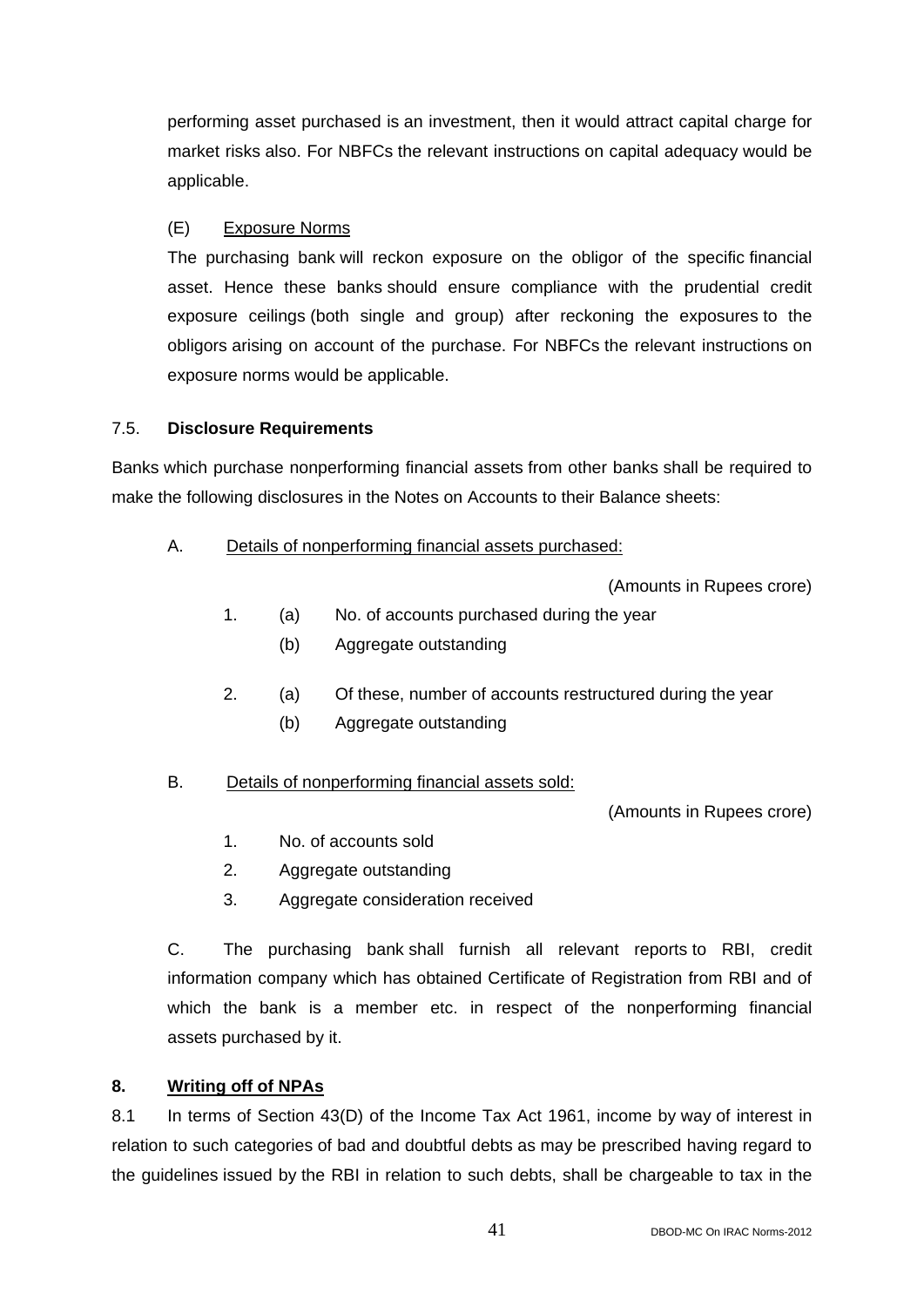performing asset purchased is an investment, then it would attract capital charge for market risks also. For NBFCs the relevant instructions on capital adequacy would be applicable.

(E) Exposure Norms

The purchasing bank will reckon exposure on the obligor of the specific financial asset. Hence these banks should ensure compliance with the prudential credit exposure ceilings (both single and group) after reckoning the exposures to the obligors arising on account of the purchase. For NBFCs the relevant instructions on exposure norms would be applicable.

7.5. **Disclosure Requirements**

Banks which purchase nonperforming financial assets from other banks shall be required to make the following disclosures in the Notes on Accounts to their Balance sheets:

A. Details of nonperforming financial assets purchased:

(Amounts in Rupees crore)

1. (a) No. of accounts purchased during the year
   (b) Aggregate outstanding
2. (a) Of these, number of accounts restructured during the year
   (b) Aggregate outstanding

B. Details of nonperforming financial assets sold:

(Amounts in Rupees crore)

1. No. of accounts sold
2. Aggregate outstanding
3. Aggregate consideration received

C. The purchasing bank shall furnish all relevant reports to RBI, credit information company which has obtained Certificate of Registration from RBI and of which the bank is a member etc. in respect of the nonperforming financial assets purchased by it.

## 8. Writing off of NPAs

8.1 In terms of Section 43(D) of the Income Tax Act 1961, income by way of interest in relation to such categories of bad and doubtful debts as may be prescribed having regard to the guidelines issued by the RBI in relation to such debts, shall be chargeable to tax in the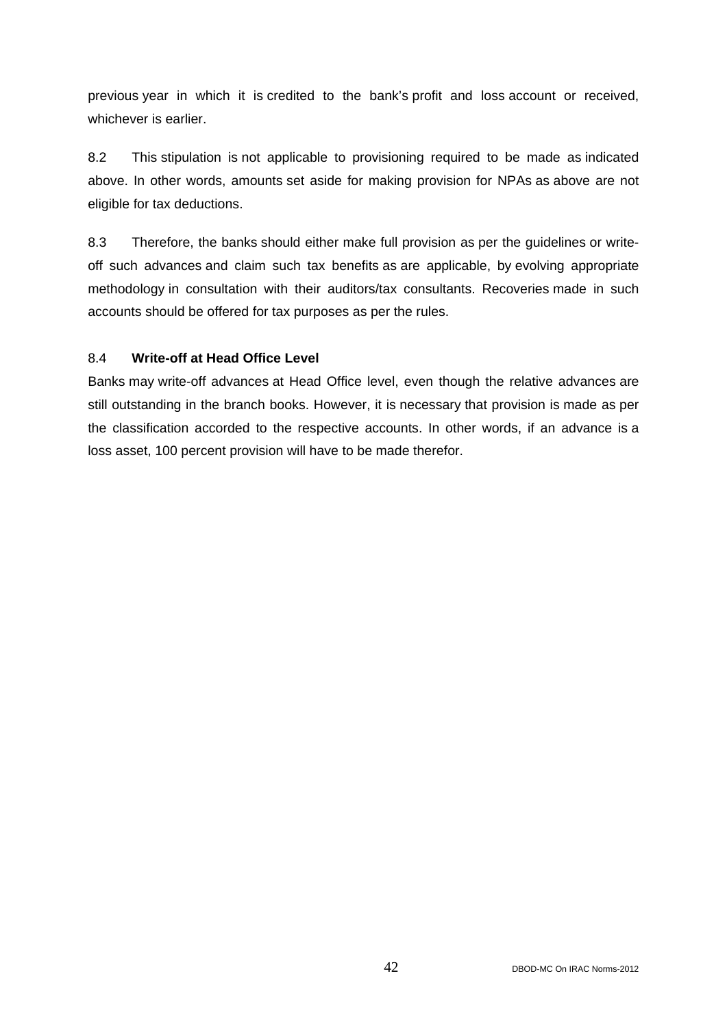previous year in which it is credited to the bank's profit and loss account or received, whichever is earlier.

8.2 This stipulation is not applicable to provisioning required to be made as indicated above. In other words, amounts set aside for making provision for NPAs as above are not eligible for tax deductions.

8.3 Therefore, the banks should either make full provision as per the guidelines or write-off such advances and claim such tax benefits as are applicable, by evolving appropriate methodology in consultation with their auditors/tax consultants. Recoveries made in such accounts should be offered for tax purposes as per the rules.

8.4 **Write-off at Head Office Level**

Banks may write-off advances at Head Office level, even though the relative advances are still outstanding in the branch books. However, it is necessary that provision is made as per the classification accorded to the respective accounts. In other words, if an advance is a loss asset, 100 percent provision will have to be made therefor.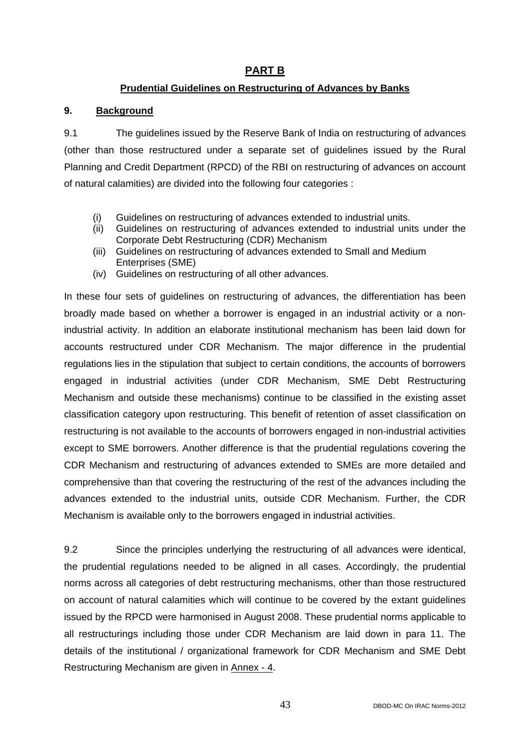## PART B

### Prudential Guidelines on Restructuring of Advances by Banks

**9. Background**

9.1 The guidelines issued by the Reserve Bank of India on restructuring of advances (other than those restructured under a separate set of guidelines issued by the Rural Planning and Credit Department (RPCD) of the RBI on restructuring of advances on account of natural calamities) are divided into the following four categories :

(i) Guidelines on restructuring of advances extended to industrial units.
(ii) Guidelines on restructuring of advances extended to industrial units under the Corporate Debt Restructuring (CDR) Mechanism
(iii) Guidelines on restructuring of advances extended to Small and Medium Enterprises (SME)
(iv) Guidelines on restructuring of all other advances.

In these four sets of guidelines on restructuring of advances, the differentiation has been broadly made based on whether a borrower is engaged in an industrial activity or a non-industrial activity. In addition an elaborate institutional mechanism has been laid down for accounts restructured under CDR Mechanism. The major difference in the prudential regulations lies in the stipulation that subject to certain conditions, the accounts of borrowers engaged in industrial activities (under CDR Mechanism, SME Debt Restructuring Mechanism and outside these mechanisms) continue to be classified in the existing asset classification category upon restructuring. This benefit of retention of asset classification on restructuring is not available to the accounts of borrowers engaged in non-industrial activities except to SME borrowers. Another difference is that the prudential regulations covering the CDR Mechanism and restructuring of advances extended to SMEs are more detailed and comprehensive than that covering the restructuring of the rest of the advances including the advances extended to the industrial units, outside CDR Mechanism. Further, the CDR Mechanism is available only to the borrowers engaged in industrial activities.

9.2 Since the principles underlying the restructuring of all advances were identical, the prudential regulations needed to be aligned in all cases. Accordingly, the prudential norms across all categories of debt restructuring mechanisms, other than those restructured on account of natural calamities which will continue to be covered by the extant guidelines issued by the RPCD were harmonised in August 2008. These prudential norms applicable to all restructurings including those under CDR Mechanism are laid down in para 11. The details of the institutional / organizational framework for CDR Mechanism and SME Debt Restructuring Mechanism are given in Annex - 4.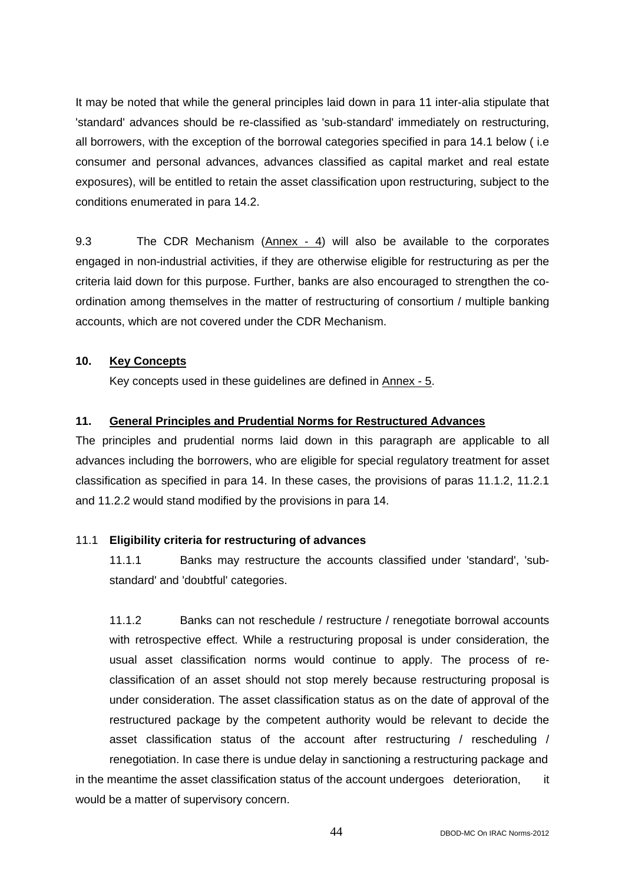It may be noted that while the general principles laid down in para 11 inter-alia stipulate that 'standard' advances should be re-classified as 'sub-standard' immediately on restructuring, all borrowers, with the exception of the borrowal categories specified in para 14.1 below ( i.e consumer and personal advances, advances classified as capital market and real estate exposures), will be entitled to retain the asset classification upon restructuring, subject to the conditions enumerated in para 14.2.

9.3 The CDR Mechanism (Annex - 4) will also be available to the corporates engaged in non-industrial activities, if they are otherwise eligible for restructuring as per the criteria laid down for this purpose. Further, banks are also encouraged to strengthen the co-ordination among themselves in the matter of restructuring of consortium / multiple banking accounts, which are not covered under the CDR Mechanism.

## 10. Key Concepts

Key concepts used in these guidelines are defined in Annex - 5.

## 11. General Principles and Prudential Norms for Restructured Advances

The principles and prudential norms laid down in this paragraph are applicable to all advances including the borrowers, who are eligible for special regulatory treatment for asset classification as specified in para 14. In these cases, the provisions of paras 11.1.2, 11.2.1 and 11.2.2 would stand modified by the provisions in para 14.

### 11.1 Eligibility criteria for restructuring of advances

11.1.1 Banks may restructure the accounts classified under 'standard', 'sub-standard' and 'doubtful' categories.

11.1.2 Banks can not reschedule / restructure / renegotiate borrowal accounts with retrospective effect. While a restructuring proposal is under consideration, the usual asset classification norms would continue to apply. The process of re-classification of an asset should not stop merely because restructuring proposal is under consideration. The asset classification status as on the date of approval of the restructured package by the competent authority would be relevant to decide the asset classification status of the account after restructuring / rescheduling / renegotiation. In case there is undue delay in sanctioning a restructuring package and in the meantime the asset classification status of the account undergoes deterioration, it would be a matter of supervisory concern.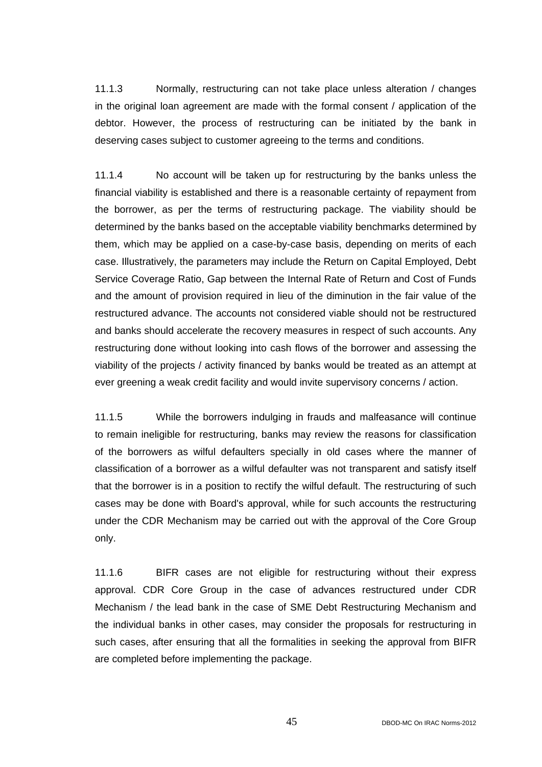11.1.3 Normally, restructuring can not take place unless alteration / changes in the original loan agreement are made with the formal consent / application of the debtor. However, the process of restructuring can be initiated by the bank in deserving cases subject to customer agreeing to the terms and conditions.

11.1.4 No account will be taken up for restructuring by the banks unless the financial viability is established and there is a reasonable certainty of repayment from the borrower, as per the terms of restructuring package. The viability should be determined by the banks based on the acceptable viability benchmarks determined by them, which may be applied on a case-by-case basis, depending on merits of each case. Illustratively, the parameters may include the Return on Capital Employed, Debt Service Coverage Ratio, Gap between the Internal Rate of Return and Cost of Funds and the amount of provision required in lieu of the diminution in the fair value of the restructured advance. The accounts not considered viable should not be restructured and banks should accelerate the recovery measures in respect of such accounts. Any restructuring done without looking into cash flows of the borrower and assessing the viability of the projects / activity financed by banks would be treated as an attempt at ever greening a weak credit facility and would invite supervisory concerns / action.

11.1.5 While the borrowers indulging in frauds and malfeasance will continue to remain ineligible for restructuring, banks may review the reasons for classification of the borrowers as wilful defaulters specially in old cases where the manner of classification of a borrower as a wilful defaulter was not transparent and satisfy itself that the borrower is in a position to rectify the wilful default. The restructuring of such cases may be done with Board's approval, while for such accounts the restructuring under the CDR Mechanism may be carried out with the approval of the Core Group only.

11.1.6 BIFR cases are not eligible for restructuring without their express approval. CDR Core Group in the case of advances restructured under CDR Mechanism / the lead bank in the case of SME Debt Restructuring Mechanism and the individual banks in other cases, may consider the proposals for restructuring in such cases, after ensuring that all the formalities in seeking the approval from BIFR are completed before implementing the package.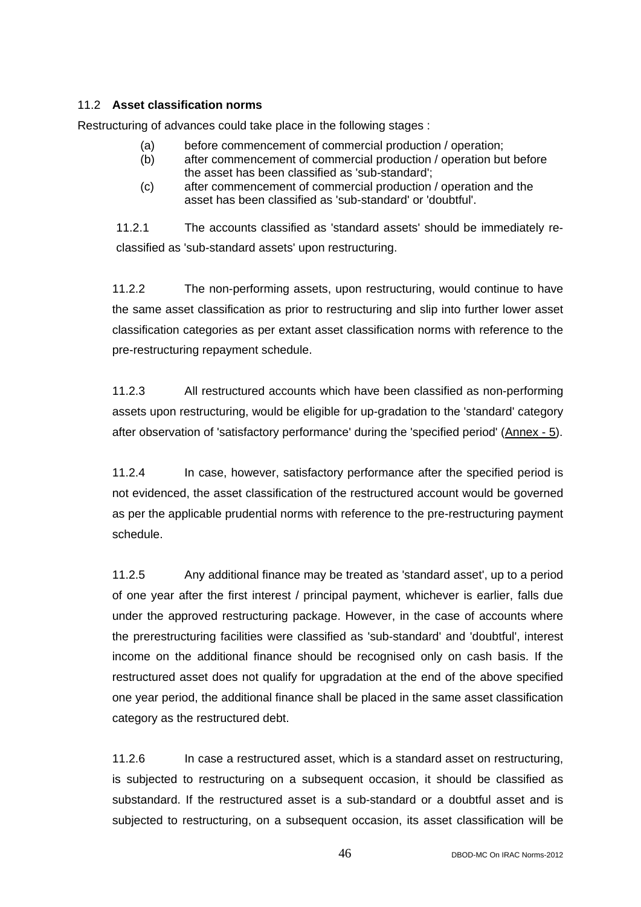11.2 **Asset classification norms**

Restructuring of advances could take place in the following stages :

(a) before commencement of commercial production / operation;
(b) after commencement of commercial production / operation but before the asset has been classified as 'sub-standard';
(c) after commencement of commercial production / operation and the asset has been classified as 'sub-standard' or 'doubtful'.

11.2.1 The accounts classified as 'standard assets' should be immediately re-classified as 'sub-standard assets' upon restructuring.

11.2.2 The non-performing assets, upon restructuring, would continue to have the same asset classification as prior to restructuring and slip into further lower asset classification categories as per extant asset classification norms with reference to the pre-restructuring repayment schedule.

11.2.3 All restructured accounts which have been classified as non-performing assets upon restructuring, would be eligible for up-gradation to the 'standard' category after observation of 'satisfactory performance' during the 'specified period' (Annex - 5).

11.2.4 In case, however, satisfactory performance after the specified period is not evidenced, the asset classification of the restructured account would be governed as per the applicable prudential norms with reference to the pre-restructuring payment schedule.

11.2.5 Any additional finance may be treated as 'standard asset', up to a period of one year after the first interest / principal payment, whichever is earlier, falls due under the approved restructuring package. However, in the case of accounts where the prerestructuring facilities were classified as 'sub-standard' and 'doubtful', interest income on the additional finance should be recognised only on cash basis. If the restructured asset does not qualify for upgradation at the end of the above specified one year period, the additional finance shall be placed in the same asset classification category as the restructured debt.

11.2.6 In case a restructured asset, which is a standard asset on restructuring, is subjected to restructuring on a subsequent occasion, it should be classified as substandard. If the restructured asset is a sub-standard or a doubtful asset and is subjected to restructuring, on a subsequent occasion, its asset classification will be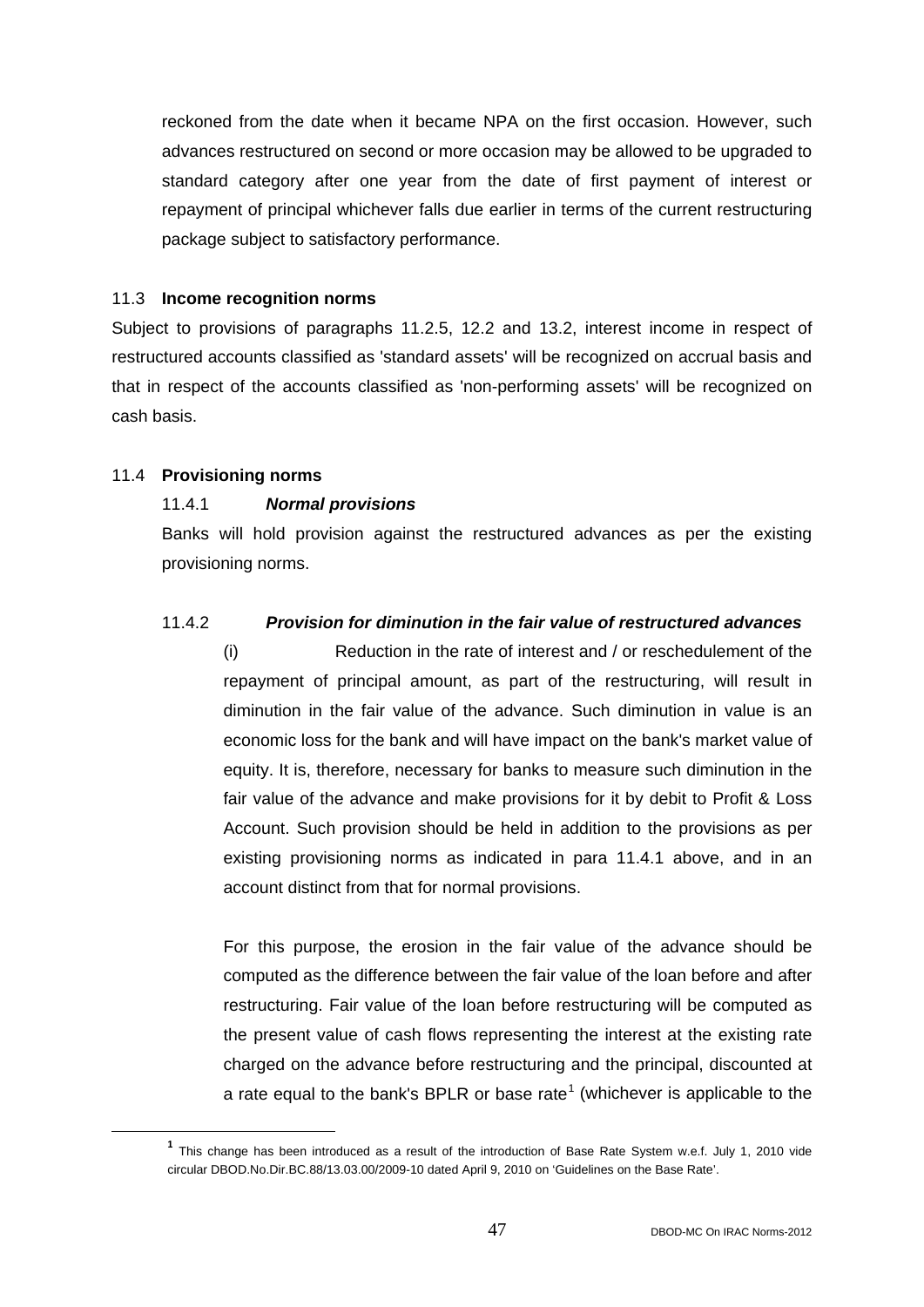reckoned from the date when it became NPA on the first occasion. However, such advances restructured on second or more occasion may be allowed to be upgraded to standard category after one year from the date of first payment of interest or repayment of principal whichever falls due earlier in terms of the current restructuring package subject to satisfactory performance.

### 11.3 Income recognition norms

Subject to provisions of paragraphs 11.2.5, 12.2 and 13.2, interest income in respect of restructured accounts classified as 'standard assets' will be recognized on accrual basis and that in respect of the accounts classified as 'non-performing assets' will be recognized on cash basis.

### 11.4 Provisioning norms

#### 11.4.1 *Normal provisions*

Banks will hold provision against the restructured advances as per the existing provisioning norms.

#### 11.4.2 *Provision for diminution in the fair value of restructured advances*

(i) Reduction in the rate of interest and / or reschedulement of the repayment of principal amount, as part of the restructuring, will result in diminution in the fair value of the advance. Such diminution in value is an economic loss for the bank and will have impact on the bank's market value of equity. It is, therefore, necessary for banks to measure such diminution in the fair value of the advance and make provisions for it by debit to Profit & Loss Account. Such provision should be held in addition to the provisions as per existing provisioning norms as indicated in para 11.4.1 above, and in an account distinct from that for normal provisions.

For this purpose, the erosion in the fair value of the advance should be computed as the difference between the fair value of the loan before and after restructuring. Fair value of the loan before restructuring will be computed as the present value of cash flows representing the interest at the existing rate charged on the advance before restructuring and the principal, discounted at a rate equal to the bank's BPLR or base rate[1] (whichever is applicable to the

---

[1] This change has been introduced as a result of the introduction of Base Rate System w.e.f. July 1, 2010 vide circular DBOD.No.Dir.BC.88/13.03.00/2009-10 dated April 9, 2010 on 'Guidelines on the Base Rate'.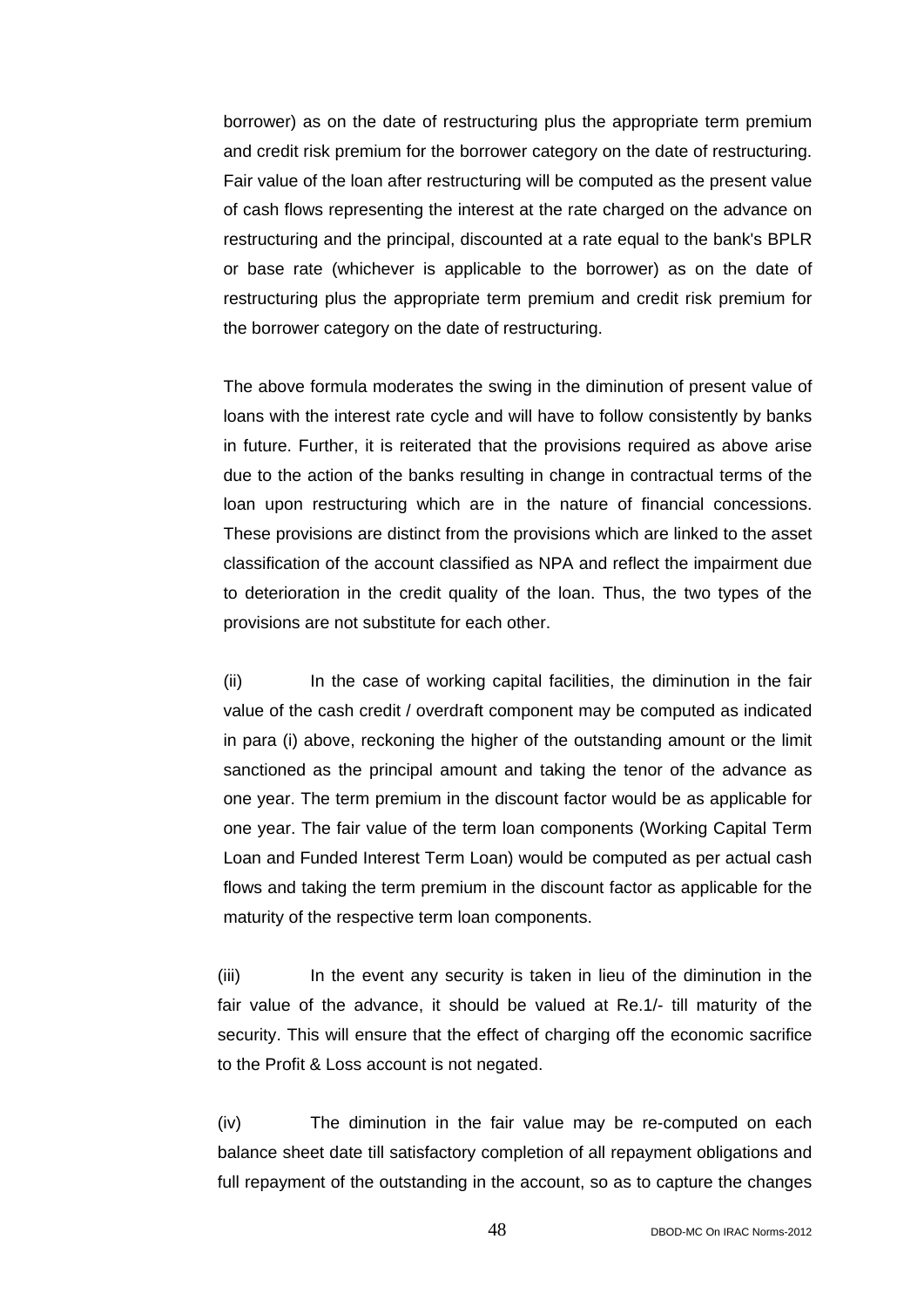borrower) as on the date of restructuring plus the appropriate term premium and credit risk premium for the borrower category on the date of restructuring. Fair value of the loan after restructuring will be computed as the present value of cash flows representing the interest at the rate charged on the advance on restructuring and the principal, discounted at a rate equal to the bank's BPLR or base rate (whichever is applicable to the borrower) as on the date of restructuring plus the appropriate term premium and credit risk premium for the borrower category on the date of restructuring.

The above formula moderates the swing in the diminution of present value of loans with the interest rate cycle and will have to follow consistently by banks in future. Further, it is reiterated that the provisions required as above arise due to the action of the banks resulting in change in contractual terms of the loan upon restructuring which are in the nature of financial concessions. These provisions are distinct from the provisions which are linked to the asset classification of the account classified as NPA and reflect the impairment due to deterioration in the credit quality of the loan. Thus, the two types of the provisions are not substitute for each other.

(ii) In the case of working capital facilities, the diminution in the fair value of the cash credit / overdraft component may be computed as indicated in para (i) above, reckoning the higher of the outstanding amount or the limit sanctioned as the principal amount and taking the tenor of the advance as one year. The term premium in the discount factor would be as applicable for one year. The fair value of the term loan components (Working Capital Term Loan and Funded Interest Term Loan) would be computed as per actual cash flows and taking the term premium in the discount factor as applicable for the maturity of the respective term loan components.

(iii) In the event any security is taken in lieu of the diminution in the fair value of the advance, it should be valued at Re.1/- till maturity of the security. This will ensure that the effect of charging off the economic sacrifice to the Profit & Loss account is not negated.

(iv) The diminution in the fair value may be re-computed on each balance sheet date till satisfactory completion of all repayment obligations and full repayment of the outstanding in the account, so as to capture the changes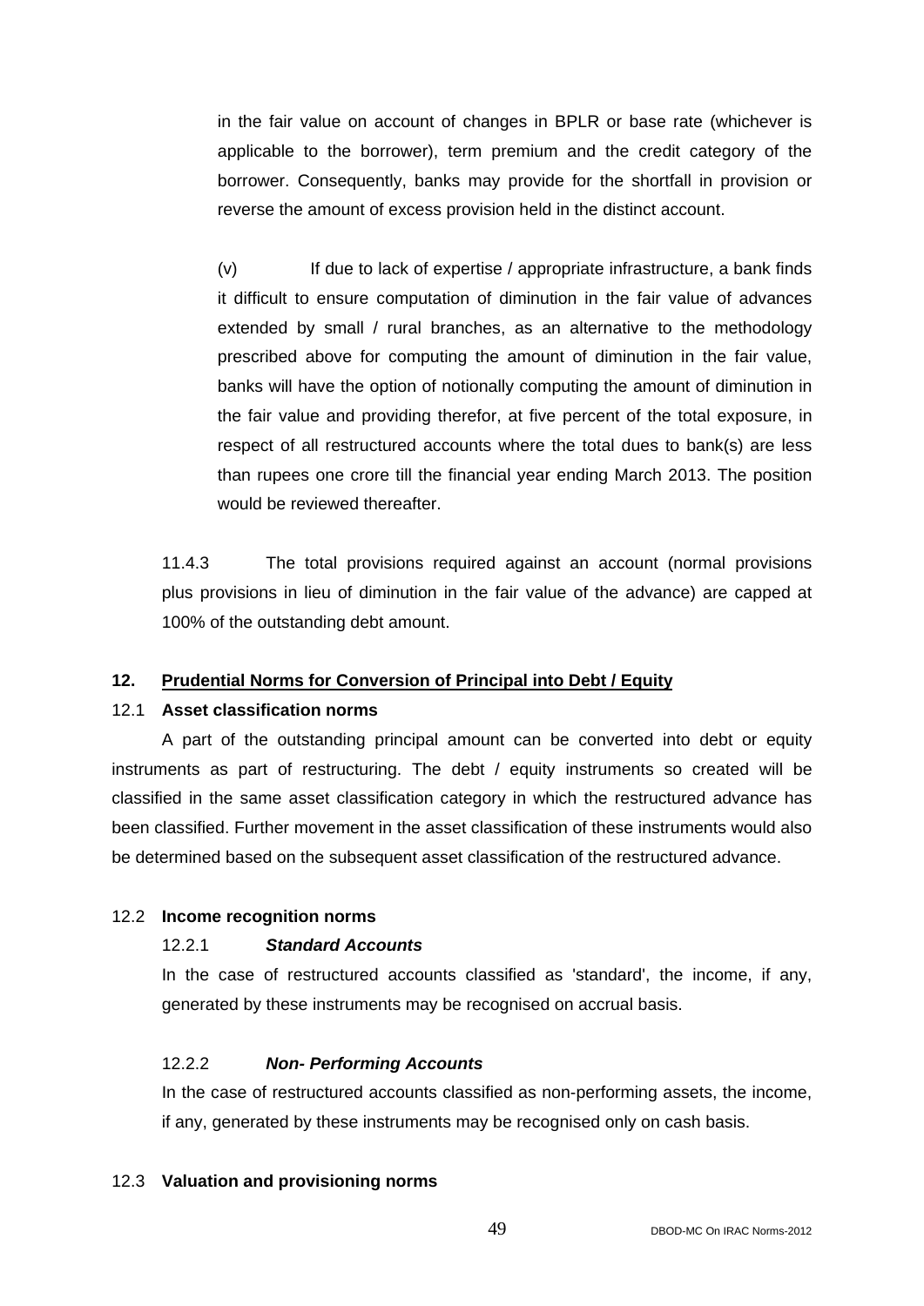in the fair value on account of changes in BPLR or base rate (whichever is applicable to the borrower), term premium and the credit category of the borrower. Consequently, banks may provide for the shortfall in provision or reverse the amount of excess provision held in the distinct account.

(v) If due to lack of expertise / appropriate infrastructure, a bank finds it difficult to ensure computation of diminution in the fair value of advances extended by small / rural branches, as an alternative to the methodology prescribed above for computing the amount of diminution in the fair value, banks will have the option of notionally computing the amount of diminution in the fair value and providing therefor, at five percent of the total exposure, in respect of all restructured accounts where the total dues to bank(s) are less than rupees one crore till the financial year ending March 2013. The position would be reviewed thereafter.

11.4.3 The total provisions required against an account (normal provisions plus provisions in lieu of diminution in the fair value of the advance) are capped at 100% of the outstanding debt amount.

## 12. Prudential Norms for Conversion of Principal into Debt / Equity

### 12.1 Asset classification norms

A part of the outstanding principal amount can be converted into debt or equity instruments as part of restructuring. The debt / equity instruments so created will be classified in the same asset classification category in which the restructured advance has been classified. Further movement in the asset classification of these instruments would also be determined based on the subsequent asset classification of the restructured advance.

### 12.2 Income recognition norms

#### 12.2.1 *Standard Accounts*

In the case of restructured accounts classified as 'standard', the income, if any, generated by these instruments may be recognised on accrual basis.

#### 12.2.2 *Non- Performing Accounts*

In the case of restructured accounts classified as non-performing assets, the income, if any, generated by these instruments may be recognised only on cash basis.

### 12.3 Valuation and provisioning norms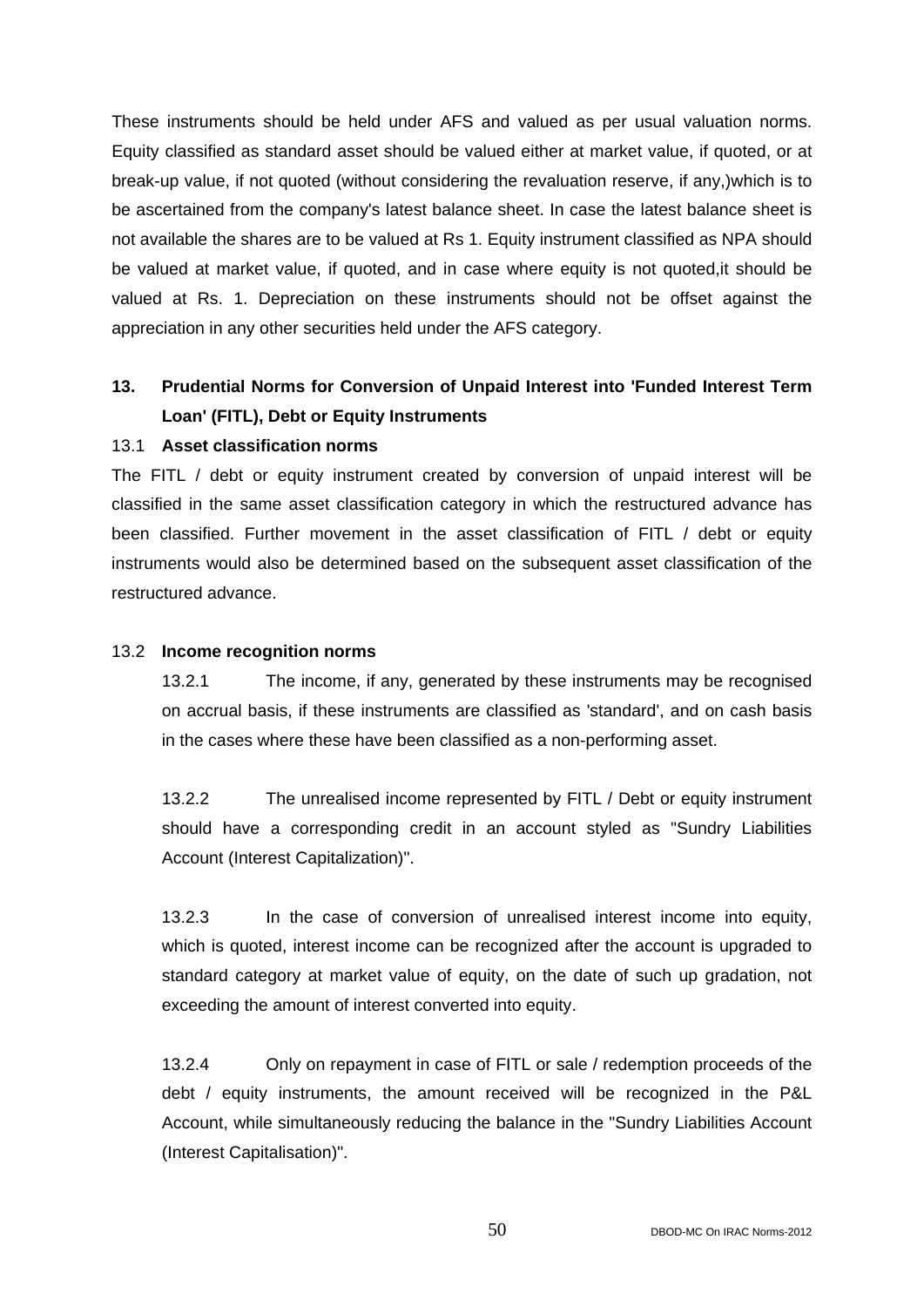These instruments should be held under AFS and valued as per usual valuation norms. Equity classified as standard asset should be valued either at market value, if quoted, or at break-up value, if not quoted (without considering the revaluation reserve, if any,)which is to be ascertained from the company's latest balance sheet. In case the latest balance sheet is not available the shares are to be valued at Rs 1. Equity instrument classified as NPA should be valued at market value, if quoted, and in case where equity is not quoted,it should be valued at Rs. 1. Depreciation on these instruments should not be offset against the appreciation in any other securities held under the AFS category.

## 13. Prudential Norms for Conversion of Unpaid Interest into 'Funded Interest Term Loan' (FITL), Debt or Equity Instruments

### 13.1 Asset classification norms

The FITL / debt or equity instrument created by conversion of unpaid interest will be classified in the same asset classification category in which the restructured advance has been classified. Further movement in the asset classification of FITL / debt or equity instruments would also be determined based on the subsequent asset classification of the restructured advance.

### 13.2 Income recognition norms

13.2.1 The income, if any, generated by these instruments may be recognised on accrual basis, if these instruments are classified as 'standard', and on cash basis in the cases where these have been classified as a non-performing asset.

13.2.2 The unrealised income represented by FITL / Debt or equity instrument should have a corresponding credit in an account styled as "Sundry Liabilities Account (Interest Capitalization)".

13.2.3 In the case of conversion of unrealised interest income into equity, which is quoted, interest income can be recognized after the account is upgraded to standard category at market value of equity, on the date of such up gradation, not exceeding the amount of interest converted into equity.

13.2.4 Only on repayment in case of FITL or sale / redemption proceeds of the debt / equity instruments, the amount received will be recognized in the P&L Account, while simultaneously reducing the balance in the "Sundry Liabilities Account (Interest Capitalisation)".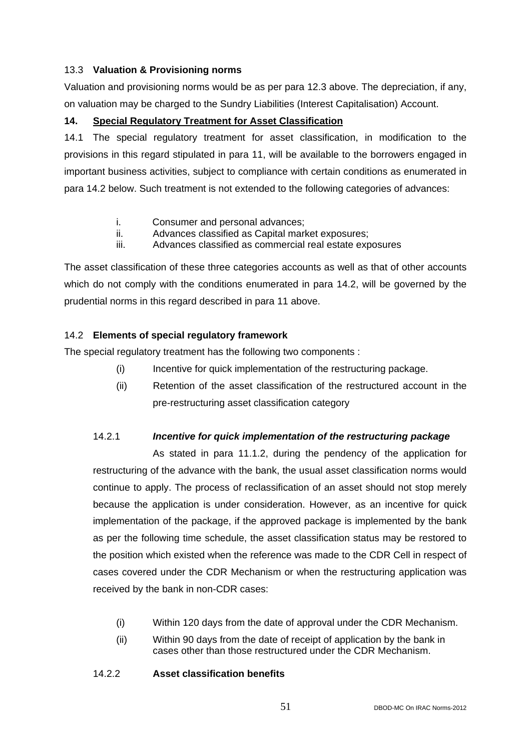### 13.3 **Valuation & Provisioning norms**

Valuation and provisioning norms would be as per para 12.3 above. The depreciation, if any, on valuation may be charged to the Sundry Liabilities (Interest Capitalisation) Account.

## 14. Special Regulatory Treatment for Asset Classification

14.1 The special regulatory treatment for asset classification, in modification to the provisions in this regard stipulated in para 11, will be available to the borrowers engaged in important business activities, subject to compliance with certain conditions as enumerated in para 14.2 below. Such treatment is not extended to the following categories of advances:

- i. Consumer and personal advances;
- ii. Advances classified as Capital market exposures;
- iii. Advances classified as commercial real estate exposures

The asset classification of these three categories accounts as well as that of other accounts which do not comply with the conditions enumerated in para 14.2, will be governed by the prudential norms in this regard described in para 11 above.

### 14.2 **Elements of special regulatory framework**

The special regulatory treatment has the following two components :

- (i) Incentive for quick implementation of the restructuring package.
- (ii) Retention of the asset classification of the restructured account in the pre-restructuring asset classification category

#### 14.2.1 ***Incentive for quick implementation of the restructuring package***

As stated in para 11.1.2, during the pendency of the application for restructuring of the advance with the bank, the usual asset classification norms would continue to apply. The process of reclassification of an asset should not stop merely because the application is under consideration. However, as an incentive for quick implementation of the package, if the approved package is implemented by the bank as per the following time schedule, the asset classification status may be restored to the position which existed when the reference was made to the CDR Cell in respect of cases covered under the CDR Mechanism or when the restructuring application was received by the bank in non-CDR cases:

- (i) Within 120 days from the date of approval under the CDR Mechanism.
- (ii) Within 90 days from the date of receipt of application by the bank in cases other than those restructured under the CDR Mechanism.

#### 14.2.2 **Asset classification benefits**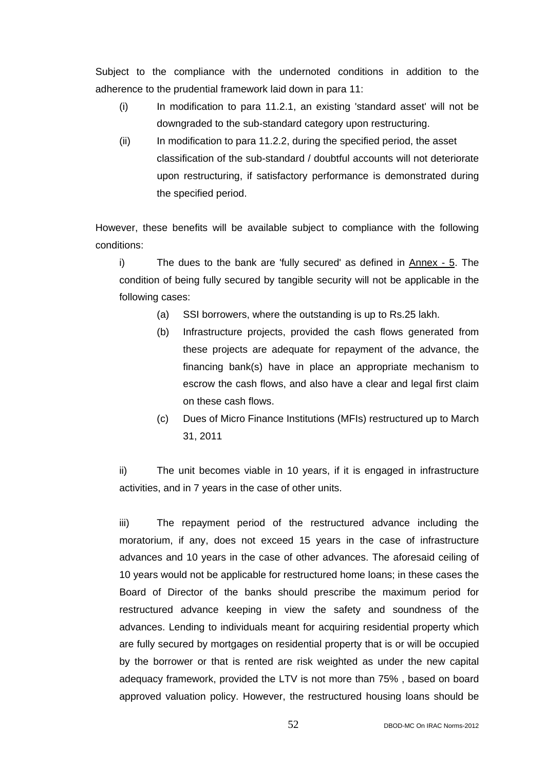Subject to the compliance with the undernoted conditions in addition to the adherence to the prudential framework laid down in para 11:

(i) In modification to para 11.2.1, an existing 'standard asset' will not be downgraded to the sub-standard category upon restructuring.

(ii) In modification to para 11.2.2, during the specified period, the asset classification of the sub-standard / doubtful accounts will not deteriorate upon restructuring, if satisfactory performance is demonstrated during the specified period.

However, these benefits will be available subject to compliance with the following conditions:

i) The dues to the bank are 'fully secured' as defined in Annex - 5. The condition of being fully secured by tangible security will not be applicable in the following cases:

(a) SSI borrowers, where the outstanding is up to Rs.25 lakh.

(b) Infrastructure projects, provided the cash flows generated from these projects are adequate for repayment of the advance, the financing bank(s) have in place an appropriate mechanism to escrow the cash flows, and also have a clear and legal first claim on these cash flows.

(c) Dues of Micro Finance Institutions (MFIs) restructured up to March 31, 2011

ii) The unit becomes viable in 10 years, if it is engaged in infrastructure activities, and in 7 years in the case of other units.

iii) The repayment period of the restructured advance including the moratorium, if any, does not exceed 15 years in the case of infrastructure advances and 10 years in the case of other advances. The aforesaid ceiling of 10 years would not be applicable for restructured home loans; in these cases the Board of Director of the banks should prescribe the maximum period for restructured advance keeping in view the safety and soundness of the advances. Lending to individuals meant for acquiring residential property which are fully secured by mortgages on residential property that is or will be occupied by the borrower or that is rented are risk weighted as under the new capital adequacy framework, provided the LTV is not more than 75% , based on board approved valuation policy. However, the restructured housing loans should be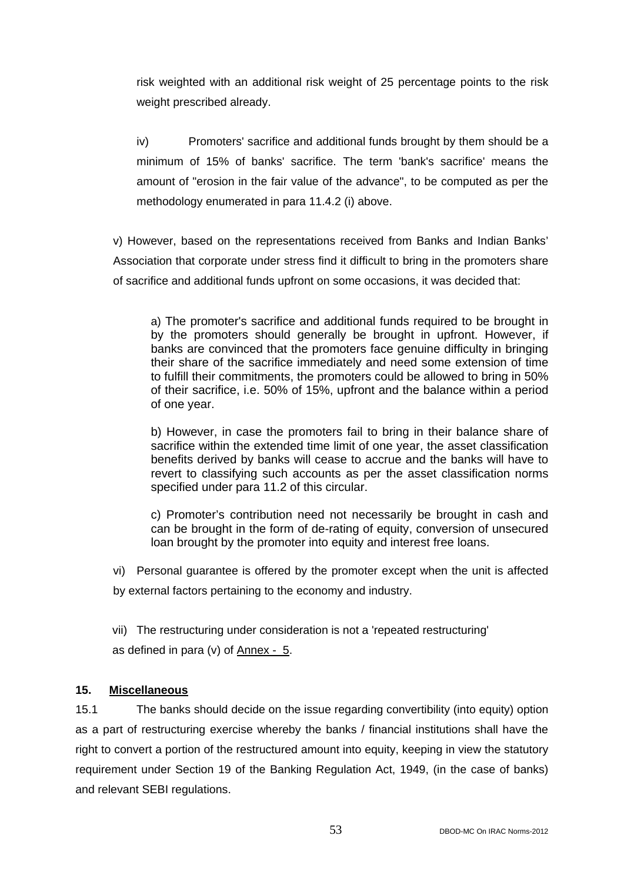risk weighted with an additional risk weight of 25 percentage points to the risk weight prescribed already.

iv) Promoters' sacrifice and additional funds brought by them should be a minimum of 15% of banks' sacrifice. The term 'bank's sacrifice' means the amount of "erosion in the fair value of the advance", to be computed as per the methodology enumerated in para 11.4.2 (i) above.

v) However, based on the representations received from Banks and Indian Banks' Association that corporate under stress find it difficult to bring in the promoters share of sacrifice and additional funds upfront on some occasions, it was decided that:

a) The promoter's sacrifice and additional funds required to be brought in by the promoters should generally be brought in upfront. However, if banks are convinced that the promoters face genuine difficulty in bringing their share of the sacrifice immediately and need some extension of time to fulfill their commitments, the promoters could be allowed to bring in 50% of their sacrifice, i.e. 50% of 15%, upfront and the balance within a period of one year.

b) However, in case the promoters fail to bring in their balance share of sacrifice within the extended time limit of one year, the asset classification benefits derived by banks will cease to accrue and the banks will have to revert to classifying such accounts as per the asset classification norms specified under para 11.2 of this circular.

c) Promoter's contribution need not necessarily be brought in cash and can be brought in the form of de-rating of equity, conversion of unsecured loan brought by the promoter into equity and interest free loans.

vi) Personal guarantee is offered by the promoter except when the unit is affected by external factors pertaining to the economy and industry.

vii) The restructuring under consideration is not a 'repeated restructuring' as defined in para (v) of Annex - 5.

## 15. Miscellaneous

15.1 The banks should decide on the issue regarding convertibility (into equity) option as a part of restructuring exercise whereby the banks / financial institutions shall have the right to convert a portion of the restructured amount into equity, keeping in view the statutory requirement under Section 19 of the Banking Regulation Act, 1949, (in the case of banks) and relevant SEBI regulations.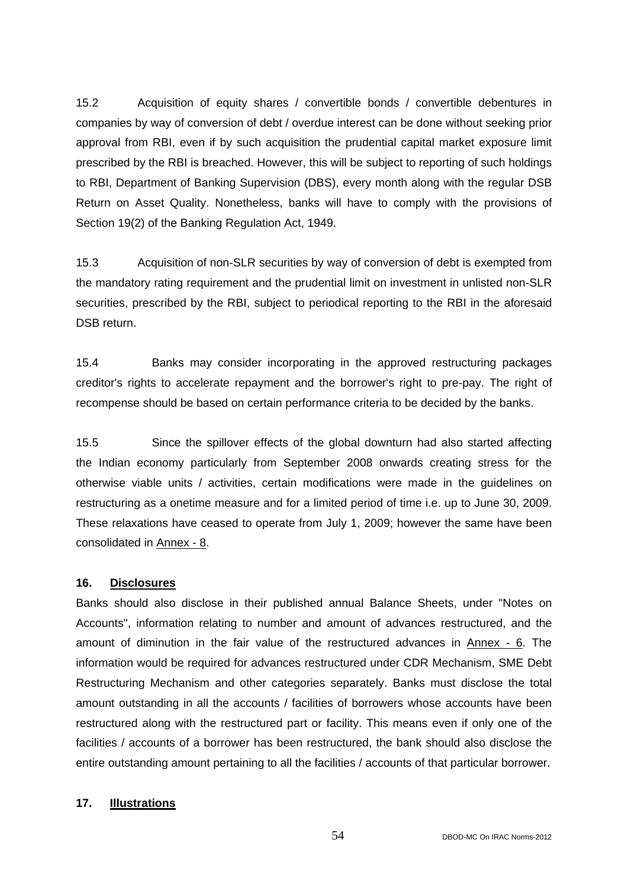15.2 Acquisition of equity shares / convertible bonds / convertible debentures in companies by way of conversion of debt / overdue interest can be done without seeking prior approval from RBI, even if by such acquisition the prudential capital market exposure limit prescribed by the RBI is breached. However, this will be subject to reporting of such holdings to RBI, Department of Banking Supervision (DBS), every month along with the regular DSB Return on Asset Quality. Nonetheless, banks will have to comply with the provisions of Section 19(2) of the Banking Regulation Act, 1949.

15.3 Acquisition of non-SLR securities by way of conversion of debt is exempted from the mandatory rating requirement and the prudential limit on investment in unlisted non-SLR securities, prescribed by the RBI, subject to periodical reporting to the RBI in the aforesaid DSB return.

15.4 Banks may consider incorporating in the approved restructuring packages creditor's rights to accelerate repayment and the borrower's right to pre-pay. The right of recompense should be based on certain performance criteria to be decided by the banks.

15.5 Since the spillover effects of the global downturn had also started affecting the Indian economy particularly from September 2008 onwards creating stress for the otherwise viable units / activities, certain modifications were made in the guidelines on restructuring as a onetime measure and for a limited period of time i.e. up to June 30, 2009. These relaxations have ceased to operate from July 1, 2009; however the same have been consolidated in Annex - 8.

## 16. Disclosures

Banks should also disclose in their published annual Balance Sheets, under "Notes on Accounts", information relating to number and amount of advances restructured, and the amount of diminution in the fair value of the restructured advances in Annex - 6. The information would be required for advances restructured under CDR Mechanism, SME Debt Restructuring Mechanism and other categories separately. Banks must disclose the total amount outstanding in all the accounts / facilities of borrowers whose accounts have been restructured along with the restructured part or facility. This means even if only one of the facilities / accounts of a borrower has been restructured, the bank should also disclose the entire outstanding amount pertaining to all the facilities / accounts of that particular borrower.

## 17. Illustrations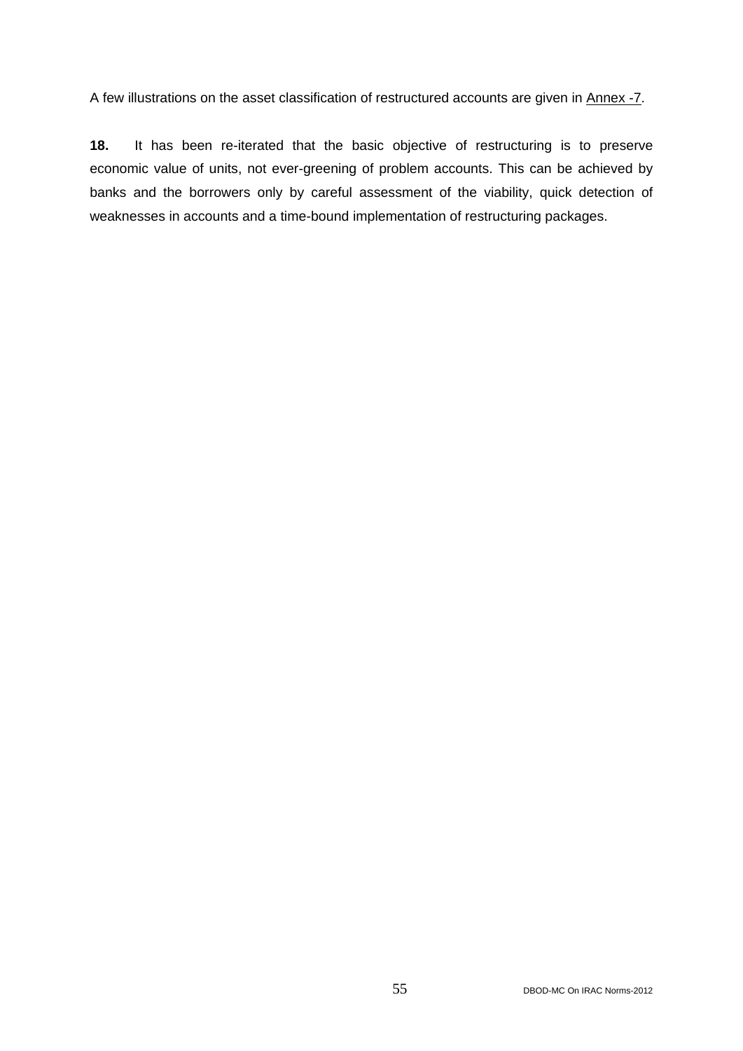A few illustrations on the asset classification of restructured accounts are given in Annex -7.

**18.** It has been re-iterated that the basic objective of restructuring is to preserve economic value of units, not ever-greening of problem accounts. This can be achieved by banks and the borrowers only by careful assessment of the viability, quick detection of weaknesses in accounts and a time-bound implementation of restructuring packages.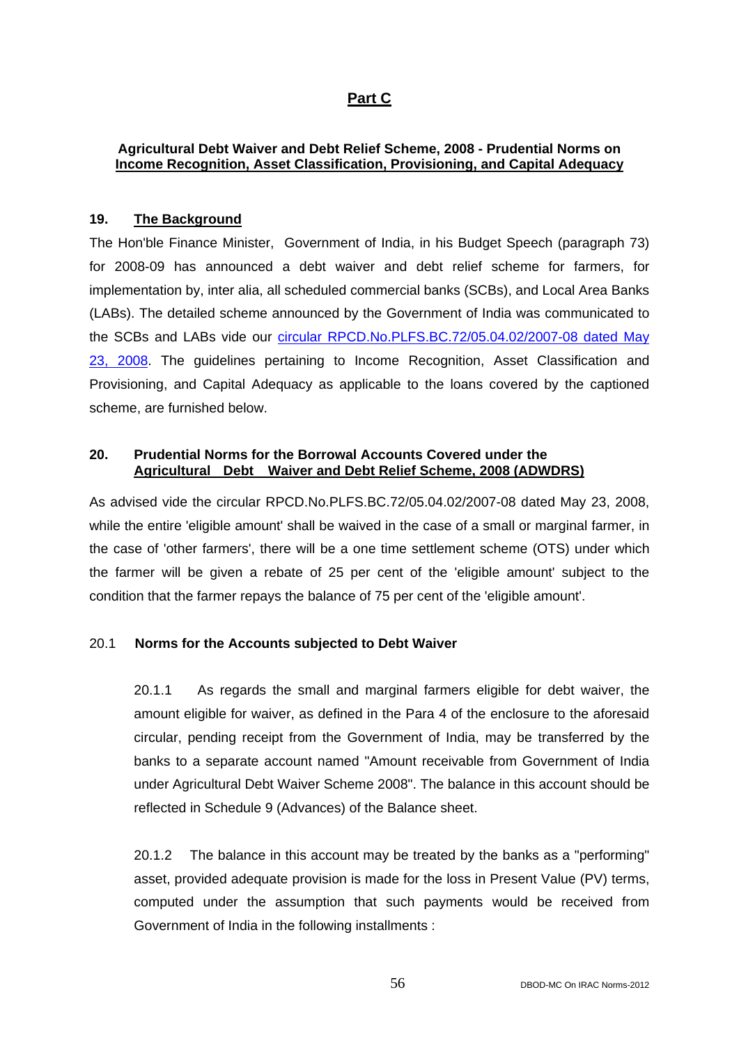# Part C

### Agricultural Debt Waiver and Debt Relief Scheme, 2008 - Prudential Norms on Income Recognition, Asset Classification, Provisioning, and Capital Adequacy

### 19. The Background

The Hon'ble Finance Minister, Government of India, in his Budget Speech (paragraph 73) for 2008-09 has announced a debt waiver and debt relief scheme for farmers, for implementation by, inter alia, all scheduled commercial banks (SCBs), and Local Area Banks (LABs). The detailed scheme announced by the Government of India was communicated to the SCBs and LABs vide our circular RPCD.No.PLFS.BC.72/05.04.02/2007-08 dated May 23, 2008. The guidelines pertaining to Income Recognition, Asset Classification and Provisioning, and Capital Adequacy as applicable to the loans covered by the captioned scheme, are furnished below.

### 20. Prudential Norms for the Borrowal Accounts Covered under the Agricultural Debt Waiver and Debt Relief Scheme, 2008 (ADWDRS)

As advised vide the circular RPCD.No.PLFS.BC.72/05.04.02/2007-08 dated May 23, 2008, while the entire 'eligible amount' shall be waived in the case of a small or marginal farmer, in the case of 'other farmers', there will be a one time settlement scheme (OTS) under which the farmer will be given a rebate of 25 per cent of the 'eligible amount' subject to the condition that the farmer repays the balance of 75 per cent of the 'eligible amount'.

#### 20.1 Norms for the Accounts subjected to Debt Waiver

20.1.1 As regards the small and marginal farmers eligible for debt waiver, the amount eligible for waiver, as defined in the Para 4 of the enclosure to the aforesaid circular, pending receipt from the Government of India, may be transferred by the banks to a separate account named "Amount receivable from Government of India under Agricultural Debt Waiver Scheme 2008". The balance in this account should be reflected in Schedule 9 (Advances) of the Balance sheet.

20.1.2 The balance in this account may be treated by the banks as a "performing" asset, provided adequate provision is made for the loss in Present Value (PV) terms, computed under the assumption that such payments would be received from Government of India in the following installments :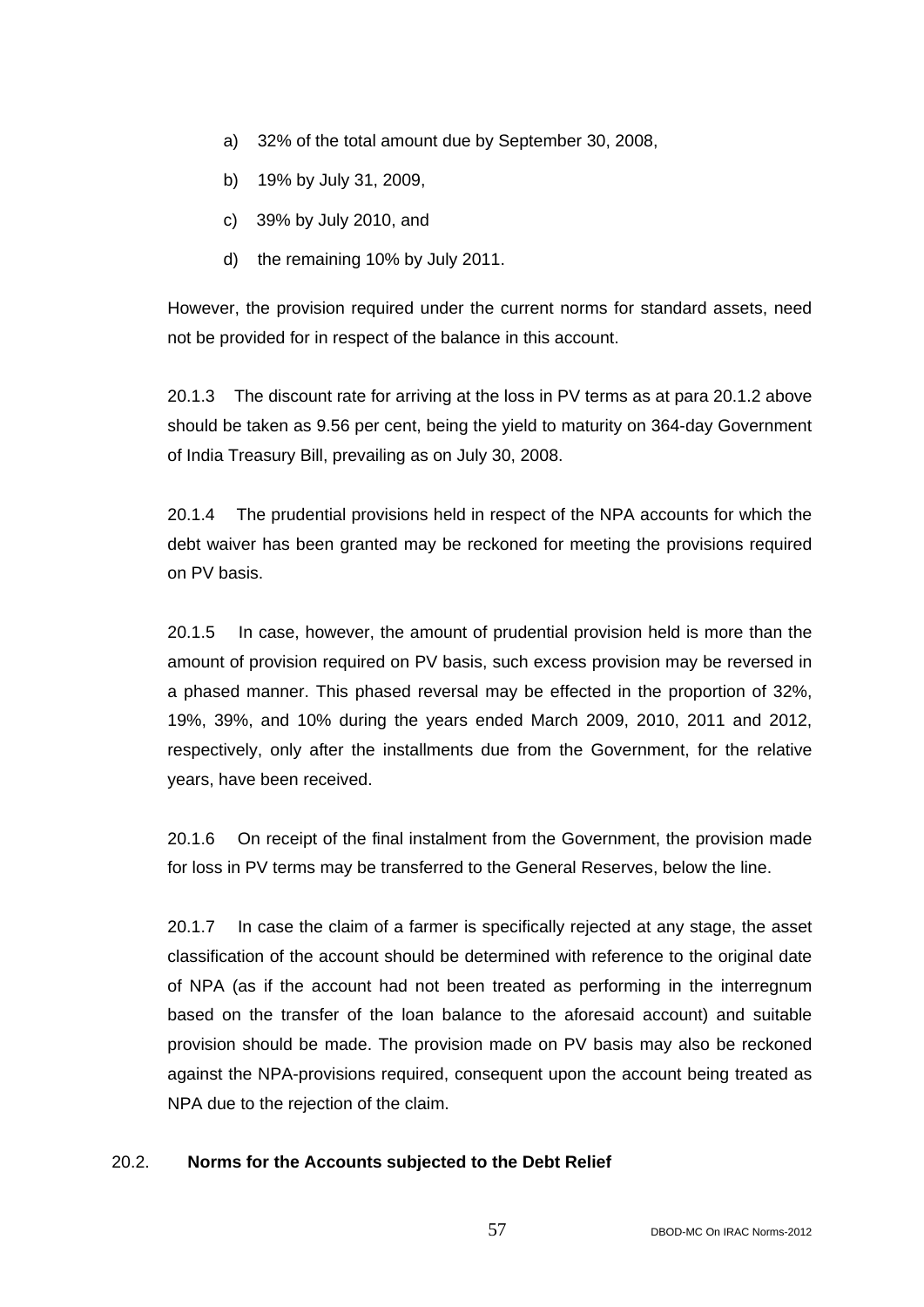a) 32% of the total amount due by September 30, 2008,

b) 19% by July 31, 2009,

c) 39% by July 2010, and

d) the remaining 10% by July 2011.

However, the provision required under the current norms for standard assets, need not be provided for in respect of the balance in this account.

20.1.3 The discount rate for arriving at the loss in PV terms as at para 20.1.2 above should be taken as 9.56 per cent, being the yield to maturity on 364-day Government of India Treasury Bill, prevailing as on July 30, 2008.

20.1.4 The prudential provisions held in respect of the NPA accounts for which the debt waiver has been granted may be reckoned for meeting the provisions required on PV basis.

20.1.5 In case, however, the amount of prudential provision held is more than the amount of provision required on PV basis, such excess provision may be reversed in a phased manner. This phased reversal may be effected in the proportion of 32%, 19%, 39%, and 10% during the years ended March 2009, 2010, 2011 and 2012, respectively, only after the installments due from the Government, for the relative years, have been received.

20.1.6 On receipt of the final instalment from the Government, the provision made for loss in PV terms may be transferred to the General Reserves, below the line.

20.1.7 In case the claim of a farmer is specifically rejected at any stage, the asset classification of the account should be determined with reference to the original date of NPA (as if the account had not been treated as performing in the interregnum based on the transfer of the loan balance to the aforesaid account) and suitable provision should be made. The provision made on PV basis may also be reckoned against the NPA-provisions required, consequent upon the account being treated as NPA due to the rejection of the claim.

### 20.2. Norms for the Accounts subjected to the Debt Relief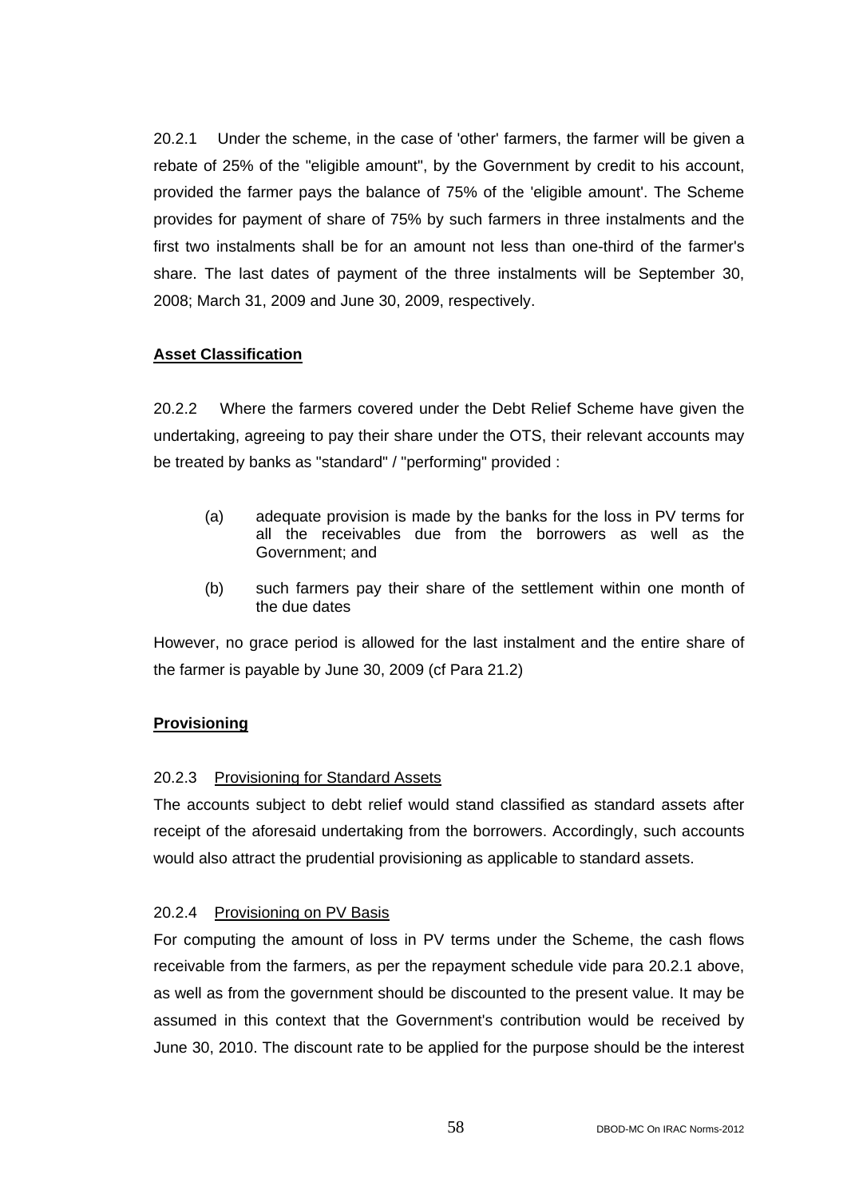20.2.1 Under the scheme, in the case of 'other' farmers, the farmer will be given a rebate of 25% of the "eligible amount", by the Government by credit to his account, provided the farmer pays the balance of 75% of the 'eligible amount'. The Scheme provides for payment of share of 75% by such farmers in three instalments and the first two instalments shall be for an amount not less than one-third of the farmer's share. The last dates of payment of the three instalments will be September 30, 2008; March 31, 2009 and June 30, 2009, respectively.

**Asset Classification**

20.2.2 Where the farmers covered under the Debt Relief Scheme have given the undertaking, agreeing to pay their share under the OTS, their relevant accounts may be treated by banks as "standard" / "performing" provided :

(a) adequate provision is made by the banks for the loss in PV terms for all the receivables due from the borrowers as well as the Government; and

(b) such farmers pay their share of the settlement within one month of the due dates

However, no grace period is allowed for the last instalment and the entire share of the farmer is payable by June 30, 2009 (cf Para 21.2)

**Provisioning**

20.2.3 Provisioning for Standard Assets

The accounts subject to debt relief would stand classified as standard assets after receipt of the aforesaid undertaking from the borrowers. Accordingly, such accounts would also attract the prudential provisioning as applicable to standard assets.

20.2.4 Provisioning on PV Basis

For computing the amount of loss in PV terms under the Scheme, the cash flows receivable from the farmers, as per the repayment schedule vide para 20.2.1 above, as well as from the government should be discounted to the present value. It may be assumed in this context that the Government's contribution would be received by June 30, 2010. The discount rate to be applied for the purpose should be the interest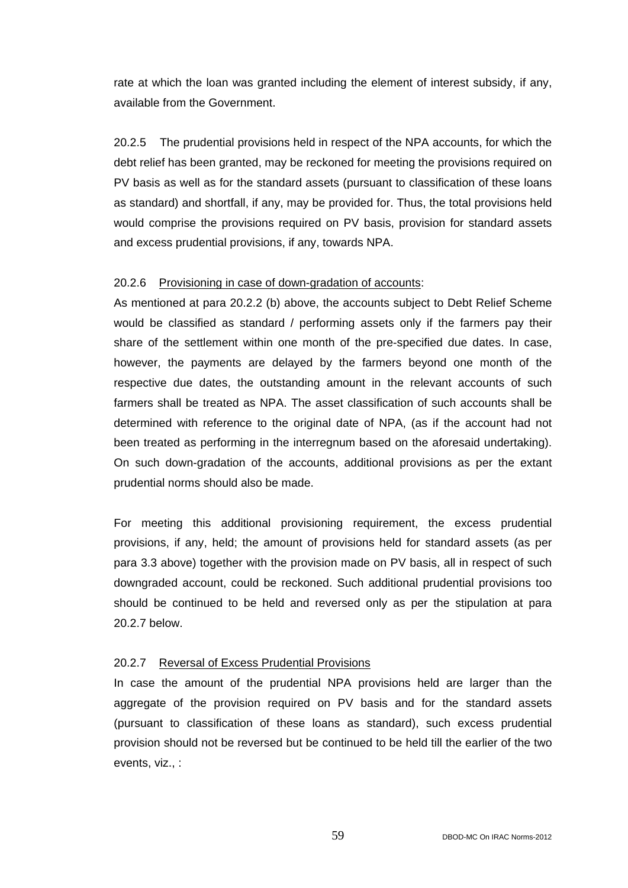rate at which the loan was granted including the element of interest subsidy, if any, available from the Government.

20.2.5 The prudential provisions held in respect of the NPA accounts, for which the debt relief has been granted, may be reckoned for meeting the provisions required on PV basis as well as for the standard assets (pursuant to classification of these loans as standard) and shortfall, if any, may be provided for. Thus, the total provisions held would comprise the provisions required on PV basis, provision for standard assets and excess prudential provisions, if any, towards NPA.

20.2.6 Provisioning in case of down-gradation of accounts:

As mentioned at para 20.2.2 (b) above, the accounts subject to Debt Relief Scheme would be classified as standard / performing assets only if the farmers pay their share of the settlement within one month of the pre-specified due dates. In case, however, the payments are delayed by the farmers beyond one month of the respective due dates, the outstanding amount in the relevant accounts of such farmers shall be treated as NPA. The asset classification of such accounts shall be determined with reference to the original date of NPA, (as if the account had not been treated as performing in the interregnum based on the aforesaid undertaking). On such down-gradation of the accounts, additional provisions as per the extant prudential norms should also be made.

For meeting this additional provisioning requirement, the excess prudential provisions, if any, held; the amount of provisions held for standard assets (as per para 3.3 above) together with the provision made on PV basis, all in respect of such downgraded account, could be reckoned. Such additional prudential provisions too should be continued to be held and reversed only as per the stipulation at para 20.2.7 below.

20.2.7 Reversal of Excess Prudential Provisions

In case the amount of the prudential NPA provisions held are larger than the aggregate of the provision required on PV basis and for the standard assets (pursuant to classification of these loans as standard), such excess prudential provision should not be reversed but be continued to be held till the earlier of the two events, viz., :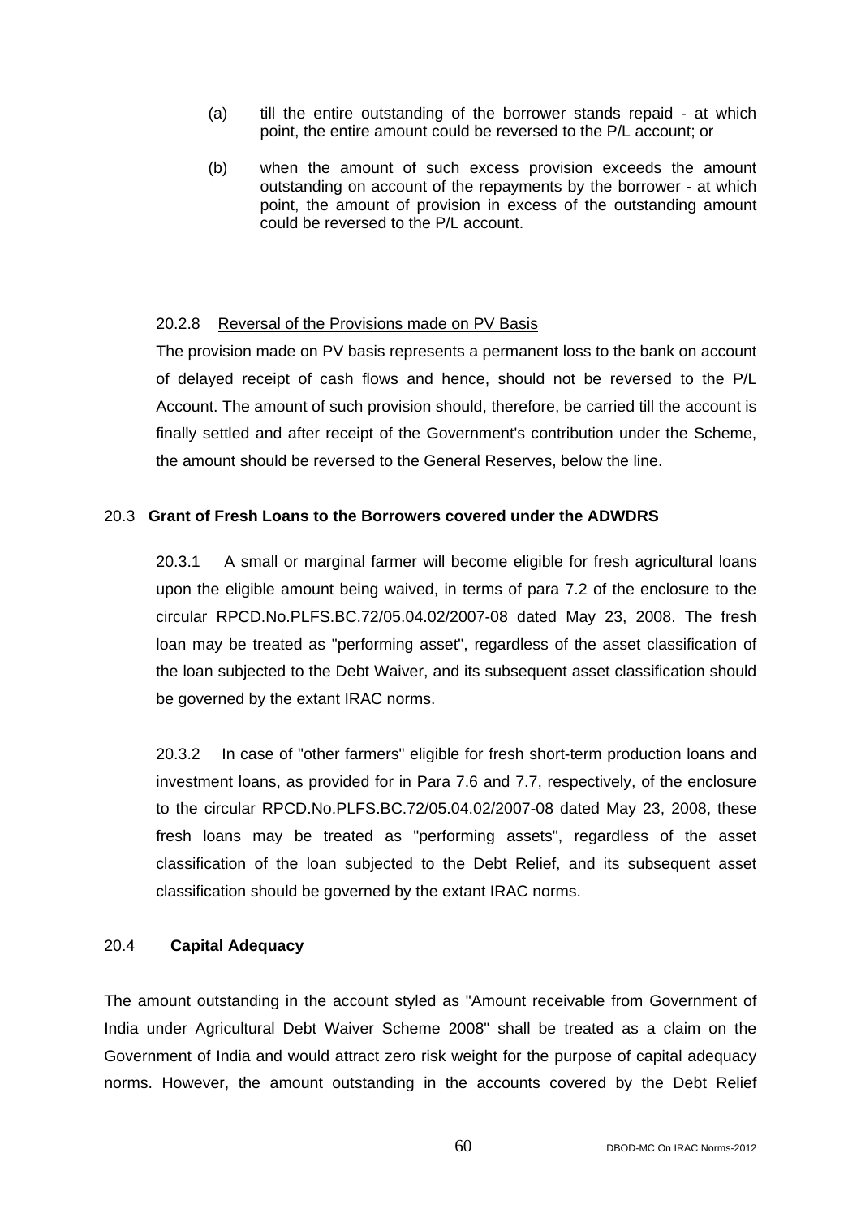(a) till the entire outstanding of the borrower stands repaid - at which point, the entire amount could be reversed to the P/L account; or

(b) when the amount of such excess provision exceeds the amount outstanding on account of the repayments by the borrower - at which point, the amount of provision in excess of the outstanding amount could be reversed to the P/L account.

20.2.8 Reversal of the Provisions made on PV Basis

The provision made on PV basis represents a permanent loss to the bank on account of delayed receipt of cash flows and hence, should not be reversed to the P/L Account. The amount of such provision should, therefore, be carried till the account is finally settled and after receipt of the Government's contribution under the Scheme, the amount should be reversed to the General Reserves, below the line.

20.3 **Grant of Fresh Loans to the Borrowers covered under the ADWDRS**

20.3.1 A small or marginal farmer will become eligible for fresh agricultural loans upon the eligible amount being waived, in terms of para 7.2 of the enclosure to the circular RPCD.No.PLFS.BC.72/05.04.02/2007-08 dated May 23, 2008. The fresh loan may be treated as "performing asset", regardless of the asset classification of the loan subjected to the Debt Waiver, and its subsequent asset classification should be governed by the extant IRAC norms.

20.3.2 In case of "other farmers" eligible for fresh short-term production loans and investment loans, as provided for in Para 7.6 and 7.7, respectively, of the enclosure to the circular RPCD.No.PLFS.BC.72/05.04.02/2007-08 dated May 23, 2008, these fresh loans may be treated as "performing assets", regardless of the asset classification of the loan subjected to the Debt Relief, and its subsequent asset classification should be governed by the extant IRAC norms.

20.4 **Capital Adequacy**

The amount outstanding in the account styled as "Amount receivable from Government of India under Agricultural Debt Waiver Scheme 2008" shall be treated as a claim on the Government of India and would attract zero risk weight for the purpose of capital adequacy norms. However, the amount outstanding in the accounts covered by the Debt Relief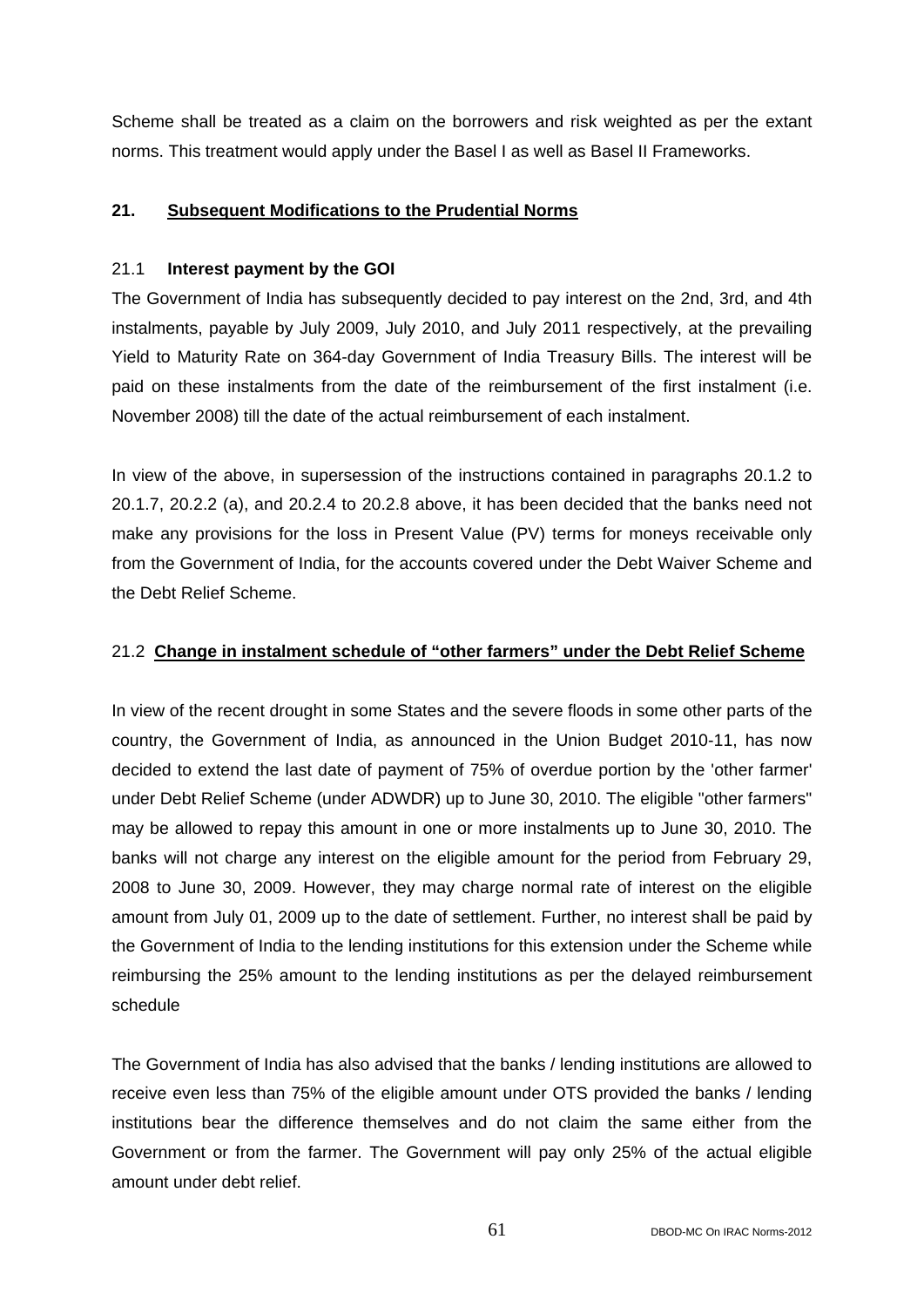Scheme shall be treated as a claim on the borrowers and risk weighted as per the extant norms. This treatment would apply under the Basel I as well as Basel II Frameworks.

## 21. Subsequent Modifications to the Prudential Norms

### 21.1 Interest payment by the GOI

The Government of India has subsequently decided to pay interest on the 2nd, 3rd, and 4th instalments, payable by July 2009, July 2010, and July 2011 respectively, at the prevailing Yield to Maturity Rate on 364-day Government of India Treasury Bills. The interest will be paid on these instalments from the date of the reimbursement of the first instalment (i.e. November 2008) till the date of the actual reimbursement of each instalment.

In view of the above, in supersession of the instructions contained in paragraphs 20.1.2 to 20.1.7, 20.2.2 (a), and 20.2.4 to 20.2.8 above, it has been decided that the banks need not make any provisions for the loss in Present Value (PV) terms for moneys receivable only from the Government of India, for the accounts covered under the Debt Waiver Scheme and the Debt Relief Scheme.

### 21.2 Change in instalment schedule of "other farmers" under the Debt Relief Scheme

In view of the recent drought in some States and the severe floods in some other parts of the country, the Government of India, as announced in the Union Budget 2010-11, has now decided to extend the last date of payment of 75% of overdue portion by the 'other farmer' under Debt Relief Scheme (under ADWDR) up to June 30, 2010. The eligible "other farmers" may be allowed to repay this amount in one or more instalments up to June 30, 2010. The banks will not charge any interest on the eligible amount for the period from February 29, 2008 to June 30, 2009. However, they may charge normal rate of interest on the eligible amount from July 01, 2009 up to the date of settlement. Further, no interest shall be paid by the Government of India to the lending institutions for this extension under the Scheme while reimbursing the 25% amount to the lending institutions as per the delayed reimbursement schedule

The Government of India has also advised that the banks / lending institutions are allowed to receive even less than 75% of the eligible amount under OTS provided the banks / lending institutions bear the difference themselves and do not claim the same either from the Government or from the farmer. The Government will pay only 25% of the actual eligible amount under debt relief.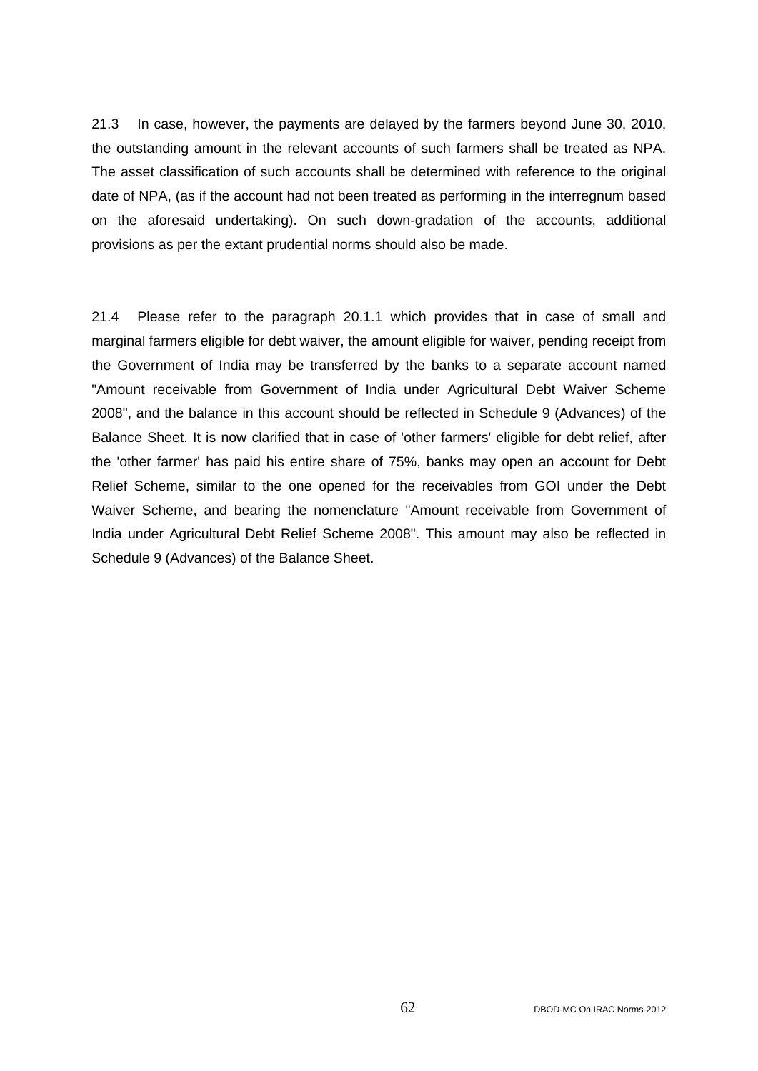21.3 In case, however, the payments are delayed by the farmers beyond June 30, 2010, the outstanding amount in the relevant accounts of such farmers shall be treated as NPA. The asset classification of such accounts shall be determined with reference to the original date of NPA, (as if the account had not been treated as performing in the interregnum based on the aforesaid undertaking). On such down-gradation of the accounts, additional provisions as per the extant prudential norms should also be made.

21.4 Please refer to the paragraph 20.1.1 which provides that in case of small and marginal farmers eligible for debt waiver, the amount eligible for waiver, pending receipt from the Government of India may be transferred by the banks to a separate account named "Amount receivable from Government of India under Agricultural Debt Waiver Scheme 2008", and the balance in this account should be reflected in Schedule 9 (Advances) of the Balance Sheet. It is now clarified that in case of 'other farmers' eligible for debt relief, after the 'other farmer' has paid his entire share of 75%, banks may open an account for Debt Relief Scheme, similar to the one opened for the receivables from GOI under the Debt Waiver Scheme, and bearing the nomenclature "Amount receivable from Government of India under Agricultural Debt Relief Scheme 2008". This amount may also be reflected in Schedule 9 (Advances) of the Balance Sheet.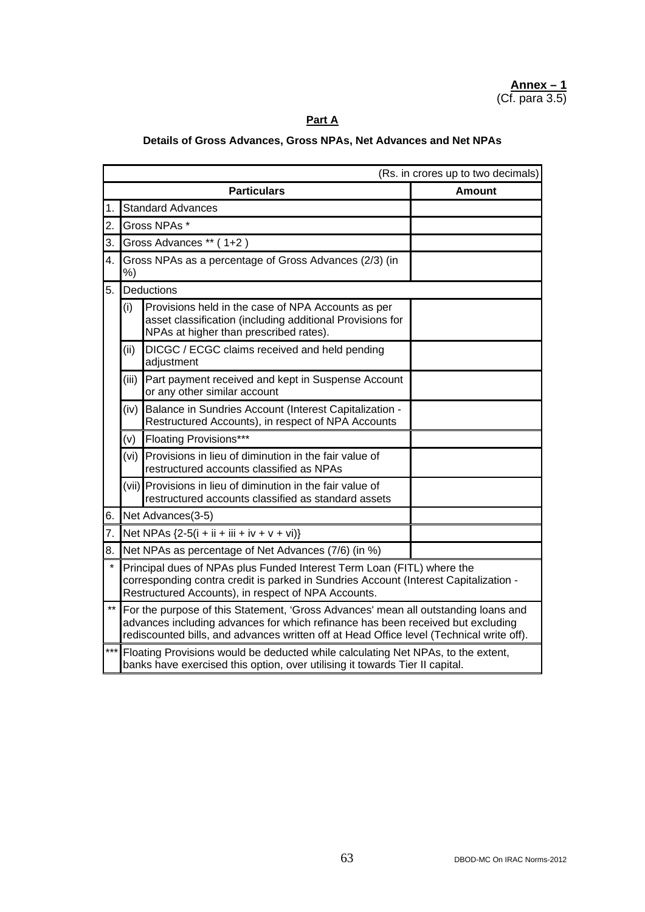**Annex – 1**
(Cf. para 3.5)

**Part A**

**Details of Gross Advances, Gross NPAs, Net Advances and Net NPAs**

(Rs. in crores up to two decimals)

| | | Particulars | Amount |
|---|---|---|---|
| 1. | Standard Advances | | |
| 2. | Gross NPAs * | | |
| 3. | Gross Advances ** ( 1+2 ) | | |
| 4. | Gross NPAs as a percentage of Gross Advances (2/3) (in %) | | |
| 5. | Deductions | | |
| | (i) | Provisions held in the case of NPA Accounts as per asset classification (including additional Provisions for NPAs at higher than prescribed rates). | |
| | (ii) | DICGC / ECGC claims received and held pending adjustment | |
| | (iii) | Part payment received and kept in Suspense Account or any other similar account | |
| | (iv) | Balance in Sundries Account (Interest Capitalization - Restructured Accounts), in respect of NPA Accounts | |
| | (v) | Floating Provisions*** | |
| | (vi) | Provisions in lieu of diminution in the fair value of restructured accounts classified as NPAs | |
| | (vii) | Provisions in lieu of diminution in the fair value of restructured accounts classified as standard assets | |
| 6. | Net Advances(3-5) | | |
| 7. | Net NPAs {2-5(i + ii + iii + iv + v + vi)} | | |
| 8. | Net NPAs as percentage of Net Advances (7/6) (in %) | | |
| * | Principal dues of NPAs plus Funded Interest Term Loan (FITL) where the corresponding contra credit is parked in Sundries Account (Interest Capitalization - Restructured Accounts), in respect of NPA Accounts. | | |
| ** | For the purpose of this Statement, 'Gross Advances' mean all outstanding loans and advances including advances for which refinance has been received but excluding rediscounted bills, and advances written off at Head Office level (Technical write off). | | |
| *** | Floating Provisions would be deducted while calculating Net NPAs, to the extent, banks have exercised this option, over utilising it towards Tier II capital. | | |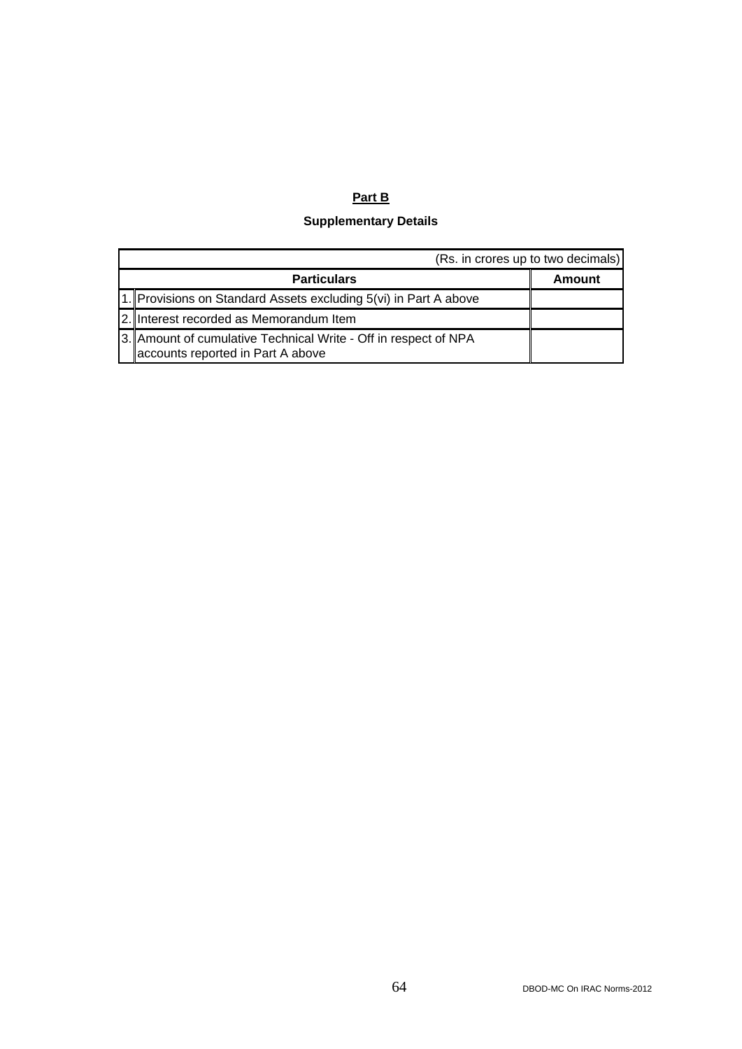**Part B**

**Supplementary Details**

(Rs. in crores up to two decimals)

| | Particulars | Amount |
|---|---|---|
| 1. | Provisions on Standard Assets excluding 5(vi) in Part A above | |
| 2. | Interest recorded as Memorandum Item | |
| 3. | Amount of cumulative Technical Write - Off in respect of NPA accounts reported in Part A above | |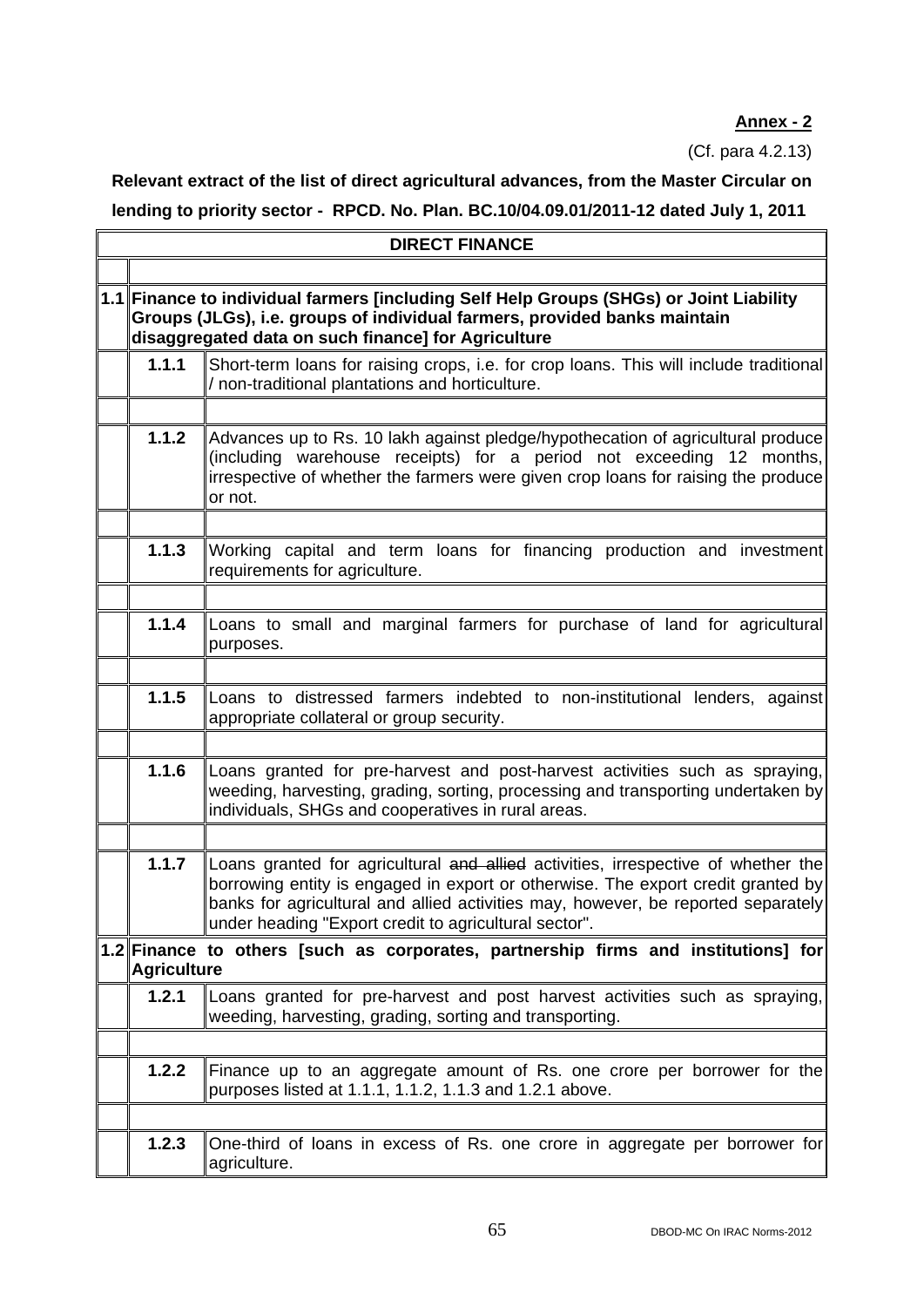**Annex - 2**

(Cf. para 4.2.13)

**Relevant extract of the list of direct agricultural advances, from the Master Circular on lending to priority sector - RPCD. No. Plan. BC.10/04.09.01/2011-12 dated July 1, 2011**

| **DIRECT FINANCE** | | |
|---|---|---|
| | | |
| **1.1** | **Finance to individual farmers [including Self Help Groups (SHGs) or Joint Liability Groups (JLGs), i.e. groups of individual farmers, provided banks maintain disaggregated data on such finance] for Agriculture** | |
| | **1.1.1** | Short-term loans for raising crops, i.e. for crop loans. This will include traditional / non-traditional plantations and horticulture. |
| | | |
| | **1.1.2** | Advances up to Rs. 10 lakh against pledge/hypothecation of agricultural produce (including warehouse receipts) for a period not exceeding 12 months, irrespective of whether the farmers were given crop loans for raising the produce or not. |
| | | |
| | **1.1.3** | Working capital and term loans for financing production and investment requirements for agriculture. |
| | | |
| | **1.1.4** | Loans to small and marginal farmers for purchase of land for agricultural purposes. |
| | | |
| | **1.1.5** | Loans to distressed farmers indebted to non-institutional lenders, against appropriate collateral or group security. |
| | | |
| | **1.1.6** | Loans granted for pre-harvest and post-harvest activities such as spraying, weeding, harvesting, grading, sorting, processing and transporting undertaken by individuals, SHGs and cooperatives in rural areas. |
| | | |
| | **1.1.7** | Loans granted for agricultural ~~and allied~~ activities, irrespective of whether the borrowing entity is engaged in export or otherwise. The export credit granted by banks for agricultural and allied activities may, however, be reported separately under heading "Export credit to agricultural sector". |
| **1.2** | **Finance to others [such as corporates, partnership firms and institutions] for Agriculture** | |
| | **1.2.1** | Loans granted for pre-harvest and post harvest activities such as spraying, weeding, harvesting, grading, sorting and transporting. |
| | | |
| | **1.2.2** | Finance up to an aggregate amount of Rs. one crore per borrower for the purposes listed at 1.1.1, 1.1.2, 1.1.3 and 1.2.1 above. |
| | | |
| | **1.2.3** | One-third of loans in excess of Rs. one crore in aggregate per borrower for agriculture. |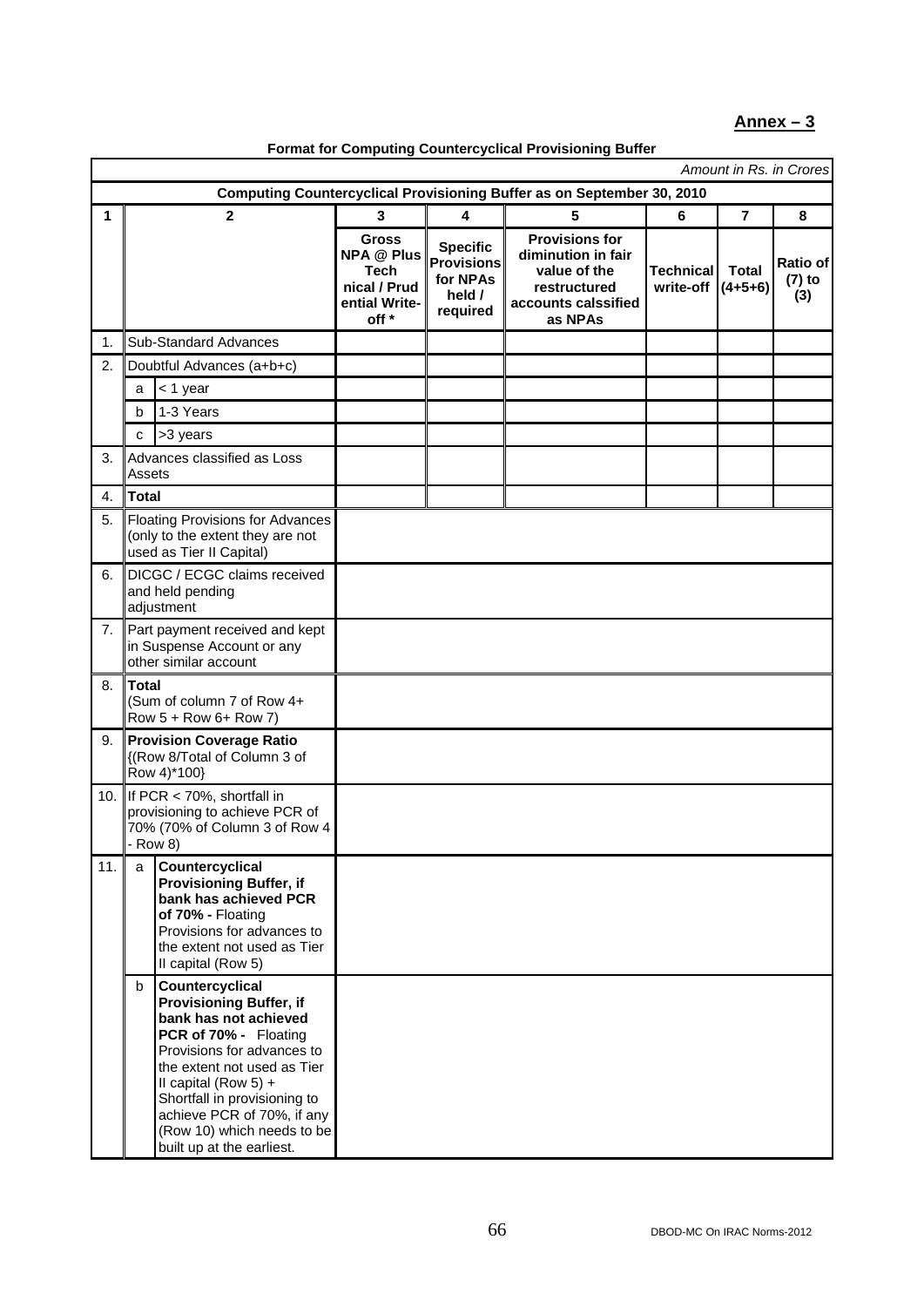**Annex – 3**

**Format for Computing Countercyclical Provisioning Buffer**

*Amount in Rs. in Crores*

| | | | | | | | | |
|---|---|---|---|---|---|---|---|---|
| **Computing Countercyclical Provisioning Buffer as on September 30, 2010** | | | | | | | | |
| **1** | | **2** | **3** | **4** | **5** | **6** | **7** | **8** |
| | | | **Gross NPA @ Plus Tech nical / Prud ential Write-off *** | **Specific Provisions for NPAs held / required** | **Provisions for diminution in fair value of the restructured accounts calssified as NPAs** | **Technical write-off** | **Total (4+5+6)** | **Ratio of (7) to (3)** |
| 1. | Sub-Standard Advances | | | | | | | |
| 2. | Doubtful Advances (a+b+c) | | | | | | | |
| | a | < 1 year | | | | | | |
| | b | 1-3 Years | | | | | | |
| | c | >3 years | | | | | | |
| 3. | Advances classified as Loss Assets | | | | | | | |
| 4. | **Total** | | | | | | | |
| 5. | Floating Provisions for Advances (only to the extent they are not used as Tier II Capital) | | | | | | | |
| 6. | DICGC / ECGC claims received and held pending adjustment | | | | | | | |
| 7. | Part payment received and kept in Suspense Account or any other similar account | | | | | | | |
| 8. | **Total** (Sum of column 7 of Row 4+ Row 5 + Row 6+ Row 7) | | | | | | | |
| 9. | **Provision Coverage Ratio** {(Row 8/Total of Column 3 of Row 4)*100} | | | | | | | |
| 10. | If PCR < 70%, shortfall in provisioning to achieve PCR of 70% (70% of Column 3 of Row 4 - Row 8) | | | | | | | |
| 11. | a | **Countercyclical Provisioning Buffer, if bank has achieved PCR of 70% -** Floating Provisions for advances to the extent not used as Tier II capital (Row 5) | | | | | | |
| | b | **Countercyclical Provisioning Buffer, if bank has not achieved PCR of 70% -** Floating Provisions for advances to the extent not used as Tier II capital (Row 5) + Shortfall in provisioning to achieve PCR of 70%, if any (Row 10) which needs to be built up at the earliest. | | | | | | |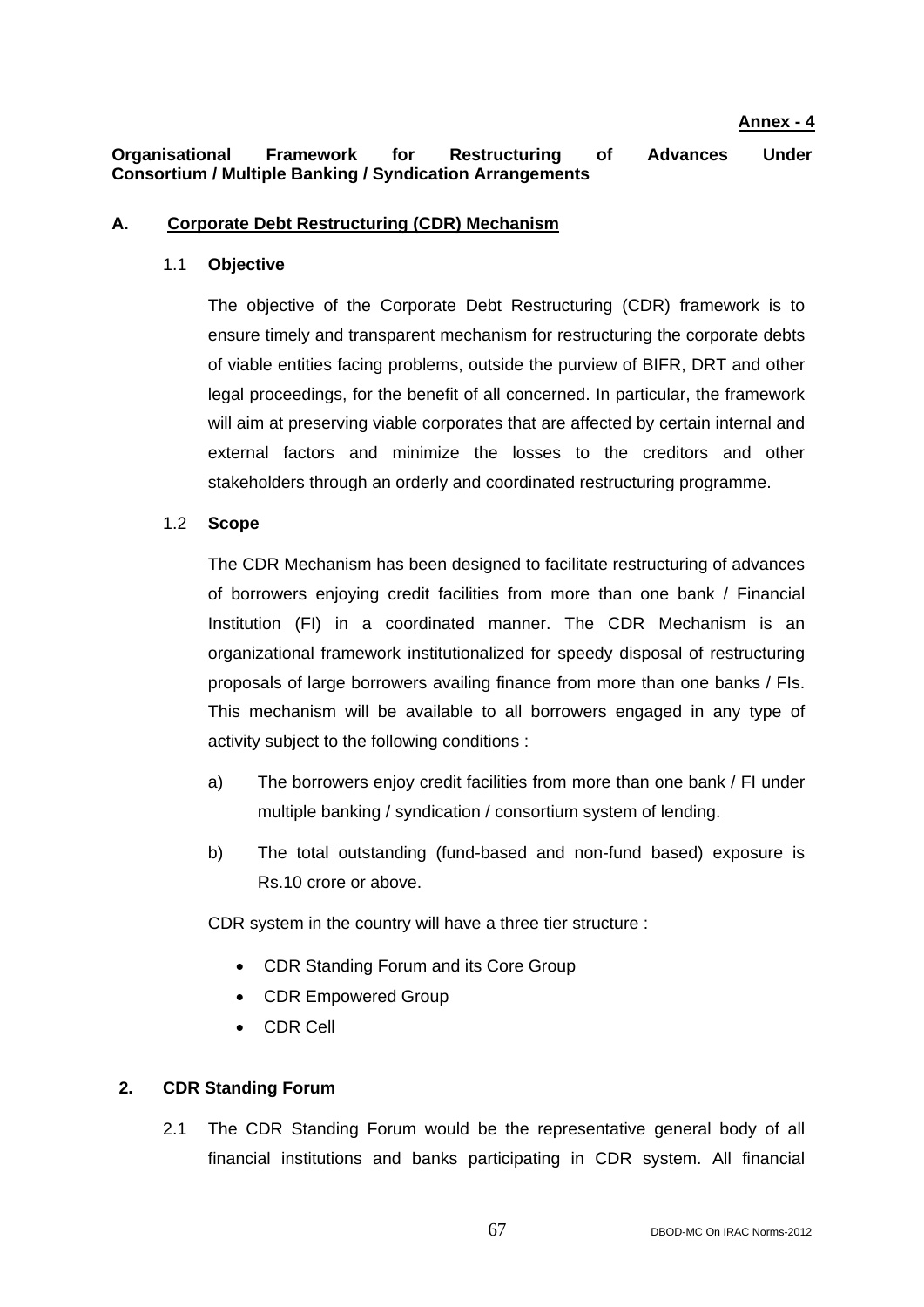**Annex - 4**

**Organisational Framework for Restructuring of Advances Under Consortium / Multiple Banking / Syndication Arrangements**

## A. Corporate Debt Restructuring (CDR) Mechanism

### 1.1 Objective

The objective of the Corporate Debt Restructuring (CDR) framework is to ensure timely and transparent mechanism for restructuring the corporate debts of viable entities facing problems, outside the purview of BIFR, DRT and other legal proceedings, for the benefit of all concerned. In particular, the framework will aim at preserving viable corporates that are affected by certain internal and external factors and minimize the losses to the creditors and other stakeholders through an orderly and coordinated restructuring programme.

### 1.2 Scope

The CDR Mechanism has been designed to facilitate restructuring of advances of borrowers enjoying credit facilities from more than one bank / Financial Institution (FI) in a coordinated manner. The CDR Mechanism is an organizational framework institutionalized for speedy disposal of restructuring proposals of large borrowers availing finance from more than one banks / FIs. This mechanism will be available to all borrowers engaged in any type of activity subject to the following conditions :

a) The borrowers enjoy credit facilities from more than one bank / FI under multiple banking / syndication / consortium system of lending.

b) The total outstanding (fund-based and non-fund based) exposure is Rs.10 crore or above.

CDR system in the country will have a three tier structure :

- CDR Standing Forum and its Core Group
- CDR Empowered Group
- CDR Cell

## 2. CDR Standing Forum

2.1 The CDR Standing Forum would be the representative general body of all financial institutions and banks participating in CDR system. All financial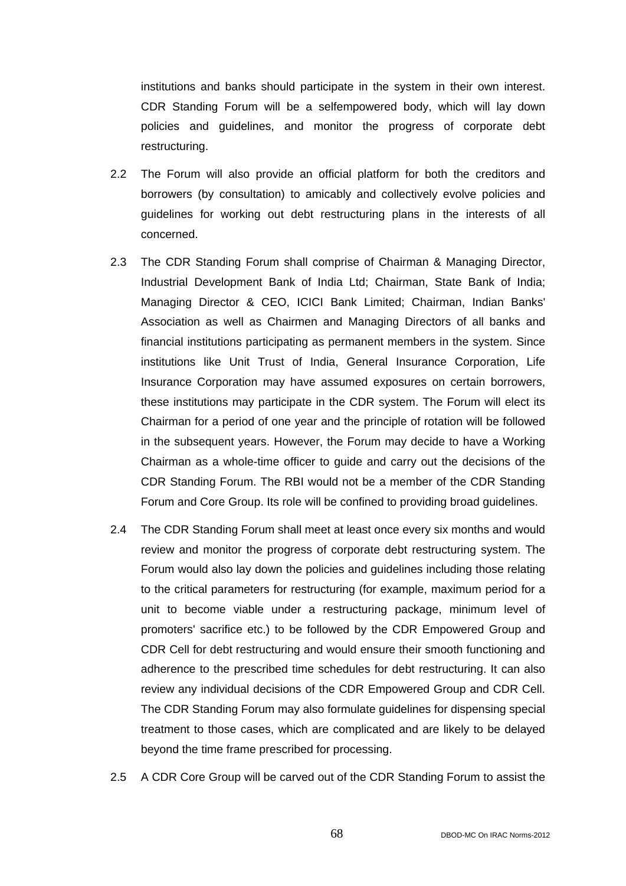institutions and banks should participate in the system in their own interest. CDR Standing Forum will be a selfempowered body, which will lay down policies and guidelines, and monitor the progress of corporate debt restructuring.

2.2 The Forum will also provide an official platform for both the creditors and borrowers (by consultation) to amicably and collectively evolve policies and guidelines for working out debt restructuring plans in the interests of all concerned.

2.3 The CDR Standing Forum shall comprise of Chairman & Managing Director, Industrial Development Bank of India Ltd; Chairman, State Bank of India; Managing Director & CEO, ICICI Bank Limited; Chairman, Indian Banks' Association as well as Chairmen and Managing Directors of all banks and financial institutions participating as permanent members in the system. Since institutions like Unit Trust of India, General Insurance Corporation, Life Insurance Corporation may have assumed exposures on certain borrowers, these institutions may participate in the CDR system. The Forum will elect its Chairman for a period of one year and the principle of rotation will be followed in the subsequent years. However, the Forum may decide to have a Working Chairman as a whole-time officer to guide and carry out the decisions of the CDR Standing Forum. The RBI would not be a member of the CDR Standing Forum and Core Group. Its role will be confined to providing broad guidelines.

2.4 The CDR Standing Forum shall meet at least once every six months and would review and monitor the progress of corporate debt restructuring system. The Forum would also lay down the policies and guidelines including those relating to the critical parameters for restructuring (for example, maximum period for a unit to become viable under a restructuring package, minimum level of promoters' sacrifice etc.) to be followed by the CDR Empowered Group and CDR Cell for debt restructuring and would ensure their smooth functioning and adherence to the prescribed time schedules for debt restructuring. It can also review any individual decisions of the CDR Empowered Group and CDR Cell. The CDR Standing Forum may also formulate guidelines for dispensing special treatment to those cases, which are complicated and are likely to be delayed beyond the time frame prescribed for processing.

2.5 A CDR Core Group will be carved out of the CDR Standing Forum to assist the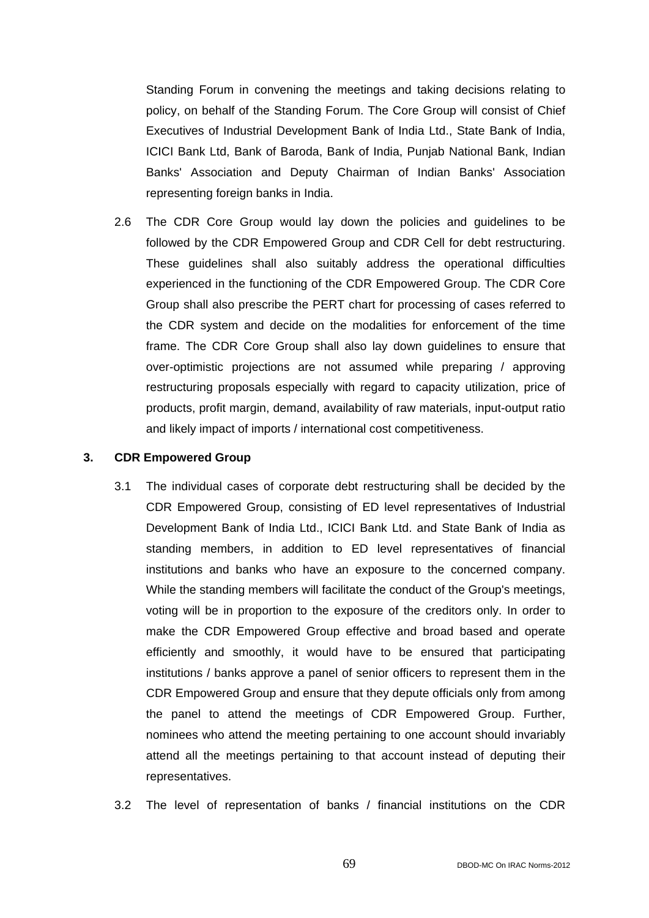Standing Forum in convening the meetings and taking decisions relating to policy, on behalf of the Standing Forum. The Core Group will consist of Chief Executives of Industrial Development Bank of India Ltd., State Bank of India, ICICI Bank Ltd, Bank of Baroda, Bank of India, Punjab National Bank, Indian Banks' Association and Deputy Chairman of Indian Banks' Association representing foreign banks in India.

2.6 The CDR Core Group would lay down the policies and guidelines to be followed by the CDR Empowered Group and CDR Cell for debt restructuring. These guidelines shall also suitably address the operational difficulties experienced in the functioning of the CDR Empowered Group. The CDR Core Group shall also prescribe the PERT chart for processing of cases referred to the CDR system and decide on the modalities for enforcement of the time frame. The CDR Core Group shall also lay down guidelines to ensure that over-optimistic projections are not assumed while preparing / approving restructuring proposals especially with regard to capacity utilization, price of products, profit margin, demand, availability of raw materials, input-output ratio and likely impact of imports / international cost competitiveness.

### 3. CDR Empowered Group

3.1 The individual cases of corporate debt restructuring shall be decided by the CDR Empowered Group, consisting of ED level representatives of Industrial Development Bank of India Ltd., ICICI Bank Ltd. and State Bank of India as standing members, in addition to ED level representatives of financial institutions and banks who have an exposure to the concerned company. While the standing members will facilitate the conduct of the Group's meetings, voting will be in proportion to the exposure of the creditors only. In order to make the CDR Empowered Group effective and broad based and operate efficiently and smoothly, it would have to be ensured that participating institutions / banks approve a panel of senior officers to represent them in the CDR Empowered Group and ensure that they depute officials only from among the panel to attend the meetings of CDR Empowered Group. Further, nominees who attend the meeting pertaining to one account should invariably attend all the meetings pertaining to that account instead of deputing their representatives.

3.2 The level of representation of banks / financial institutions on the CDR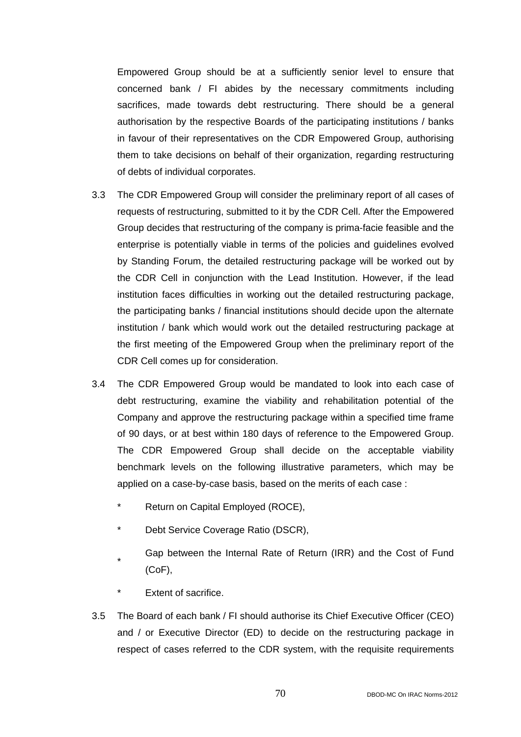Empowered Group should be at a sufficiently senior level to ensure that concerned bank / FI abides by the necessary commitments including sacrifices, made towards debt restructuring. There should be a general authorisation by the respective Boards of the participating institutions / banks in favour of their representatives on the CDR Empowered Group, authorising them to take decisions on behalf of their organization, regarding restructuring of debts of individual corporates.

3.3 The CDR Empowered Group will consider the preliminary report of all cases of requests of restructuring, submitted to it by the CDR Cell. After the Empowered Group decides that restructuring of the company is prima-facie feasible and the enterprise is potentially viable in terms of the policies and guidelines evolved by Standing Forum, the detailed restructuring package will be worked out by the CDR Cell in conjunction with the Lead Institution. However, if the lead institution faces difficulties in working out the detailed restructuring package, the participating banks / financial institutions should decide upon the alternate institution / bank which would work out the detailed restructuring package at the first meeting of the Empowered Group when the preliminary report of the CDR Cell comes up for consideration.

3.4 The CDR Empowered Group would be mandated to look into each case of debt restructuring, examine the viability and rehabilitation potential of the Company and approve the restructuring package within a specified time frame of 90 days, or at best within 180 days of reference to the Empowered Group. The CDR Empowered Group shall decide on the acceptable viability benchmark levels on the following illustrative parameters, which may be applied on a case-by-case basis, based on the merits of each case :

- Return on Capital Employed (ROCE),
- Debt Service Coverage Ratio (DSCR),
- Gap between the Internal Rate of Return (IRR) and the Cost of Fund (CoF),
- Extent of sacrifice.

3.5 The Board of each bank / FI should authorise its Chief Executive Officer (CEO) and / or Executive Director (ED) to decide on the restructuring package in respect of cases referred to the CDR system, with the requisite requirements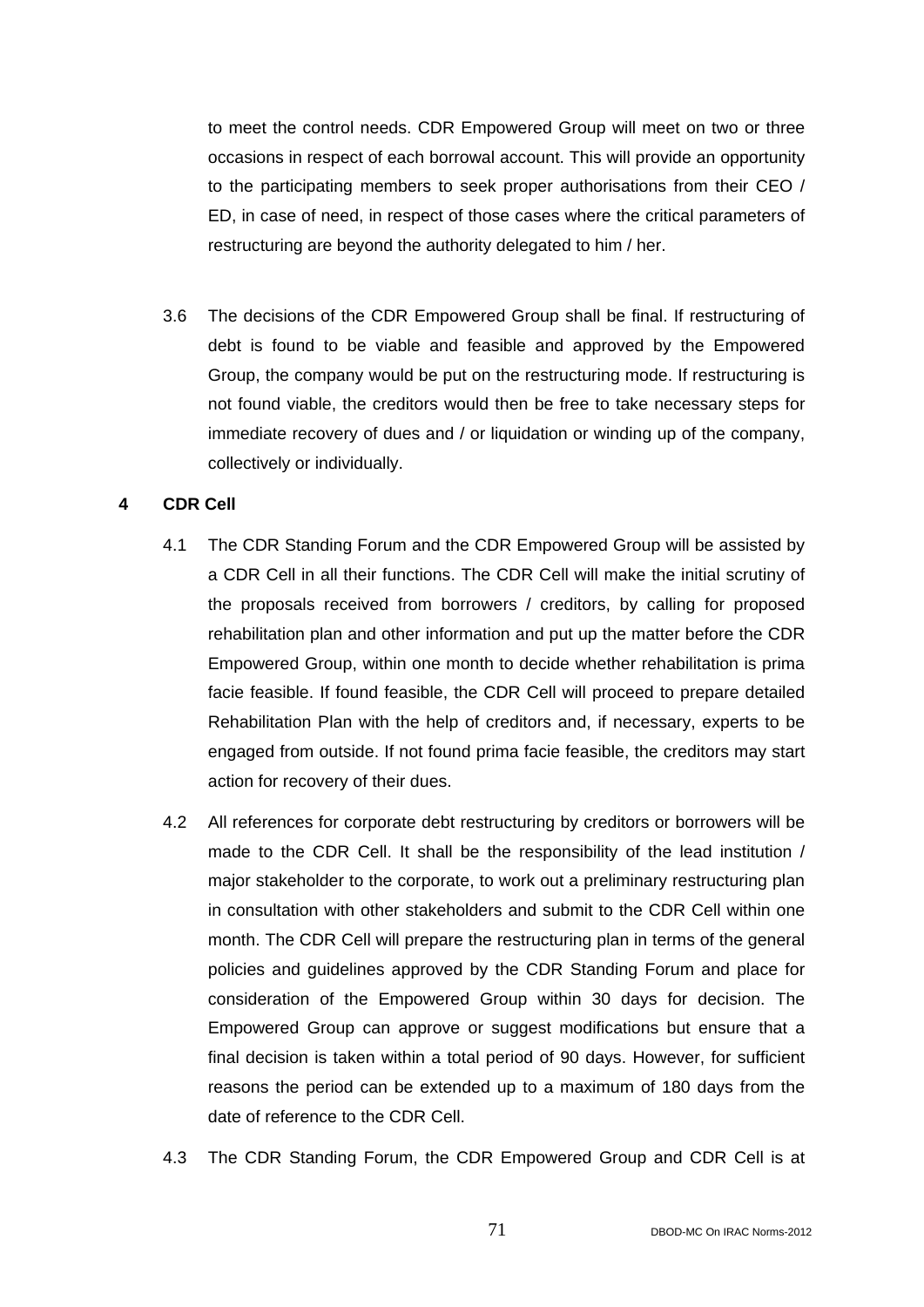to meet the control needs. CDR Empowered Group will meet on two or three occasions in respect of each borrowal account. This will provide an opportunity to the participating members to seek proper authorisations from their CEO / ED, in case of need, in respect of those cases where the critical parameters of restructuring are beyond the authority delegated to him / her.

3.6 The decisions of the CDR Empowered Group shall be final. If restructuring of debt is found to be viable and feasible and approved by the Empowered Group, the company would be put on the restructuring mode. If restructuring is not found viable, the creditors would then be free to take necessary steps for immediate recovery of dues and / or liquidation or winding up of the company, collectively or individually.

## 4 CDR Cell

4.1 The CDR Standing Forum and the CDR Empowered Group will be assisted by a CDR Cell in all their functions. The CDR Cell will make the initial scrutiny of the proposals received from borrowers / creditors, by calling for proposed rehabilitation plan and other information and put up the matter before the CDR Empowered Group, within one month to decide whether rehabilitation is prima facie feasible. If found feasible, the CDR Cell will proceed to prepare detailed Rehabilitation Plan with the help of creditors and, if necessary, experts to be engaged from outside. If not found prima facie feasible, the creditors may start action for recovery of their dues.

4.2 All references for corporate debt restructuring by creditors or borrowers will be made to the CDR Cell. It shall be the responsibility of the lead institution / major stakeholder to the corporate, to work out a preliminary restructuring plan in consultation with other stakeholders and submit to the CDR Cell within one month. The CDR Cell will prepare the restructuring plan in terms of the general policies and guidelines approved by the CDR Standing Forum and place for consideration of the Empowered Group within 30 days for decision. The Empowered Group can approve or suggest modifications but ensure that a final decision is taken within a total period of 90 days. However, for sufficient reasons the period can be extended up to a maximum of 180 days from the date of reference to the CDR Cell.

4.3 The CDR Standing Forum, the CDR Empowered Group and CDR Cell is at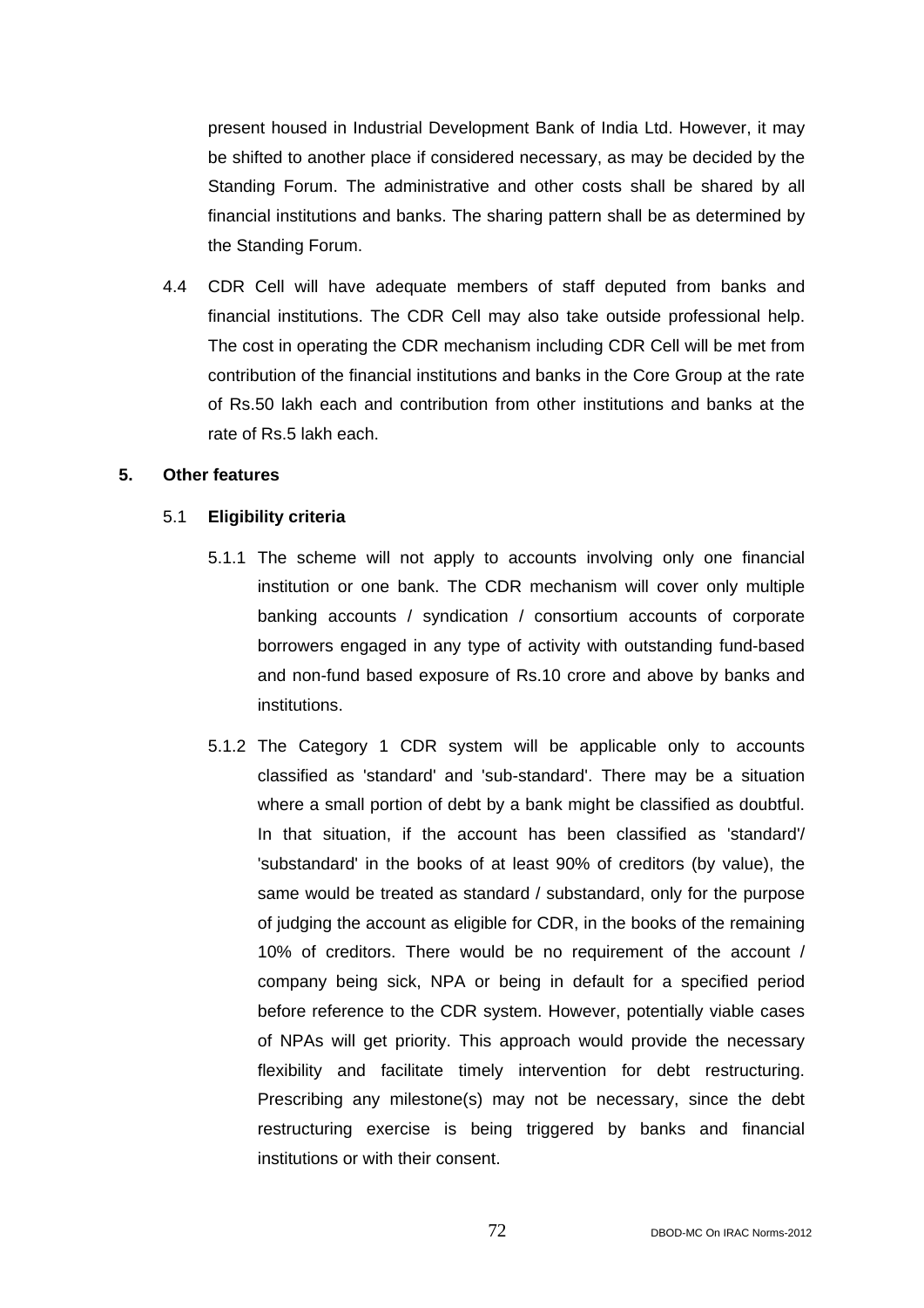present housed in Industrial Development Bank of India Ltd. However, it may be shifted to another place if considered necessary, as may be decided by the Standing Forum. The administrative and other costs shall be shared by all financial institutions and banks. The sharing pattern shall be as determined by the Standing Forum.

4.4 CDR Cell will have adequate members of staff deputed from banks and financial institutions. The CDR Cell may also take outside professional help. The cost in operating the CDR mechanism including CDR Cell will be met from contribution of the financial institutions and banks in the Core Group at the rate of Rs.50 lakh each and contribution from other institutions and banks at the rate of Rs.5 lakh each.

## 5. Other features

### 5.1 Eligibility criteria

5.1.1 The scheme will not apply to accounts involving only one financial institution or one bank. The CDR mechanism will cover only multiple banking accounts / syndication / consortium accounts of corporate borrowers engaged in any type of activity with outstanding fund-based and non-fund based exposure of Rs.10 crore and above by banks and institutions.

5.1.2 The Category 1 CDR system will be applicable only to accounts classified as 'standard' and 'sub-standard'. There may be a situation where a small portion of debt by a bank might be classified as doubtful. In that situation, if the account has been classified as 'standard'/ 'substandard' in the books of at least 90% of creditors (by value), the same would be treated as standard / substandard, only for the purpose of judging the account as eligible for CDR, in the books of the remaining 10% of creditors. There would be no requirement of the account / company being sick, NPA or being in default for a specified period before reference to the CDR system. However, potentially viable cases of NPAs will get priority. This approach would provide the necessary flexibility and facilitate timely intervention for debt restructuring. Prescribing any milestone(s) may not be necessary, since the debt restructuring exercise is being triggered by banks and financial institutions or with their consent.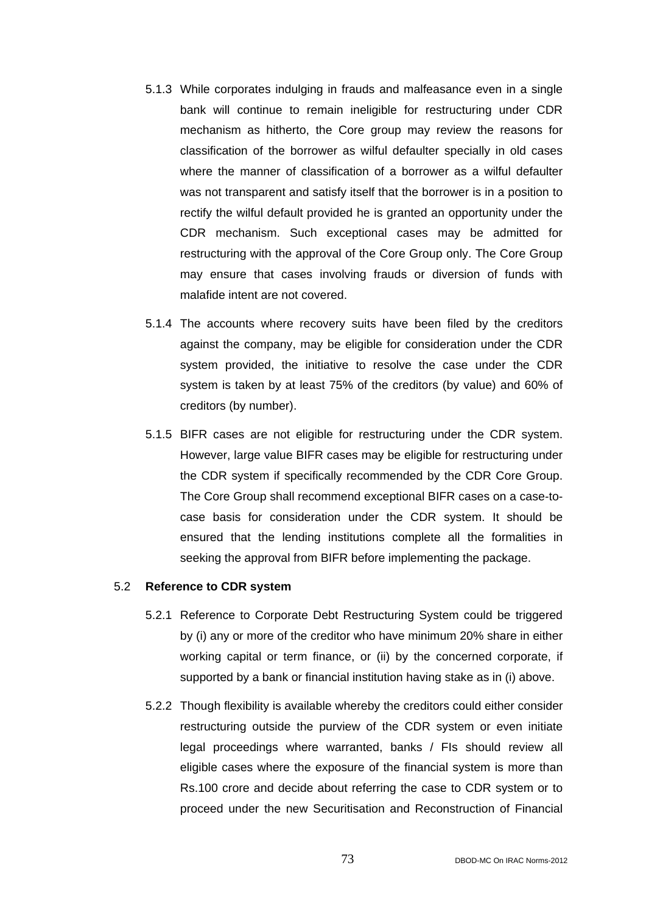5.1.3 While corporates indulging in frauds and malfeasance even in a single bank will continue to remain ineligible for restructuring under CDR mechanism as hitherto, the Core group may review the reasons for classification of the borrower as wilful defaulter specially in old cases where the manner of classification of a borrower as a wilful defaulter was not transparent and satisfy itself that the borrower is in a position to rectify the wilful default provided he is granted an opportunity under the CDR mechanism. Such exceptional cases may be admitted for restructuring with the approval of the Core Group only. The Core Group may ensure that cases involving frauds or diversion of funds with malafide intent are not covered.

5.1.4 The accounts where recovery suits have been filed by the creditors against the company, may be eligible for consideration under the CDR system provided, the initiative to resolve the case under the CDR system is taken by at least 75% of the creditors (by value) and 60% of creditors (by number).

5.1.5 BIFR cases are not eligible for restructuring under the CDR system. However, large value BIFR cases may be eligible for restructuring under the CDR system if specifically recommended by the CDR Core Group. The Core Group shall recommend exceptional BIFR cases on a case-to-case basis for consideration under the CDR system. It should be ensured that the lending institutions complete all the formalities in seeking the approval from BIFR before implementing the package.

### 5.2 Reference to CDR system

5.2.1 Reference to Corporate Debt Restructuring System could be triggered by (i) any or more of the creditor who have minimum 20% share in either working capital or term finance, or (ii) by the concerned corporate, if supported by a bank or financial institution having stake as in (i) above.

5.2.2 Though flexibility is available whereby the creditors could either consider restructuring outside the purview of the CDR system or even initiate legal proceedings where warranted, banks / FIs should review all eligible cases where the exposure of the financial system is more than Rs.100 crore and decide about referring the case to CDR system or to proceed under the new Securitisation and Reconstruction of Financial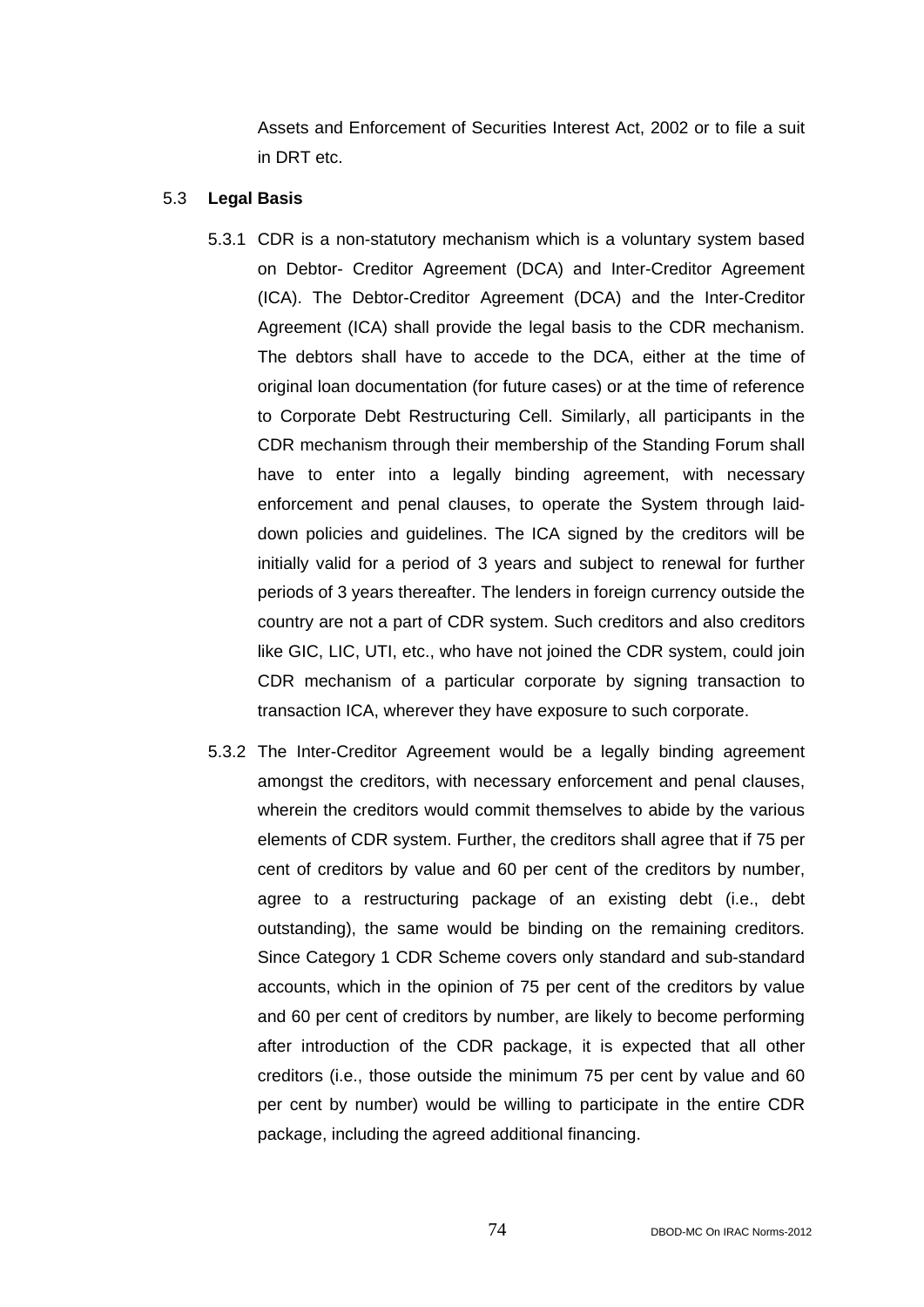Assets and Enforcement of Securities Interest Act, 2002 or to file a suit in DRT etc.

### 5.3 Legal Basis

5.3.1 CDR is a non-statutory mechanism which is a voluntary system based on Debtor- Creditor Agreement (DCA) and Inter-Creditor Agreement (ICA). The Debtor-Creditor Agreement (DCA) and the Inter-Creditor Agreement (ICA) shall provide the legal basis to the CDR mechanism. The debtors shall have to accede to the DCA, either at the time of original loan documentation (for future cases) or at the time of reference to Corporate Debt Restructuring Cell. Similarly, all participants in the CDR mechanism through their membership of the Standing Forum shall have to enter into a legally binding agreement, with necessary enforcement and penal clauses, to operate the System through laid-down policies and guidelines. The ICA signed by the creditors will be initially valid for a period of 3 years and subject to renewal for further periods of 3 years thereafter. The lenders in foreign currency outside the country are not a part of CDR system. Such creditors and also creditors like GIC, LIC, UTI, etc., who have not joined the CDR system, could join CDR mechanism of a particular corporate by signing transaction to transaction ICA, wherever they have exposure to such corporate.

5.3.2 The Inter-Creditor Agreement would be a legally binding agreement amongst the creditors, with necessary enforcement and penal clauses, wherein the creditors would commit themselves to abide by the various elements of CDR system. Further, the creditors shall agree that if 75 per cent of creditors by value and 60 per cent of the creditors by number, agree to a restructuring package of an existing debt (i.e., debt outstanding), the same would be binding on the remaining creditors. Since Category 1 CDR Scheme covers only standard and sub-standard accounts, which in the opinion of 75 per cent of the creditors by value and 60 per cent of creditors by number, are likely to become performing after introduction of the CDR package, it is expected that all other creditors (i.e., those outside the minimum 75 per cent by value and 60 per cent by number) would be willing to participate in the entire CDR package, including the agreed additional financing.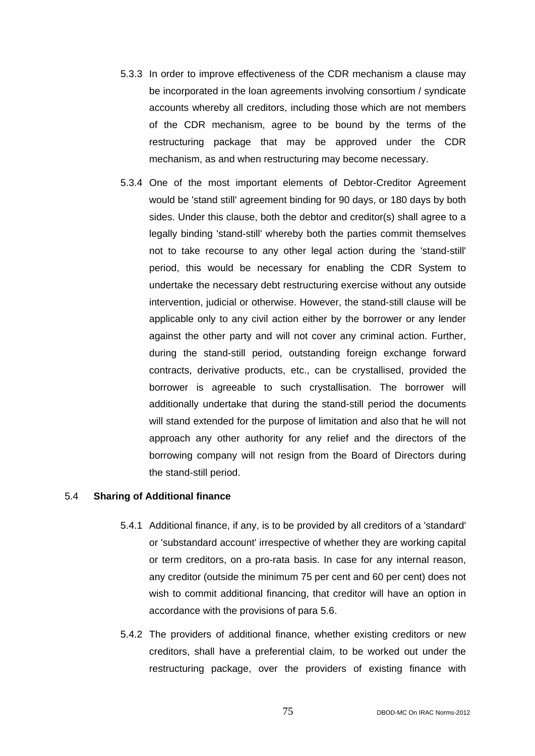5.3.3 In order to improve effectiveness of the CDR mechanism a clause may be incorporated in the loan agreements involving consortium / syndicate accounts whereby all creditors, including those which are not members of the CDR mechanism, agree to be bound by the terms of the restructuring package that may be approved under the CDR mechanism, as and when restructuring may become necessary.

5.3.4 One of the most important elements of Debtor-Creditor Agreement would be 'stand still' agreement binding for 90 days, or 180 days by both sides. Under this clause, both the debtor and creditor(s) shall agree to a legally binding 'stand-still' whereby both the parties commit themselves not to take recourse to any other legal action during the 'stand-still' period, this would be necessary for enabling the CDR System to undertake the necessary debt restructuring exercise without any outside intervention, judicial or otherwise. However, the stand-still clause will be applicable only to any civil action either by the borrower or any lender against the other party and will not cover any criminal action. Further, during the stand-still period, outstanding foreign exchange forward contracts, derivative products, etc., can be crystallised, provided the borrower is agreeable to such crystallisation. The borrower will additionally undertake that during the stand-still period the documents will stand extended for the purpose of limitation and also that he will not approach any other authority for any relief and the directors of the borrowing company will not resign from the Board of Directors during the stand-still period.

5.4 **Sharing of Additional finance**

5.4.1 Additional finance, if any, is to be provided by all creditors of a 'standard' or 'substandard account' irrespective of whether they are working capital or term creditors, on a pro-rata basis. In case for any internal reason, any creditor (outside the minimum 75 per cent and 60 per cent) does not wish to commit additional financing, that creditor will have an option in accordance with the provisions of para 5.6.

5.4.2 The providers of additional finance, whether existing creditors or new creditors, shall have a preferential claim, to be worked out under the restructuring package, over the providers of existing finance with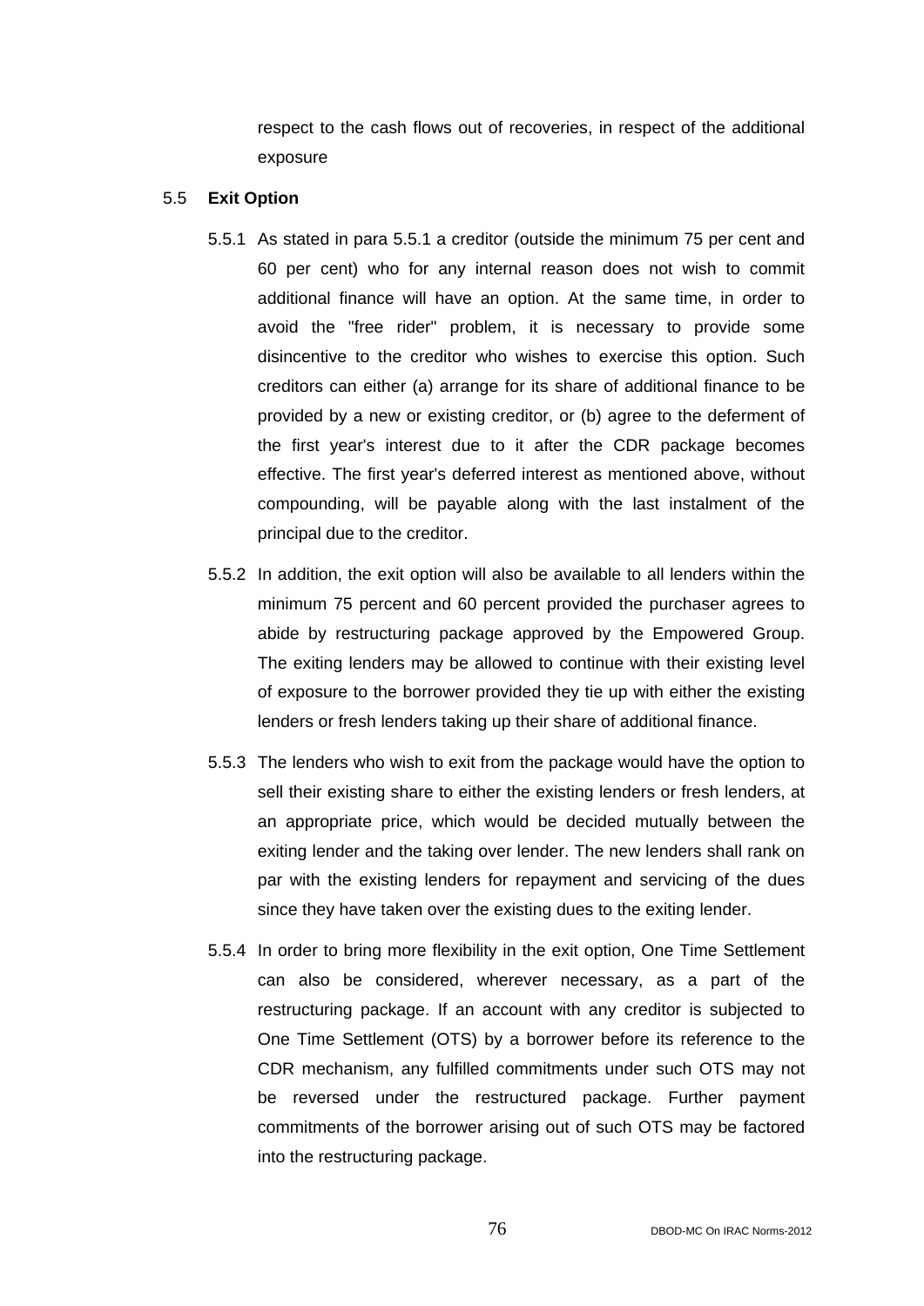respect to the cash flows out of recoveries, in respect of the additional exposure

5.5 **Exit Option**

5.5.1 As stated in para 5.5.1 a creditor (outside the minimum 75 per cent and 60 per cent) who for any internal reason does not wish to commit additional finance will have an option. At the same time, in order to avoid the "free rider" problem, it is necessary to provide some disincentive to the creditor who wishes to exercise this option. Such creditors can either (a) arrange for its share of additional finance to be provided by a new or existing creditor, or (b) agree to the deferment of the first year's interest due to it after the CDR package becomes effective. The first year's deferred interest as mentioned above, without compounding, will be payable along with the last instalment of the principal due to the creditor.

5.5.2 In addition, the exit option will also be available to all lenders within the minimum 75 percent and 60 percent provided the purchaser agrees to abide by restructuring package approved by the Empowered Group. The exiting lenders may be allowed to continue with their existing level of exposure to the borrower provided they tie up with either the existing lenders or fresh lenders taking up their share of additional finance.

5.5.3 The lenders who wish to exit from the package would have the option to sell their existing share to either the existing lenders or fresh lenders, at an appropriate price, which would be decided mutually between the exiting lender and the taking over lender. The new lenders shall rank on par with the existing lenders for repayment and servicing of the dues since they have taken over the existing dues to the exiting lender.

5.5.4 In order to bring more flexibility in the exit option, One Time Settlement can also be considered, wherever necessary, as a part of the restructuring package. If an account with any creditor is subjected to One Time Settlement (OTS) by a borrower before its reference to the CDR mechanism, any fulfilled commitments under such OTS may not be reversed under the restructured package. Further payment commitments of the borrower arising out of such OTS may be factored into the restructuring package.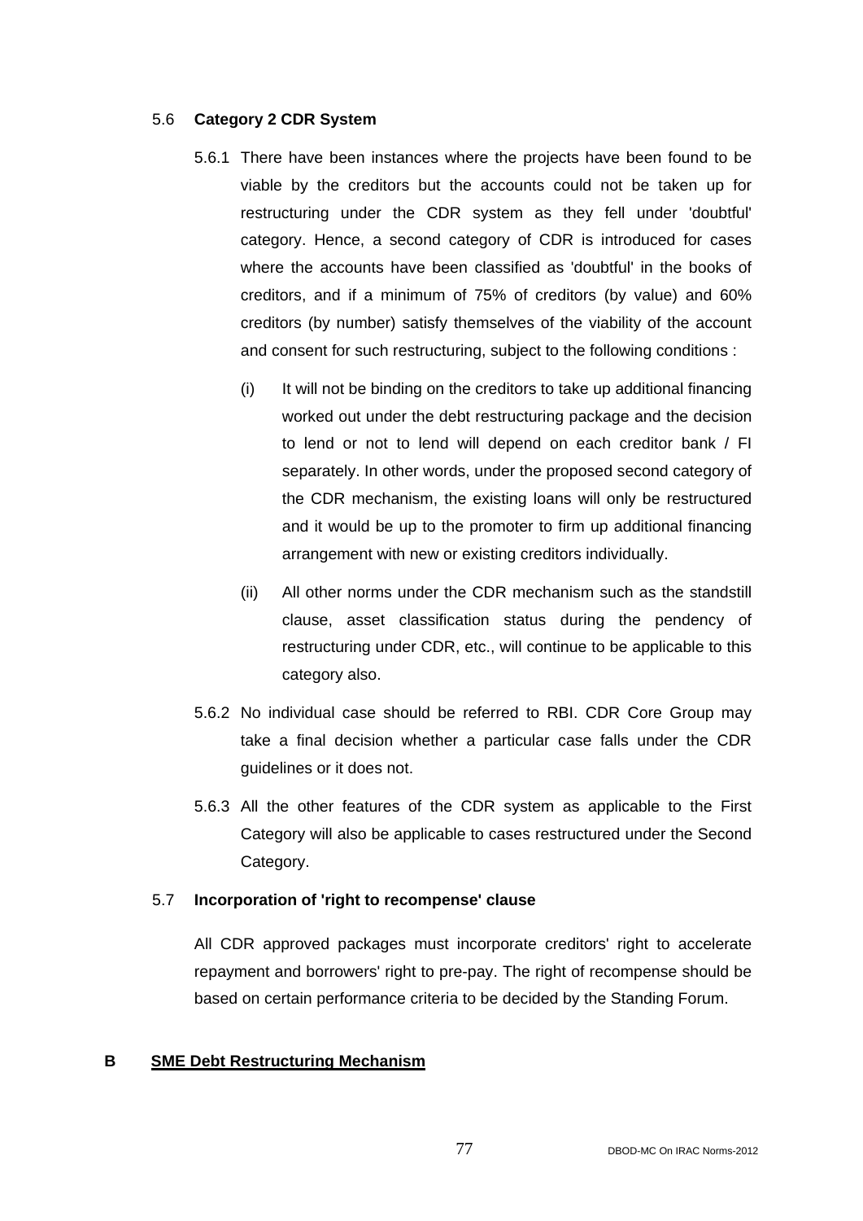### 5.6 **Category 2 CDR System**

5.6.1 There have been instances where the projects have been found to be viable by the creditors but the accounts could not be taken up for restructuring under the CDR system as they fell under 'doubtful' category. Hence, a second category of CDR is introduced for cases where the accounts have been classified as 'doubtful' in the books of creditors, and if a minimum of 75% of creditors (by value) and 60% creditors (by number) satisfy themselves of the viability of the account and consent for such restructuring, subject to the following conditions :

(i) It will not be binding on the creditors to take up additional financing worked out under the debt restructuring package and the decision to lend or not to lend will depend on each creditor bank / FI separately. In other words, under the proposed second category of the CDR mechanism, the existing loans will only be restructured and it would be up to the promoter to firm up additional financing arrangement with new or existing creditors individually.

(ii) All other norms under the CDR mechanism such as the standstill clause, asset classification status during the pendency of restructuring under CDR, etc., will continue to be applicable to this category also.

5.6.2 No individual case should be referred to RBI. CDR Core Group may take a final decision whether a particular case falls under the CDR guidelines or it does not.

5.6.3 All the other features of the CDR system as applicable to the First Category will also be applicable to cases restructured under the Second Category.

### 5.7 **Incorporation of 'right to recompense' clause**

All CDR approved packages must incorporate creditors' right to accelerate repayment and borrowers' right to pre-pay. The right of recompense should be based on certain performance criteria to be decided by the Standing Forum.

## B **SME Debt Restructuring Mechanism**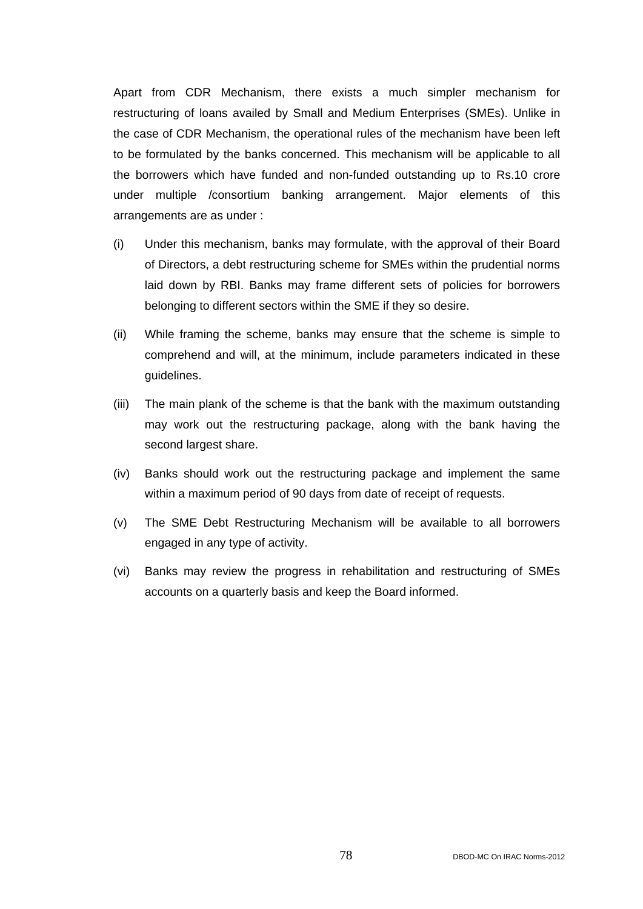Apart from CDR Mechanism, there exists a much simpler mechanism for restructuring of loans availed by Small and Medium Enterprises (SMEs). Unlike in the case of CDR Mechanism, the operational rules of the mechanism have been left to be formulated by the banks concerned. This mechanism will be applicable to all the borrowers which have funded and non-funded outstanding up to Rs.10 crore under multiple /consortium banking arrangement. Major elements of this arrangements are as under :

(i) Under this mechanism, banks may formulate, with the approval of their Board of Directors, a debt restructuring scheme for SMEs within the prudential norms laid down by RBI. Banks may frame different sets of policies for borrowers belonging to different sectors within the SME if they so desire.

(ii) While framing the scheme, banks may ensure that the scheme is simple to comprehend and will, at the minimum, include parameters indicated in these guidelines.

(iii) The main plank of the scheme is that the bank with the maximum outstanding may work out the restructuring package, along with the bank having the second largest share.

(iv) Banks should work out the restructuring package and implement the same within a maximum period of 90 days from date of receipt of requests.

(v) The SME Debt Restructuring Mechanism will be available to all borrowers engaged in any type of activity.

(vi) Banks may review the progress in rehabilitation and restructuring of SMEs accounts on a quarterly basis and keep the Board informed.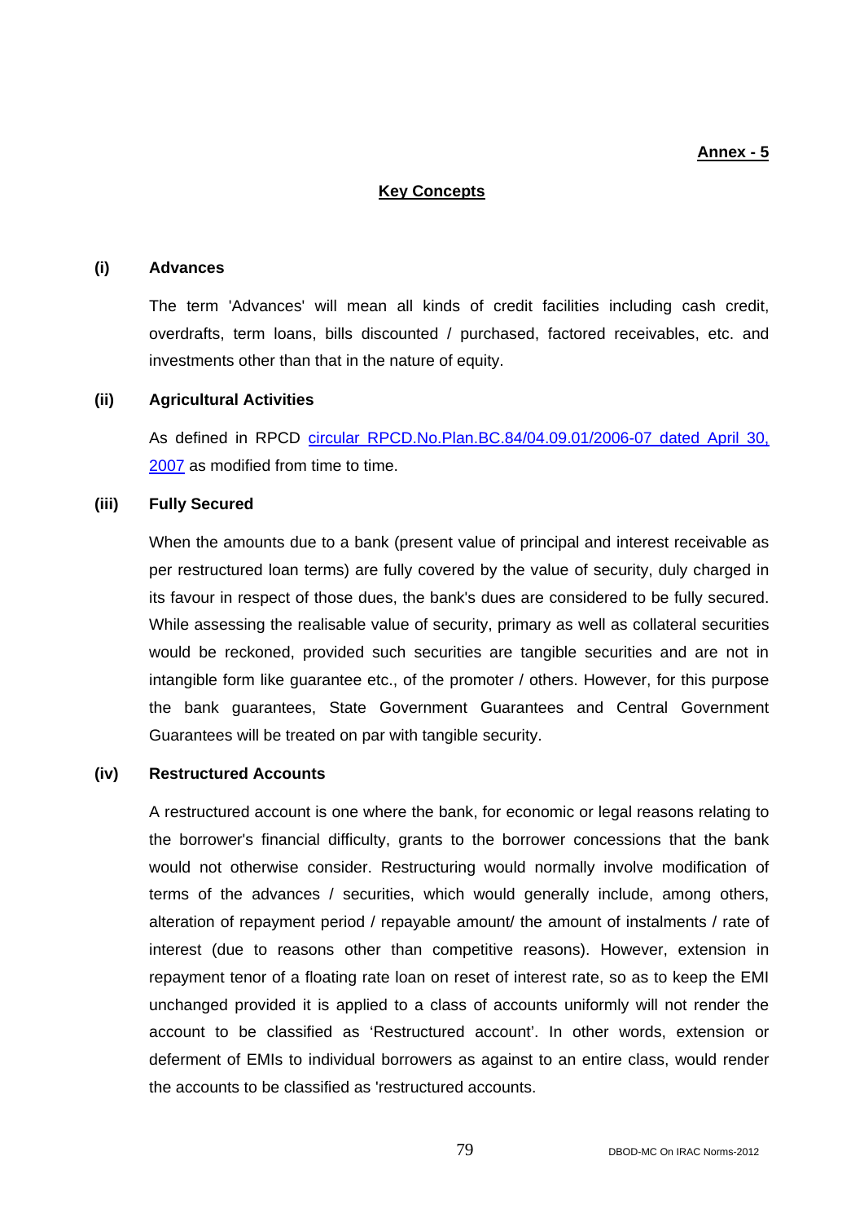**Annex - 5**

## Key Concepts

### (i) Advances

The term 'Advances' will mean all kinds of credit facilities including cash credit, overdrafts, term loans, bills discounted / purchased, factored receivables, etc. and investments other than that in the nature of equity.

### (ii) Agricultural Activities

As defined in RPCD circular RPCD.No.Plan.BC.84/04.09.01/2006-07 dated April 30, 2007 as modified from time to time.

### (iii) Fully Secured

When the amounts due to a bank (present value of principal and interest receivable as per restructured loan terms) are fully covered by the value of security, duly charged in its favour in respect of those dues, the bank's dues are considered to be fully secured. While assessing the realisable value of security, primary as well as collateral securities would be reckoned, provided such securities are tangible securities and are not in intangible form like guarantee etc., of the promoter / others. However, for this purpose the bank guarantees, State Government Guarantees and Central Government Guarantees will be treated on par with tangible security.

### (iv) Restructured Accounts

A restructured account is one where the bank, for economic or legal reasons relating to the borrower's financial difficulty, grants to the borrower concessions that the bank would not otherwise consider. Restructuring would normally involve modification of terms of the advances / securities, which would generally include, among others, alteration of repayment period / repayable amount/ the amount of instalments / rate of interest (due to reasons other than competitive reasons). However, extension in repayment tenor of a floating rate loan on reset of interest rate, so as to keep the EMI unchanged provided it is applied to a class of accounts uniformly will not render the account to be classified as 'Restructured account'. In other words, extension or deferment of EMIs to individual borrowers as against to an entire class, would render the accounts to be classified as 'restructured accounts.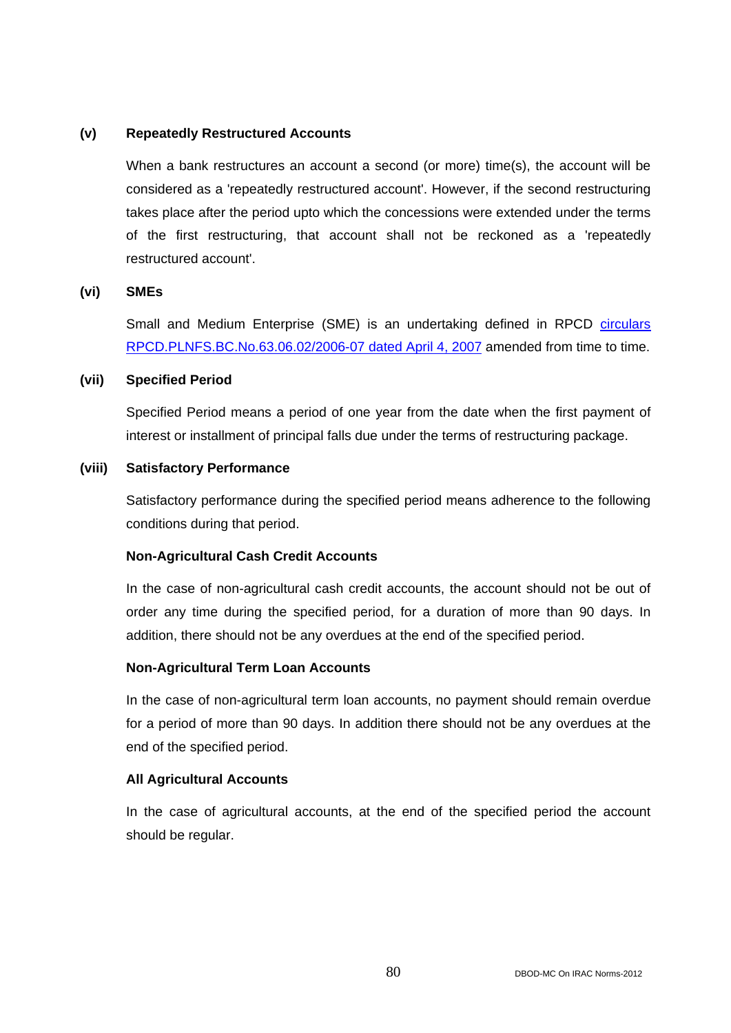**(v) Repeatedly Restructured Accounts**

When a bank restructures an account a second (or more) time(s), the account will be considered as a 'repeatedly restructured account'. However, if the second restructuring takes place after the period upto which the concessions were extended under the terms of the first restructuring, that account shall not be reckoned as a 'repeatedly restructured account'.

**(vi) SMEs**

Small and Medium Enterprise (SME) is an undertaking defined in RPCD [circulars RPCD.PLNFS.BC.No.63.06.02/2006-07 dated April 4, 2007] amended from time to time.

**(vii) Specified Period**

Specified Period means a period of one year from the date when the first payment of interest or installment of principal falls due under the terms of restructuring package.

**(viii) Satisfactory Performance**

Satisfactory performance during the specified period means adherence to the following conditions during that period.

**Non-Agricultural Cash Credit Accounts**

In the case of non-agricultural cash credit accounts, the account should not be out of order any time during the specified period, for a duration of more than 90 days. In addition, there should not be any overdues at the end of the specified period.

**Non-Agricultural Term Loan Accounts**

In the case of non-agricultural term loan accounts, no payment should remain overdue for a period of more than 90 days. In addition there should not be any overdues at the end of the specified period.

**All Agricultural Accounts**

In the case of agricultural accounts, at the end of the specified period the account should be regular.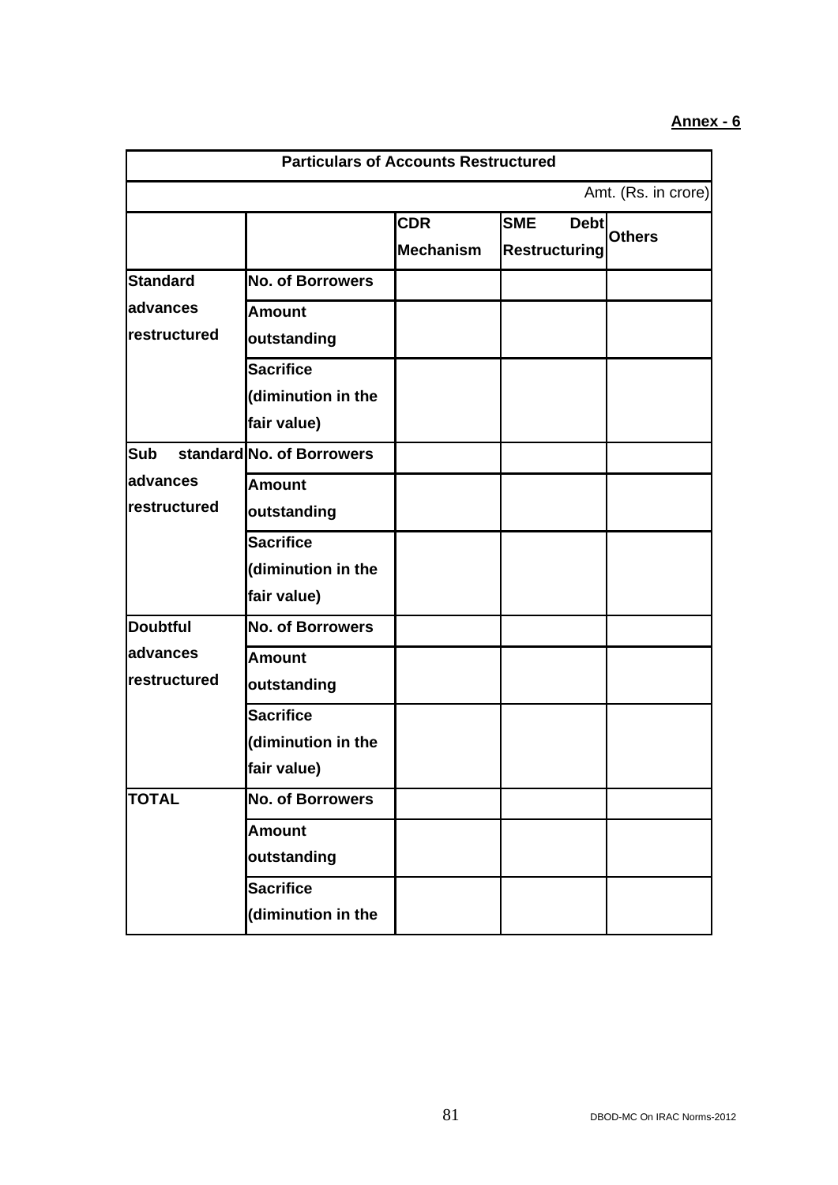**Annex - 6**

| Particulars of Accounts Restructured | | | | |
|---|---|---|---|---|
| | | | | Amt. (Rs. in crore) |
| | | **CDR Mechanism** | **SME Debt Restructuring** | **Others** |
| **Standard advances restructured** | **No. of Borrowers** | | | |
| | **Amount outstanding** | | | |
| | **Sacrifice (diminution in the fair value)** | | | |
| **Sub standard advances restructured** | **No. of Borrowers** | | | |
| | **Amount outstanding** | | | |
| | **Sacrifice (diminution in the fair value)** | | | |
| **Doubtful advances restructured** | **No. of Borrowers** | | | |
| | **Amount outstanding** | | | |
| | **Sacrifice (diminution in the fair value)** | | | |
| **TOTAL** | **No. of Borrowers** | | | |
| | **Amount outstanding** | | | |
| | **Sacrifice (diminution in the** | | | |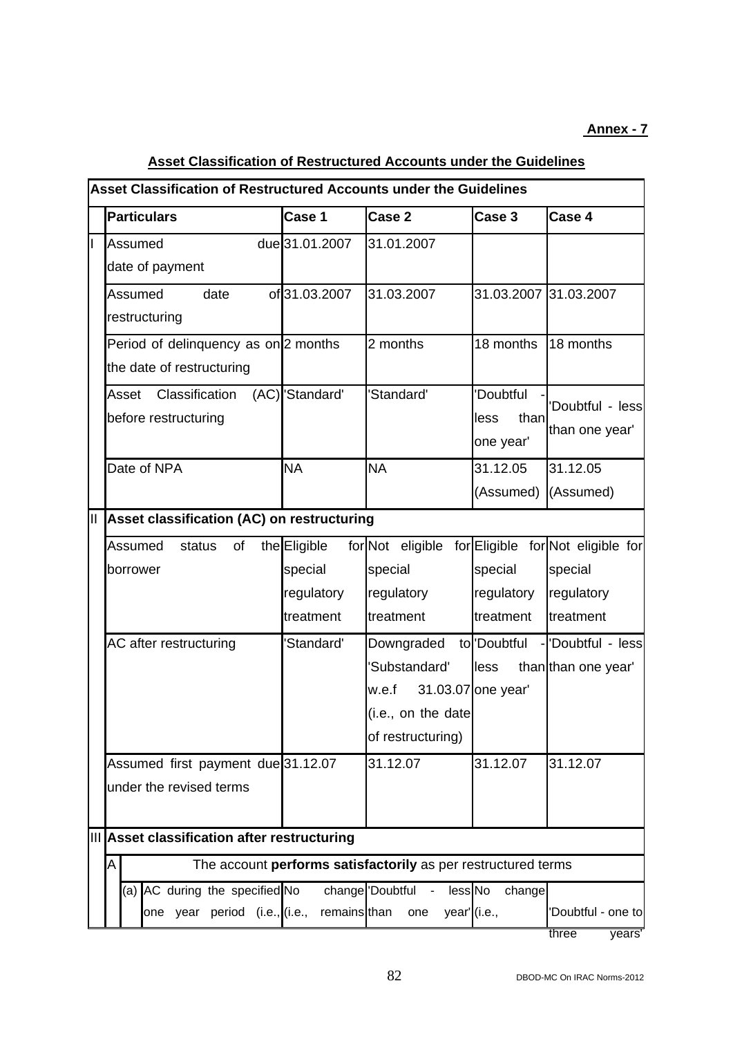**Annex - 7**

**Asset Classification of Restructured Accounts under the Guidelines**

| | **Asset Classification of Restructured Accounts under the Guidelines** | | | | |
|---|---|---|---|---|---|
| | **Particulars** | **Case 1** | **Case 2** | **Case 3** | **Case 4** |
| I | Assumed due date of payment | 31.01.2007 | 31.01.2007 | | |
| | Assumed date of restructuring | 31.03.2007 | 31.03.2007 | 31.03.2007 | 31.03.2007 |
| | Period of delinquency as on the date of restructuring | 2 months | 2 months | 18 months | 18 months |
| | Asset Classification (AC) before restructuring | 'Standard' | 'Standard' | 'Doubtful - less than one year' | 'Doubtful - less than one year' |
| | Date of NPA | NA | NA | 31.12.05 (Assumed) | 31.12.05 (Assumed) |
| II | **Asset classification (AC) on restructuring** | | | | |
| | Assumed status of the borrower | Eligible for special regulatory treatment | Not eligible for special regulatory treatment | Eligible for special regulatory treatment | Not eligible for special regulatory treatment |
| | AC after restructuring | 'Standard' | Downgraded to 'Substandard' w.e.f 31.03.07 (i.e., on the date of restructuring) | 'Doubtful - less than one year' | 'Doubtful - less than one year' |
| | Assumed first payment due under the revised terms | 31.12.07 | 31.12.07 | 31.12.07 | 31.12.07 |
| III | **Asset classification after restructuring** | | | | |
| | A. The account **performs satisfactorily** as per restructured terms | | | | |
| | (a) AC during the specified one year period (i.e., | No change (i.e., remains | 'Doubtful - less than one year' | No change (i.e., | 'Doubtful - one to three years' |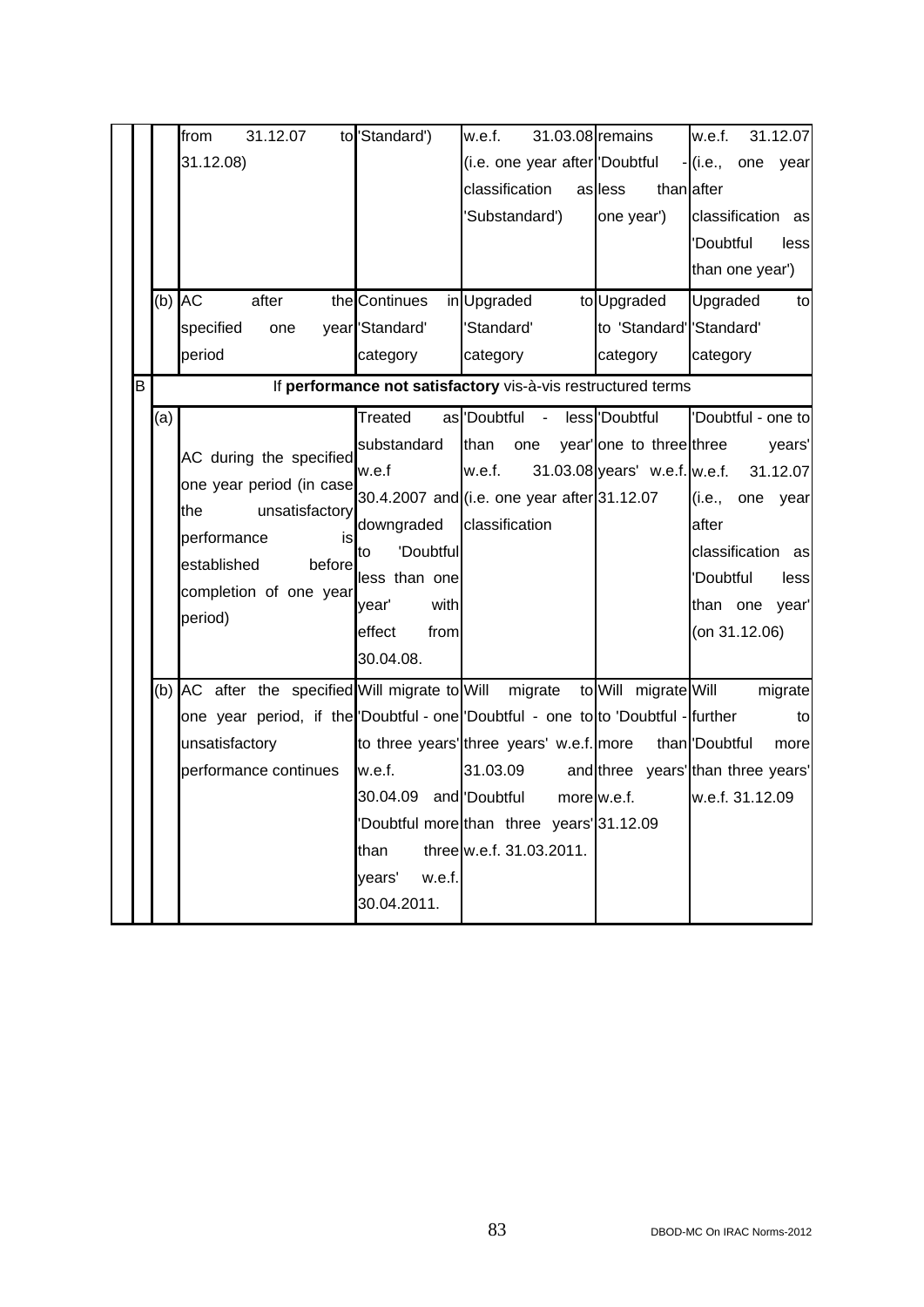| | | | | | | |
|---|---|---|---|---|---|---|
| | | from 31.12.07 to 31.12.08) | 'Standard') | w.e.f. 31.03.08 (i.e. one year after classification as 'Substandard') | remains 'Doubtful - less than one year') | w.e.f. 31.12.07 (i.e., one year after classification as 'Doubtful less than one year') |
| | (b) | AC after the specified one year period | Continues in 'Standard' category | Upgraded to 'Standard' category | Upgraded to 'Standard' category | Upgraded to 'Standard' category |
| B | If **performance not satisfactory** vis-à-vis restructured terms | | | | | |
| | (a) | AC during the specified one year period (in case the unsatisfactory performance is established before completion of one year period) | Treated as substandard w.e.f 30.4.2007 and downgraded to 'Doubtful less than one year' with effect from 30.04.08. | 'Doubtful - less than one year' w.e.f. 31.03.08 (i.e. one year after classification | 'Doubtful one to three years' w.e.f. 31.12.07 | 'Doubtful - one to three years' w.e.f. 31.12.07 (i.e., one year after classification as 'Doubtful less than one year' (on 31.12.06) |
| | (b) | AC after the specified one year period, if the unsatisfactory performance continues | Will migrate to 'Doubtful - one to three years' w.e.f. 30.04.09 and 'Doubtful more than three years' w.e.f. 30.04.2011. | Will migrate to 'Doubtful - one to three years' w.e.f. 31.03.09 and 'Doubtful more than three years' w.e.f. 31.03.2011. | Will migrate to 'Doubtful - more than three years' w.e.f. 31.12.09 | Will migrate further to 'Doubtful more than three years' w.e.f. 31.12.09 |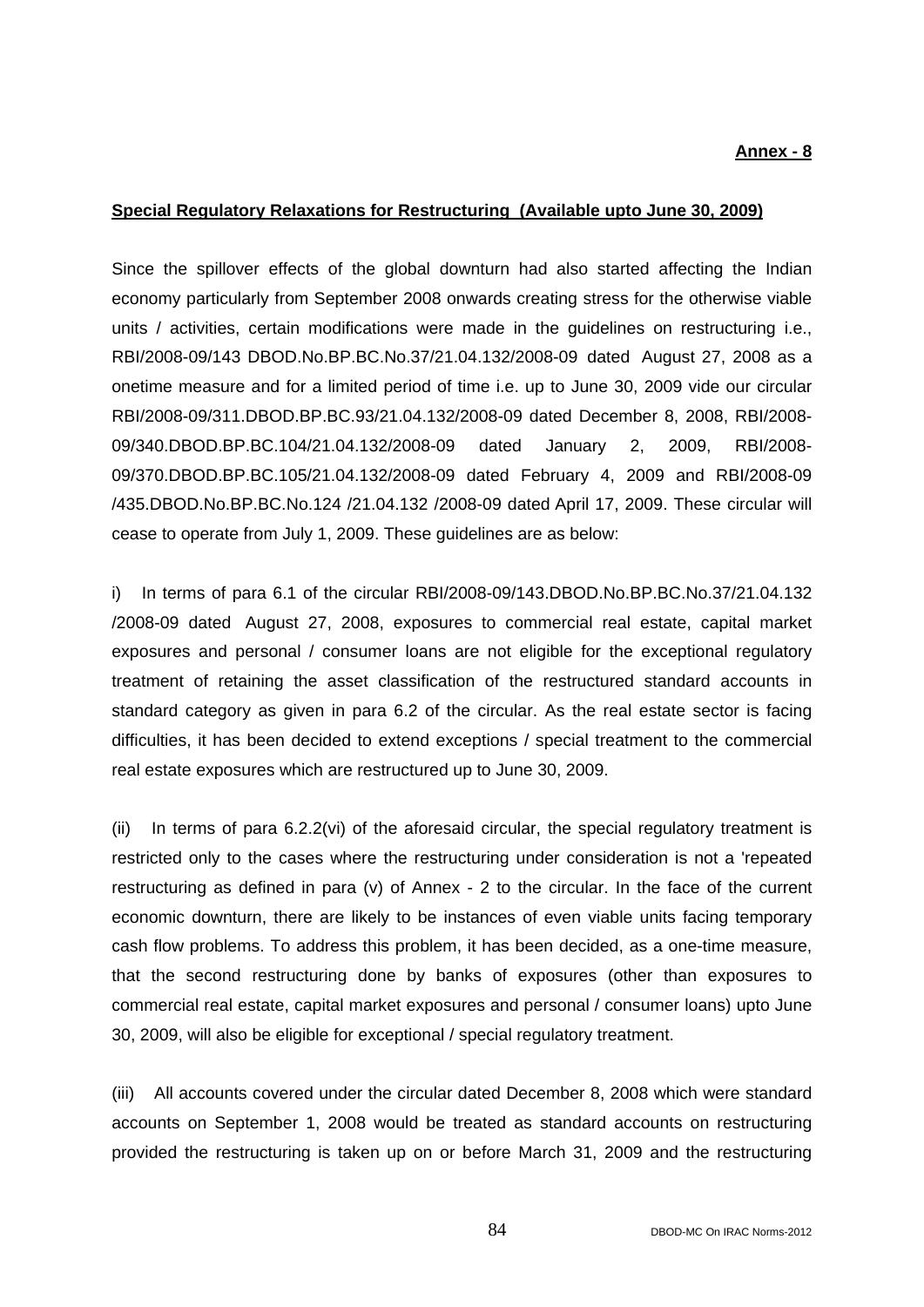**Annex - 8**

**Special Regulatory Relaxations for Restructuring (Available upto June 30, 2009)**

Since the spillover effects of the global downturn had also started affecting the Indian economy particularly from September 2008 onwards creating stress for the otherwise viable units / activities, certain modifications were made in the guidelines on restructuring i.e., RBI/2008-09/143 DBOD.No.BP.BC.No.37/21.04.132/2008-09 dated August 27, 2008 as a onetime measure and for a limited period of time i.e. up to June 30, 2009 vide our circular RBI/2008-09/311.DBOD.BP.BC.93/21.04.132/2008-09 dated December 8, 2008, RBI/2008-09/340.DBOD.BP.BC.104/21.04.132/2008-09 dated January 2, 2009, RBI/2008-09/370.DBOD.BP.BC.105/21.04.132/2008-09 dated February 4, 2009 and RBI/2008-09 /435.DBOD.No.BP.BC.No.124 /21.04.132 /2008-09 dated April 17, 2009. These circular will cease to operate from July 1, 2009. These guidelines are as below:

i) In terms of para 6.1 of the circular RBI/2008-09/143.DBOD.No.BP.BC.No.37/21.04.132 /2008-09 dated August 27, 2008, exposures to commercial real estate, capital market exposures and personal / consumer loans are not eligible for the exceptional regulatory treatment of retaining the asset classification of the restructured standard accounts in standard category as given in para 6.2 of the circular. As the real estate sector is facing difficulties, it has been decided to extend exceptions / special treatment to the commercial real estate exposures which are restructured up to June 30, 2009.

(ii) In terms of para 6.2.2(vi) of the aforesaid circular, the special regulatory treatment is restricted only to the cases where the restructuring under consideration is not a 'repeated restructuring as defined in para (v) of Annex - 2 to the circular. In the face of the current economic downturn, there are likely to be instances of even viable units facing temporary cash flow problems. To address this problem, it has been decided, as a one-time measure, that the second restructuring done by banks of exposures (other than exposures to commercial real estate, capital market exposures and personal / consumer loans) upto June 30, 2009, will also be eligible for exceptional / special regulatory treatment.

(iii) All accounts covered under the circular dated December 8, 2008 which were standard accounts on September 1, 2008 would be treated as standard accounts on restructuring provided the restructuring is taken up on or before March 31, 2009 and the restructuring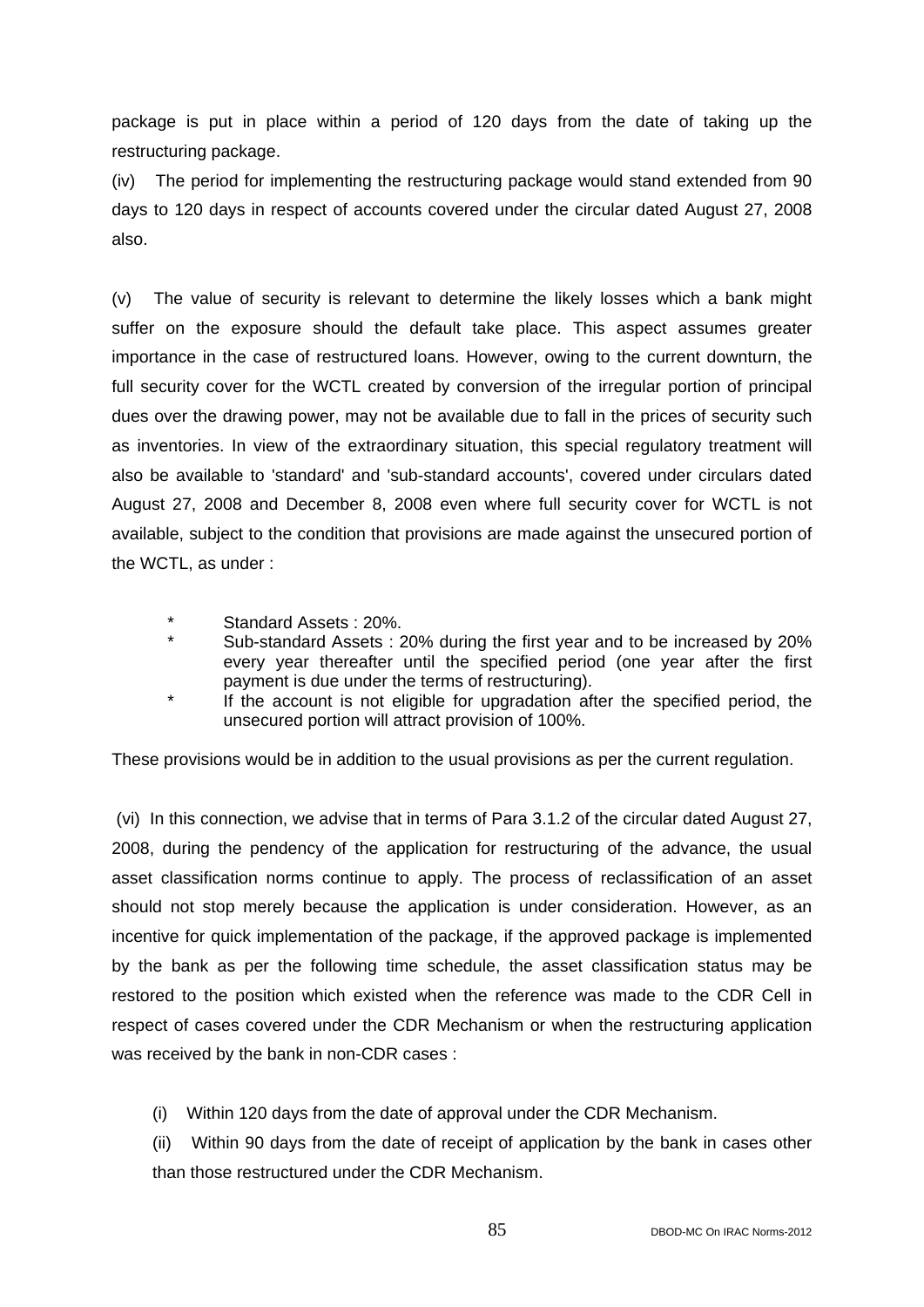package is put in place within a period of 120 days from the date of taking up the restructuring package.

(iv) The period for implementing the restructuring package would stand extended from 90 days to 120 days in respect of accounts covered under the circular dated August 27, 2008 also.

(v) The value of security is relevant to determine the likely losses which a bank might suffer on the exposure should the default take place. This aspect assumes greater importance in the case of restructured loans. However, owing to the current downturn, the full security cover for the WCTL created by conversion of the irregular portion of principal dues over the drawing power, may not be available due to fall in the prices of security such as inventories. In view of the extraordinary situation, this special regulatory treatment will also be available to 'standard' and 'sub-standard accounts', covered under circulars dated August 27, 2008 and December 8, 2008 even where full security cover for WCTL is not available, subject to the condition that provisions are made against the unsecured portion of the WCTL, as under :

* Standard Assets : 20%.
* Sub-standard Assets : 20% during the first year and to be increased by 20% every year thereafter until the specified period (one year after the first payment is due under the terms of restructuring).
* If the account is not eligible for upgradation after the specified period, the unsecured portion will attract provision of 100%.

These provisions would be in addition to the usual provisions as per the current regulation.

(vi) In this connection, we advise that in terms of Para 3.1.2 of the circular dated August 27, 2008, during the pendency of the application for restructuring of the advance, the usual asset classification norms continue to apply. The process of reclassification of an asset should not stop merely because the application is under consideration. However, as an incentive for quick implementation of the package, if the approved package is implemented by the bank as per the following time schedule, the asset classification status may be restored to the position which existed when the reference was made to the CDR Cell in respect of cases covered under the CDR Mechanism or when the restructuring application was received by the bank in non-CDR cases :

(i) Within 120 days from the date of approval under the CDR Mechanism.

(ii) Within 90 days from the date of receipt of application by the bank in cases other than those restructured under the CDR Mechanism.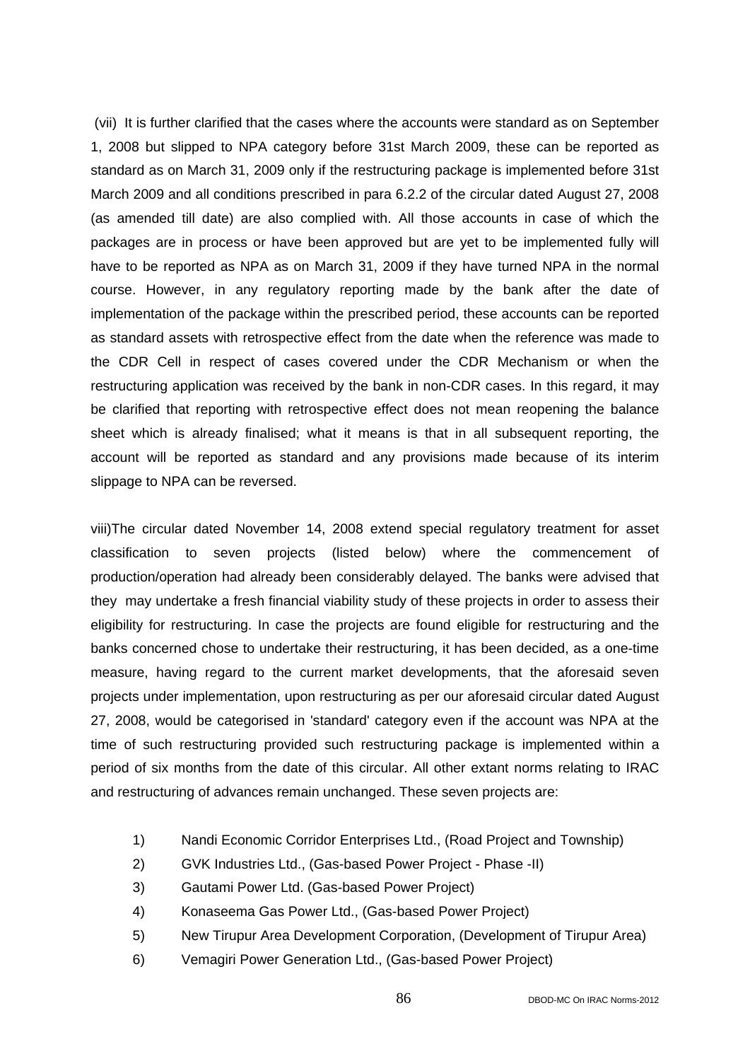(vii) It is further clarified that the cases where the accounts were standard as on September 1, 2008 but slipped to NPA category before 31st March 2009, these can be reported as standard as on March 31, 2009 only if the restructuring package is implemented before 31st March 2009 and all conditions prescribed in para 6.2.2 of the circular dated August 27, 2008 (as amended till date) are also complied with. All those accounts in case of which the packages are in process or have been approved but are yet to be implemented fully will have to be reported as NPA as on March 31, 2009 if they have turned NPA in the normal course. However, in any regulatory reporting made by the bank after the date of implementation of the package within the prescribed period, these accounts can be reported as standard assets with retrospective effect from the date when the reference was made to the CDR Cell in respect of cases covered under the CDR Mechanism or when the restructuring application was received by the bank in non-CDR cases. In this regard, it may be clarified that reporting with retrospective effect does not mean reopening the balance sheet which is already finalised; what it means is that in all subsequent reporting, the account will be reported as standard and any provisions made because of its interim slippage to NPA can be reversed.

viii)The circular dated November 14, 2008 extend special regulatory treatment for asset classification to seven projects (listed below) where the commencement of production/operation had already been considerably delayed. The banks were advised that they may undertake a fresh financial viability study of these projects in order to assess their eligibility for restructuring. In case the projects are found eligible for restructuring and the banks concerned chose to undertake their restructuring, it has been decided, as a one-time measure, having regard to the current market developments, that the aforesaid seven projects under implementation, upon restructuring as per our aforesaid circular dated August 27, 2008, would be categorised in 'standard' category even if the account was NPA at the time of such restructuring provided such restructuring package is implemented within a period of six months from the date of this circular. All other extant norms relating to IRAC and restructuring of advances remain unchanged. These seven projects are:

1) Nandi Economic Corridor Enterprises Ltd., (Road Project and Township)
2) GVK Industries Ltd., (Gas-based Power Project - Phase -II)
3) Gautami Power Ltd. (Gas-based Power Project)
4) Konaseema Gas Power Ltd., (Gas-based Power Project)
5) New Tirupur Area Development Corporation, (Development of Tirupur Area)
6) Vemagiri Power Generation Ltd., (Gas-based Power Project)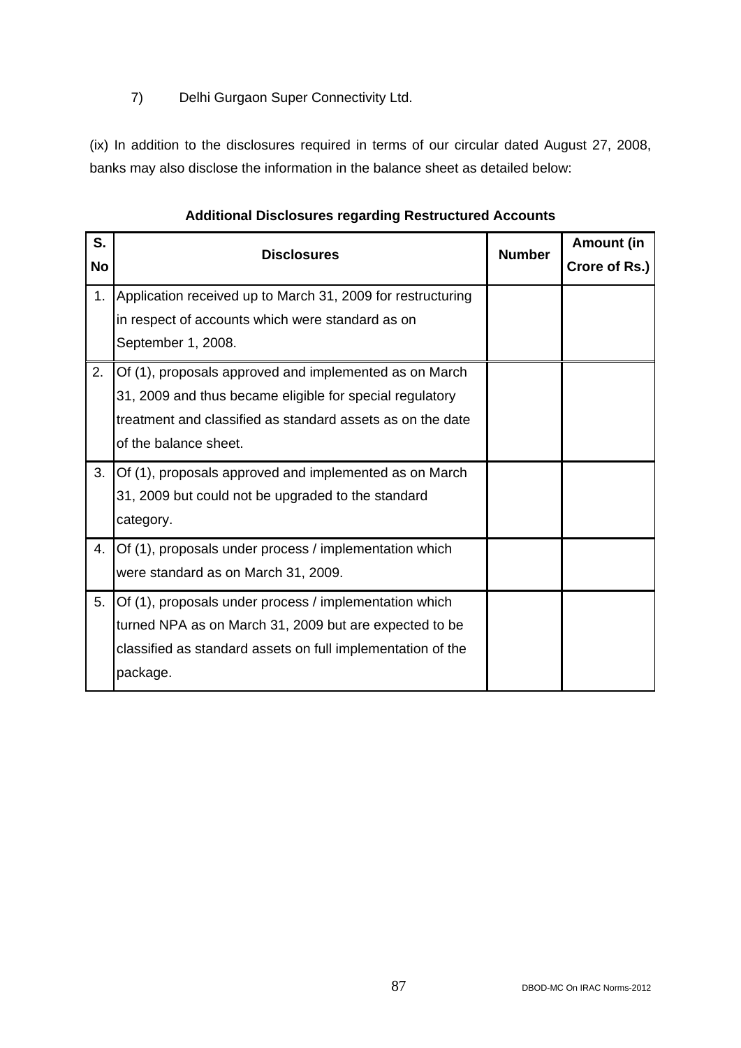7) Delhi Gurgaon Super Connectivity Ltd.

(ix) In addition to the disclosures required in terms of our circular dated August 27, 2008, banks may also disclose the information in the balance sheet as detailed below:

**Additional Disclosures regarding Restructured Accounts**

| S. No | Disclosures | Number | Amount (in Crore of Rs.) |
|---|---|---|---|
| 1. | Application received up to March 31, 2009 for restructuring in respect of accounts which were standard as on September 1, 2008. | | |
| 2. | Of (1), proposals approved and implemented as on March 31, 2009 and thus became eligible for special regulatory treatment and classified as standard assets as on the date of the balance sheet. | | |
| 3. | Of (1), proposals approved and implemented as on March 31, 2009 but could not be upgraded to the standard category. | | |
| 4. | Of (1), proposals under process / implementation which were standard as on March 31, 2009. | | |
| 5. | Of (1), proposals under process / implementation which turned NPA as on March 31, 2009 but are expected to be classified as standard assets on full implementation of the package. | | |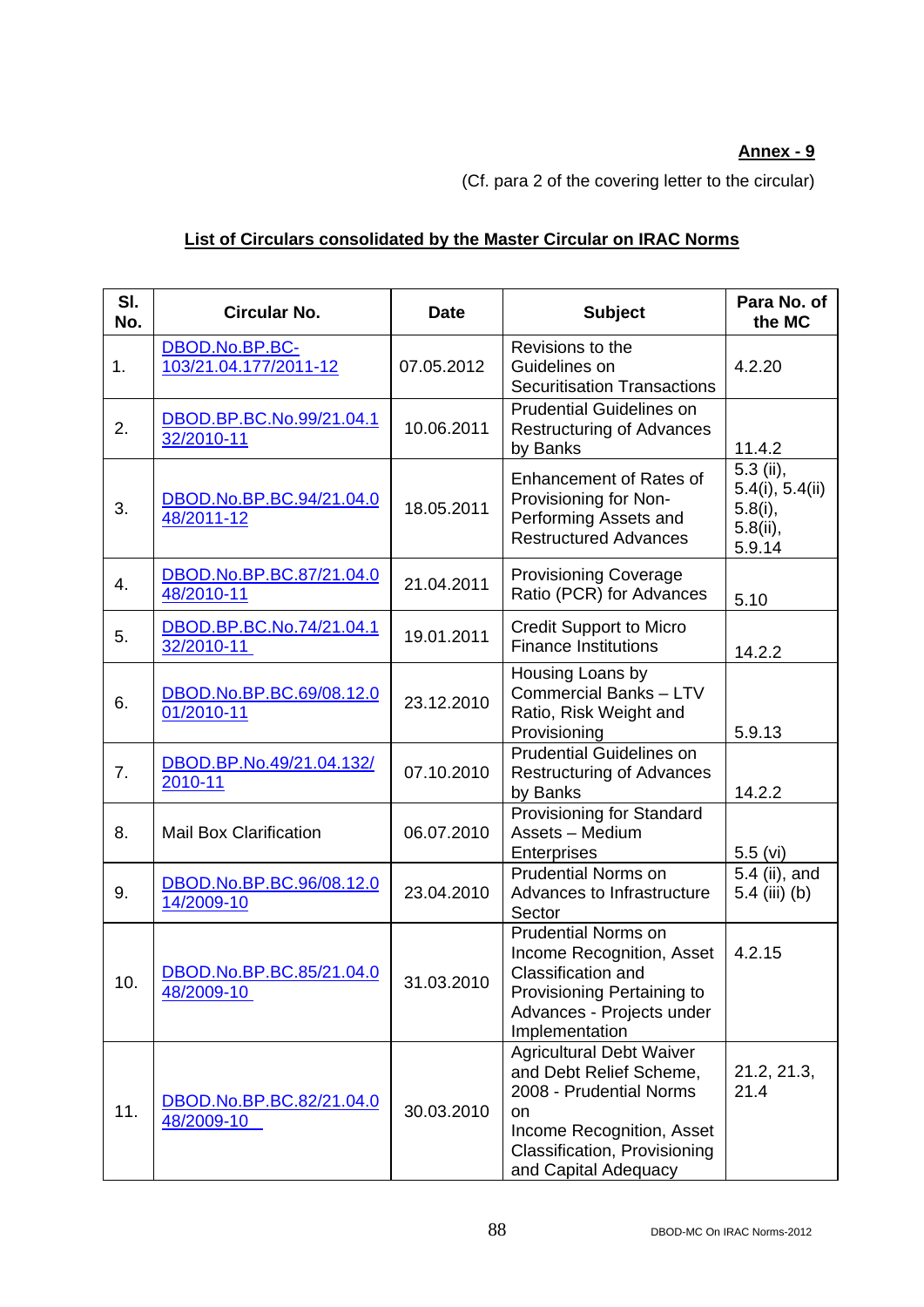**Annex - 9**

(Cf. para 2 of the covering letter to the circular)

## List of Circulars consolidated by the Master Circular on IRAC Norms

| Sl. No. | Circular No. | Date | Subject | Para No. of the MC |
|---|---|---|---|---|
| 1. | DBOD.No.BP.BC-103/21.04.177/2011-12 | 07.05.2012 | Revisions to the Guidelines on Securitisation Transactions | 4.2.20 |
| 2. | DBOD.BP.BC.No.99/21.04.132/2010-11 | 10.06.2011 | Prudential Guidelines on Restructuring of Advances by Banks | 11.4.2 |
| 3. | DBOD.No.BP.BC.94/21.04.048/2011-12 | 18.05.2011 | Enhancement of Rates of Provisioning for Non-Performing Assets and Restructured Advances | 5.3 (ii), 5.4(i), 5.4(ii) 5.8(i), 5.8(ii), 5.9.14 |
| 4. | DBOD.No.BP.BC.87/21.04.048/2010-11 | 21.04.2011 | Provisioning Coverage Ratio (PCR) for Advances | 5.10 |
| 5. | DBOD.BP.BC.No.74/21.04.132/2010-11 | 19.01.2011 | Credit Support to Micro Finance Institutions | 14.2.2 |
| 6. | DBOD.No.BP.BC.69/08.12.001/2010-11 | 23.12.2010 | Housing Loans by Commercial Banks – LTV Ratio, Risk Weight and Provisioning | 5.9.13 |
| 7. | DBOD.BP.No.49/21.04.132/2010-11 | 07.10.2010 | Prudential Guidelines on Restructuring of Advances by Banks | 14.2.2 |
| 8. | Mail Box Clarification | 06.07.2010 | Provisioning for Standard Assets – Medium Enterprises | 5.5 (vi) |
| 9. | DBOD.No.BP.BC.96/08.12.014/2009-10 | 23.04.2010 | Prudential Norms on Advances to Infrastructure Sector | 5.4 (ii), and 5.4 (iii) (b) |
| 10. | DBOD.No.BP.BC.85/21.04.048/2009-10 | 31.03.2010 | Prudential Norms on Income Recognition, Asset Classification and Provisioning Pertaining to Advances - Projects under Implementation | 4.2.15 |
| 11. | DBOD.No.BP.BC.82/21.04.048/2009-10 | 30.03.2010 | Agricultural Debt Waiver and Debt Relief Scheme, 2008 - Prudential Norms on Income Recognition, Asset Classification, Provisioning and Capital Adequacy | 21.2, 21.3, 21.4 |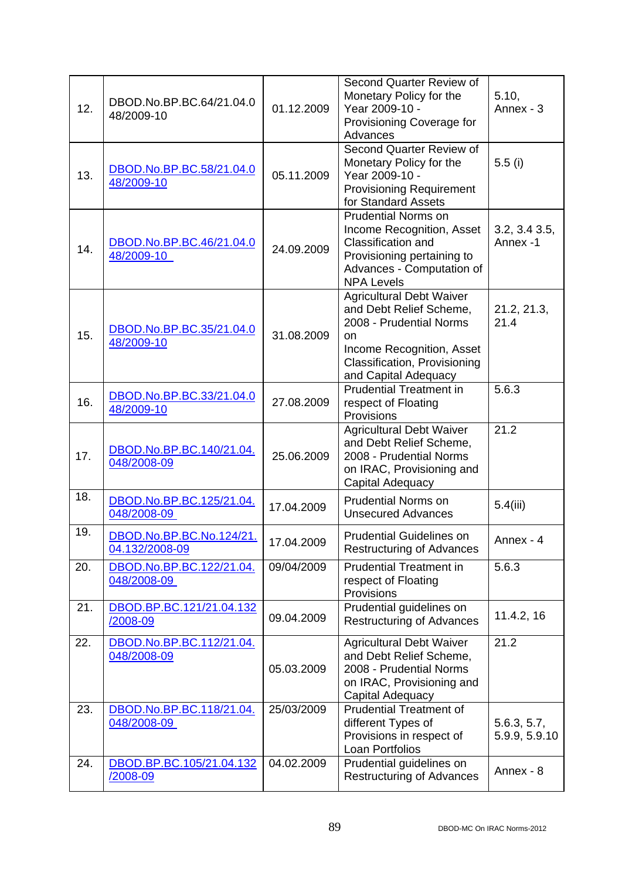| 12. | DBOD.No.BP.BC.64/21.04.048/2009-10 | 01.12.2009 | Second Quarter Review of Monetary Policy for the Year 2009-10 - Provisioning Coverage for Advances | 5.10, Annex - 3 |
|---|---|---|---|---|
| 13. | DBOD.No.BP.BC.58/21.04.048/2009-10 | 05.11.2009 | Second Quarter Review of Monetary Policy for the Year 2009-10 - Provisioning Requirement for Standard Assets | 5.5 (i) |
| 14. | DBOD.No.BP.BC.46/21.04.048/2009-10 | 24.09.2009 | Prudential Norms on Income Recognition, Asset Classification and Provisioning pertaining to Advances - Computation of NPA Levels | 3.2, 3.4 3.5, Annex -1 |
| 15. | DBOD.No.BP.BC.35/21.04.048/2009-10 | 31.08.2009 | Agricultural Debt Waiver and Debt Relief Scheme, 2008 - Prudential Norms on Income Recognition, Asset Classification, Provisioning and Capital Adequacy | 21.2, 21.3, 21.4 |
| 16. | DBOD.No.BP.BC.33/21.04.048/2009-10 | 27.08.2009 | Prudential Treatment in respect of Floating Provisions | 5.6.3 |
| 17. | DBOD.No.BP.BC.140/21.04.048/2008-09 | 25.06.2009 | Agricultural Debt Waiver and Debt Relief Scheme, 2008 - Prudential Norms on IRAC, Provisioning and Capital Adequacy | 21.2 |
| 18. | DBOD.No.BP.BC.125/21.04.048/2008-09 | 17.04.2009 | Prudential Norms on Unsecured Advances | 5.4(iii) |
| 19. | DBOD.No.BP.BC.No.124/21.04.132/2008-09 | 17.04.2009 | Prudential Guidelines on Restructuring of Advances | Annex - 4 |
| 20. | DBOD.No.BP.BC.122/21.04.048/2008-09 | 09/04/2009 | Prudential Treatment in respect of Floating Provisions | 5.6.3 |
| 21. | DBOD.BP.BC.121/21.04.132/2008-09 | 09.04.2009 | Prudential guidelines on Restructuring of Advances | 11.4.2, 16 |
| 22. | DBOD.No.BP.BC.112/21.04.048/2008-09 | 05.03.2009 | Agricultural Debt Waiver and Debt Relief Scheme, 2008 - Prudential Norms on IRAC, Provisioning and Capital Adequacy | 21.2 |
| 23. | DBOD.No.BP.BC.118/21.04.048/2008-09 | 25/03/2009 | Prudential Treatment of different Types of Provisions in respect of Loan Portfolios | 5.6.3, 5.7, 5.9.9, 5.9.10 |
| 24. | DBOD.BP.BC.105/21.04.132/2008-09 | 04.02.2009 | Prudential guidelines on Restructuring of Advances | Annex - 8 |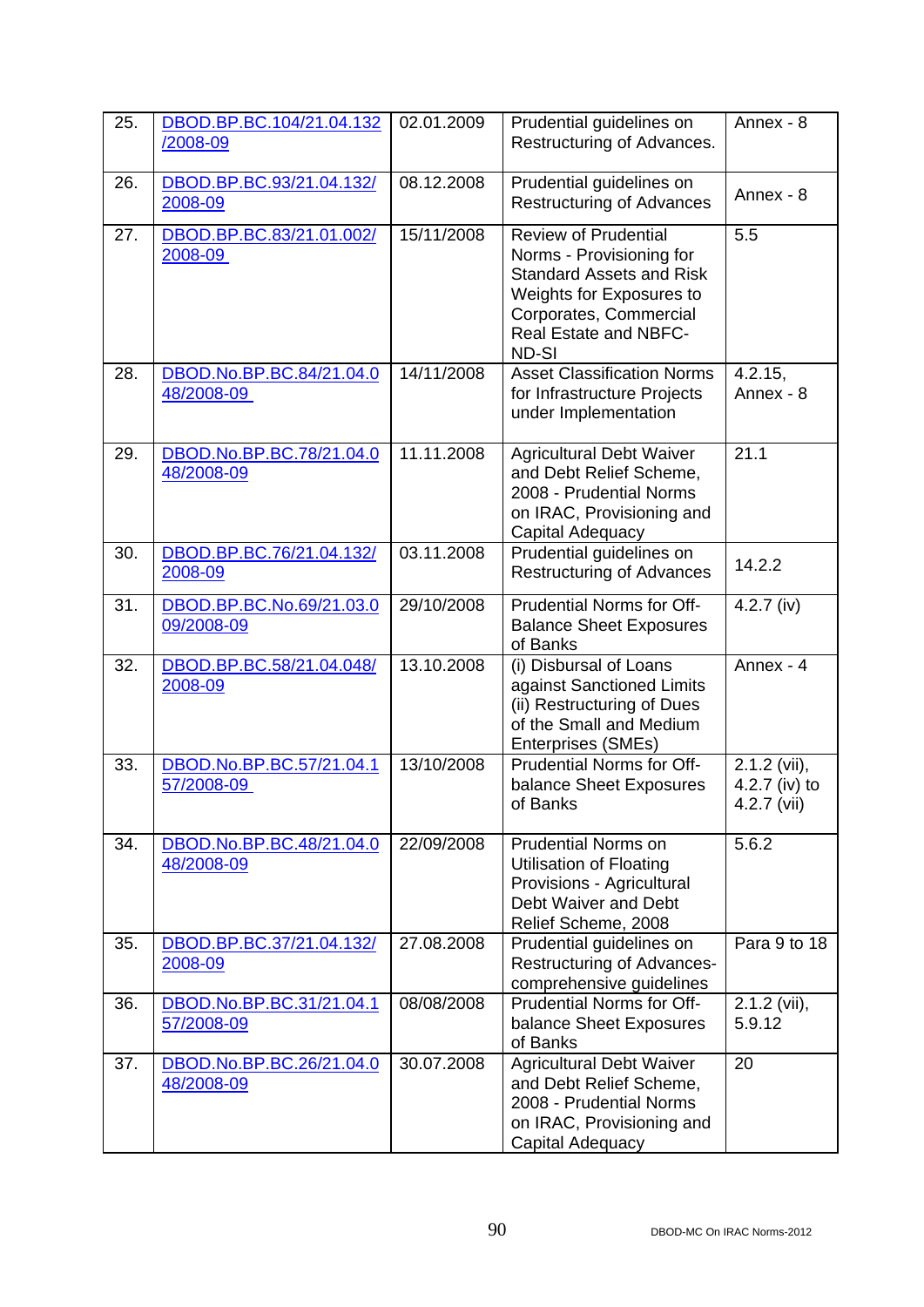| 25. | DBOD.BP.BC.104/21.04.132/2008-09 | 02.01.2009 | Prudential guidelines on Restructuring of Advances. | Annex - 8 |
|---|---|---|---|---|
| 26. | DBOD.BP.BC.93/21.04.132/2008-09 | 08.12.2008 | Prudential guidelines on Restructuring of Advances | Annex - 8 |
| 27. | DBOD.BP.BC.83/21.01.002/2008-09 | 15/11/2008 | Review of Prudential Norms - Provisioning for Standard Assets and Risk Weights for Exposures to Corporates, Commercial Real Estate and NBFC-ND-SI | 5.5 |
| 28. | DBOD.No.BP.BC.84/21.04.048/2008-09 | 14/11/2008 | Asset Classification Norms for Infrastructure Projects under Implementation | 4.2.15, Annex - 8 |
| 29. | DBOD.No.BP.BC.78/21.04.048/2008-09 | 11.11.2008 | Agricultural Debt Waiver and Debt Relief Scheme, 2008 - Prudential Norms on IRAC, Provisioning and Capital Adequacy | 21.1 |
| 30. | DBOD.BP.BC.76/21.04.132/2008-09 | 03.11.2008 | Prudential guidelines on Restructuring of Advances | 14.2.2 |
| 31. | DBOD.BP.BC.No.69/21.03.009/2008-09 | 29/10/2008 | Prudential Norms for Off-Balance Sheet Exposures of Banks | 4.2.7 (iv) |
| 32. | DBOD.BP.BC.58/21.04.048/2008-09 | 13.10.2008 | (i) Disbursal of Loans against Sanctioned Limits (ii) Restructuring of Dues of the Small and Medium Enterprises (SMEs) | Annex - 4 |
| 33. | DBOD.No.BP.BC.57/21.04.157/2008-09 | 13/10/2008 | Prudential Norms for Off-balance Sheet Exposures of Banks | 2.1.2 (vii), 4.2.7 (iv) to 4.2.7 (vii) |
| 34. | DBOD.No.BP.BC.48/21.04.048/2008-09 | 22/09/2008 | Prudential Norms on Utilisation of Floating Provisions - Agricultural Debt Waiver and Debt Relief Scheme, 2008 | 5.6.2 |
| 35. | DBOD.BP.BC.37/21.04.132/2008-09 | 27.08.2008 | Prudential guidelines on Restructuring of Advances-comprehensive guidelines | Para 9 to 18 |
| 36. | DBOD.No.BP.BC.31/21.04.157/2008-09 | 08/08/2008 | Prudential Norms for Off-balance Sheet Exposures of Banks | 2.1.2 (vii), 5.9.12 |
| 37. | DBOD.No.BP.BC.26/21.04.048/2008-09 | 30.07.2008 | Agricultural Debt Waiver and Debt Relief Scheme, 2008 - Prudential Norms on IRAC, Provisioning and Capital Adequacy | 20 |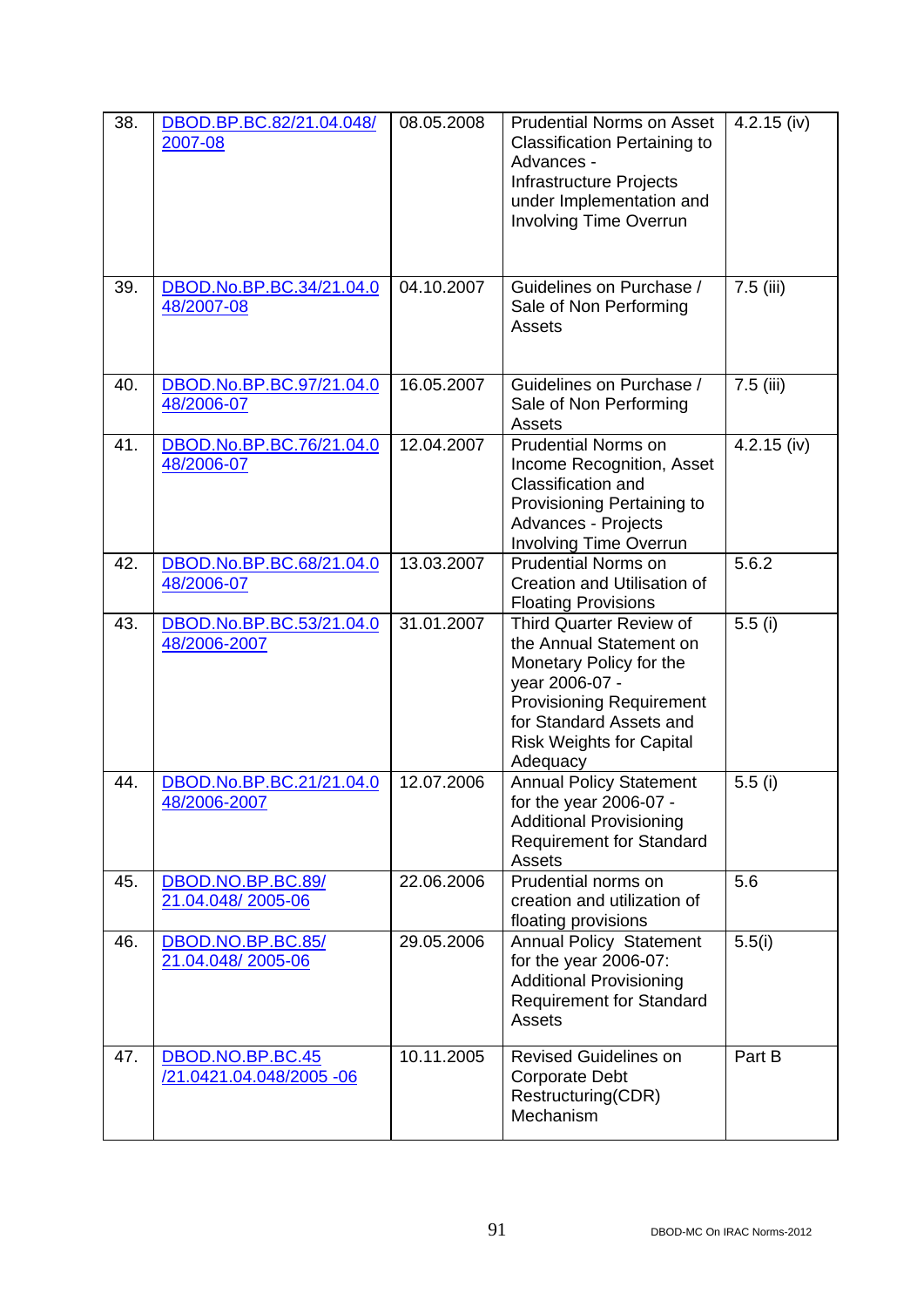| 38. | DBOD.BP.BC.82/21.04.048/2007-08 | 08.05.2008 | Prudential Norms on Asset Classification Pertaining to Advances - Infrastructure Projects under Implementation and Involving Time Overrun | 4.2.15 (iv) |
|---|---|---|---|---|
| 39. | DBOD.No.BP.BC.34/21.04.048/2007-08 | 04.10.2007 | Guidelines on Purchase / Sale of Non Performing Assets | 7.5 (iii) |
| 40. | DBOD.No.BP.BC.97/21.04.048/2006-07 | 16.05.2007 | Guidelines on Purchase / Sale of Non Performing Assets | 7.5 (iii) |
| 41. | DBOD.No.BP.BC.76/21.04.048/2006-07 | 12.04.2007 | Prudential Norms on Income Recognition, Asset Classification and Provisioning Pertaining to Advances - Projects Involving Time Overrun | 4.2.15 (iv) |
| 42. | DBOD.No.BP.BC.68/21.04.048/2006-07 | 13.03.2007 | Prudential Norms on Creation and Utilisation of Floating Provisions | 5.6.2 |
| 43. | DBOD.No.BP.BC.53/21.04.048/2006-2007 | 31.01.2007 | Third Quarter Review of the Annual Statement on Monetary Policy for the year 2006-07 - Provisioning Requirement for Standard Assets and Risk Weights for Capital Adequacy | 5.5 (i) |
| 44. | DBOD.No.BP.BC.21/21.04.048/2006-2007 | 12.07.2006 | Annual Policy Statement for the year 2006-07 - Additional Provisioning Requirement for Standard Assets | 5.5 (i) |
| 45. | DBOD.NO.BP.BC.89/ 21.04.048/ 2005-06 | 22.06.2006 | Prudential norms on creation and utilization of floating provisions | 5.6 |
| 46. | DBOD.NO.BP.BC.85/ 21.04.048/ 2005-06 | 29.05.2006 | Annual Policy Statement for the year 2006-07: Additional Provisioning Requirement for Standard Assets | 5.5(i) |
| 47. | DBOD.NO.BP.BC.45 /21.0421.04.048/2005 -06 | 10.11.2005 | Revised Guidelines on Corporate Debt Restructuring(CDR) Mechanism | Part B |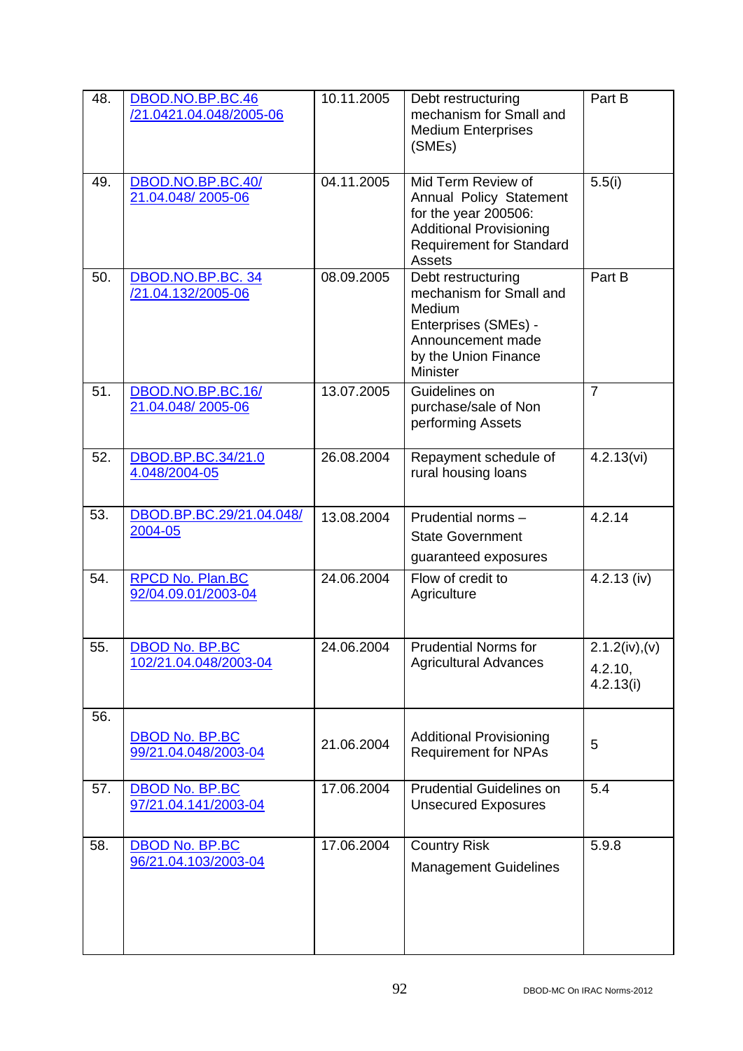| 48. | DBOD.NO.BP.BC.46 /21.0421.04.048/2005-06 | 10.11.2005 | Debt restructuring mechanism for Small and Medium Enterprises (SMEs) | Part B |
|---|---|---|---|---|
| 49. | DBOD.NO.BP.BC.40/ 21.04.048/ 2005-06 | 04.11.2005 | Mid Term Review of Annual Policy Statement for the year 200506: Additional Provisioning Requirement for Standard Assets | 5.5(i) |
| 50. | DBOD.NO.BP.BC. 34 /21.04.132/2005-06 | 08.09.2005 | Debt restructuring mechanism for Small and Medium Enterprises (SMEs) - Announcement made by the Union Finance Minister | Part B |
| 51. | DBOD.NO.BP.BC.16/ 21.04.048/ 2005-06 | 13.07.2005 | Guidelines on purchase/sale of Non performing Assets | 7 |
| 52. | DBOD.BP.BC.34/21.04.048/2004-05 | 26.08.2004 | Repayment schedule of rural housing loans | 4.2.13(vi) |
| 53. | DBOD.BP.BC.29/21.04.048/ 2004-05 | 13.08.2004 | Prudential norms – State Government guaranteed exposures | 4.2.14 |
| 54. | RPCD No. Plan.BC 92/04.09.01/2003-04 | 24.06.2004 | Flow of credit to Agriculture | 4.2.13 (iv) |
| 55. | DBOD No. BP.BC 102/21.04.048/2003-04 | 24.06.2004 | Prudential Norms for Agricultural Advances | 2.1.2(iv),(v) 4.2.10, 4.2.13(i) |
| 56. | DBOD No. BP.BC 99/21.04.048/2003-04 | 21.06.2004 | Additional Provisioning Requirement for NPAs | 5 |
| 57. | DBOD No. BP.BC 97/21.04.141/2003-04 | 17.06.2004 | Prudential Guidelines on Unsecured Exposures | 5.4 |
| 58. | DBOD No. BP.BC 96/21.04.103/2003-04 | 17.06.2004 | Country Risk Management Guidelines | 5.9.8 |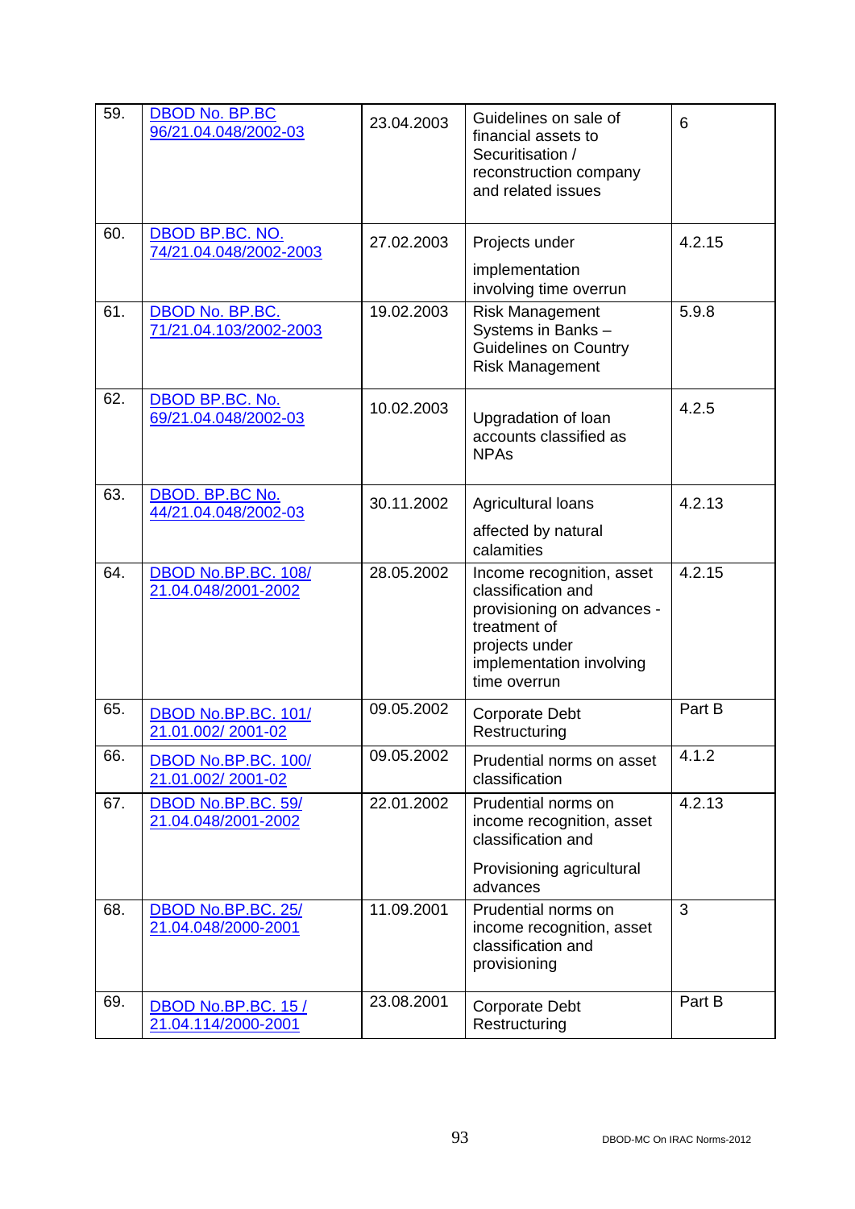| 59. | DBOD No. BP.BC 96/21.04.048/2002-03 | 23.04.2003 | Guidelines on sale of financial assets to Securitisation / reconstruction company and related issues | 6 |
|---|---|---|---|---|
| 60. | DBOD BP.BC. NO. 74/21.04.048/2002-2003 | 27.02.2003 | Projects under implementation involving time overrun | 4.2.15 |
| 61. | DBOD No. BP.BC. 71/21.04.103/2002-2003 | 19.02.2003 | Risk Management Systems in Banks – Guidelines on Country Risk Management | 5.9.8 |
| 62. | DBOD BP.BC. No. 69/21.04.048/2002-03 | 10.02.2003 | Upgradation of loan accounts classified as NPAs | 4.2.5 |
| 63. | DBOD. BP.BC No. 44/21.04.048/2002-03 | 30.11.2002 | Agricultural loans affected by natural calamities | 4.2.13 |
| 64. | DBOD No.BP.BC. 108/ 21.04.048/2001-2002 | 28.05.2002 | Income recognition, asset classification and provisioning on advances - treatment of projects under implementation involving time overrun | 4.2.15 |
| 65. | DBOD No.BP.BC. 101/ 21.01.002/ 2001-02 | 09.05.2002 | Corporate Debt Restructuring | Part B |
| 66. | DBOD No.BP.BC. 100/ 21.01.002/ 2001-02 | 09.05.2002 | Prudential norms on asset classification | 4.1.2 |
| 67. | DBOD No.BP.BC. 59/ 21.04.048/2001-2002 | 22.01.2002 | Prudential norms on income recognition, asset classification and Provisioning agricultural advances | 4.2.13 |
| 68. | DBOD No.BP.BC. 25/ 21.04.048/2000-2001 | 11.09.2001 | Prudential norms on income recognition, asset classification and provisioning | 3 |
| 69. | DBOD No.BP.BC. 15 / 21.04.114/2000-2001 | 23.08.2001 | Corporate Debt Restructuring | Part B |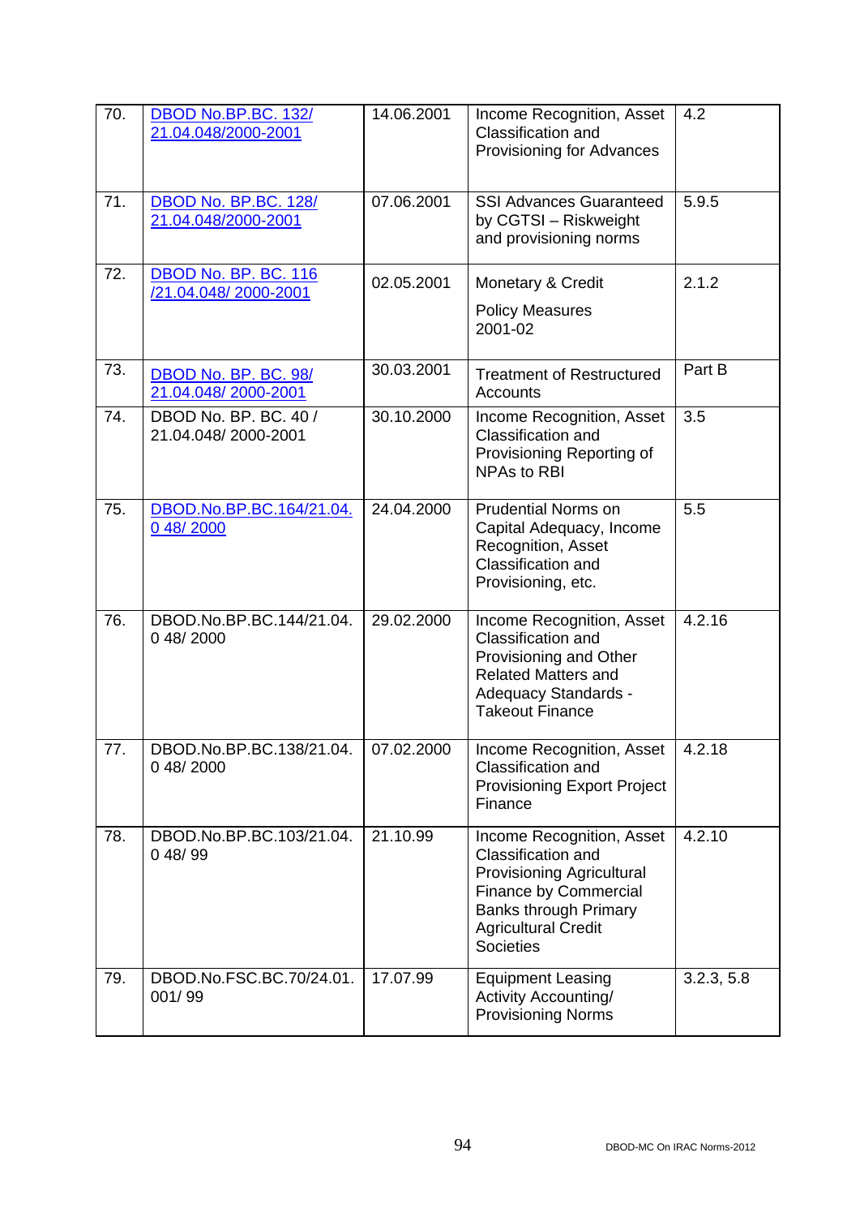| 70. | DBOD No.BP.BC. 132/ 21.04.048/2000-2001 | 14.06.2001 | Income Recognition, Asset Classification and Provisioning for Advances | 4.2 |
|---|---|---|---|---|
| 71. | DBOD No. BP.BC. 128/ 21.04.048/2000-2001 | 07.06.2001 | SSI Advances Guaranteed by CGTSI – Riskweight and provisioning norms | 5.9.5 |
| 72. | DBOD No. BP. BC. 116 /21.04.048/ 2000-2001 | 02.05.2001 | Monetary & Credit Policy Measures 2001-02 | 2.1.2 |
| 73. | DBOD No. BP. BC. 98/ 21.04.048/ 2000-2001 | 30.03.2001 | Treatment of Restructured Accounts | Part B |
| 74. | DBOD No. BP. BC. 40 / 21.04.048/ 2000-2001 | 30.10.2000 | Income Recognition, Asset Classification and Provisioning Reporting of NPAs to RBI | 3.5 |
| 75. | DBOD.No.BP.BC.164/21.04.0 48/ 2000 | 24.04.2000 | Prudential Norms on Capital Adequacy, Income Recognition, Asset Classification and Provisioning, etc. | 5.5 |
| 76. | DBOD.No.BP.BC.144/21.04.0 48/ 2000 | 29.02.2000 | Income Recognition, Asset Classification and Provisioning and Other Related Matters and Adequacy Standards - Takeout Finance | 4.2.16 |
| 77. | DBOD.No.BP.BC.138/21.04.0 48/ 2000 | 07.02.2000 | Income Recognition, Asset Classification and Provisioning Export Project Finance | 4.2.18 |
| 78. | DBOD.No.BP.BC.103/21.04.0 48/ 99 | 21.10.99 | Income Recognition, Asset Classification and Provisioning Agricultural Finance by Commercial Banks through Primary Agricultural Credit Societies | 4.2.10 |
| 79. | DBOD.No.FSC.BC.70/24.01.001/ 99 | 17.07.99 | Equipment Leasing Activity Accounting/ Provisioning Norms | 3.2.3, 5.8 |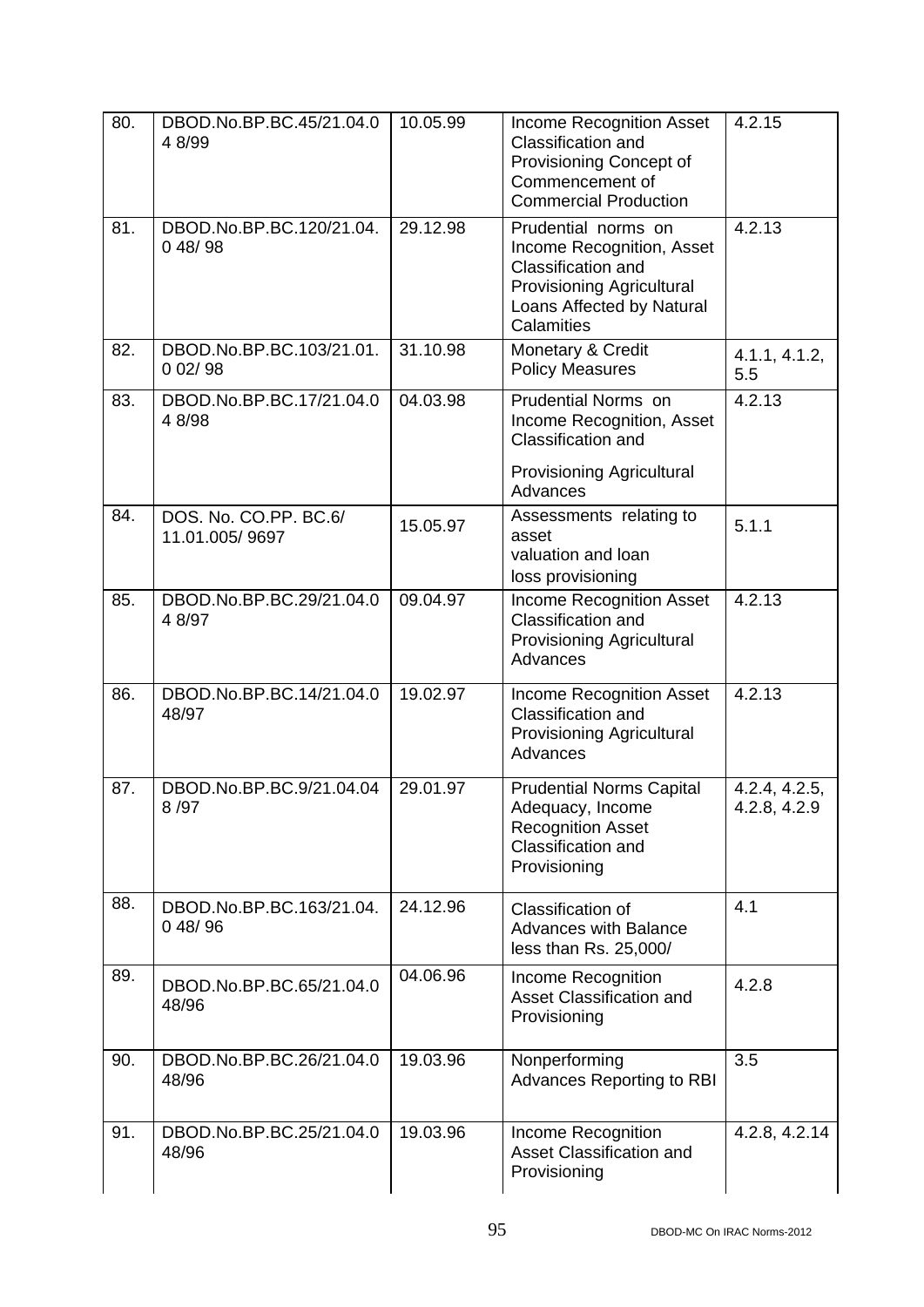| 80. | DBOD.No.BP.BC.45/21.04.0 4 8/99 | 10.05.99 | Income Recognition Asset Classification and Provisioning Concept of Commencement of Commercial Production | 4.2.15 |
|---|---|---|---|---|
| 81. | DBOD.No.BP.BC.120/21.04. 0 48/ 98 | 29.12.98 | Prudential norms on Income Recognition, Asset Classification and Provisioning Agricultural Loans Affected by Natural Calamities | 4.2.13 |
| 82. | DBOD.No.BP.BC.103/21.01. 0 02/ 98 | 31.10.98 | Monetary & Credit Policy Measures | 4.1.1, 4.1.2, 5.5 |
| 83. | DBOD.No.BP.BC.17/21.04.0 4 8/98 | 04.03.98 | Prudential Norms on Income Recognition, Asset Classification and Provisioning Agricultural Advances | 4.2.13 |
| 84. | DOS. No. CO.PP. BC.6/ 11.01.005/ 9697 | 15.05.97 | Assessments relating to asset valuation and loan loss provisioning | 5.1.1 |
| 85. | DBOD.No.BP.BC.29/21.04.0 4 8/97 | 09.04.97 | Income Recognition Asset Classification and Provisioning Agricultural Advances | 4.2.13 |
| 86. | DBOD.No.BP.BC.14/21.04.0 48/97 | 19.02.97 | Income Recognition Asset Classification and Provisioning Agricultural Advances | 4.2.13 |
| 87. | DBOD.No.BP.BC.9/21.04.04 8 /97 | 29.01.97 | Prudential Norms Capital Adequacy, Income Recognition Asset Classification and Provisioning | 4.2.4, 4.2.5, 4.2.8, 4.2.9 |
| 88. | DBOD.No.BP.BC.163/21.04. 0 48/ 96 | 24.12.96 | Classification of Advances with Balance less than Rs. 25,000/ | 4.1 |
| 89. | DBOD.No.BP.BC.65/21.04.0 48/96 | 04.06.96 | Income Recognition Asset Classification and Provisioning | 4.2.8 |
| 90. | DBOD.No.BP.BC.26/21.04.0 48/96 | 19.03.96 | Nonperforming Advances Reporting to RBI | 3.5 |
| 91. | DBOD.No.BP.BC.25/21.04.0 48/96 | 19.03.96 | Income Recognition Asset Classification and Provisioning | 4.2.8, 4.2.14 |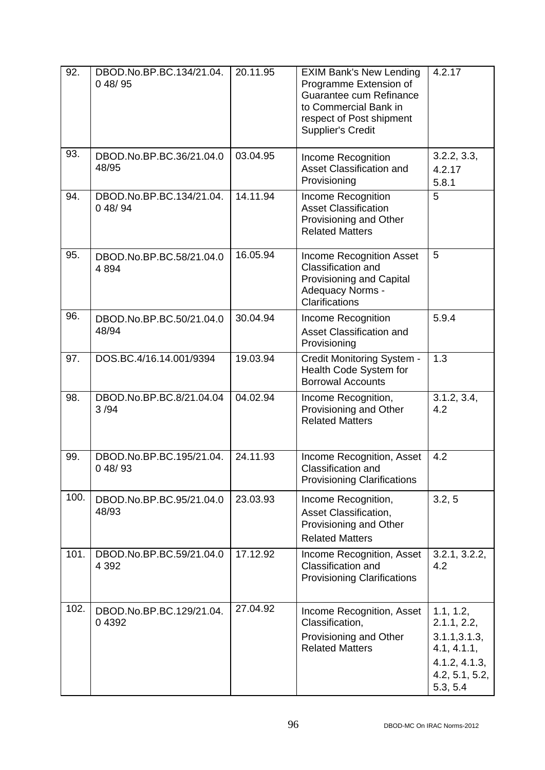| 92. | DBOD.No.BP.BC.134/21.04.0 48/ 95 | 20.11.95 | EXIM Bank's New Lending Programme Extension of Guarantee cum Refinance to Commercial Bank in respect of Post shipment Supplier's Credit | 4.2.17 |
|---|---|---|---|---|
| 93. | DBOD.No.BP.BC.36/21.04.0 48/95 | 03.04.95 | Income Recognition Asset Classification and Provisioning | 3.2.2, 3.3, 4.2.17 5.8.1 |
| 94. | DBOD.No.BP.BC.134/21.04.0 48/ 94 | 14.11.94 | Income Recognition Asset Classification Provisioning and Other Related Matters | 5 |
| 95. | DBOD.No.BP.BC.58/21.04.0 4 894 | 16.05.94 | Income Recognition Asset Classification and Provisioning and Capital Adequacy Norms - Clarifications | 5 |
| 96. | DBOD.No.BP.BC.50/21.04.0 48/94 | 30.04.94 | Income Recognition Asset Classification and Provisioning | 5.9.4 |
| 97. | DOS.BC.4/16.14.001/9394 | 19.03.94 | Credit Monitoring System - Health Code System for Borrowal Accounts | 1.3 |
| 98. | DBOD.No.BP.BC.8/21.04.04 3 /94 | 04.02.94 | Income Recognition, Provisioning and Other Related Matters | 3.1.2, 3.4, 4.2 |
| 99. | DBOD.No.BP.BC.195/21.04.0 48/ 93 | 24.11.93 | Income Recognition, Asset Classification and Provisioning Clarifications | 4.2 |
| 100. | DBOD.No.BP.BC.95/21.04.0 48/93 | 23.03.93 | Income Recognition, Asset Classification, Provisioning and Other Related Matters | 3.2, 5 |
| 101. | DBOD.No.BP.BC.59/21.04.0 4 392 | 17.12.92 | Income Recognition, Asset Classification and Provisioning Clarifications | 3.2.1, 3.2.2, 4.2 |
| 102. | DBOD.No.BP.BC.129/21.04.0 4392 | 27.04.92 | Income Recognition, Asset Classification, Provisioning and Other Related Matters | 1.1, 1.2, 2.1.1, 2.2, 3.1.1,3.1.3, 4.1, 4.1.1, 4.1.2, 4.1.3, 4.2, 5.1, 5.2, 5.3, 5.4 |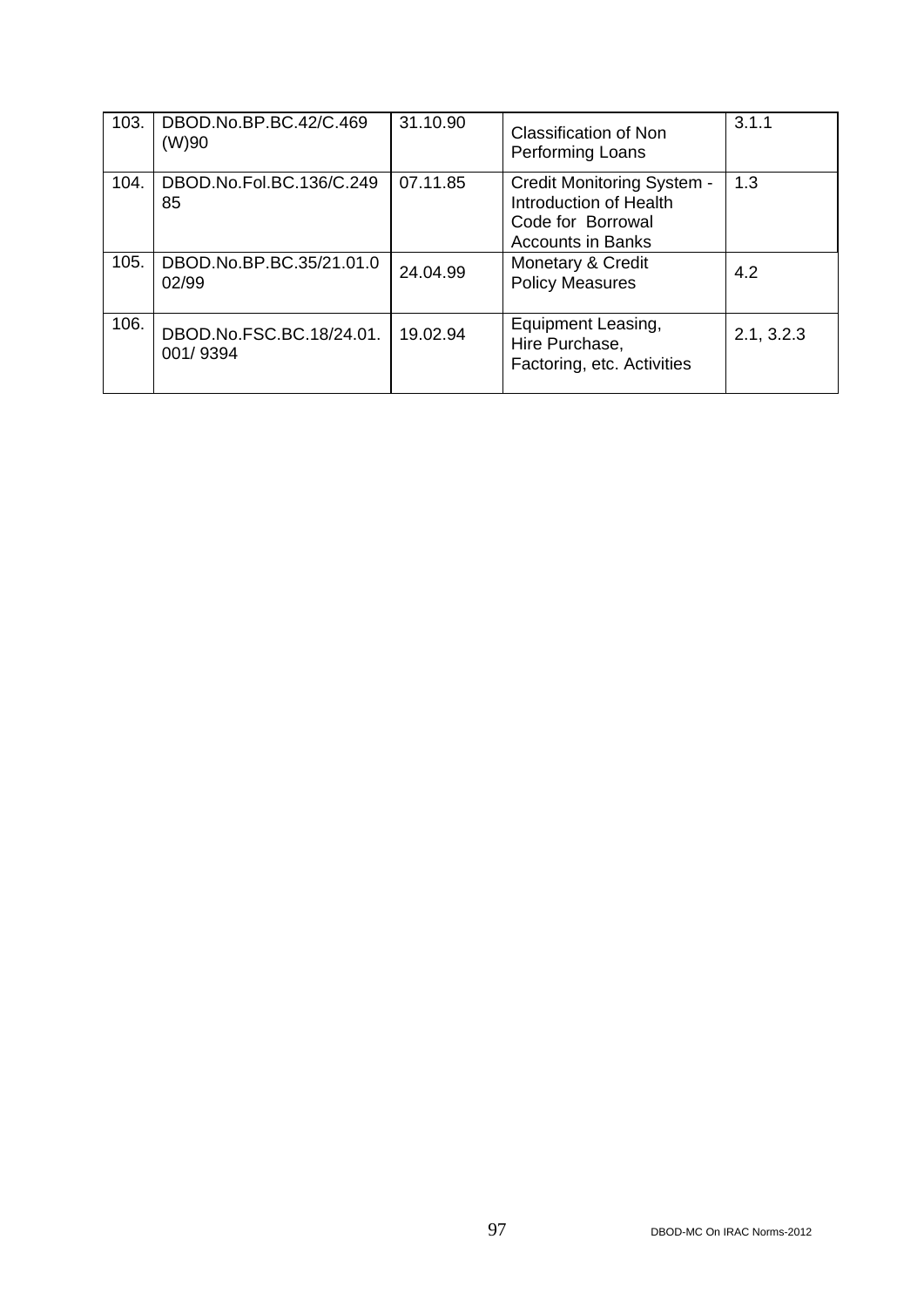| | | | | |
|---|---|---|---|---|
| 103. | DBOD.No.BP.BC.42/C.469 (W)90 | 31.10.90 | Classification of Non Performing Loans | 3.1.1 |
| 104. | DBOD.No.Fol.BC.136/C.249 85 | 07.11.85 | Credit Monitoring System - Introduction of Health Code for Borrowal Accounts in Banks | 1.3 |
| 105. | DBOD.No.BP.BC.35/21.01.0 02/99 | 24.04.99 | Monetary & Credit Policy Measures | 4.2 |
| 106. | DBOD.No.FSC.BC.18/24.01. 001/ 9394 | 19.02.94 | Equipment Leasing, Hire Purchase, Factoring, etc. Activities | 2.1, 3.2.3 |